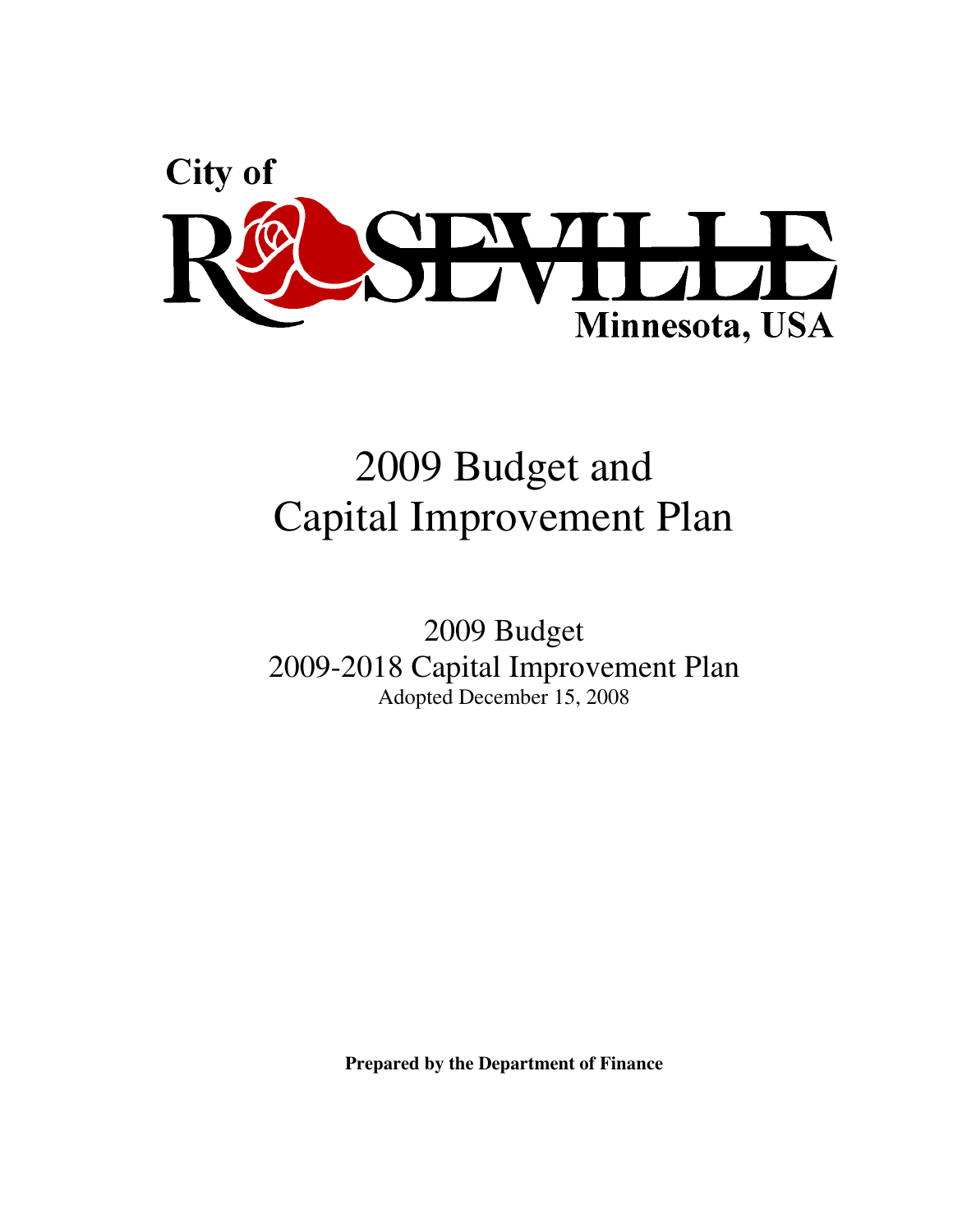City of

ROSEVILLE

Minnesota, USA

# 2009 Budget and Capital Improvement Plan

## 2009 Budget
## 2009-2018 Capital Improvement Plan

Adopted December 15, 2008

**Prepared by the Department of Finance**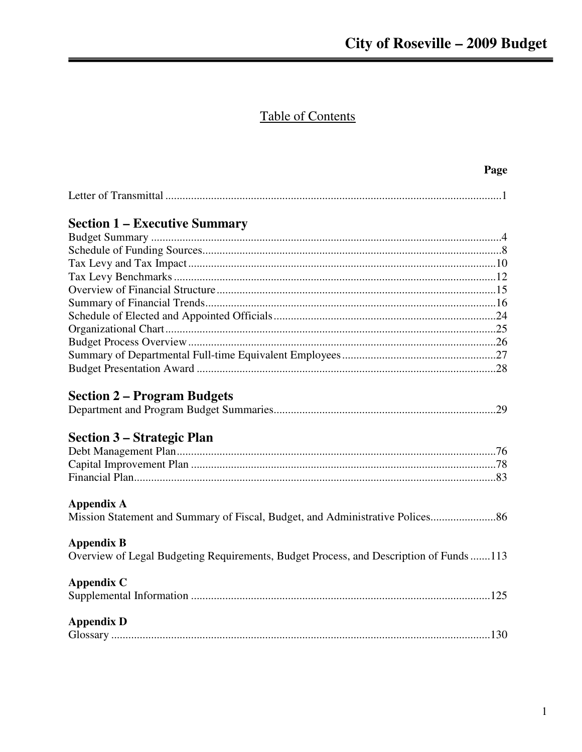# Table of Contents

| | Page |
|---|---|
| Letter of Transmittal | 1 |
| **Section 1 – Executive Summary** | |
| Budget Summary | 4 |
| Schedule of Funding Sources | 8 |
| Tax Levy and Tax Impact | 10 |
| Tax Levy Benchmarks | 12 |
| Overview of Financial Structure | 15 |
| Summary of Financial Trends | 16 |
| Schedule of Elected and Appointed Officials | 24 |
| Organizational Chart | 25 |
| Budget Process Overview | 26 |
| Summary of Departmental Full-time Equivalent Employees | 27 |
| Budget Presentation Award | 28 |
| **Section 2 – Program Budgets** | |
| Department and Program Budget Summaries | 29 |
| **Section 3 – Strategic Plan** | |
| Debt Management Plan | 76 |
| Capital Improvement Plan | 78 |
| Financial Plan | 83 |
| **Appendix A** | |
| Mission Statement and Summary of Fiscal, Budget, and Administrative Polices | 86 |
| **Appendix B** | |
| Overview of Legal Budgeting Requirements, Budget Process, and Description of Funds | 113 |
| **Appendix C** | |
| Supplemental Information | 125 |
| **Appendix D** | |
| Glossary | 130 |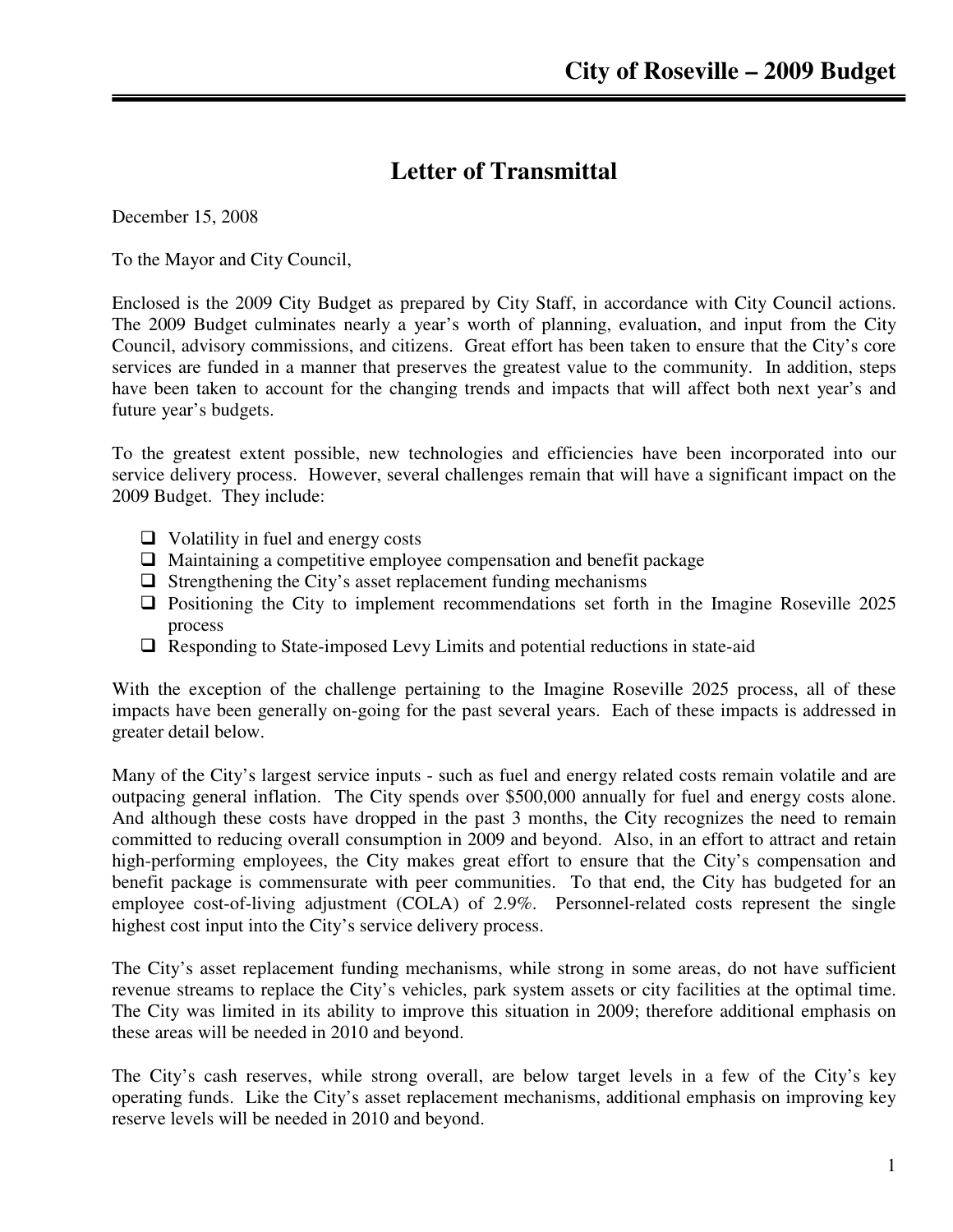# Letter of Transmittal

December 15, 2008

To the Mayor and City Council,

Enclosed is the 2009 City Budget as prepared by City Staff, in accordance with City Council actions. The 2009 Budget culminates nearly a year's worth of planning, evaluation, and input from the City Council, advisory commissions, and citizens. Great effort has been taken to ensure that the City's core services are funded in a manner that preserves the greatest value to the community. In addition, steps have been taken to account for the changing trends and impacts that will affect both next year's and future year's budgets.

To the greatest extent possible, new technologies and efficiencies have been incorporated into our service delivery process. However, several challenges remain that will have a significant impact on the 2009 Budget. They include:

- Volatility in fuel and energy costs
- Maintaining a competitive employee compensation and benefit package
- Strengthening the City's asset replacement funding mechanisms
- Positioning the City to implement recommendations set forth in the Imagine Roseville 2025 process
- Responding to State-imposed Levy Limits and potential reductions in state-aid

With the exception of the challenge pertaining to the Imagine Roseville 2025 process, all of these impacts have been generally on-going for the past several years. Each of these impacts is addressed in greater detail below.

Many of the City's largest service inputs - such as fuel and energy related costs remain volatile and are outpacing general inflation. The City spends over $500,000 annually for fuel and energy costs alone. And although these costs have dropped in the past 3 months, the City recognizes the need to remain committed to reducing overall consumption in 2009 and beyond. Also, in an effort to attract and retain high-performing employees, the City makes great effort to ensure that the City's compensation and benefit package is commensurate with peer communities. To that end, the City has budgeted for an employee cost-of-living adjustment (COLA) of 2.9%. Personnel-related costs represent the single highest cost input into the City's service delivery process.

The City's asset replacement funding mechanisms, while strong in some areas, do not have sufficient revenue streams to replace the City's vehicles, park system assets or city facilities at the optimal time. The City was limited in its ability to improve this situation in 2009; therefore additional emphasis on these areas will be needed in 2010 and beyond.

The City's cash reserves, while strong overall, are below target levels in a few of the City's key operating funds. Like the City's asset replacement mechanisms, additional emphasis on improving key reserve levels will be needed in 2010 and beyond.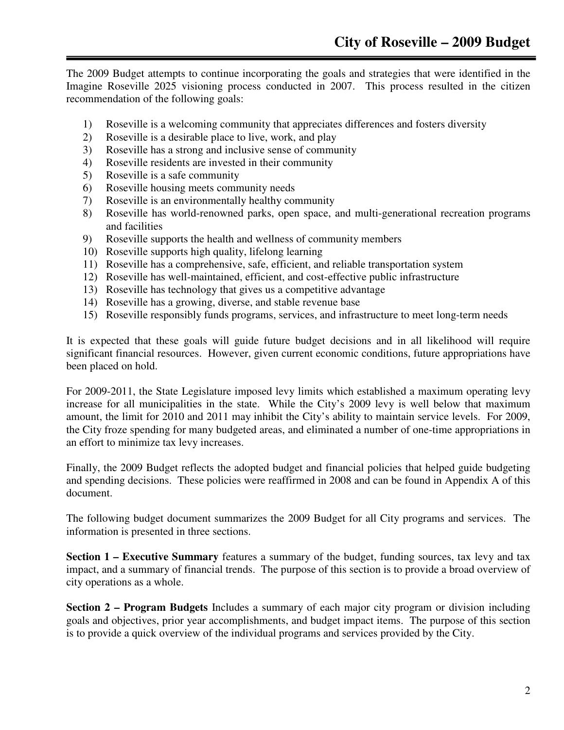The 2009 Budget attempts to continue incorporating the goals and strategies that were identified in the Imagine Roseville 2025 visioning process conducted in 2007. This process resulted in the citizen recommendation of the following goals:

1) Roseville is a welcoming community that appreciates differences and fosters diversity
2) Roseville is a desirable place to live, work, and play
3) Roseville has a strong and inclusive sense of community
4) Roseville residents are invested in their community
5) Roseville is a safe community
6) Roseville housing meets community needs
7) Roseville is an environmentally healthy community
8) Roseville has world-renowned parks, open space, and multi-generational recreation programs and facilities
9) Roseville supports the health and wellness of community members
10) Roseville supports high quality, lifelong learning
11) Roseville has a comprehensive, safe, efficient, and reliable transportation system
12) Roseville has well-maintained, efficient, and cost-effective public infrastructure
13) Roseville has technology that gives us a competitive advantage
14) Roseville has a growing, diverse, and stable revenue base
15) Roseville responsibly funds programs, services, and infrastructure to meet long-term needs

It is expected that these goals will guide future budget decisions and in all likelihood will require significant financial resources. However, given current economic conditions, future appropriations have been placed on hold.

For 2009-2011, the State Legislature imposed levy limits which established a maximum operating levy increase for all municipalities in the state. While the City's 2009 levy is well below that maximum amount, the limit for 2010 and 2011 may inhibit the City's ability to maintain service levels. For 2009, the City froze spending for many budgeted areas, and eliminated a number of one-time appropriations in an effort to minimize tax levy increases.

Finally, the 2009 Budget reflects the adopted budget and financial policies that helped guide budgeting and spending decisions. These policies were reaffirmed in 2008 and can be found in Appendix A of this document.

The following budget document summarizes the 2009 Budget for all City programs and services. The information is presented in three sections.

**Section 1 – Executive Summary** features a summary of the budget, funding sources, tax levy and tax impact, and a summary of financial trends. The purpose of this section is to provide a broad overview of city operations as a whole.

**Section 2 – Program Budgets** Includes a summary of each major city program or division including goals and objectives, prior year accomplishments, and budget impact items. The purpose of this section is to provide a quick overview of the individual programs and services provided by the City.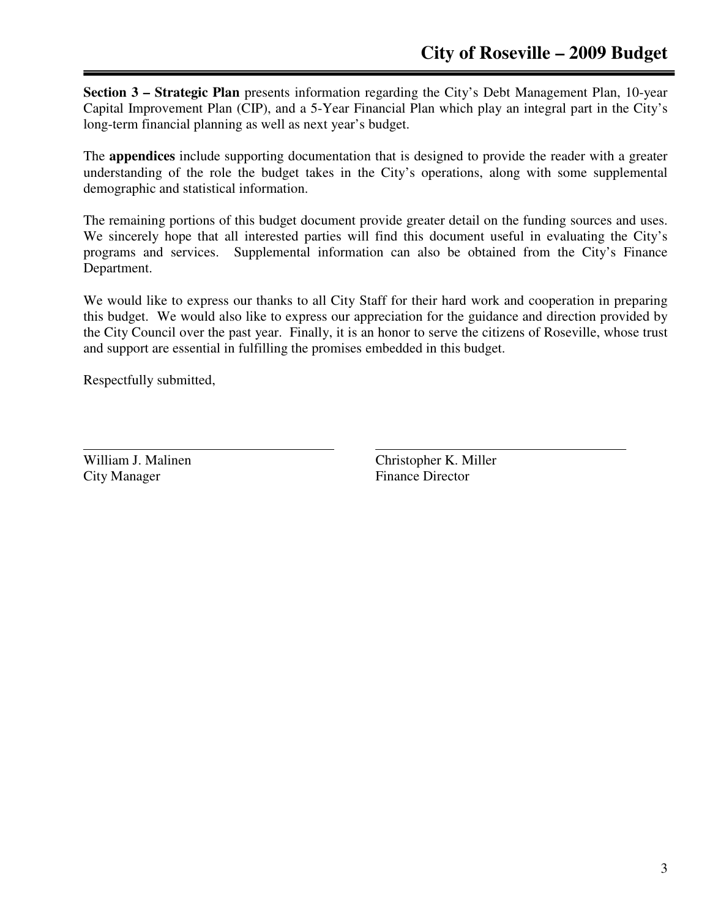**Section 3 – Strategic Plan** presents information regarding the City's Debt Management Plan, 10-year Capital Improvement Plan (CIP), and a 5-Year Financial Plan which play an integral part in the City's long-term financial planning as well as next year's budget.

The **appendices** include supporting documentation that is designed to provide the reader with a greater understanding of the role the budget takes in the City's operations, along with some supplemental demographic and statistical information.

The remaining portions of this budget document provide greater detail on the funding sources and uses. We sincerely hope that all interested parties will find this document useful in evaluating the City's programs and services. Supplemental information can also be obtained from the City's Finance Department.

We would like to express our thanks to all City Staff for their hard work and cooperation in preparing this budget. We would also like to express our appreciation for the guidance and direction provided by the City Council over the past year. Finally, it is an honor to serve the citizens of Roseville, whose trust and support are essential in fulfilling the promises embedded in this budget.

Respectfully submitted,

William J. Malinen
City Manager

Christopher K. Miller
Finance Director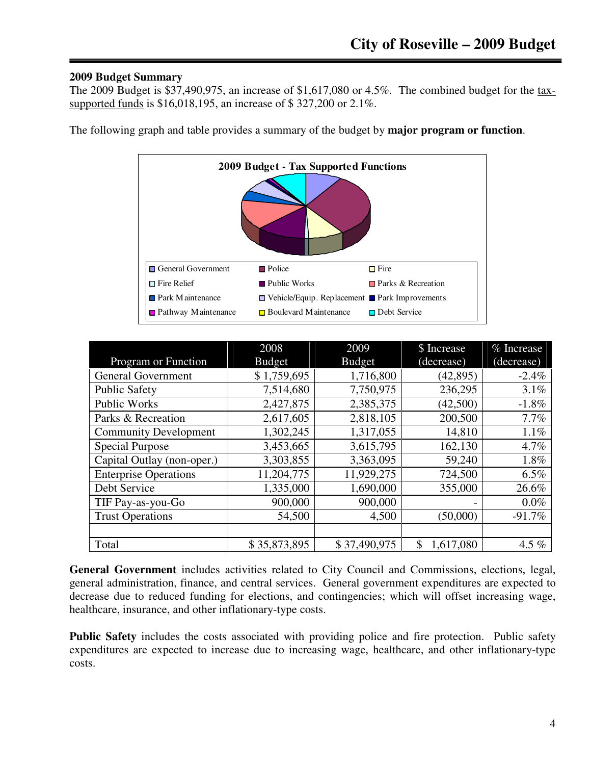**2009 Budget Summary**

The 2009 Budget is $37,490,975, an increase of $1,617,080 or 4.5%. The combined budget for the tax-supported funds is $16,018,195, an increase of $ 327,200 or 2.1%.

The following graph and table provides a summary of the budget by **major program or function**.

**2009 Budget - Tax Supported Functions**

General Government, Police, Fire, Fire Relief, Public Works, Parks & Recreation, Park Maintenance, Vehicle/Equip. Replacement, Park Improvements, Pathway Maintenance, Boulevard Maintenance, Debt Service

| Program or Function | 2008 Budget | 2009 Budget | $ Increase (decrease) | % Increase (decrease) |
|---|---|---|---|---|
| General Government | $ 1,759,695 | 1,716,800 | (42,895) | -2.4% |
| Public Safety | 7,514,680 | 7,750,975 | 236,295 | 3.1% |
| Public Works | 2,427,875 | 2,385,375 | (42,500) | -1.8% |
| Parks & Recreation | 2,617,605 | 2,818,105 | 200,500 | 7.7% |
| Community Development | 1,302,245 | 1,317,055 | 14,810 | 1.1% |
| Special Purpose | 3,453,665 | 3,615,795 | 162,130 | 4.7% |
| Capital Outlay (non-oper.) | 3,303,855 | 3,363,095 | 59,240 | 1.8% |
| Enterprise Operations | 11,204,775 | 11,929,275 | 724,500 | 6.5% |
| Debt Service | 1,335,000 | 1,690,000 | 355,000 | 26.6% |
| TIF Pay-as-you-Go | 900,000 | 900,000 | - | 0.0% |
| Trust Operations | 54,500 | 4,500 | (50,000) | -91.7% |
| | | | | |
| Total | $ 35,873,895 | $ 37,490,975 | $ 1,617,080 | 4.5 % |

**General Government** includes activities related to City Council and Commissions, elections, legal, general administration, finance, and central services. General government expenditures are expected to decrease due to reduced funding for elections, and contingencies; which will offset increasing wage, healthcare, insurance, and other inflationary-type costs.

**Public Safety** includes the costs associated with providing police and fire protection. Public safety expenditures are expected to increase due to increasing wage, healthcare, and other inflationary-type costs.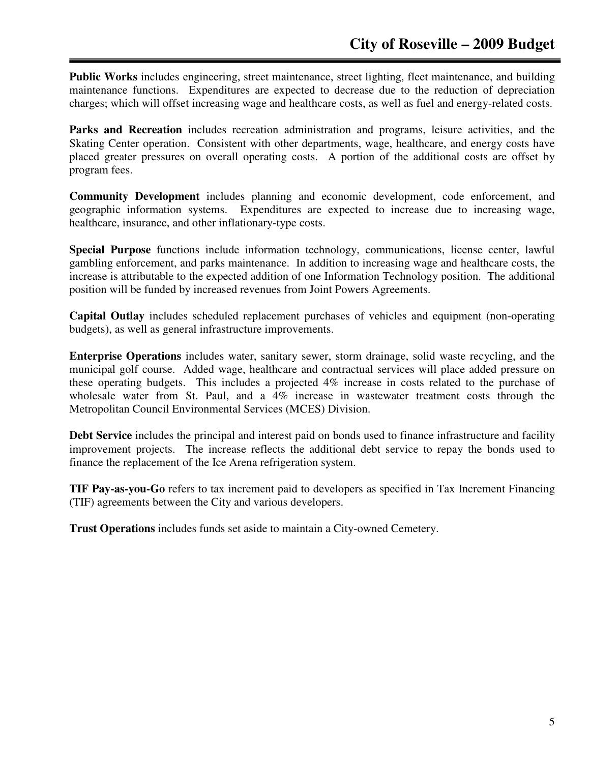**Public Works** includes engineering, street maintenance, street lighting, fleet maintenance, and building maintenance functions. Expenditures are expected to decrease due to the reduction of depreciation charges; which will offset increasing wage and healthcare costs, as well as fuel and energy-related costs.

**Parks and Recreation** includes recreation administration and programs, leisure activities, and the Skating Center operation. Consistent with other departments, wage, healthcare, and energy costs have placed greater pressures on overall operating costs. A portion of the additional costs are offset by program fees.

**Community Development** includes planning and economic development, code enforcement, and geographic information systems. Expenditures are expected to increase due to increasing wage, healthcare, insurance, and other inflationary-type costs.

**Special Purpose** functions include information technology, communications, license center, lawful gambling enforcement, and parks maintenance. In addition to increasing wage and healthcare costs, the increase is attributable to the expected addition of one Information Technology position. The additional position will be funded by increased revenues from Joint Powers Agreements.

**Capital Outlay** includes scheduled replacement purchases of vehicles and equipment (non-operating budgets), as well as general infrastructure improvements.

**Enterprise Operations** includes water, sanitary sewer, storm drainage, solid waste recycling, and the municipal golf course. Added wage, healthcare and contractual services will place added pressure on these operating budgets. This includes a projected 4% increase in costs related to the purchase of wholesale water from St. Paul, and a 4% increase in wastewater treatment costs through the Metropolitan Council Environmental Services (MCES) Division.

**Debt Service** includes the principal and interest paid on bonds used to finance infrastructure and facility improvement projects. The increase reflects the additional debt service to repay the bonds used to finance the replacement of the Ice Arena refrigeration system.

**TIF Pay-as-you-Go** refers to tax increment paid to developers as specified in Tax Increment Financing (TIF) agreements between the City and various developers.

**Trust Operations** includes funds set aside to maintain a City-owned Cemetery.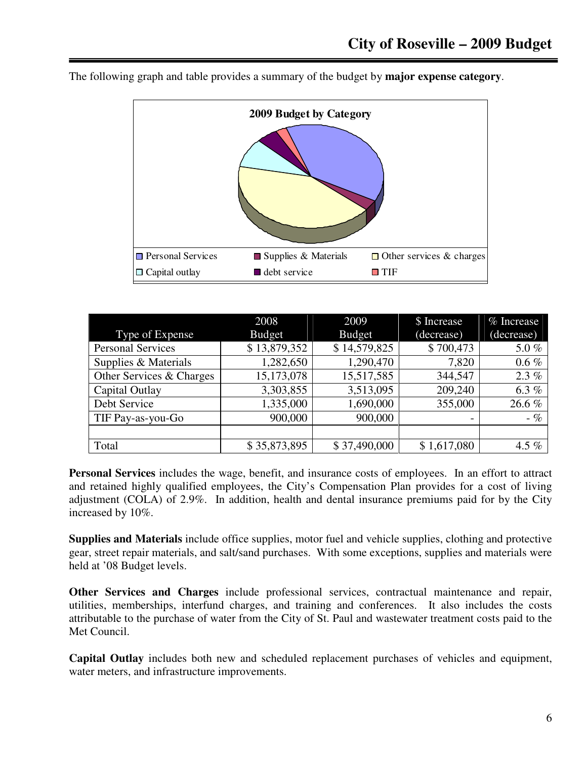The following graph and table provides a summary of the budget by **major expense category**.

**2009 Budget by Category**

Personal Services, Supplies & Materials, Other services & charges, Capital outlay, debt service, TIF

| Type of Expense | 2008 Budget | 2009 Budget | $ Increase (decrease) | % Increase (decrease) |
|---|---|---|---|---|
| Personal Services | $ 13,879,352 | $ 14,579,825 | $ 700,473 | 5.0 % |
| Supplies & Materials | 1,282,650 | 1,290,470 | 7,820 | 0.6 % |
| Other Services & Charges | 15,173,078 | 15,517,585 | 344,547 | 2.3 % |
| Capital Outlay | 3,303,855 | 3,513,095 | 209,240 | 6.3 % |
| Debt Service | 1,335,000 | 1,690,000 | 355,000 | 26.6 % |
| TIF Pay-as-you-Go | 900,000 | 900,000 | - | - % |
| | | | | |
| Total | $ 35,873,895 | $ 37,490,000 | $ 1,617,080 | 4.5 % |

**Personal Services** includes the wage, benefit, and insurance costs of employees. In an effort to attract and retained highly qualified employees, the City's Compensation Plan provides for a cost of living adjustment (COLA) of 2.9%. In addition, health and dental insurance premiums paid for by the City increased by 10%.

**Supplies and Materials** include office supplies, motor fuel and vehicle supplies, clothing and protective gear, street repair materials, and salt/sand purchases. With some exceptions, supplies and materials were held at '08 Budget levels.

**Other Services and Charges** include professional services, contractual maintenance and repair, utilities, memberships, interfund charges, and training and conferences. It also includes the costs attributable to the purchase of water from the City of St. Paul and wastewater treatment costs paid to the Met Council.

**Capital Outlay** includes both new and scheduled replacement purchases of vehicles and equipment, water meters, and infrastructure improvements.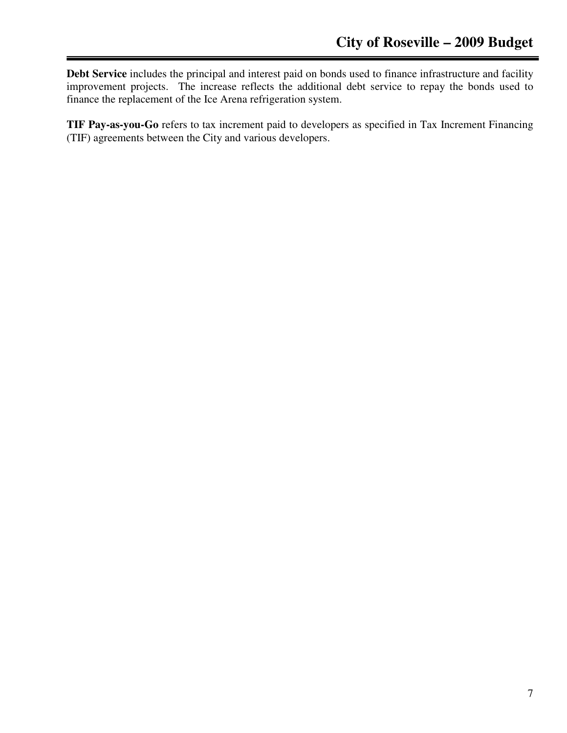**Debt Service** includes the principal and interest paid on bonds used to finance infrastructure and facility improvement projects. The increase reflects the additional debt service to repay the bonds used to finance the replacement of the Ice Arena refrigeration system.

**TIF Pay-as-you-Go** refers to tax increment paid to developers as specified in Tax Increment Financing (TIF) agreements between the City and various developers.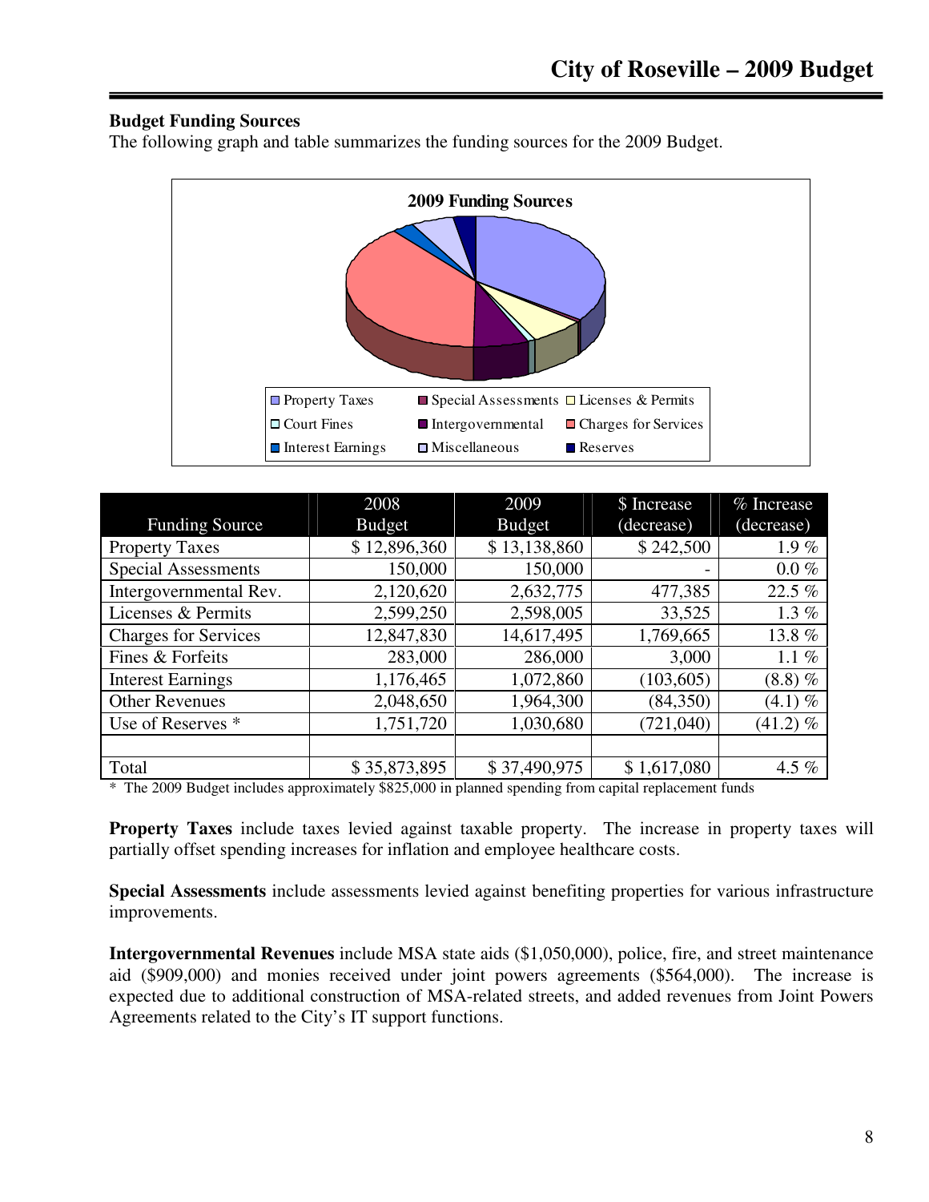**Budget Funding Sources**

The following graph and table summarizes the funding sources for the 2009 Budget.

| Funding Source | 2008 Budget | 2009 Budget | $ Increase (decrease) | % Increase (decrease) |
|---|---|---|---|---|
| Property Taxes | $ 12,896,360 | $ 13,138,860 | $ 242,500 | 1.9 % |
| Special Assessments | 150,000 | 150,000 | - | 0.0 % |
| Intergovernmental Rev. | 2,120,620 | 2,632,775 | 477,385 | 22.5 % |
| Licenses & Permits | 2,599,250 | 2,598,005 | 33,525 | 1.3 % |
| Charges for Services | 12,847,830 | 14,617,495 | 1,769,665 | 13.8 % |
| Fines & Forfeits | 283,000 | 286,000 | 3,000 | 1.1 % |
| Interest Earnings | 1,176,465 | 1,072,860 | (103,605) | (8.8) % |
| Other Revenues | 2,048,650 | 1,964,300 | (84,350) | (4.1) % |
| Use of Reserves * | 1,751,720 | 1,030,680 | (721,040) | (41.2) % |
| | | | | |
| Total | $ 35,873,895 | $ 37,490,975 | $ 1,617,080 | 4.5 % |

\* The 2009 Budget includes approximately $825,000 in planned spending from capital replacement funds

**Property Taxes** include taxes levied against taxable property. The increase in property taxes will partially offset spending increases for inflation and employee healthcare costs.

**Special Assessments** include assessments levied against benefiting properties for various infrastructure improvements.

**Intergovernmental Revenues** include MSA state aids ($1,050,000), police, fire, and street maintenance aid ($909,000) and monies received under joint powers agreements ($564,000). The increase is expected due to additional construction of MSA-related streets, and added revenues from Joint Powers Agreements related to the City's IT support functions.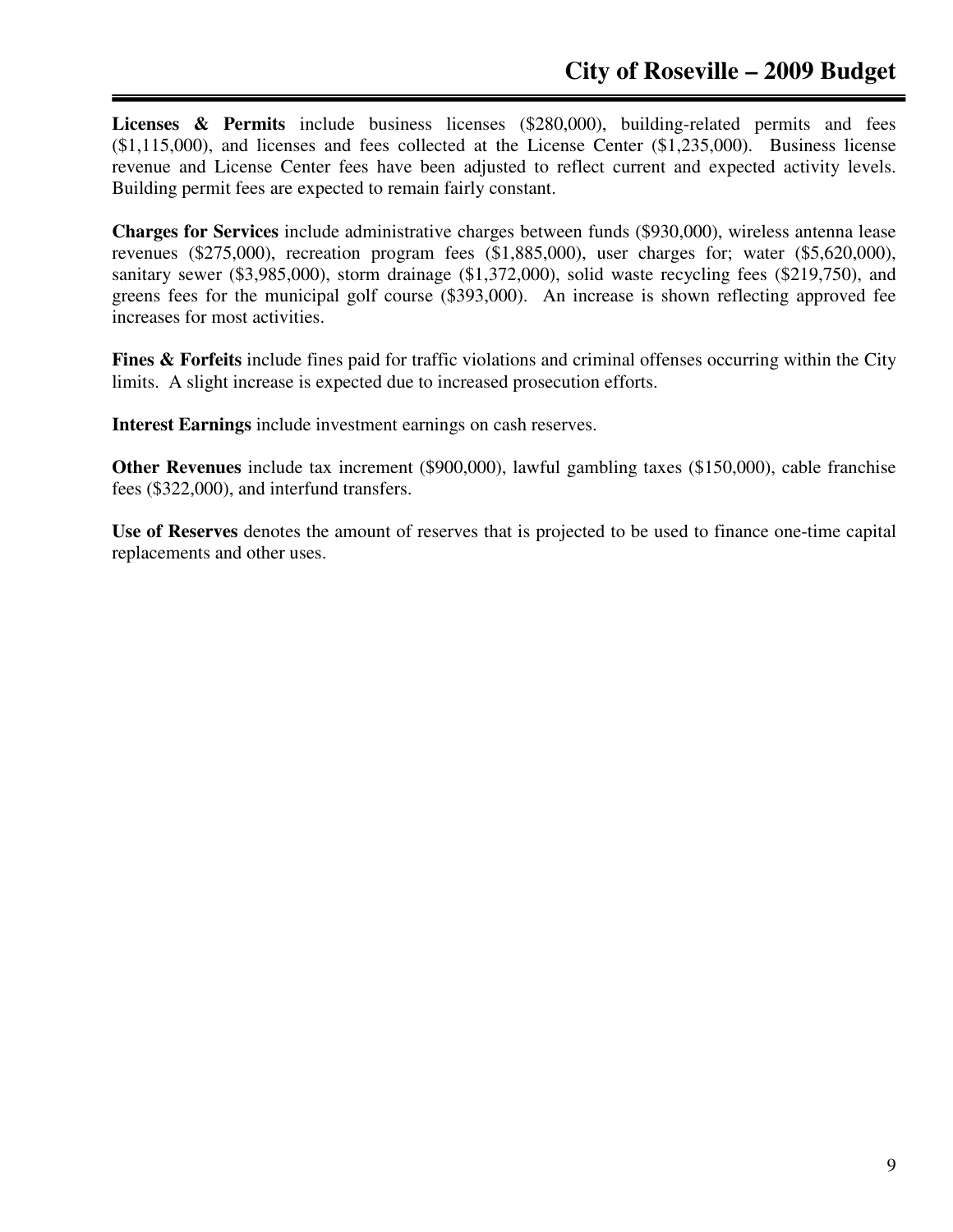**Licenses & Permits** include business licenses ($280,000), building-related permits and fees ($1,115,000), and licenses and fees collected at the License Center ($1,235,000). Business license revenue and License Center fees have been adjusted to reflect current and expected activity levels. Building permit fees are expected to remain fairly constant.

**Charges for Services** include administrative charges between funds ($930,000), wireless antenna lease revenues ($275,000), recreation program fees ($1,885,000), user charges for; water ($5,620,000), sanitary sewer ($3,985,000), storm drainage ($1,372,000), solid waste recycling fees ($219,750), and greens fees for the municipal golf course ($393,000). An increase is shown reflecting approved fee increases for most activities.

**Fines & Forfeits** include fines paid for traffic violations and criminal offenses occurring within the City limits. A slight increase is expected due to increased prosecution efforts.

**Interest Earnings** include investment earnings on cash reserves.

**Other Revenues** include tax increment ($900,000), lawful gambling taxes ($150,000), cable franchise fees ($322,000), and interfund transfers.

**Use of Reserves** denotes the amount of reserves that is projected to be used to finance one-time capital replacements and other uses.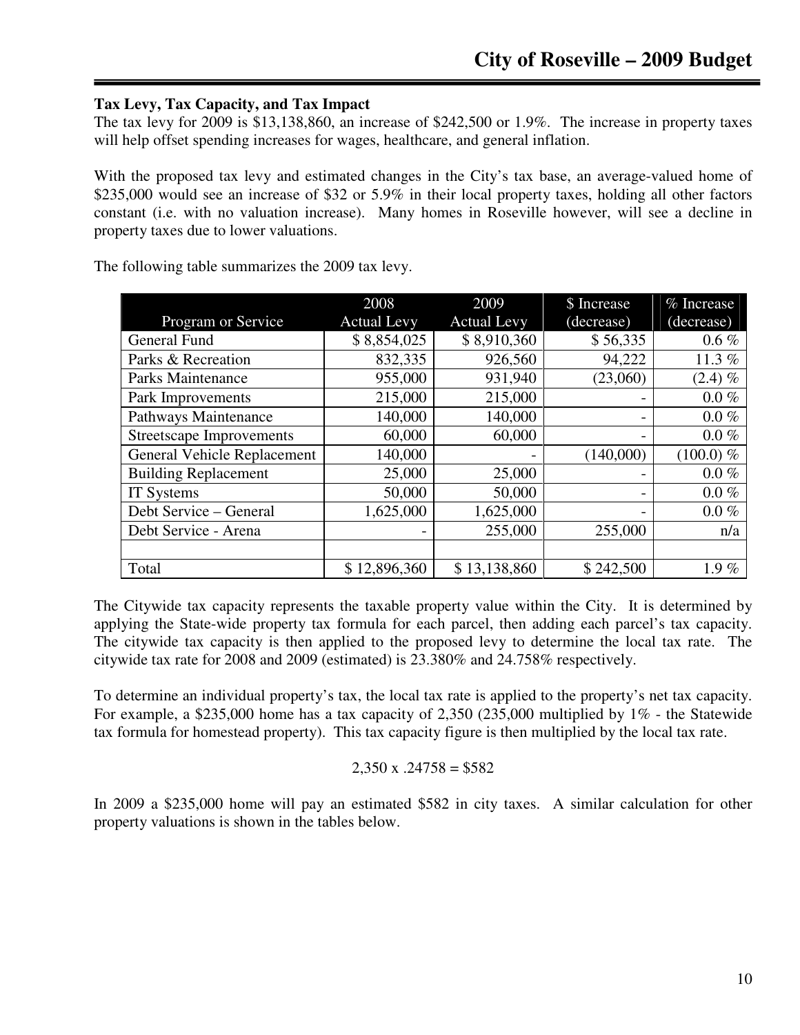**Tax Levy, Tax Capacity, and Tax Impact**

The tax levy for 2009 is $13,138,860, an increase of $242,500 or 1.9%. The increase in property taxes will help offset spending increases for wages, healthcare, and general inflation.

With the proposed tax levy and estimated changes in the City's tax base, an average-valued home of $235,000 would see an increase of $32 or 5.9% in their local property taxes, holding all other factors constant (i.e. with no valuation increase). Many homes in Roseville however, will see a decline in property taxes due to lower valuations.

The following table summarizes the 2009 tax levy.

| Program or Service | 2008 Actual Levy | 2009 Actual Levy | $ Increase (decrease) | % Increase (decrease) |
|---|---|---|---|---|
| General Fund | $ 8,854,025 | $ 8,910,360 | $ 56,335 | 0.6 % |
| Parks & Recreation | 832,335 | 926,560 | 94,222 | 11.3 % |
| Parks Maintenance | 955,000 | 931,940 | (23,060) | (2.4) % |
| Park Improvements | 215,000 | 215,000 | - | 0.0 % |
| Pathways Maintenance | 140,000 | 140,000 | - | 0.0 % |
| Streetscape Improvements | 60,000 | 60,000 | - | 0.0 % |
| General Vehicle Replacement | 140,000 | - | (140,000) | (100.0) % |
| Building Replacement | 25,000 | 25,000 | - | 0.0 % |
| IT Systems | 50,000 | 50,000 | - | 0.0 % |
| Debt Service – General | 1,625,000 | 1,625,000 | - | 0.0 % |
| Debt Service - Arena | - | 255,000 | 255,000 | n/a |
| | | | | |
| Total | $ 12,896,360 | $ 13,138,860 | $ 242,500 | 1.9 % |

The Citywide tax capacity represents the taxable property value within the City. It is determined by applying the State-wide property tax formula for each parcel, then adding each parcel's tax capacity. The citywide tax capacity is then applied to the proposed levy to determine the local tax rate. The citywide tax rate for 2008 and 2009 (estimated) is 23.380% and 24.758% respectively.

To determine an individual property's tax, the local tax rate is applied to the property's net tax capacity. For example, a $235,000 home has a tax capacity of 2,350 (235,000 multiplied by 1% - the Statewide tax formula for homestead property). This tax capacity figure is then multiplied by the local tax rate.

$$2{,}350 \times .24758 = \$582$$

In 2009 a $235,000 home will pay an estimated $582 in city taxes. A similar calculation for other property valuations is shown in the tables below.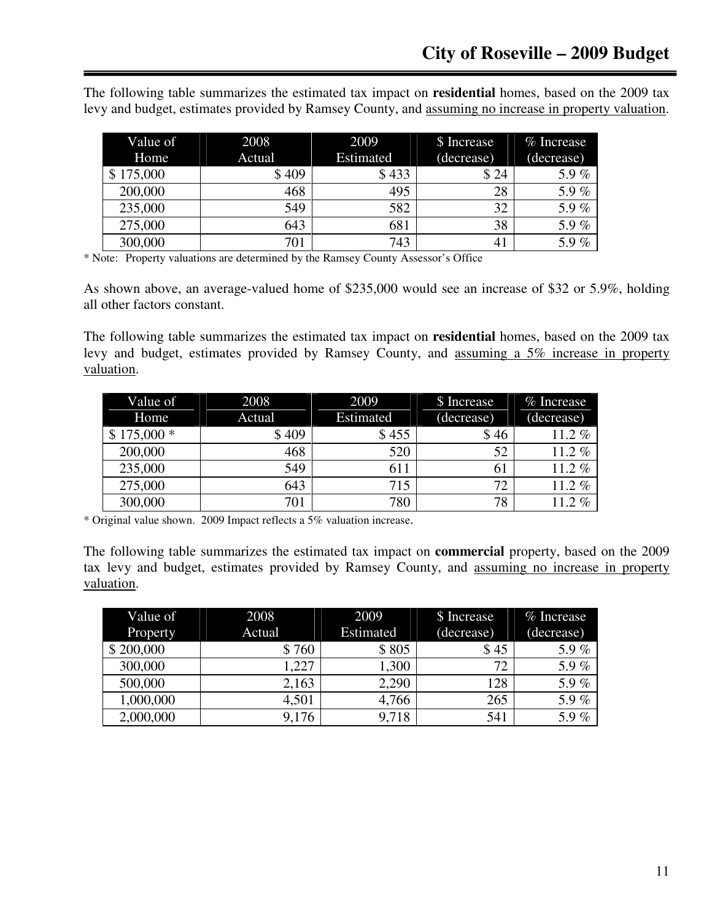The following table summarizes the estimated tax impact on **residential** homes, based on the 2009 tax levy and budget, estimates provided by Ramsey County, and assuming no increase in property valuation.

| Value of Home | 2008 Actual | 2009 Estimated | $ Increase (decrease) | % Increase (decrease) |
|---|---|---|---|---|
| $ 175,000 | $ 409 | $ 433 | $ 24 | 5.9 % |
| 200,000 | 468 | 495 | 28 | 5.9 % |
| 235,000 | 549 | 582 | 32 | 5.9 % |
| 275,000 | 643 | 681 | 38 | 5.9 % |
| 300,000 | 701 | 743 | 41 | 5.9 % |

* Note: Property valuations are determined by the Ramsey County Assessor's Office

As shown above, an average-valued home of $235,000 would see an increase of $32 or 5.9%, holding all other factors constant.

The following table summarizes the estimated tax impact on **residential** homes, based on the 2009 tax levy and budget, estimates provided by Ramsey County, and assuming a 5% increase in property valuation.

| Value of Home | 2008 Actual | 2009 Estimated | $ Increase (decrease) | % Increase (decrease) |
|---|---|---|---|---|
| $ 175,000 * | $ 409 | $ 455 | $ 46 | 11.2 % |
| 200,000 | 468 | 520 | 52 | 11.2 % |
| 235,000 | 549 | 611 | 61 | 11.2 % |
| 275,000 | 643 | 715 | 72 | 11.2 % |
| 300,000 | 701 | 780 | 78 | 11.2 % |

* Original value shown. 2009 Impact reflects a 5% valuation increase.

The following table summarizes the estimated tax impact on **commercial** property, based on the 2009 tax levy and budget, estimates provided by Ramsey County, and assuming no increase in property valuation.

| Value of Property | 2008 Actual | 2009 Estimated | $ Increase (decrease) | % Increase (decrease) |
|---|---|---|---|---|
| $ 200,000 | $ 760 | $ 805 | $ 45 | 5.9 % |
| 300,000 | 1,227 | 1,300 | 72 | 5.9 % |
| 500,000 | 2,163 | 2,290 | 128 | 5.9 % |
| 1,000,000 | 4,501 | 4,766 | 265 | 5.9 % |
| 2,000,000 | 9,176 | 9,718 | 541 | 5.9 % |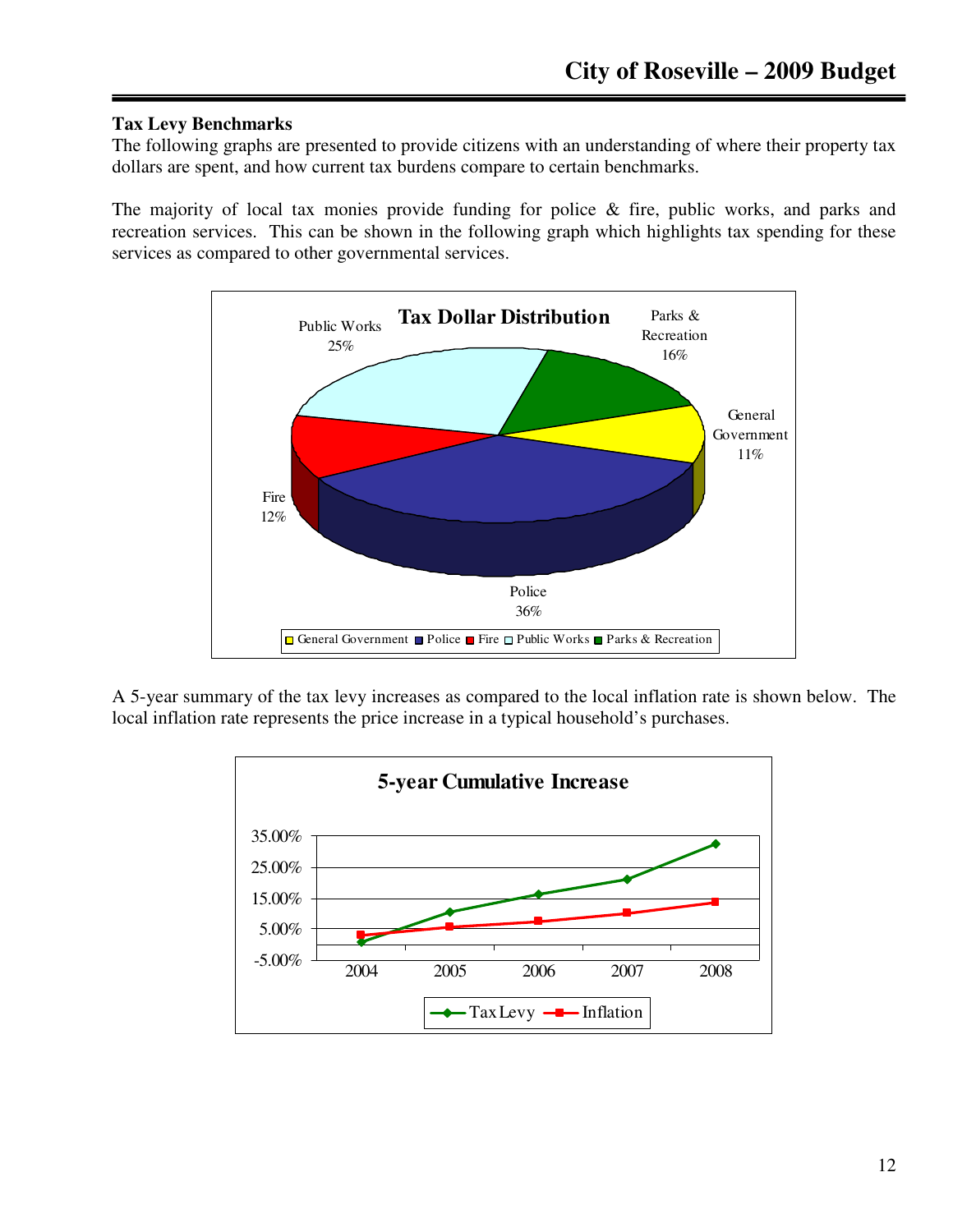**Tax Levy Benchmarks**

The following graphs are presented to provide citizens with an understanding of where their property tax dollars are spent, and how current tax burdens compare to certain benchmarks.

The majority of local tax monies provide funding for police & fire, public works, and parks and recreation services. This can be shown in the following graph which highlights tax spending for these services as compared to other governmental services.

**Tax Dollar Distribution**

| Category | Share |
|---|---|
| General Government | 11% |
| Police | 36% |
| Fire | 12% |
| Public Works | 25% |
| Parks & Recreation | 16% |

A 5-year summary of the tax levy increases as compared to the local inflation rate is shown below. The local inflation rate represents the price increase in a typical household's purchases.

**5-year Cumulative Increase**

(Line chart: Tax Levy vs. Inflation, 2004–2008; y-axis from -5.00% to 35.00%)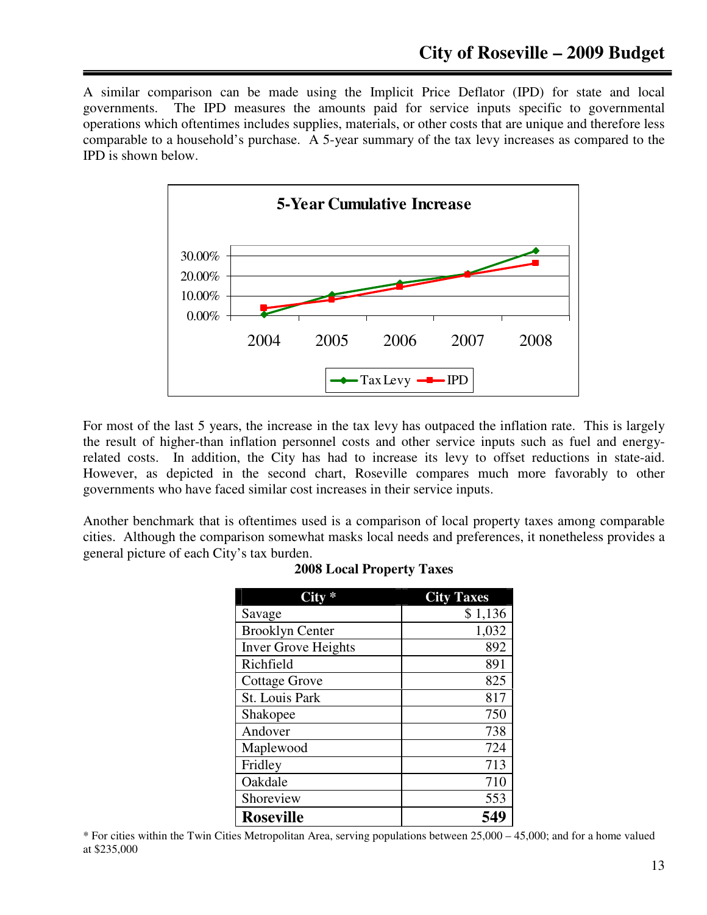A similar comparison can be made using the Implicit Price Deflator (IPD) for state and local governments. The IPD measures the amounts paid for service inputs specific to governmental operations which oftentimes includes supplies, materials, or other costs that are unique and therefore less comparable to a household's purchase. A 5-year summary of the tax levy increases as compared to the IPD is shown below.

**5-Year Cumulative Increase**

For most of the last 5 years, the increase in the tax levy has outpaced the inflation rate. This is largely the result of higher-than inflation personnel costs and other service inputs such as fuel and energy-related costs. In addition, the City has had to increase its levy to offset reductions in state-aid. However, as depicted in the second chart, Roseville compares much more favorably to other governments who have faced similar cost increases in their service inputs.

Another benchmark that is oftentimes used is a comparison of local property taxes among comparable cities. Although the comparison somewhat masks local needs and preferences, it nonetheless provides a general picture of each City's tax burden.

**2008 Local Property Taxes**

| City * | City Taxes |
|---|---|
| Savage | $ 1,136 |
| Brooklyn Center | 1,032 |
| Inver Grove Heights | 892 |
| Richfield | 891 |
| Cottage Grove | 825 |
| St. Louis Park | 817 |
| Shakopee | 750 |
| Andover | 738 |
| Maplewood | 724 |
| Fridley | 713 |
| Oakdale | 710 |
| Shoreview | 553 |
| **Roseville** | **549** |

* For cities within the Twin Cities Metropolitan Area, serving populations between 25,000 – 45,000; and for a home valued at $235,000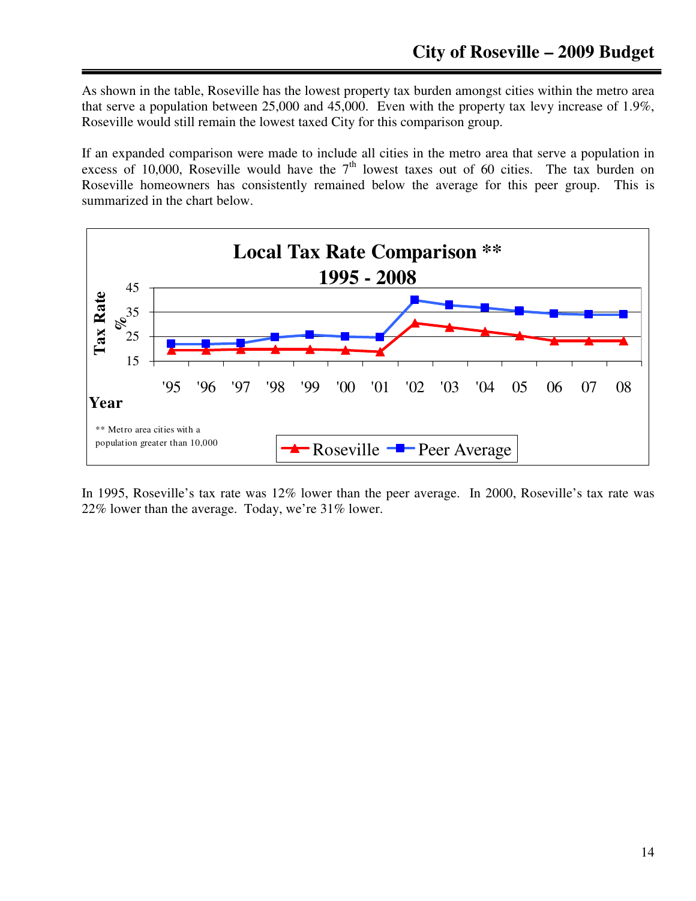As shown in the table, Roseville has the lowest property tax burden amongst cities within the metro area that serve a population between 25,000 and 45,000. Even with the property tax levy increase of 1.9%, Roseville would still remain the lowest taxed City for this comparison group.

If an expanded comparison were made to include all cities in the metro area that serve a population in excess of 10,000, Roseville would have the 7th lowest taxes out of 60 cities. The tax burden on Roseville homeowners has consistently remained below the average for this peer group. This is summarized in the chart below.

**Local Tax Rate Comparison \*\***
**1995 - 2008**

Tax Rate %: 45, 35, 25, 15

Year: '95 '96 '97 '98 '99 '00 '01 '02 '03 '04 05 06 07 08

Roseville — Peer Average

\*\* Metro area cities with a population greater than 10,000

In 1995, Roseville's tax rate was 12% lower than the peer average. In 2000, Roseville's tax rate was 22% lower than the average. Today, we're 31% lower.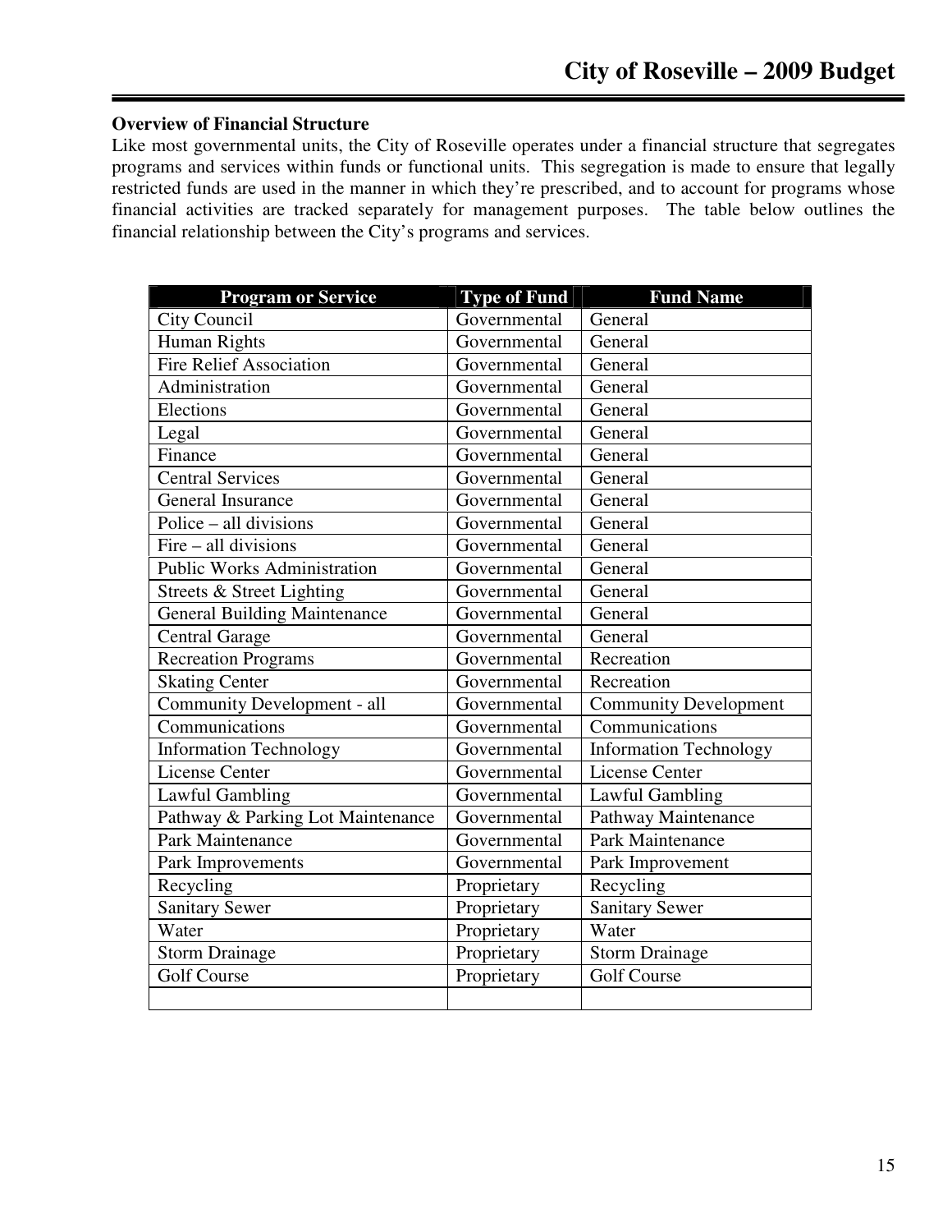## Overview of Financial Structure

Like most governmental units, the City of Roseville operates under a financial structure that segregates programs and services within funds or functional units. This segregation is made to ensure that legally restricted funds are used in the manner in which they're prescribed, and to account for programs whose financial activities are tracked separately for management purposes. The table below outlines the financial relationship between the City's programs and services.

| Program or Service | Type of Fund | Fund Name |
|---|---|---|
| City Council | Governmental | General |
| Human Rights | Governmental | General |
| Fire Relief Association | Governmental | General |
| Administration | Governmental | General |
| Elections | Governmental | General |
| Legal | Governmental | General |
| Finance | Governmental | General |
| Central Services | Governmental | General |
| General Insurance | Governmental | General |
| Police – all divisions | Governmental | General |
| Fire – all divisions | Governmental | General |
| Public Works Administration | Governmental | General |
| Streets & Street Lighting | Governmental | General |
| General Building Maintenance | Governmental | General |
| Central Garage | Governmental | General |
| Recreation Programs | Governmental | Recreation |
| Skating Center | Governmental | Recreation |
| Community Development - all | Governmental | Community Development |
| Communications | Governmental | Communications |
| Information Technology | Governmental | Information Technology |
| License Center | Governmental | License Center |
| Lawful Gambling | Governmental | Lawful Gambling |
| Pathway & Parking Lot Maintenance | Governmental | Pathway Maintenance |
| Park Maintenance | Governmental | Park Maintenance |
| Park Improvements | Governmental | Park Improvement |
| Recycling | Proprietary | Recycling |
| Sanitary Sewer | Proprietary | Sanitary Sewer |
| Water | Proprietary | Water |
| Storm Drainage | Proprietary | Storm Drainage |
| Golf Course | Proprietary | Golf Course |
| | | |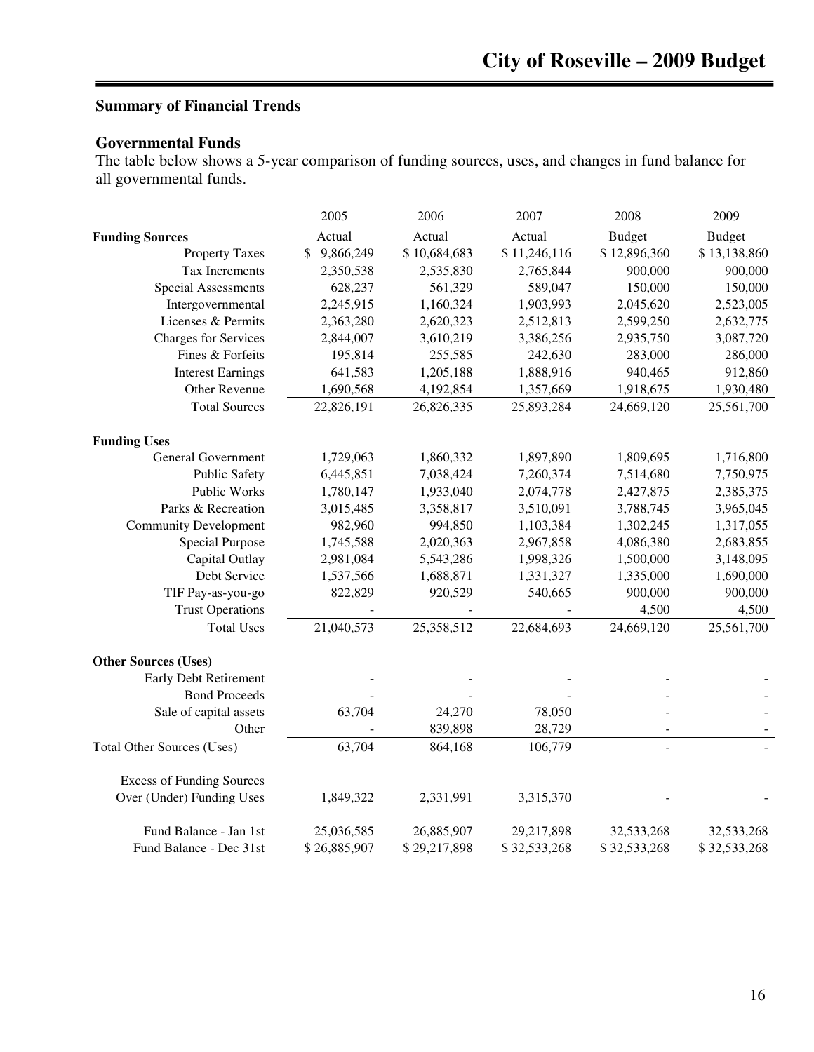## Summary of Financial Trends

### Governmental Funds

The table below shows a 5-year comparison of funding sources, uses, and changes in fund balance for all governmental funds.

| | 2005 | 2006 | 2007 | 2008 | 2009 |
|---|---|---|---|---|---|
| **Funding Sources** | Actual | Actual | Actual | Budget | Budget |
| Property Taxes | $ 9,866,249 | $ 10,684,683 | $ 11,246,116 | $ 12,896,360 | $ 13,138,860 |
| Tax Increments | 2,350,538 | 2,535,830 | 2,765,844 | 900,000 | 900,000 |
| Special Assessments | 628,237 | 561,329 | 589,047 | 150,000 | 150,000 |
| Intergovernmental | 2,245,915 | 1,160,324 | 1,903,993 | 2,045,620 | 2,523,005 |
| Licenses & Permits | 2,363,280 | 2,620,323 | 2,512,813 | 2,599,250 | 2,632,775 |
| Charges for Services | 2,844,007 | 3,610,219 | 3,386,256 | 2,935,750 | 3,087,720 |
| Fines & Forfeits | 195,814 | 255,585 | 242,630 | 283,000 | 286,000 |
| Interest Earnings | 641,583 | 1,205,188 | 1,888,916 | 940,465 | 912,860 |
| Other Revenue | 1,690,568 | 4,192,854 | 1,357,669 | 1,918,675 | 1,930,480 |
| Total Sources | 22,826,191 | 26,826,335 | 25,893,284 | 24,669,120 | 25,561,700 |
| **Funding Uses** | | | | | |
| General Government | 1,729,063 | 1,860,332 | 1,897,890 | 1,809,695 | 1,716,800 |
| Public Safety | 6,445,851 | 7,038,424 | 7,260,374 | 7,514,680 | 7,750,975 |
| Public Works | 1,780,147 | 1,933,040 | 2,074,778 | 2,427,875 | 2,385,375 |
| Parks & Recreation | 3,015,485 | 3,358,817 | 3,510,091 | 3,788,745 | 3,965,045 |
| Community Development | 982,960 | 994,850 | 1,103,384 | 1,302,245 | 1,317,055 |
| Special Purpose | 1,745,588 | 2,020,363 | 2,967,858 | 4,086,380 | 2,683,855 |
| Capital Outlay | 2,981,084 | 5,543,286 | 1,998,326 | 1,500,000 | 3,148,095 |
| Debt Service | 1,537,566 | 1,688,871 | 1,331,327 | 1,335,000 | 1,690,000 |
| TIF Pay-as-you-go | 822,829 | 920,529 | 540,665 | 900,000 | 900,000 |
| Trust Operations | - | - | - | 4,500 | 4,500 |
| Total Uses | 21,040,573 | 25,358,512 | 22,684,693 | 24,669,120 | 25,561,700 |
| **Other Sources (Uses)** | | | | | |
| Early Debt Retirement | - | - | - | - | - |
| Bond Proceeds | - | - | - | - | - |
| Sale of capital assets | 63,704 | 24,270 | 78,050 | - | - |
| Other | - | 839,898 | 28,729 | - | - |
| Total Other Sources (Uses) | 63,704 | 864,168 | 106,779 | - | - |
| Excess of Funding Sources Over (Under) Funding Uses | 1,849,322 | 2,331,991 | 3,315,370 | - | - |
| Fund Balance - Jan 1st | 25,036,585 | 26,885,907 | 29,217,898 | 32,533,268 | 32,533,268 |
| Fund Balance - Dec 31st | $ 26,885,907 | $ 29,217,898 | $ 32,533,268 | $ 32,533,268 | $ 32,533,268 |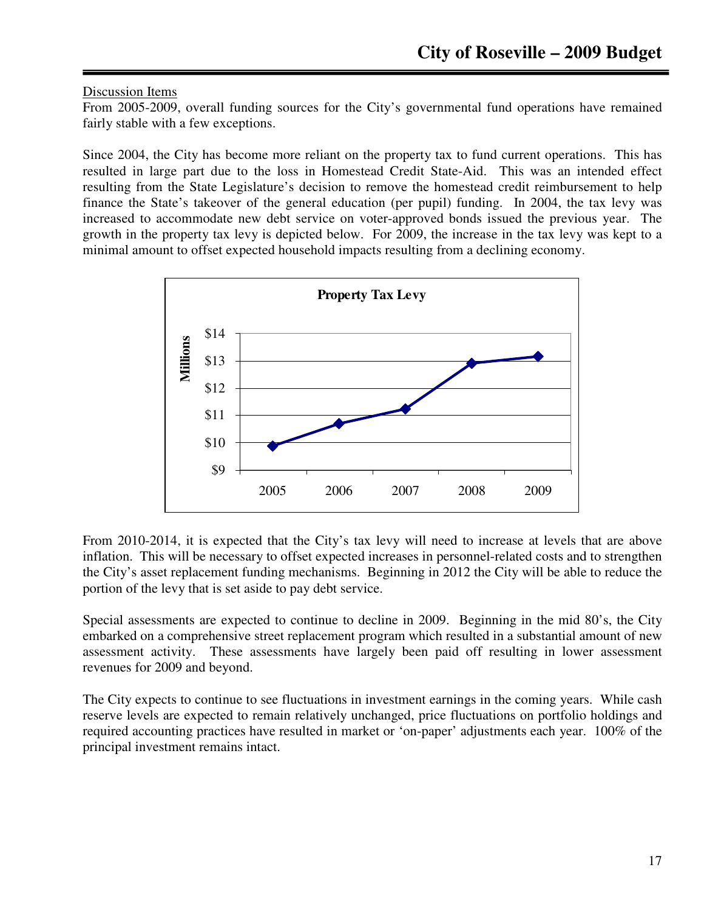Discussion Items

From 2005-2009, overall funding sources for the City's governmental fund operations have remained fairly stable with a few exceptions.

Since 2004, the City has become more reliant on the property tax to fund current operations. This has resulted in large part due to the loss in Homestead Credit State-Aid. This was an intended effect resulting from the State Legislature's decision to remove the homestead credit reimbursement to help finance the State's takeover of the general education (per pupil) funding. In 2004, the tax levy was increased to accommodate new debt service on voter-approved bonds issued the previous year. The growth in the property tax levy is depicted below. For 2009, the increase in the tax levy was kept to a minimal amount to offset expected household impacts resulting from a declining economy.

**Property Tax Levy**

From 2010-2014, it is expected that the City's tax levy will need to increase at levels that are above inflation. This will be necessary to offset expected increases in personnel-related costs and to strengthen the City's asset replacement funding mechanisms. Beginning in 2012 the City will be able to reduce the portion of the levy that is set aside to pay debt service.

Special assessments are expected to continue to decline in 2009. Beginning in the mid 80's, the City embarked on a comprehensive street replacement program which resulted in a substantial amount of new assessment activity. These assessments have largely been paid off resulting in lower assessment revenues for 2009 and beyond.

The City expects to continue to see fluctuations in investment earnings in the coming years. While cash reserve levels are expected to remain relatively unchanged, price fluctuations on portfolio holdings and required accounting practices have resulted in market or 'on-paper' adjustments each year. 100% of the principal investment remains intact.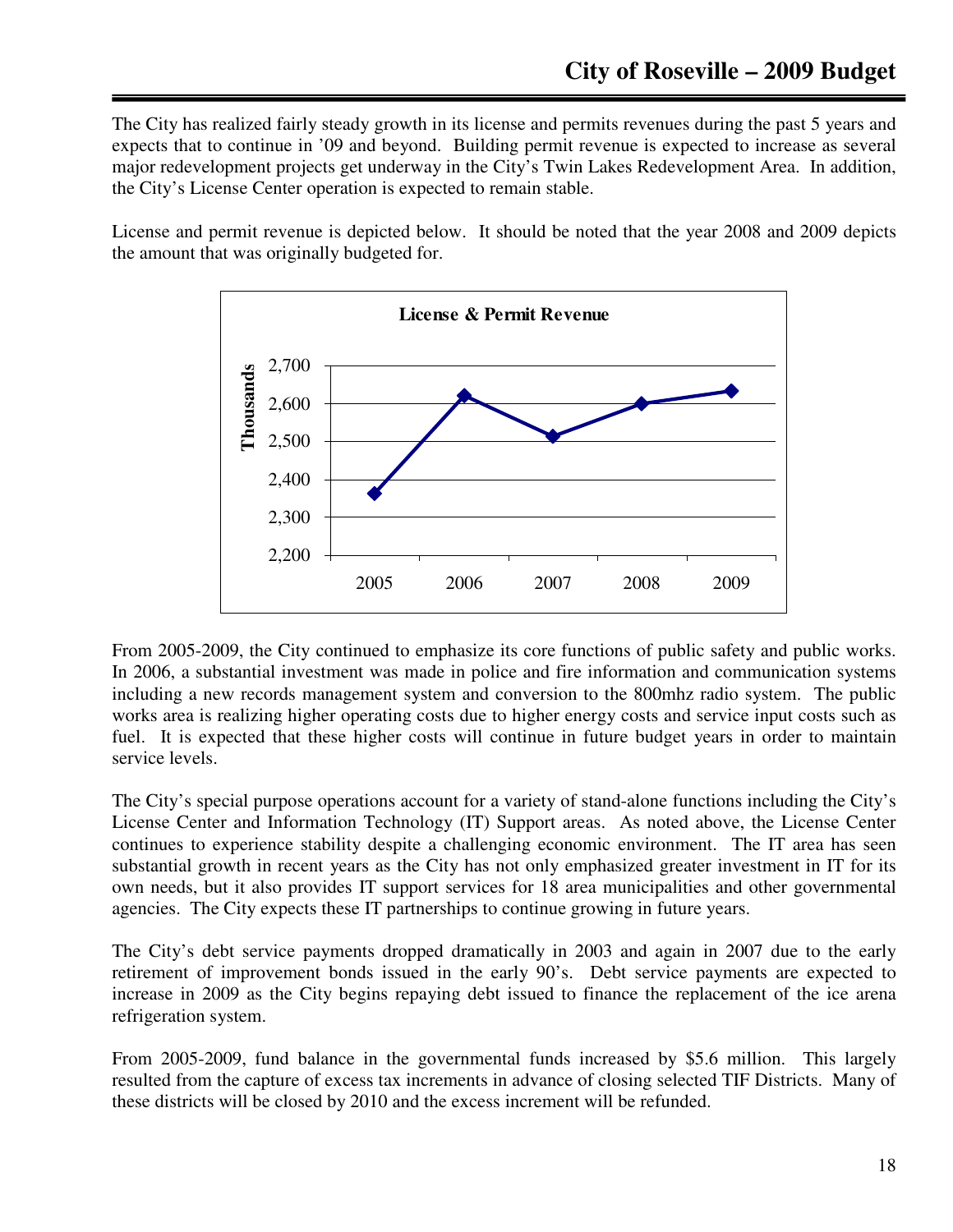The City has realized fairly steady growth in its license and permits revenues during the past 5 years and expects that to continue in '09 and beyond. Building permit revenue is expected to increase as several major redevelopment projects get underway in the City's Twin Lakes Redevelopment Area. In addition, the City's License Center operation is expected to remain stable.

License and permit revenue is depicted below. It should be noted that the year 2008 and 2009 depicts the amount that was originally budgeted for.

**License & Permit Revenue**

From 2005-2009, the City continued to emphasize its core functions of public safety and public works. In 2006, a substantial investment was made in police and fire information and communication systems including a new records management system and conversion to the 800mhz radio system. The public works area is realizing higher operating costs due to higher energy costs and service input costs such as fuel. It is expected that these higher costs will continue in future budget years in order to maintain service levels.

The City's special purpose operations account for a variety of stand-alone functions including the City's License Center and Information Technology (IT) Support areas. As noted above, the License Center continues to experience stability despite a challenging economic environment. The IT area has seen substantial growth in recent years as the City has not only emphasized greater investment in IT for its own needs, but it also provides IT support services for 18 area municipalities and other governmental agencies. The City expects these IT partnerships to continue growing in future years.

The City's debt service payments dropped dramatically in 2003 and again in 2007 due to the early retirement of improvement bonds issued in the early 90's. Debt service payments are expected to increase in 2009 as the City begins repaying debt issued to finance the replacement of the ice arena refrigeration system.

From 2005-2009, fund balance in the governmental funds increased by $5.6 million. This largely resulted from the capture of excess tax increments in advance of closing selected TIF Districts. Many of these districts will be closed by 2010 and the excess increment will be refunded.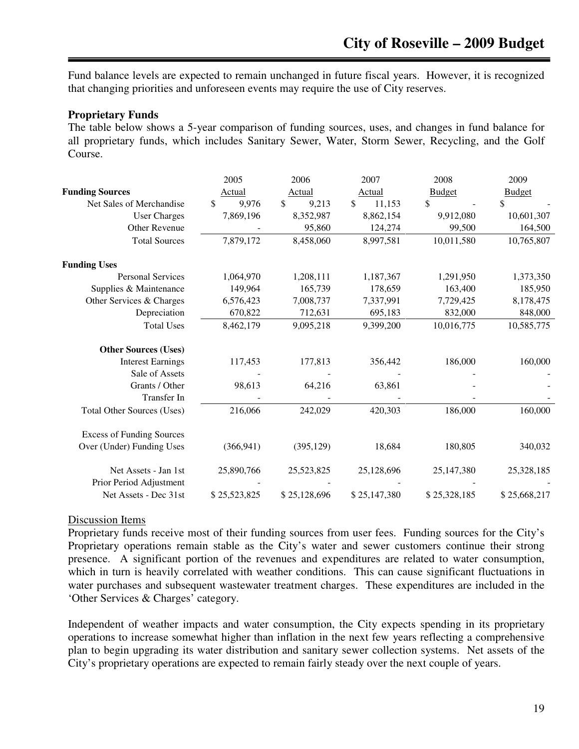Fund balance levels are expected to remain unchanged in future fiscal years. However, it is recognized that changing priorities and unforeseen events may require the use of City reserves.

### Proprietary Funds

The table below shows a 5-year comparison of funding sources, uses, and changes in fund balance for all proprietary funds, which includes Sanitary Sewer, Water, Storm Sewer, Recycling, and the Golf Course.

| | 2005 Actual | 2006 Actual | 2007 Actual | 2008 Budget | 2009 Budget |
|---|---|---|---|---|---|
| **Funding Sources** | | | | | |
| Net Sales of Merchandise | $ 9,976 | $ 9,213 | $ 11,153 | $ - | $ - |
| User Charges | 7,869,196 | 8,352,987 | 8,862,154 | 9,912,080 | 10,601,307 |
| Other Revenue | - | 95,860 | 124,274 | 99,500 | 164,500 |
| Total Sources | 7,879,172 | 8,458,060 | 8,997,581 | 10,011,580 | 10,765,807 |
| **Funding Uses** | | | | | |
| Personal Services | 1,064,970 | 1,208,111 | 1,187,367 | 1,291,950 | 1,373,350 |
| Supplies & Maintenance | 149,964 | 165,739 | 178,659 | 163,400 | 185,950 |
| Other Services & Charges | 6,576,423 | 7,008,737 | 7,337,991 | 7,729,425 | 8,178,475 |
| Depreciation | 670,822 | 712,631 | 695,183 | 832,000 | 848,000 |
| Total Uses | 8,462,179 | 9,095,218 | 9,399,200 | 10,016,775 | 10,585,775 |
| **Other Sources (Uses)** | | | | | |
| Interest Earnings | 117,453 | 177,813 | 356,442 | 186,000 | 160,000 |
| Sale of Assets | - | - | - | - | - |
| Grants / Other | 98,613 | 64,216 | 63,861 | - | - |
| Transfer In | - | - | - | - | - |
| Total Other Sources (Uses) | 216,066 | 242,029 | 420,303 | 186,000 | 160,000 |
| Excess of Funding Sources Over (Under) Funding Uses | (366,941) | (395,129) | 18,684 | 180,805 | 340,032 |
| Net Assets - Jan 1st | 25,890,766 | 25,523,825 | 25,128,696 | 25,147,380 | 25,328,185 |
| Prior Period Adjustment | - | - | - | - | - |
| Net Assets - Dec 31st | $ 25,523,825 | $ 25,128,696 | $ 25,147,380 | $ 25,328,185 | $ 25,668,217 |

Discussion Items

Proprietary funds receive most of their funding sources from user fees. Funding sources for the City's Proprietary operations remain stable as the City's water and sewer customers continue their strong presence. A significant portion of the revenues and expenditures are related to water consumption, which in turn is heavily correlated with weather conditions. This can cause significant fluctuations in water purchases and subsequent wastewater treatment charges. These expenditures are included in the 'Other Services & Charges' category.

Independent of weather impacts and water consumption, the City expects spending in its proprietary operations to increase somewhat higher than inflation in the next few years reflecting a comprehensive plan to begin upgrading its water distribution and sanitary sewer collection systems. Net assets of the City's proprietary operations are expected to remain fairly steady over the next couple of years.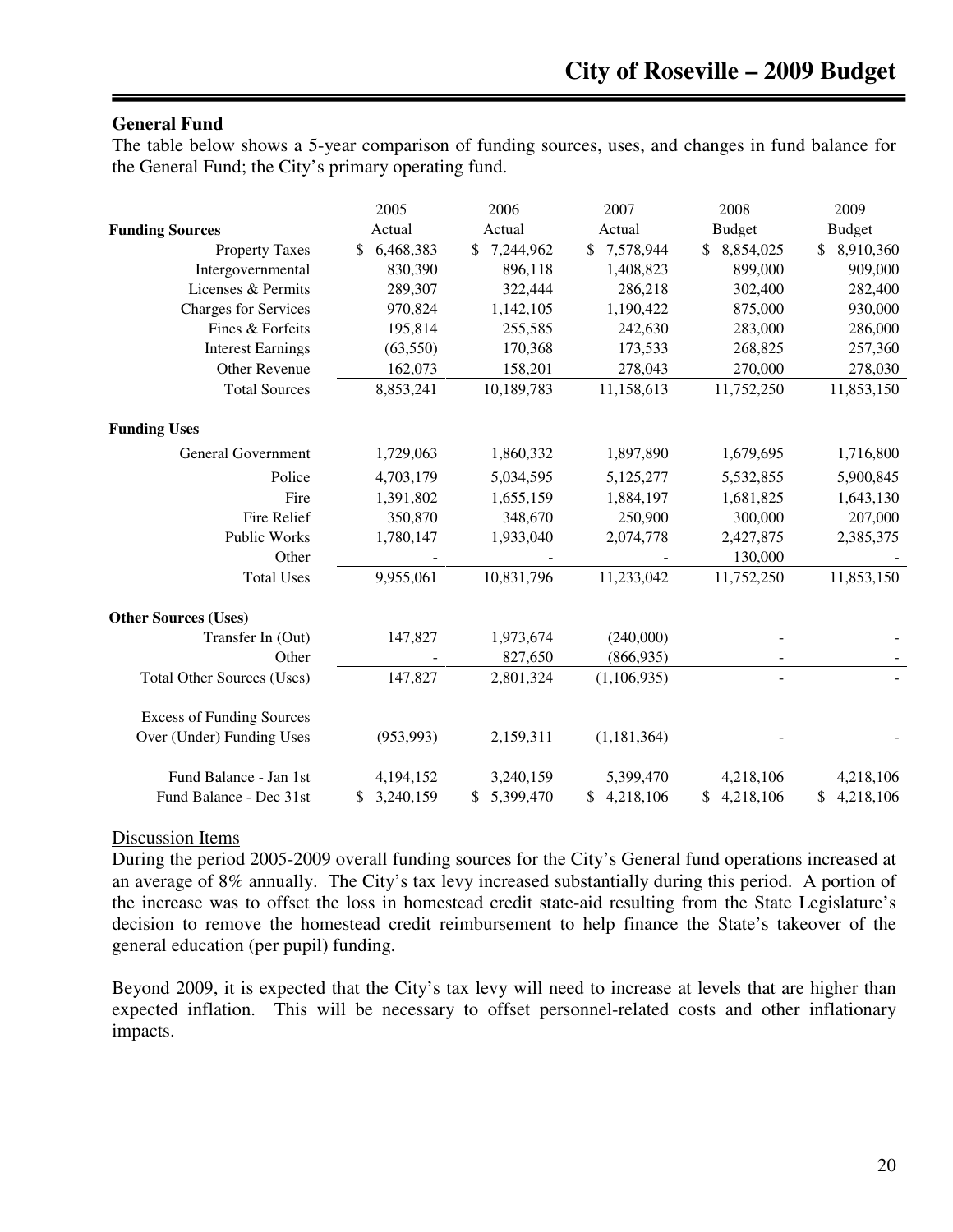## General Fund

The table below shows a 5-year comparison of funding sources, uses, and changes in fund balance for the General Fund; the City's primary operating fund.

| | 2005 Actual | 2006 Actual | 2007 Actual | 2008 Budget | 2009 Budget |
|---|---|---|---|---|---|
| **Funding Sources** | | | | | |
| Property Taxes | $ 6,468,383 | $ 7,244,962 | $ 7,578,944 | $ 8,854,025 | $ 8,910,360 |
| Intergovernmental | 830,390 | 896,118 | 1,408,823 | 899,000 | 909,000 |
| Licenses & Permits | 289,307 | 322,444 | 286,218 | 302,400 | 282,400 |
| Charges for Services | 970,824 | 1,142,105 | 1,190,422 | 875,000 | 930,000 |
| Fines & Forfeits | 195,814 | 255,585 | 242,630 | 283,000 | 286,000 |
| Interest Earnings | (63,550) | 170,368 | 173,533 | 268,825 | 257,360 |
| Other Revenue | 162,073 | 158,201 | 278,043 | 270,000 | 278,030 |
| Total Sources | 8,853,241 | 10,189,783 | 11,158,613 | 11,752,250 | 11,853,150 |
| **Funding Uses** | | | | | |
| General Government | 1,729,063 | 1,860,332 | 1,897,890 | 1,679,695 | 1,716,800 |
| Police | 4,703,179 | 5,034,595 | 5,125,277 | 5,532,855 | 5,900,845 |
| Fire | 1,391,802 | 1,655,159 | 1,884,197 | 1,681,825 | 1,643,130 |
| Fire Relief | 350,870 | 348,670 | 250,900 | 300,000 | 207,000 |
| Public Works | 1,780,147 | 1,933,040 | 2,074,778 | 2,427,875 | 2,385,375 |
| Other | - | - | - | 130,000 | - |
| Total Uses | 9,955,061 | 10,831,796 | 11,233,042 | 11,752,250 | 11,853,150 |
| **Other Sources (Uses)** | | | | | |
| Transfer In (Out) | 147,827 | 1,973,674 | (240,000) | - | - |
| Other | - | 827,650 | (866,935) | - | - |
| Total Other Sources (Uses) | 147,827 | 2,801,324 | (1,106,935) | - | - |
| Excess of Funding Sources Over (Under) Funding Uses | (953,993) | 2,159,311 | (1,181,364) | - | - |
| Fund Balance - Jan 1st | 4,194,152 | 3,240,159 | 5,399,470 | 4,218,106 | 4,218,106 |
| Fund Balance - Dec 31st | $ 3,240,159 | $ 5,399,470 | $ 4,218,106 | $ 4,218,106 | $ 4,218,106 |

Discussion Items

During the period 2005-2009 overall funding sources for the City's General fund operations increased at an average of 8% annually. The City's tax levy increased substantially during this period. A portion of the increase was to offset the loss in homestead credit state-aid resulting from the State Legislature's decision to remove the homestead credit reimbursement to help finance the State's takeover of the general education (per pupil) funding.

Beyond 2009, it is expected that the City's tax levy will need to increase at levels that are higher than expected inflation. This will be necessary to offset personnel-related costs and other inflationary impacts.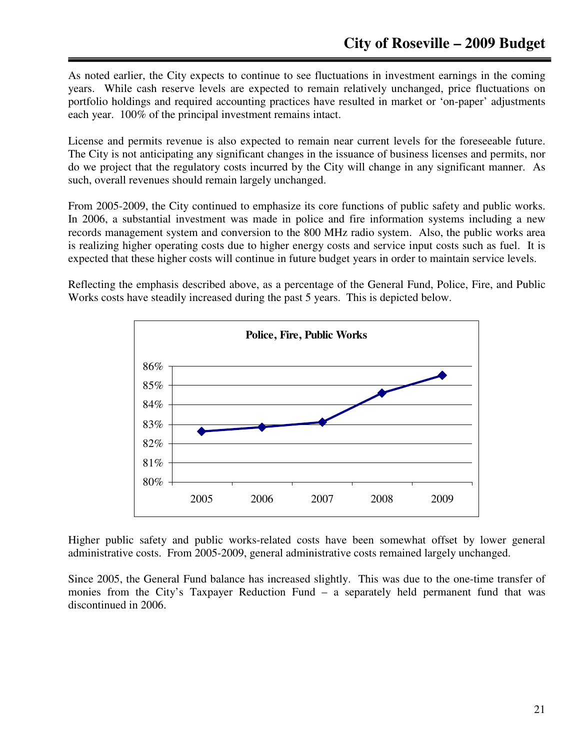As noted earlier, the City expects to continue to see fluctuations in investment earnings in the coming years. While cash reserve levels are expected to remain relatively unchanged, price fluctuations on portfolio holdings and required accounting practices have resulted in market or 'on-paper' adjustments each year. 100% of the principal investment remains intact.

License and permits revenue is also expected to remain near current levels for the foreseeable future. The City is not anticipating any significant changes in the issuance of business licenses and permits, nor do we project that the regulatory costs incurred by the City will change in any significant manner. As such, overall revenues should remain largely unchanged.

From 2005-2009, the City continued to emphasize its core functions of public safety and public works. In 2006, a substantial investment was made in police and fire information systems including a new records management system and conversion to the 800 MHz radio system. Also, the public works area is realizing higher operating costs due to higher energy costs and service input costs such as fuel. It is expected that these higher costs will continue in future budget years in order to maintain service levels.

Reflecting the emphasis described above, as a percentage of the General Fund, Police, Fire, and Public Works costs have steadily increased during the past 5 years. This is depicted below.

**Police, Fire, Public Works**

Higher public safety and public works-related costs have been somewhat offset by lower general administrative costs. From 2005-2009, general administrative costs remained largely unchanged.

Since 2005, the General Fund balance has increased slightly. This was due to the one-time transfer of monies from the City's Taxpayer Reduction Fund – a separately held permanent fund that was discontinued in 2006.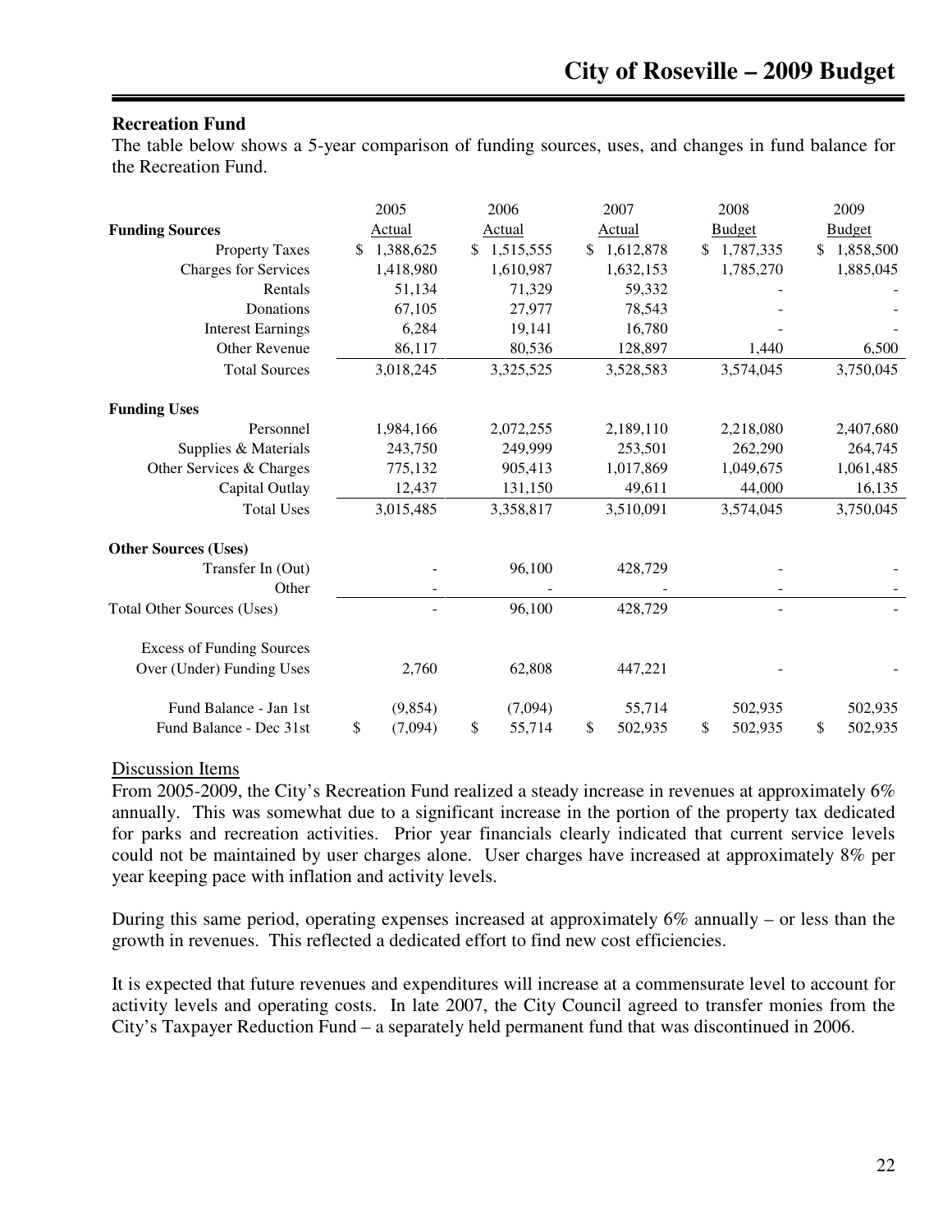## Recreation Fund

The table below shows a 5-year comparison of funding sources, uses, and changes in fund balance for the Recreation Fund.

| | 2005 Actual | 2006 Actual | 2007 Actual | 2008 Budget | 2009 Budget |
|---|---|---|---|---|---|
| **Funding Sources** | | | | | |
| Property Taxes | $ 1,388,625 | $ 1,515,555 | $ 1,612,878 | $ 1,787,335 | $ 1,858,500 |
| Charges for Services | 1,418,980 | 1,610,987 | 1,632,153 | 1,785,270 | 1,885,045 |
| Rentals | 51,134 | 71,329 | 59,332 | - | - |
| Donations | 67,105 | 27,977 | 78,543 | - | - |
| Interest Earnings | 6,284 | 19,141 | 16,780 | - | - |
| Other Revenue | 86,117 | 80,536 | 128,897 | 1,440 | 6,500 |
| Total Sources | 3,018,245 | 3,325,525 | 3,528,583 | 3,574,045 | 3,750,045 |
| **Funding Uses** | | | | | |
| Personnel | 1,984,166 | 2,072,255 | 2,189,110 | 2,218,080 | 2,407,680 |
| Supplies & Materials | 243,750 | 249,999 | 253,501 | 262,290 | 264,745 |
| Other Services & Charges | 775,132 | 905,413 | 1,017,869 | 1,049,675 | 1,061,485 |
| Capital Outlay | 12,437 | 131,150 | 49,611 | 44,000 | 16,135 |
| Total Uses | 3,015,485 | 3,358,817 | 3,510,091 | 3,574,045 | 3,750,045 |
| **Other Sources (Uses)** | | | | | |
| Transfer In (Out) | - | 96,100 | 428,729 | - | - |
| Other | - | - | - | - | - |
| Total Other Sources (Uses) | - | 96,100 | 428,729 | - | - |
| Excess of Funding Sources Over (Under) Funding Uses | 2,760 | 62,808 | 447,221 | - | - |
| Fund Balance - Jan 1st | (9,854) | (7,094) | 55,714 | 502,935 | 502,935 |
| Fund Balance - Dec 31st | $ (7,094) | $ 55,714 | $ 502,935 | $ 502,935 | $ 502,935 |

Discussion Items

From 2005-2009, the City's Recreation Fund realized a steady increase in revenues at approximately 6% annually. This was somewhat due to a significant increase in the portion of the property tax dedicated for parks and recreation activities. Prior year financials clearly indicated that current service levels could not be maintained by user charges alone. User charges have increased at approximately 8% per year keeping pace with inflation and activity levels.

During this same period, operating expenses increased at approximately 6% annually – or less than the growth in revenues. This reflected a dedicated effort to find new cost efficiencies.

It is expected that future revenues and expenditures will increase at a commensurate level to account for activity levels and operating costs. In late 2007, the City Council agreed to transfer monies from the City's Taxpayer Reduction Fund – a separately held permanent fund that was discontinued in 2006.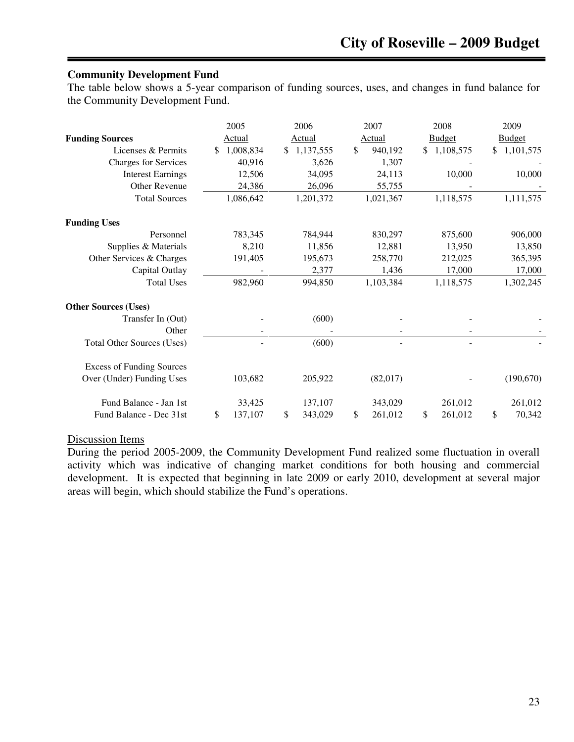## Community Development Fund

The table below shows a 5-year comparison of funding sources, uses, and changes in fund balance for the Community Development Fund.

| | 2005 Actual | 2006 Actual | 2007 Actual | 2008 Budget | 2009 Budget |
|---|---|---|---|---|---|
| **Funding Sources** | | | | | |
| Licenses & Permits | $ 1,008,834 | $ 1,137,555 | $ 940,192 | $ 1,108,575 | $ 1,101,575 |
| Charges for Services | 40,916 | 3,626 | 1,307 | - | - |
| Interest Earnings | 12,506 | 34,095 | 24,113 | 10,000 | 10,000 |
| Other Revenue | 24,386 | 26,096 | 55,755 | - | - |
| Total Sources | 1,086,642 | 1,201,372 | 1,021,367 | 1,118,575 | 1,111,575 |
| **Funding Uses** | | | | | |
| Personnel | 783,345 | 784,944 | 830,297 | 875,600 | 906,000 |
| Supplies & Materials | 8,210 | 11,856 | 12,881 | 13,950 | 13,850 |
| Other Services & Charges | 191,405 | 195,673 | 258,770 | 212,025 | 365,395 |
| Capital Outlay | - | 2,377 | 1,436 | 17,000 | 17,000 |
| Total Uses | 982,960 | 994,850 | 1,103,384 | 1,118,575 | 1,302,245 |
| **Other Sources (Uses)** | | | | | |
| Transfer In (Out) | - | (600) | - | - | - |
| Other | - | - | - | - | - |
| Total Other Sources (Uses) | - | (600) | - | - | - |
| Excess of Funding Sources Over (Under) Funding Uses | 103,682 | 205,922 | (82,017) | - | (190,670) |
| Fund Balance - Jan 1st | 33,425 | 137,107 | 343,029 | 261,012 | 261,012 |
| Fund Balance - Dec 31st | $ 137,107 | $ 343,029 | $ 261,012 | $ 261,012 | $ 70,342 |

Discussion Items

During the period 2005-2009, the Community Development Fund realized some fluctuation in overall activity which was indicative of changing market conditions for both housing and commercial development. It is expected that beginning in late 2009 or early 2010, development at several major areas will begin, which should stabilize the Fund's operations.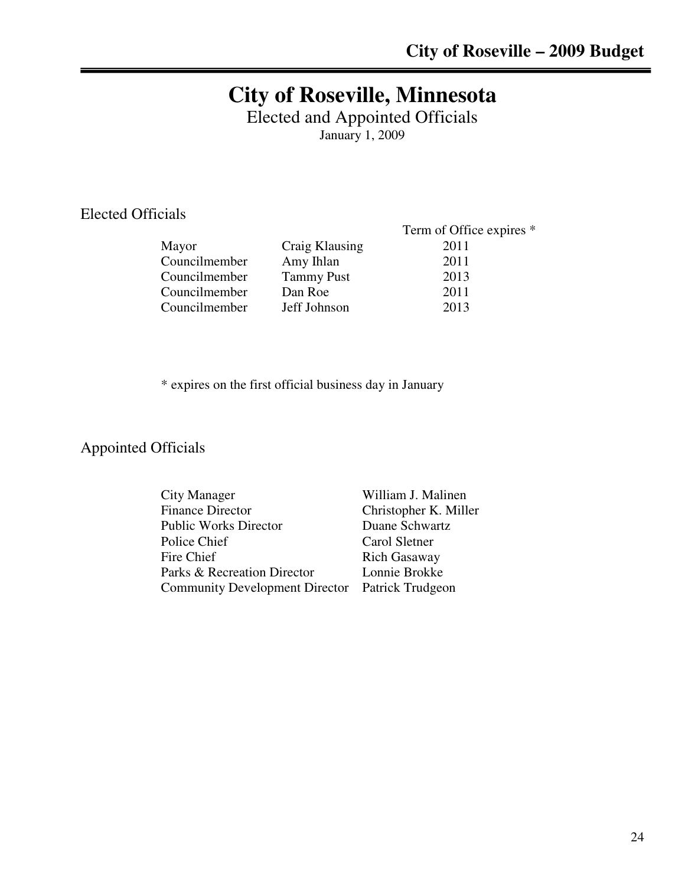# City of Roseville, Minnesota

Elected and Appointed Officials

January 1, 2009

## Elected Officials

| | | Term of Office expires * |
|---|---|---|
| Mayor | Craig Klausing | 2011 |
| Councilmember | Amy Ihlan | 2011 |
| Councilmember | Tammy Pust | 2013 |
| Councilmember | Dan Roe | 2011 |
| Councilmember | Jeff Johnson | 2013 |

* expires on the first official business day in January

## Appointed Officials

| | |
|---|---|
| City Manager | William J. Malinen |
| Finance Director | Christopher K. Miller |
| Public Works Director | Duane Schwartz |
| Police Chief | Carol Sletner |
| Fire Chief | Rich Gasaway |
| Parks & Recreation Director | Lonnie Brokke |
| Community Development Director | Patrick Trudgeon |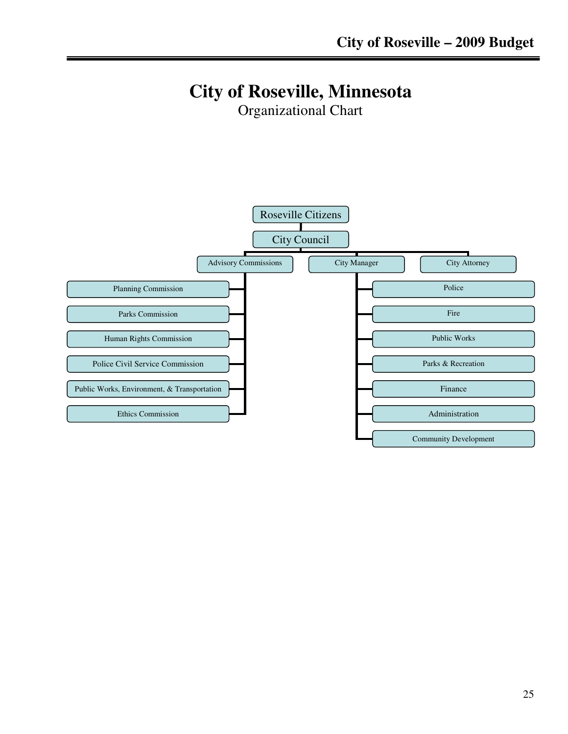# City of Roseville, Minnesota

Organizational Chart

- Roseville Citizens
  - City Council
    - Advisory Commissions
      - Planning Commission
      - Parks Commission
      - Human Rights Commission
      - Police Civil Service Commission
      - Public Works, Environment, & Transportation
      - Ethics Commission
    - City Manager
      - Police
      - Fire
      - Public Works
      - Parks & Recreation
      - Finance
      - Administration
      - Community Development
    - City Attorney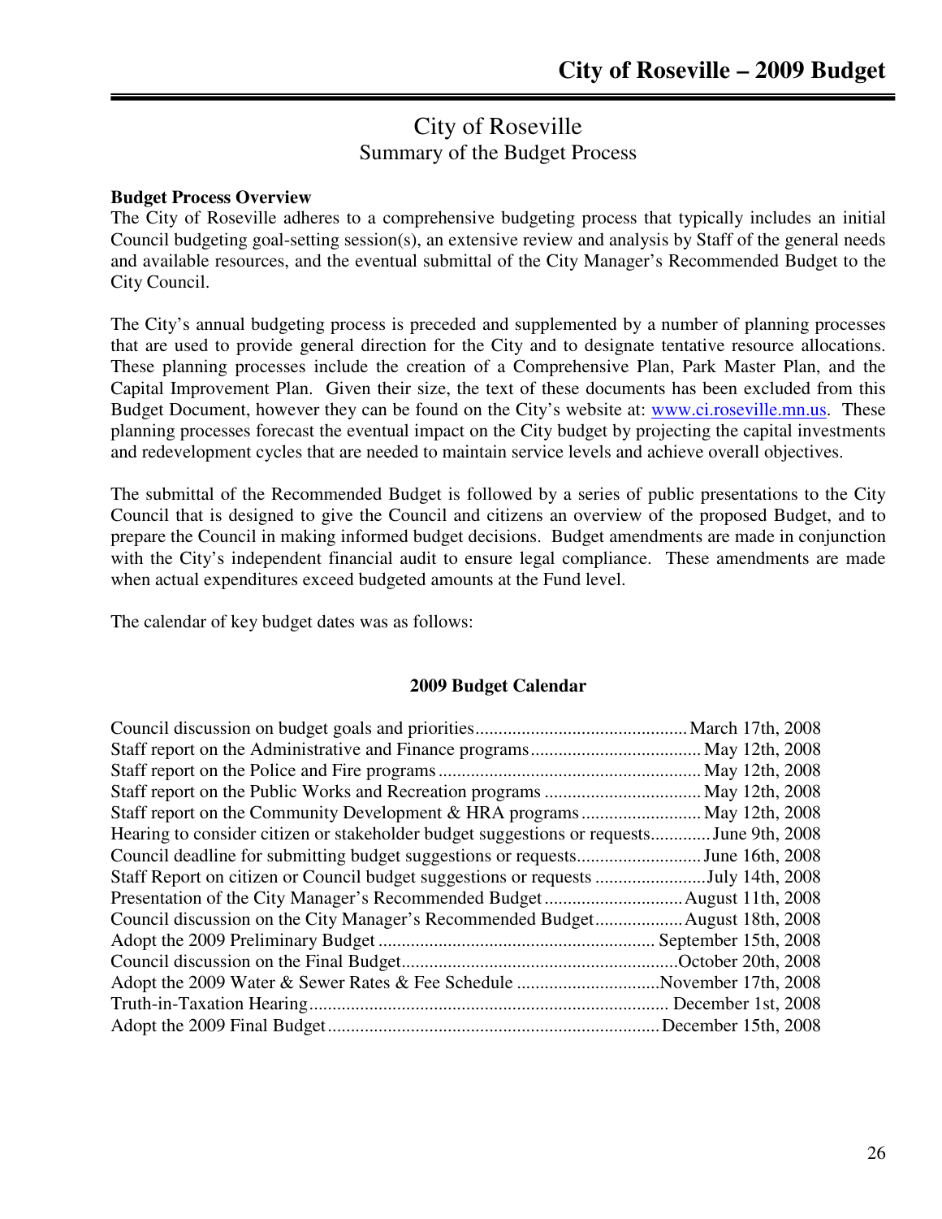# City of Roseville
## Summary of the Budget Process

**Budget Process Overview**

The City of Roseville adheres to a comprehensive budgeting process that typically includes an initial Council budgeting goal-setting session(s), an extensive review and analysis by Staff of the general needs and available resources, and the eventual submittal of the City Manager's Recommended Budget to the City Council.

The City's annual budgeting process is preceded and supplemented by a number of planning processes that are used to provide general direction for the City and to designate tentative resource allocations. These planning processes include the creation of a Comprehensive Plan, Park Master Plan, and the Capital Improvement Plan. Given their size, the text of these documents has been excluded from this Budget Document, however they can be found on the City's website at: www.ci.roseville.mn.us. These planning processes forecast the eventual impact on the City budget by projecting the capital investments and redevelopment cycles that are needed to maintain service levels and achieve overall objectives.

The submittal of the Recommended Budget is followed by a series of public presentations to the City Council that is designed to give the Council and citizens an overview of the proposed Budget, and to prepare the Council in making informed budget decisions. Budget amendments are made in conjunction with the City's independent financial audit to ensure legal compliance. These amendments are made when actual expenditures exceed budgeted amounts at the Fund level.

The calendar of key budget dates was as follows:

**2009 Budget Calendar**

| Event | Date |
|---|---|
| Council discussion on budget goals and priorities | March 17th, 2008 |
| Staff report on the Administrative and Finance programs | May 12th, 2008 |
| Staff report on the Police and Fire programs | May 12th, 2008 |
| Staff report on the Public Works and Recreation programs | May 12th, 2008 |
| Staff report on the Community Development & HRA programs | May 12th, 2008 |
| Hearing to consider citizen or stakeholder budget suggestions or requests | June 9th, 2008 |
| Council deadline for submitting budget suggestions or requests | June 16th, 2008 |
| Staff Report on citizen or Council budget suggestions or requests | July 14th, 2008 |
| Presentation of the City Manager's Recommended Budget | August 11th, 2008 |
| Council discussion on the City Manager's Recommended Budget | August 18th, 2008 |
| Adopt the 2009 Preliminary Budget | September 15th, 2008 |
| Council discussion on the Final Budget | October 20th, 2008 |
| Adopt the 2009 Water & Sewer Rates & Fee Schedule | November 17th, 2008 |
| Truth-in-Taxation Hearing | December 1st, 2008 |
| Adopt the 2009 Final Budget | December 15th, 2008 |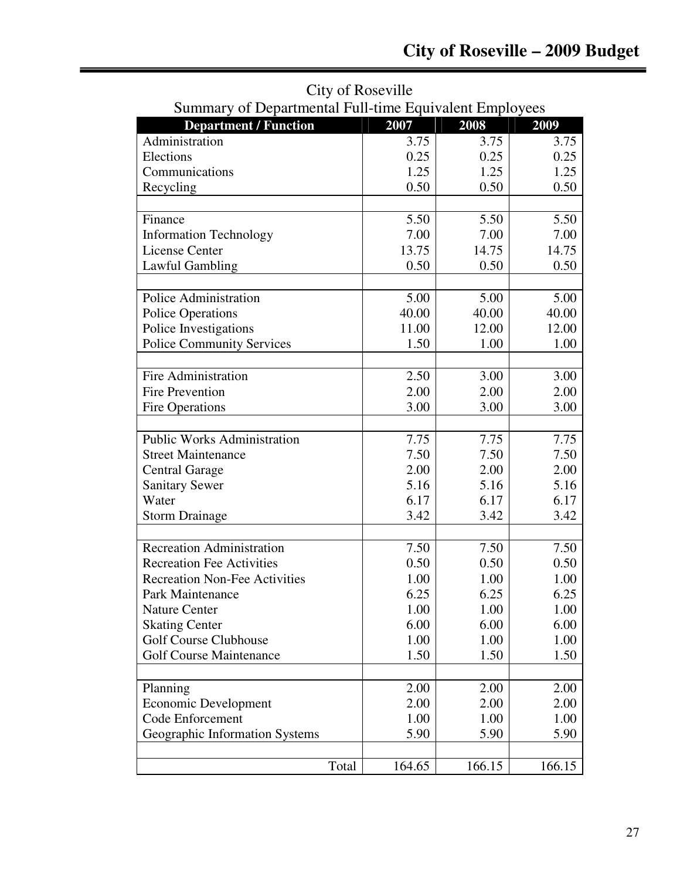City of Roseville

Summary of Departmental Full-time Equivalent Employees

| Department / Function | 2007 | 2008 | 2009 |
|---|---|---|---|
| Administration | 3.75 | 3.75 | 3.75 |
| Elections | 0.25 | 0.25 | 0.25 |
| Communications | 1.25 | 1.25 | 1.25 |
| Recycling | 0.50 | 0.50 | 0.50 |
| | | | |
| Finance | 5.50 | 5.50 | 5.50 |
| Information Technology | 7.00 | 7.00 | 7.00 |
| License Center | 13.75 | 14.75 | 14.75 |
| Lawful Gambling | 0.50 | 0.50 | 0.50 |
| | | | |
| Police Administration | 5.00 | 5.00 | 5.00 |
| Police Operations | 40.00 | 40.00 | 40.00 |
| Police Investigations | 11.00 | 12.00 | 12.00 |
| Police Community Services | 1.50 | 1.00 | 1.00 |
| | | | |
| Fire Administration | 2.50 | 3.00 | 3.00 |
| Fire Prevention | 2.00 | 2.00 | 2.00 |
| Fire Operations | 3.00 | 3.00 | 3.00 |
| | | | |
| Public Works Administration | 7.75 | 7.75 | 7.75 |
| Street Maintenance | 7.50 | 7.50 | 7.50 |
| Central Garage | 2.00 | 2.00 | 2.00 |
| Sanitary Sewer | 5.16 | 5.16 | 5.16 |
| Water | 6.17 | 6.17 | 6.17 |
| Storm Drainage | 3.42 | 3.42 | 3.42 |
| | | | |
| Recreation Administration | 7.50 | 7.50 | 7.50 |
| Recreation Fee Activities | 0.50 | 0.50 | 0.50 |
| Recreation Non-Fee Activities | 1.00 | 1.00 | 1.00 |
| Park Maintenance | 6.25 | 6.25 | 6.25 |
| Nature Center | 1.00 | 1.00 | 1.00 |
| Skating Center | 6.00 | 6.00 | 6.00 |
| Golf Course Clubhouse | 1.00 | 1.00 | 1.00 |
| Golf Course Maintenance | 1.50 | 1.50 | 1.50 |
| | | | |
| Planning | 2.00 | 2.00 | 2.00 |
| Economic Development | 2.00 | 2.00 | 2.00 |
| Code Enforcement | 1.00 | 1.00 | 1.00 |
| Geographic Information Systems | 5.90 | 5.90 | 5.90 |
| | | | |
| Total | 164.65 | 166.15 | 166.15 |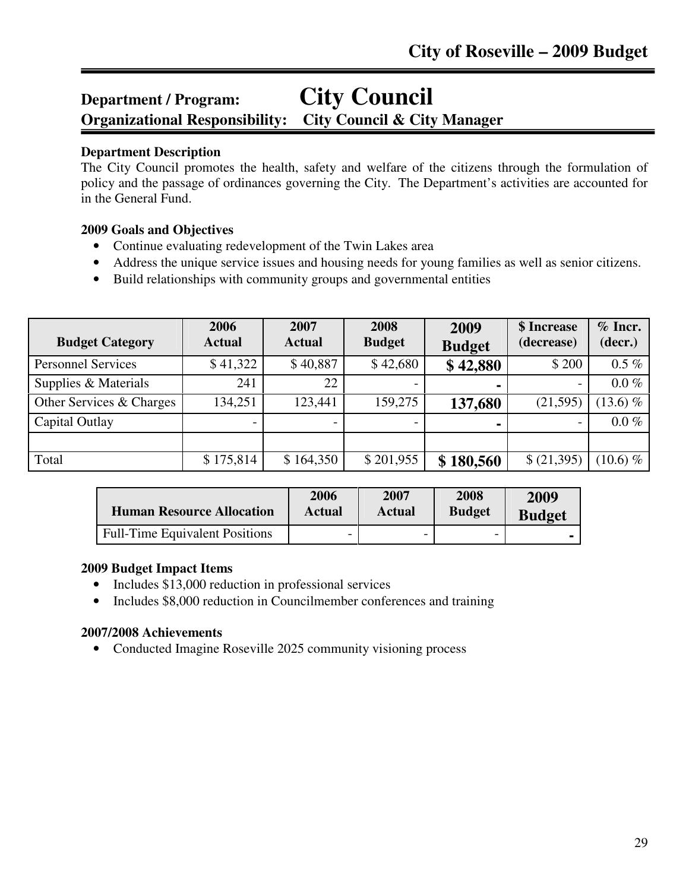## Department / Program: City Council
## Organizational Responsibility: City Council & City Manager

**Department Description**
The City Council promotes the health, safety and welfare of the citizens through the formulation of policy and the passage of ordinances governing the City. The Department's activities are accounted for in the General Fund.

**2009 Goals and Objectives**

- Continue evaluating redevelopment of the Twin Lakes area
- Address the unique service issues and housing needs for young families as well as senior citizens.
- Build relationships with community groups and governmental entities

| Budget Category | 2006 Actual | 2007 Actual | 2008 Budget | 2009 Budget | $ Increase (decrease) | % Incr. (decr.) |
|---|---|---|---|---|---|---|
| Personnel Services | $ 41,322 | $ 40,887 | $ 42,680 | **$ 42,880** | $ 200 | 0.5 % |
| Supplies & Materials | 241 | 22 | - | **-** | - | 0.0 % |
| Other Services & Charges | 134,251 | 123,441 | 159,275 | **137,680** | (21,595) | (13.6) % |
| Capital Outlay | - | - | - | **-** | - | 0.0 % |
| | | | | | | |
| Total | $ 175,814 | $ 164,350 | $ 201,955 | **$ 180,560** | $ (21,395) | (10.6) % |

| Human Resource Allocation | 2006 Actual | 2007 Actual | 2008 Budget | 2009 Budget |
|---|---|---|---|---|
| Full-Time Equivalent Positions | - | - | - | **-** |

**2009 Budget Impact Items**

- Includes $13,000 reduction in professional services
- Includes $8,000 reduction in Councilmember conferences and training

**2007/2008 Achievements**

- Conducted Imagine Roseville 2025 community visioning process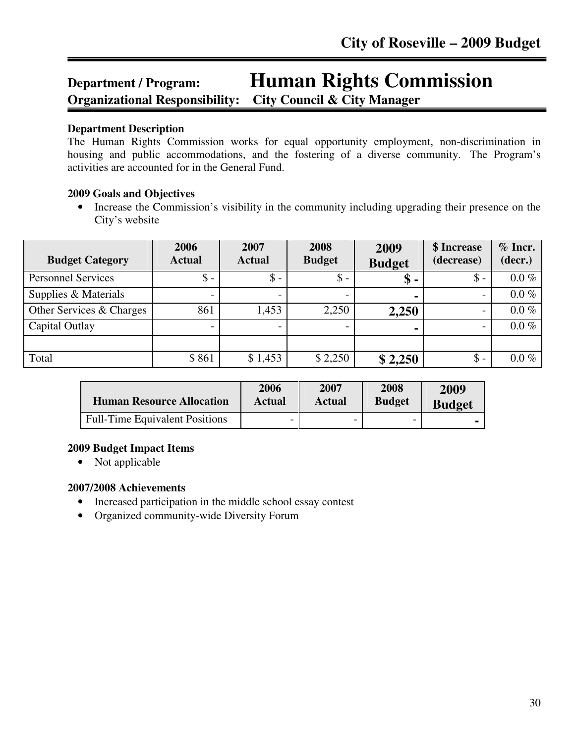# Department / Program: Human Rights Commission

**Organizational Responsibility: City Council & City Manager**

### Department Description

The Human Rights Commission works for equal opportunity employment, non-discrimination in housing and public accommodations, and the fostering of a diverse community. The Program's activities are accounted for in the General Fund.

### 2009 Goals and Objectives

- Increase the Commission's visibility in the community including upgrading their presence on the City's website

| Budget Category | 2006 Actual | 2007 Actual | 2008 Budget | 2009 Budget | $ Increase (decrease) | % Incr. (decr.) |
|---|---|---|---|---|---|---|
| Personnel Services | $ - | $ - | $ - | **$ -** | $ - | 0.0 % |
| Supplies & Materials | - | - | - | **-** | - | 0.0 % |
| Other Services & Charges | 861 | 1,453 | 2,250 | **2,250** | - | 0.0 % |
| Capital Outlay | - | - | - | **-** | - | 0.0 % |
| | | | | | | |
| Total | $ 861 | $ 1,453 | $ 2,250 | **$ 2,250** | $ - | 0.0 % |

| Human Resource Allocation | 2006 Actual | 2007 Actual | 2008 Budget | 2009 Budget |
|---|---|---|---|---|
| Full-Time Equivalent Positions | - | - | - | **-** |

### 2009 Budget Impact Items

- Not applicable

### 2007/2008 Achievements

- Increased participation in the middle school essay contest
- Organized community-wide Diversity Forum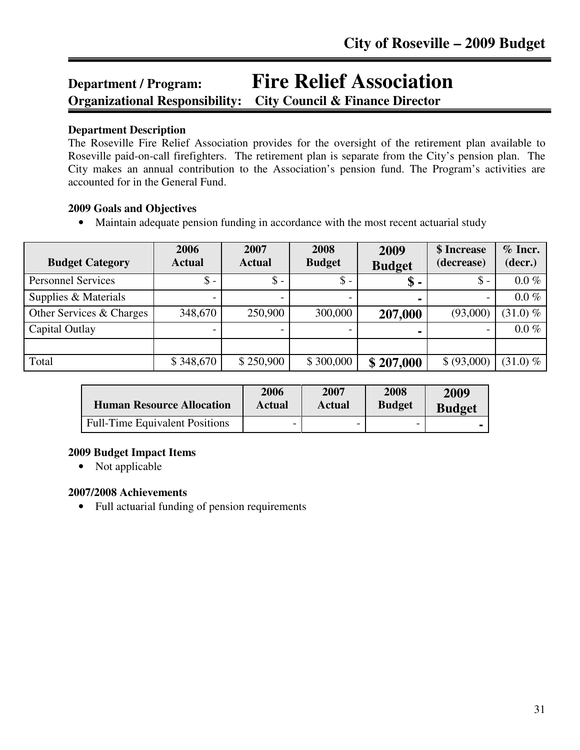# Department / Program: Fire Relief Association

**Organizational Responsibility: City Council & Finance Director**

### Department Description

The Roseville Fire Relief Association provides for the oversight of the retirement plan available to Roseville paid-on-call firefighters. The retirement plan is separate from the City's pension plan. The City makes an annual contribution to the Association's pension fund. The Program's activities are accounted for in the General Fund.

### 2009 Goals and Objectives

- Maintain adequate pension funding in accordance with the most recent actuarial study

| Budget Category | 2006 Actual | 2007 Actual | 2008 Budget | 2009 Budget | $ Increase (decrease) | % Incr. (decr.) |
|---|---|---|---|---|---|---|
| Personnel Services | $ - | $ - | $ - | **$ -** | $ - | 0.0 % |
| Supplies & Materials | - | - | - | **-** | - | 0.0 % |
| Other Services & Charges | 348,670 | 250,900 | 300,000 | **207,000** | (93,000) | (31.0) % |
| Capital Outlay | - | - | - | **-** | - | 0.0 % |
| | | | | | | |
| Total | $ 348,670 | $ 250,900 | $ 300,000 | **$ 207,000** | $ (93,000) | (31.0) % |

| Human Resource Allocation | 2006 Actual | 2007 Actual | 2008 Budget | 2009 Budget |
|---|---|---|---|---|
| Full-Time Equivalent Positions | - | - | - | **-** |

### 2009 Budget Impact Items

- Not applicable

### 2007/2008 Achievements

- Full actuarial funding of pension requirements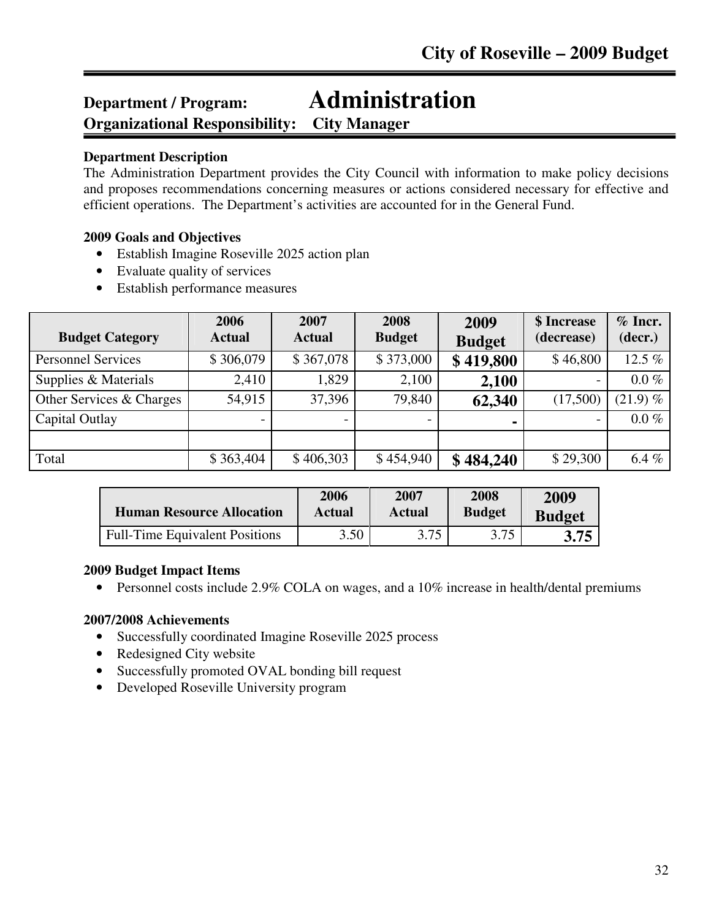## Department / Program: Administration

**Organizational Responsibility: City Manager**

**Department Description**

The Administration Department provides the City Council with information to make policy decisions and proposes recommendations concerning measures or actions considered necessary for effective and efficient operations. The Department's activities are accounted for in the General Fund.

**2009 Goals and Objectives**

- Establish Imagine Roseville 2025 action plan
- Evaluate quality of services
- Establish performance measures

| Budget Category | 2006 Actual | 2007 Actual | 2008 Budget | 2009 Budget | $ Increase (decrease) | % Incr. (decr.) |
|---|---|---|---|---|---|---|
| Personnel Services | $ 306,079 | $ 367,078 | $ 373,000 | **$ 419,800** | $ 46,800 | 12.5 % |
| Supplies & Materials | 2,410 | 1,829 | 2,100 | **2,100** | - | 0.0 % |
| Other Services & Charges | 54,915 | 37,396 | 79,840 | **62,340** | (17,500) | (21.9) % |
| Capital Outlay | - | - | - | **-** | - | 0.0 % |
| | | | | | | |
| Total | $ 363,404 | $ 406,303 | $ 454,940 | **$ 484,240** | $ 29,300 | 6.4 % |

| Human Resource Allocation | 2006 Actual | 2007 Actual | 2008 Budget | 2009 Budget |
|---|---|---|---|---|
| Full-Time Equivalent Positions | 3.50 | 3.75 | 3.75 | **3.75** |

**2009 Budget Impact Items**

- Personnel costs include 2.9% COLA on wages, and a 10% increase in health/dental premiums

**2007/2008 Achievements**

- Successfully coordinated Imagine Roseville 2025 process
- Redesigned City website
- Successfully promoted OVAL bonding bill request
- Developed Roseville University program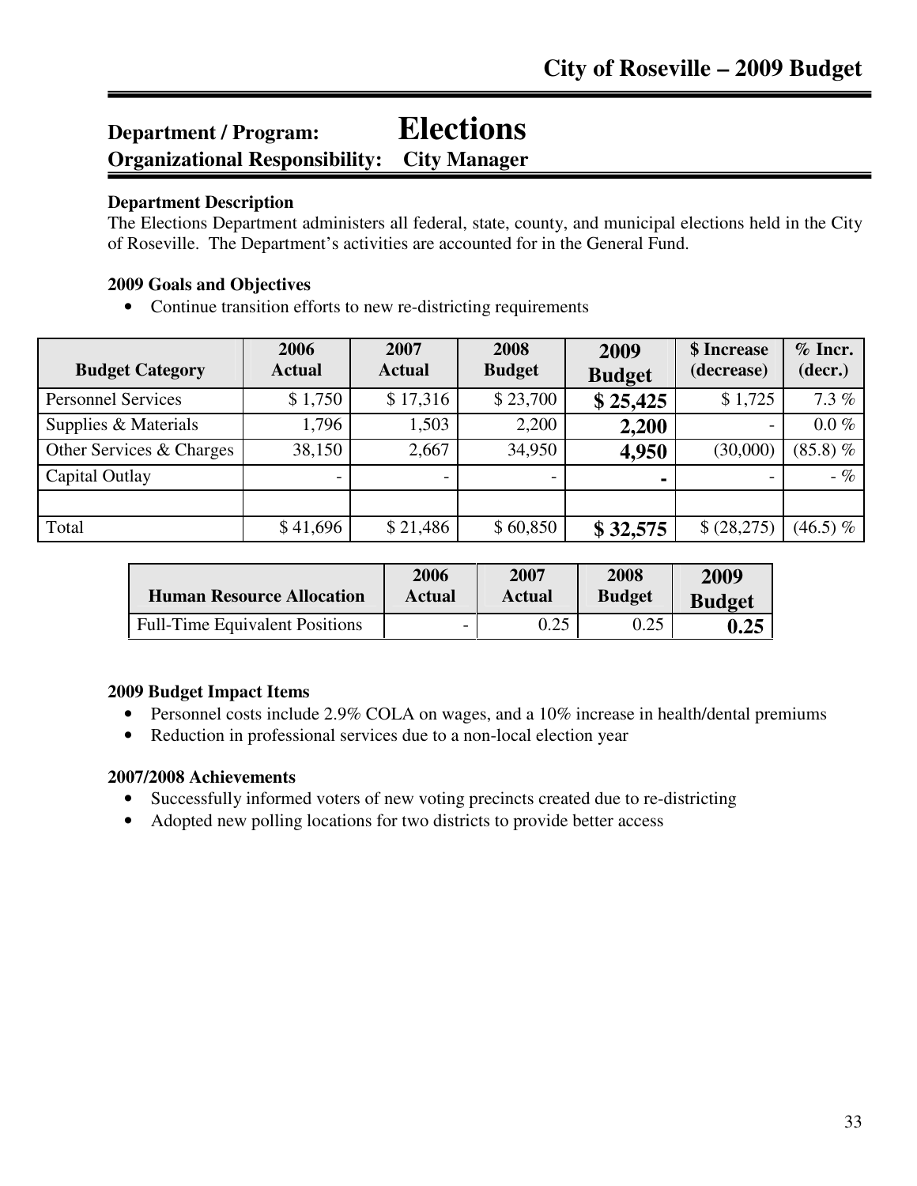## Department / Program: Elections
## Organizational Responsibility: City Manager

**Department Description**

The Elections Department administers all federal, state, county, and municipal elections held in the City of Roseville. The Department's activities are accounted for in the General Fund.

**2009 Goals and Objectives**

- Continue transition efforts to new re-districting requirements

| Budget Category | 2006 Actual | 2007 Actual | 2008 Budget | 2009 Budget | $ Increase (decrease) | % Incr. (decr.) |
|---|---|---|---|---|---|---|
| Personnel Services | $ 1,750 | $ 17,316 | $ 23,700 | **$ 25,425** | $ 1,725 | 7.3 % |
| Supplies & Materials | 1,796 | 1,503 | 2,200 | **2,200** | - | 0.0 % |
| Other Services & Charges | 38,150 | 2,667 | 34,950 | **4,950** | (30,000) | (85.8) % |
| Capital Outlay | - | - | - | **-** | - | - % |
| | | | | | | |
| Total | $ 41,696 | $ 21,486 | $ 60,850 | **$ 32,575** | $ (28,275) | (46.5) % |

| Human Resource Allocation | 2006 Actual | 2007 Actual | 2008 Budget | 2009 Budget |
|---|---|---|---|---|
| Full-Time Equivalent Positions | - | 0.25 | 0.25 | **0.25** |

**2009 Budget Impact Items**

- Personnel costs include 2.9% COLA on wages, and a 10% increase in health/dental premiums
- Reduction in professional services due to a non-local election year

**2007/2008 Achievements**

- Successfully informed voters of new voting precincts created due to re-districting
- Adopted new polling locations for two districts to provide better access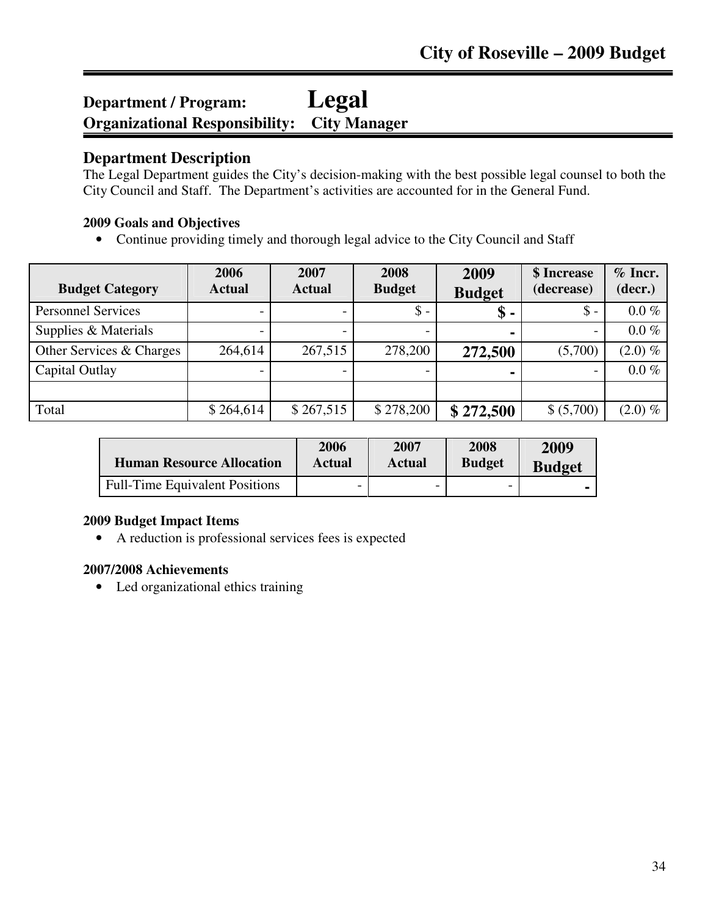## Department / Program: Legal
## Organizational Responsibility: City Manager

### Department Description

The Legal Department guides the City's decision-making with the best possible legal counsel to both the City Council and Staff. The Department's activities are accounted for in the General Fund.

**2009 Goals and Objectives**

- Continue providing timely and thorough legal advice to the City Council and Staff

| Budget Category | 2006 Actual | 2007 Actual | 2008 Budget | 2009 Budget | $ Increase (decrease) | % Incr. (decr.) |
|---|---|---|---|---|---|---|
| Personnel Services | - | - | $ - | **$ -** | $ - | 0.0 % |
| Supplies & Materials | - | - | - | **-** | - | 0.0 % |
| Other Services & Charges | 264,614 | 267,515 | 278,200 | **272,500** | (5,700) | (2.0) % |
| Capital Outlay | - | - | - | **-** | - | 0.0 % |
| | | | | | | |
| Total | $ 264,614 | $ 267,515 | $ 278,200 | **$ 272,500** | $ (5,700) | (2.0) % |

| Human Resource Allocation | 2006 Actual | 2007 Actual | 2008 Budget | 2009 Budget |
|---|---|---|---|---|
| Full-Time Equivalent Positions | - | - | - | **-** |

**2009 Budget Impact Items**

- A reduction is professional services fees is expected

**2007/2008 Achievements**

- Led organizational ethics training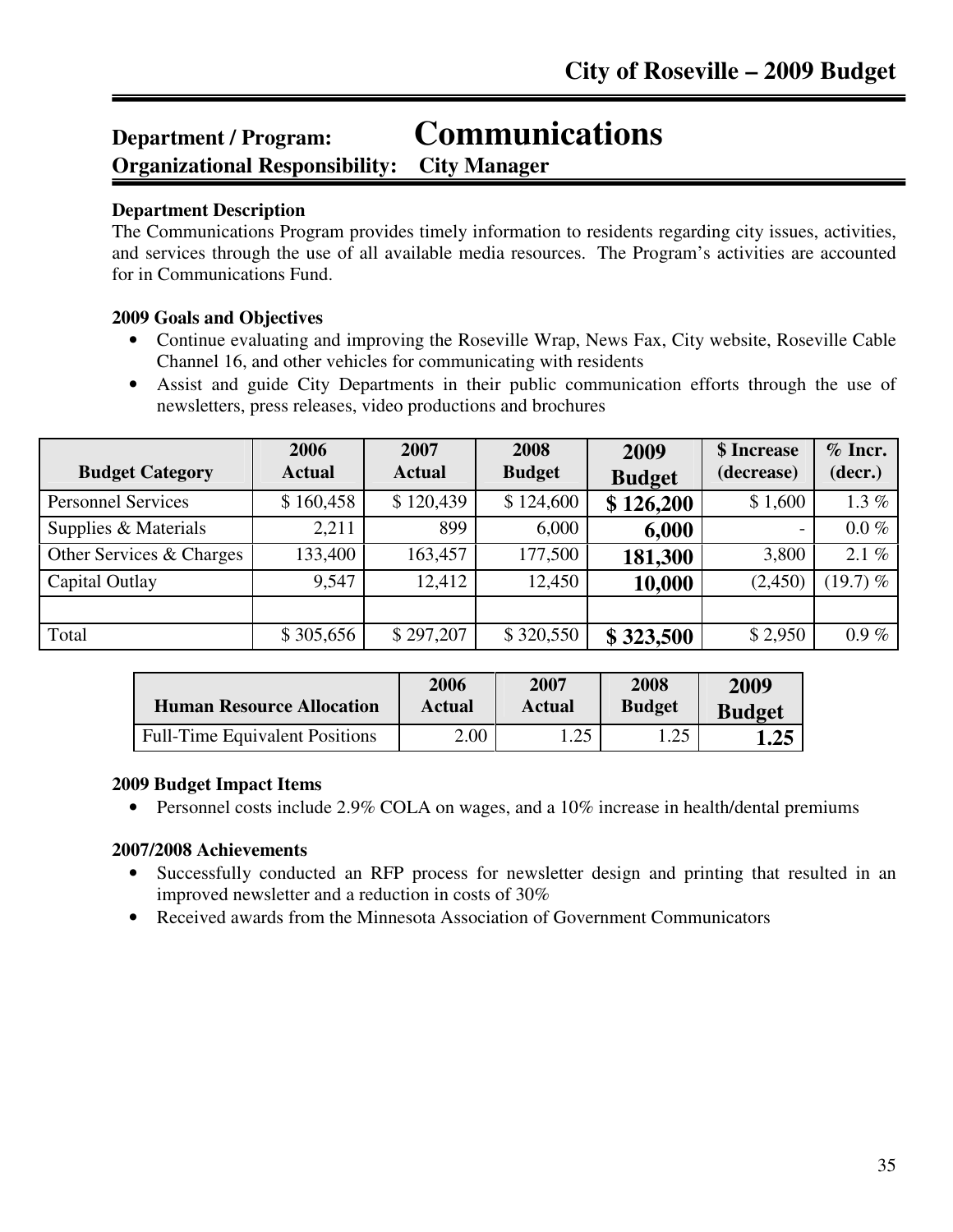# Department / Program: Communications

**Organizational Responsibility: City Manager**

**Department Description**

The Communications Program provides timely information to residents regarding city issues, activities, and services through the use of all available media resources. The Program's activities are accounted for in Communications Fund.

**2009 Goals and Objectives**

- Continue evaluating and improving the Roseville Wrap, News Fax, City website, Roseville Cable Channel 16, and other vehicles for communicating with residents
- Assist and guide City Departments in their public communication efforts through the use of newsletters, press releases, video productions and brochures

| Budget Category | 2006 Actual | 2007 Actual | 2008 Budget | 2009 Budget | $ Increase (decrease) | % Incr. (decr.) |
|---|---|---|---|---|---|---|
| Personnel Services | $ 160,458 | $ 120,439 | $ 124,600 | **$ 126,200** | $ 1,600 | 1.3 % |
| Supplies & Materials | 2,211 | 899 | 6,000 | **6,000** | - | 0.0 % |
| Other Services & Charges | 133,400 | 163,457 | 177,500 | **181,300** | 3,800 | 2.1 % |
| Capital Outlay | 9,547 | 12,412 | 12,450 | **10,000** | (2,450) | (19.7) % |
| | | | | | | |
| Total | $ 305,656 | $ 297,207 | $ 320,550 | **$ 323,500** | $ 2,950 | 0.9 % |

| Human Resource Allocation | 2006 Actual | 2007 Actual | 2008 Budget | 2009 Budget |
|---|---|---|---|---|
| Full-Time Equivalent Positions | 2.00 | 1.25 | 1.25 | **1.25** |

**2009 Budget Impact Items**

- Personnel costs include 2.9% COLA on wages, and a 10% increase in health/dental premiums

**2007/2008 Achievements**

- Successfully conducted an RFP process for newsletter design and printing that resulted in an improved newsletter and a reduction in costs of 30%
- Received awards from the Minnesota Association of Government Communicators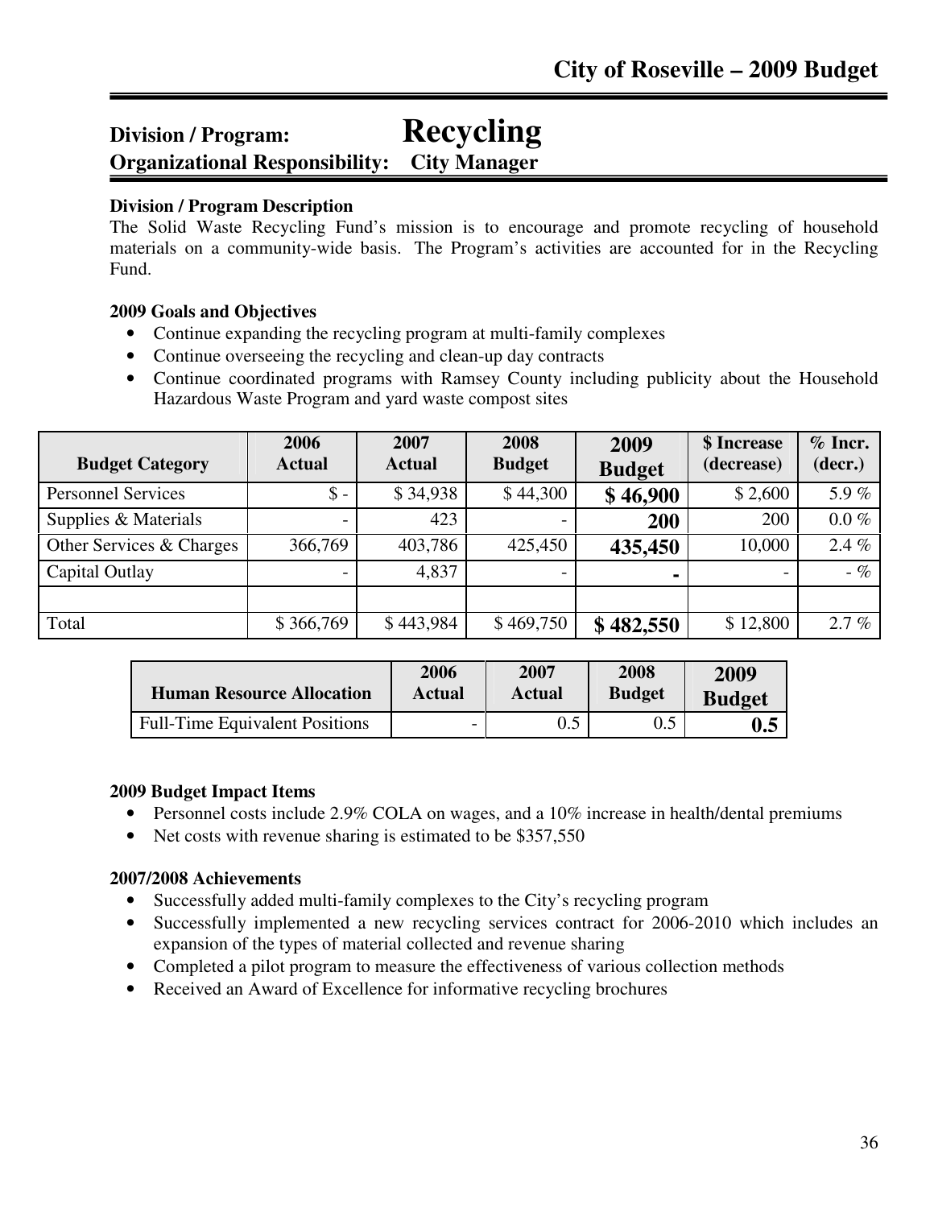# Division / Program: Recycling

**Organizational Responsibility: City Manager**

**Division / Program Description**

The Solid Waste Recycling Fund's mission is to encourage and promote recycling of household materials on a community-wide basis. The Program's activities are accounted for in the Recycling Fund.

**2009 Goals and Objectives**

- Continue expanding the recycling program at multi-family complexes
- Continue overseeing the recycling and clean-up day contracts
- Continue coordinated programs with Ramsey County including publicity about the Household Hazardous Waste Program and yard waste compost sites

| Budget Category | 2006 Actual | 2007 Actual | 2008 Budget | 2009 Budget | $ Increase (decrease) | % Incr. (decr.) |
|---|---|---|---|---|---|---|
| Personnel Services | $ - | $ 34,938 | $ 44,300 | **$ 46,900** | $ 2,600 | 5.9 % |
| Supplies & Materials | - | 423 | - | **200** | 200 | 0.0 % |
| Other Services & Charges | 366,769 | 403,786 | 425,450 | **435,450** | 10,000 | 2.4 % |
| Capital Outlay | - | 4,837 | - | **-** | - | - % |
| | | | | | | |
| Total | $ 366,769 | $ 443,984 | $ 469,750 | **$ 482,550** | $ 12,800 | 2.7 % |

| Human Resource Allocation | 2006 Actual | 2007 Actual | 2008 Budget | 2009 Budget |
|---|---|---|---|---|
| Full-Time Equivalent Positions | - | 0.5 | 0.5 | **0.5** |

**2009 Budget Impact Items**

- Personnel costs include 2.9% COLA on wages, and a 10% increase in health/dental premiums
- Net costs with revenue sharing is estimated to be $357,550

**2007/2008 Achievements**

- Successfully added multi-family complexes to the City's recycling program
- Successfully implemented a new recycling services contract for 2006-2010 which includes an expansion of the types of material collected and revenue sharing
- Completed a pilot program to measure the effectiveness of various collection methods
- Received an Award of Excellence for informative recycling brochures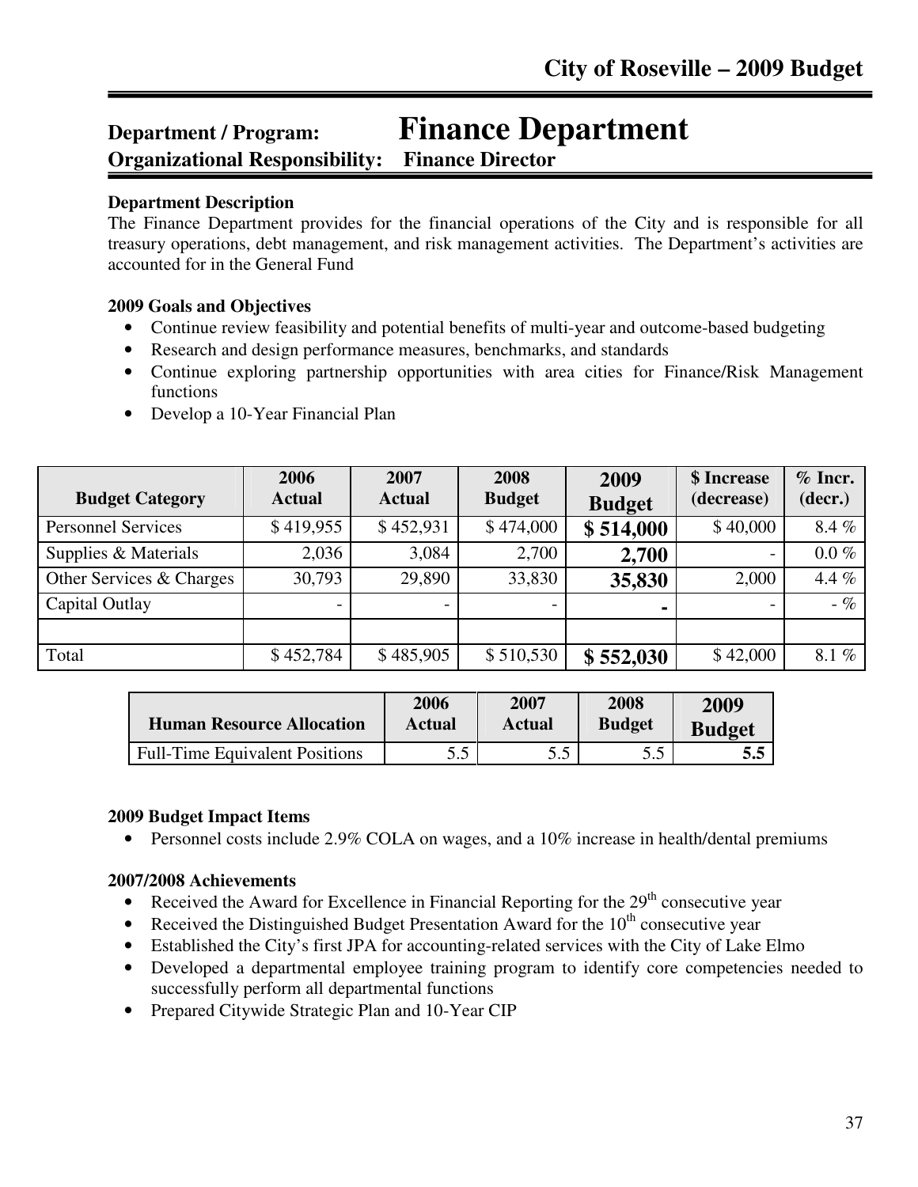## Department / Program: Finance Department

**Organizational Responsibility: Finance Director**

**Department Description**

The Finance Department provides for the financial operations of the City and is responsible for all treasury operations, debt management, and risk management activities. The Department's activities are accounted for in the General Fund

**2009 Goals and Objectives**

- Continue review feasibility and potential benefits of multi-year and outcome-based budgeting
- Research and design performance measures, benchmarks, and standards
- Continue exploring partnership opportunities with area cities for Finance/Risk Management functions
- Develop a 10-Year Financial Plan

| Budget Category | 2006 Actual | 2007 Actual | 2008 Budget | 2009 Budget | $ Increase (decrease) | % Incr. (decr.) |
|---|---|---|---|---|---|---|
| Personnel Services | $ 419,955 | $ 452,931 | $ 474,000 | **$ 514,000** | $ 40,000 | 8.4 % |
| Supplies & Materials | 2,036 | 3,084 | 2,700 | **2,700** | - | 0.0 % |
| Other Services & Charges | 30,793 | 29,890 | 33,830 | **35,830** | 2,000 | 4.4 % |
| Capital Outlay | - | - | - | **-** | - | - % |
| | | | | | | |
| Total | $ 452,784 | $ 485,905 | $ 510,530 | **$ 552,030** | $ 42,000 | 8.1 % |

| Human Resource Allocation | 2006 Actual | 2007 Actual | 2008 Budget | 2009 Budget |
|---|---|---|---|---|
| Full-Time Equivalent Positions | 5.5 | 5.5 | 5.5 | **5.5** |

**2009 Budget Impact Items**

- Personnel costs include 2.9% COLA on wages, and a 10% increase in health/dental premiums

**2007/2008 Achievements**

- Received the Award for Excellence in Financial Reporting for the 29th consecutive year
- Received the Distinguished Budget Presentation Award for the 10th consecutive year
- Established the City's first JPA for accounting-related services with the City of Lake Elmo
- Developed a departmental employee training program to identify core competencies needed to successfully perform all departmental functions
- Prepared Citywide Strategic Plan and 10-Year CIP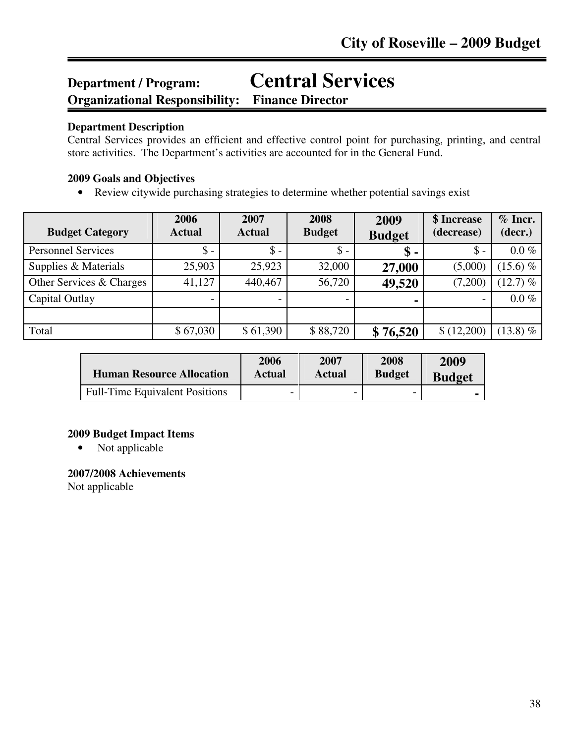# City of Roseville – 2009 Budget

## Department / Program: Central Services

**Organizational Responsibility: Finance Director**

### Department Description

Central Services provides an efficient and effective control point for purchasing, printing, and central store activities. The Department's activities are accounted for in the General Fund.

### 2009 Goals and Objectives

- Review citywide purchasing strategies to determine whether potential savings exist

| Budget Category | 2006 Actual | 2007 Actual | 2008 Budget | 2009 Budget | $ Increase (decrease) | % Incr. (decr.) |
|---|---|---|---|---|---|---|
| Personnel Services | $ - | $ - | $ - | **$ -** | $ - | 0.0 % |
| Supplies & Materials | 25,903 | 25,923 | 32,000 | **27,000** | (5,000) | (15.6) % |
| Other Services & Charges | 41,127 | 440,467 | 56,720 | **49,520** | (7,200) | (12.7) % |
| Capital Outlay | - | - | - | **-** | - | 0.0 % |
| | | | | | | |
| Total | $ 67,030 | $ 61,390 | $ 88,720 | **$ 76,520** | $ (12,200) | (13.8) % |

| Human Resource Allocation | 2006 Actual | 2007 Actual | 2008 Budget | 2009 Budget |
|---|---|---|---|---|
| Full-Time Equivalent Positions | - | - | - | **-** |

### 2009 Budget Impact Items

- Not applicable

### 2007/2008 Achievements

Not applicable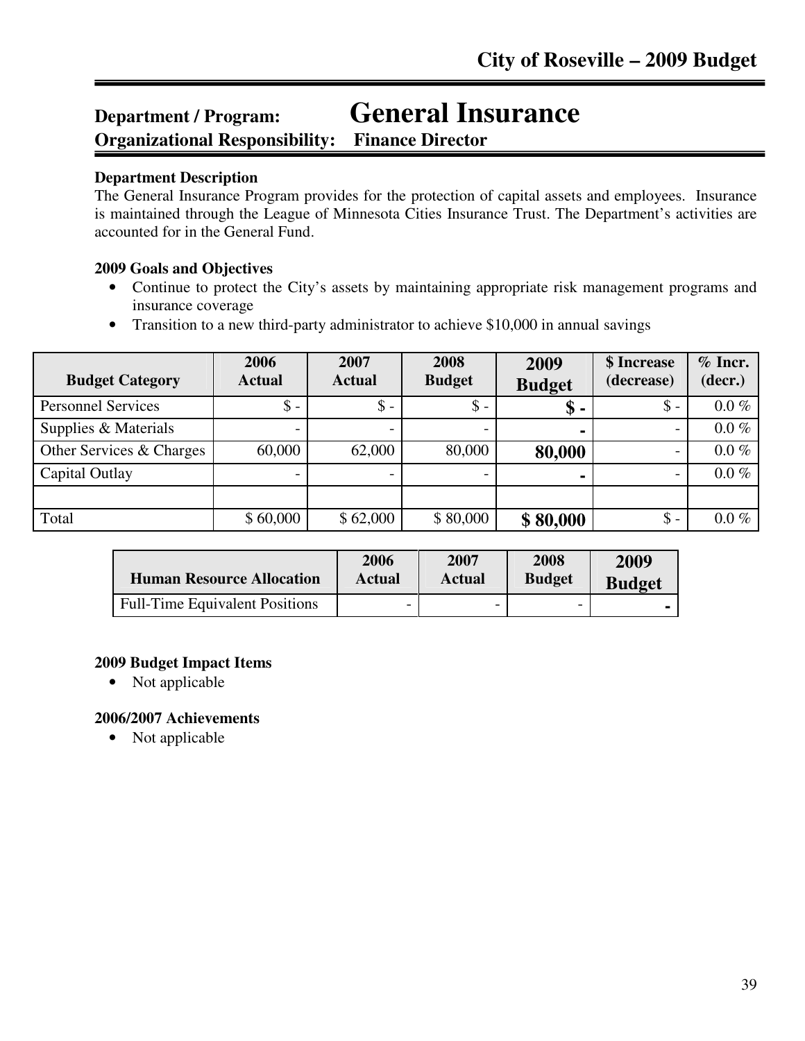## Department / Program: General Insurance
**Organizational Responsibility: Finance Director**

**Department Description**
The General Insurance Program provides for the protection of capital assets and employees. Insurance is maintained through the League of Minnesota Cities Insurance Trust. The Department's activities are accounted for in the General Fund.

**2009 Goals and Objectives**
- Continue to protect the City's assets by maintaining appropriate risk management programs and insurance coverage
- Transition to a new third-party administrator to achieve $10,000 in annual savings

| Budget Category | 2006 Actual | 2007 Actual | 2008 Budget | 2009 Budget | $ Increase (decrease) | % Incr. (decr.) |
|---|---|---|---|---|---|---|
| Personnel Services | $ - | $ - | $ - | **$ -** | $ - | 0.0 % |
| Supplies & Materials | - | - | - | **-** | - | 0.0 % |
| Other Services & Charges | 60,000 | 62,000 | 80,000 | **80,000** | - | 0.0 % |
| Capital Outlay | - | - | - | **-** | - | 0.0 % |
| | | | | | | |
| Total | $ 60,000 | $ 62,000 | $ 80,000 | **$ 80,000** | $ - | 0.0 % |

| Human Resource Allocation | 2006 Actual | 2007 Actual | 2008 Budget | 2009 Budget |
|---|---|---|---|---|
| Full-Time Equivalent Positions | - | - | - | **-** |

**2009 Budget Impact Items**
- Not applicable

**2006/2007 Achievements**
- Not applicable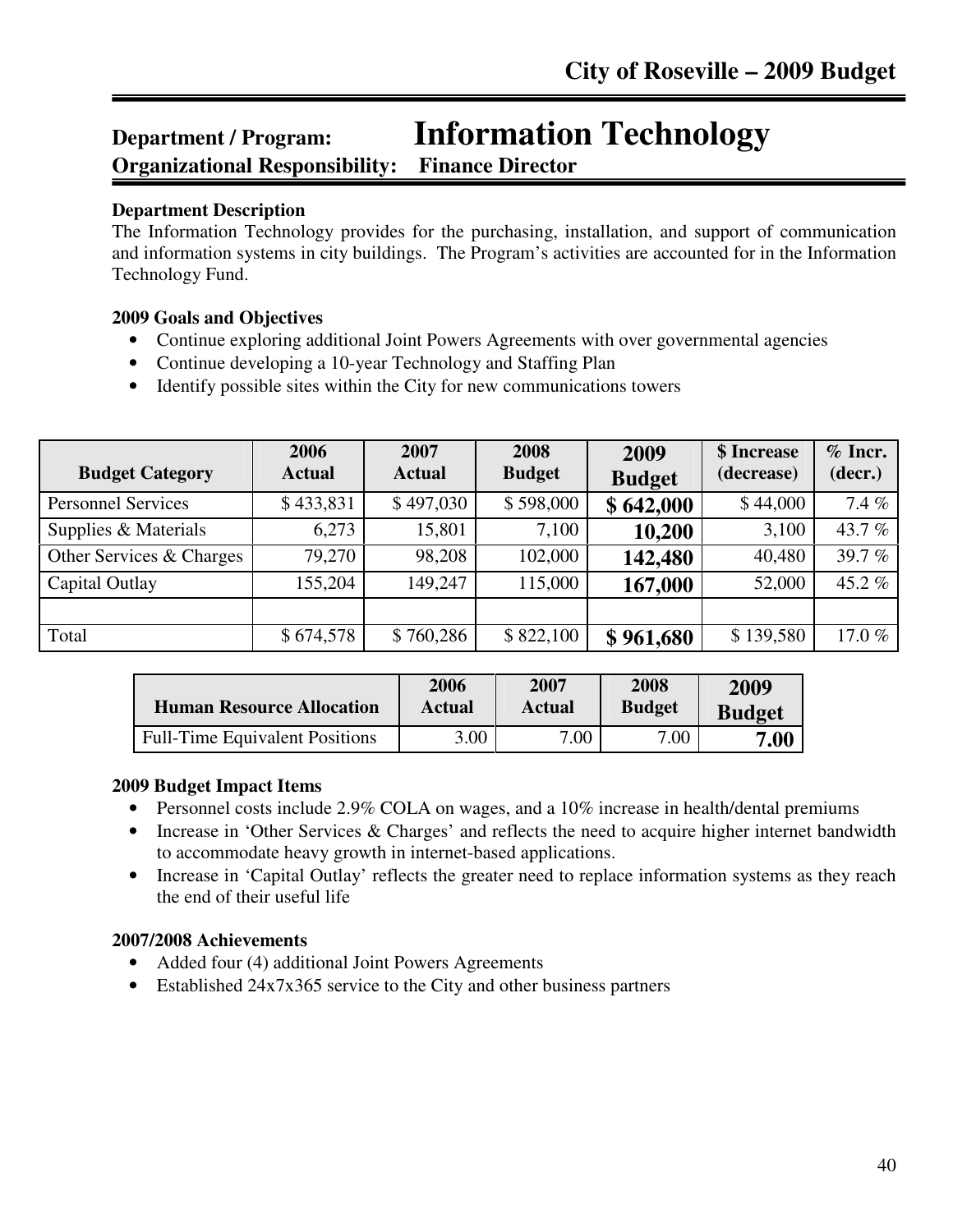## Department / Program: Information Technology

**Organizational Responsibility: Finance Director**

**Department Description**

The Information Technology provides for the purchasing, installation, and support of communication and information systems in city buildings. The Program's activities are accounted for in the Information Technology Fund.

**2009 Goals and Objectives**

- Continue exploring additional Joint Powers Agreements with over governmental agencies
- Continue developing a 10-year Technology and Staffing Plan
- Identify possible sites within the City for new communications towers

| Budget Category | 2006 Actual | 2007 Actual | 2008 Budget | 2009 Budget | $ Increase (decrease) | % Incr. (decr.) |
|---|---|---|---|---|---|---|
| Personnel Services | $ 433,831 | $ 497,030 | $ 598,000 | **$ 642,000** | $ 44,000 | 7.4 % |
| Supplies & Materials | 6,273 | 15,801 | 7,100 | **10,200** | 3,100 | 43.7 % |
| Other Services & Charges | 79,270 | 98,208 | 102,000 | **142,480** | 40,480 | 39.7 % |
| Capital Outlay | 155,204 | 149,247 | 115,000 | **167,000** | 52,000 | 45.2 % |
| | | | | | | |
| Total | $ 674,578 | $ 760,286 | $ 822,100 | **$ 961,680** | $ 139,580 | 17.0 % |

| Human Resource Allocation | 2006 Actual | 2007 Actual | 2008 Budget | 2009 Budget |
|---|---|---|---|---|
| Full-Time Equivalent Positions | 3.00 | 7.00 | 7.00 | **7.00** |

**2009 Budget Impact Items**

- Personnel costs include 2.9% COLA on wages, and a 10% increase in health/dental premiums
- Increase in 'Other Services & Charges' and reflects the need to acquire higher internet bandwidth to accommodate heavy growth in internet-based applications.
- Increase in 'Capital Outlay' reflects the greater need to replace information systems as they reach the end of their useful life

**2007/2008 Achievements**

- Added four (4) additional Joint Powers Agreements
- Established 24x7x365 service to the City and other business partners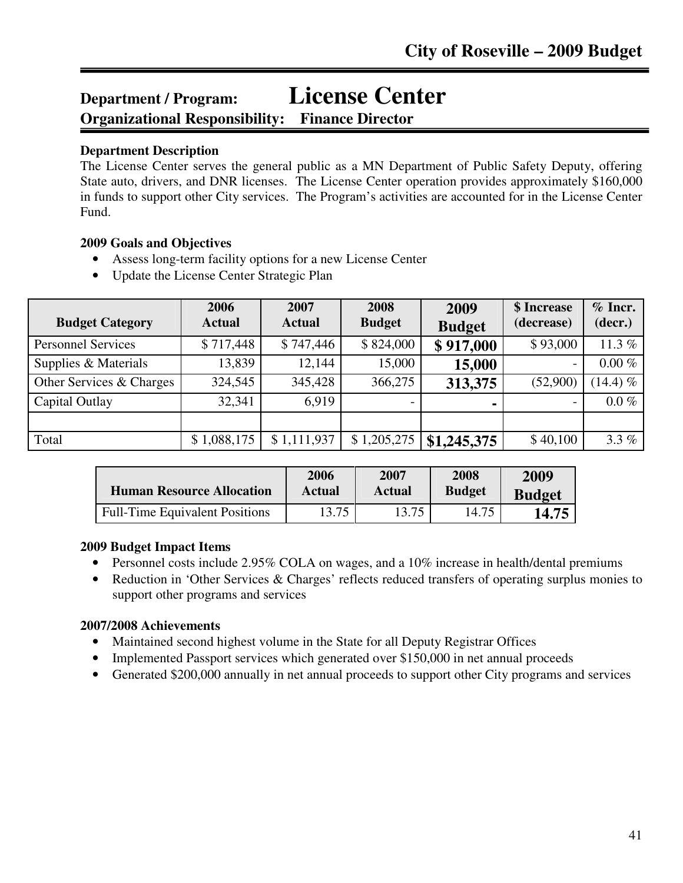# Department / Program: License Center

**Organizational Responsibility: Finance Director**

**Department Description**

The License Center serves the general public as a MN Department of Public Safety Deputy, offering State auto, drivers, and DNR licenses. The License Center operation provides approximately $160,000 in funds to support other City services. The Program's activities are accounted for in the License Center Fund.

**2009 Goals and Objectives**

- Assess long-term facility options for a new License Center
- Update the License Center Strategic Plan

| Budget Category | 2006 Actual | 2007 Actual | 2008 Budget | 2009 Budget | $ Increase (decrease) | % Incr. (decr.) |
|---|---|---|---|---|---|---|
| Personnel Services | $ 717,448 | $ 747,446 | $ 824,000 | **$ 917,000** | $ 93,000 | 11.3 % |
| Supplies & Materials | 13,839 | 12,144 | 15,000 | **15,000** | - | 0.00 % |
| Other Services & Charges | 324,545 | 345,428 | 366,275 | **313,375** | (52,900) | (14.4) % |
| Capital Outlay | 32,341 | 6,919 | - | **-** | - | 0.0 % |
| | | | | | | |
| Total | $ 1,088,175 | $ 1,111,937 | $ 1,205,275 | **$1,245,375** | $ 40,100 | 3.3 % |

| Human Resource Allocation | 2006 Actual | 2007 Actual | 2008 Budget | 2009 Budget |
|---|---|---|---|---|
| Full-Time Equivalent Positions | 13.75 | 13.75 | 14.75 | **14.75** |

**2009 Budget Impact Items**

- Personnel costs include 2.95% COLA on wages, and a 10% increase in health/dental premiums
- Reduction in 'Other Services & Charges' reflects reduced transfers of operating surplus monies to support other programs and services

**2007/2008 Achievements**

- Maintained second highest volume in the State for all Deputy Registrar Offices
- Implemented Passport services which generated over $150,000 in net annual proceeds
- Generated $200,000 annually in net annual proceeds to support other City programs and services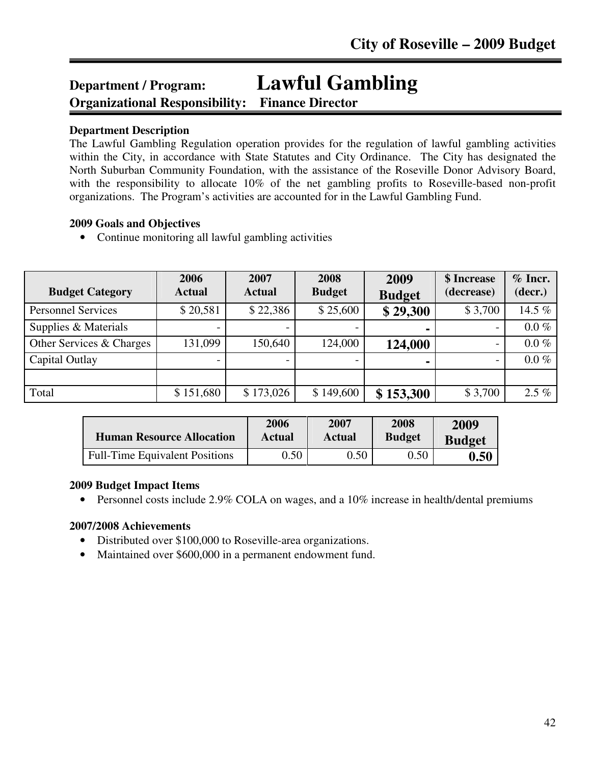# Department / Program: Lawful Gambling

**Organizational Responsibility: Finance Director**

### Department Description

The Lawful Gambling Regulation operation provides for the regulation of lawful gambling activities within the City, in accordance with State Statutes and City Ordinance. The City has designated the North Suburban Community Foundation, with the assistance of the Roseville Donor Advisory Board, with the responsibility to allocate 10% of the net gambling profits to Roseville-based non-profit organizations. The Program's activities are accounted for in the Lawful Gambling Fund.

### 2009 Goals and Objectives

- Continue monitoring all lawful gambling activities

| Budget Category | 2006 Actual | 2007 Actual | 2008 Budget | 2009 Budget | $ Increase (decrease) | % Incr. (decr.) |
|---|---|---|---|---|---|---|
| Personnel Services | $ 20,581 | $ 22,386 | $ 25,600 | **$ 29,300** | $ 3,700 | 14.5 % |
| Supplies & Materials | - | - | - | **-** | - | 0.0 % |
| Other Services & Charges | 131,099 | 150,640 | 124,000 | **124,000** | - | 0.0 % |
| Capital Outlay | - | - | - | **-** | - | 0.0 % |
| | | | | | | |
| Total | $ 151,680 | $ 173,026 | $ 149,600 | **$ 153,300** | $ 3,700 | 2.5 % |

| Human Resource Allocation | 2006 Actual | 2007 Actual | 2008 Budget | 2009 Budget |
|---|---|---|---|---|
| Full-Time Equivalent Positions | 0.50 | 0.50 | 0.50 | **0.50** |

### 2009 Budget Impact Items

- Personnel costs include 2.9% COLA on wages, and a 10% increase in health/dental premiums

### 2007/2008 Achievements

- Distributed over $100,000 to Roseville-area organizations.
- Maintained over $600,000 in a permanent endowment fund.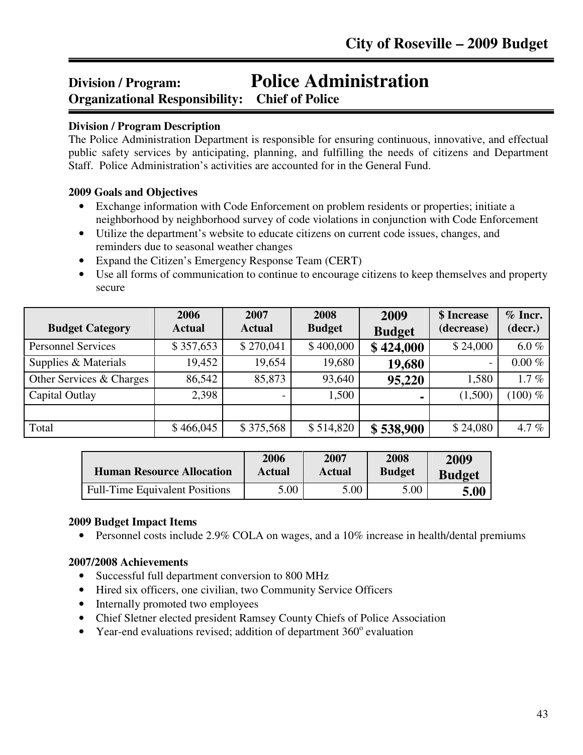# Division / Program: Police Administration
## Organizational Responsibility: Chief of Police

**Division / Program Description**

The Police Administration Department is responsible for ensuring continuous, innovative, and effectual public safety services by anticipating, planning, and fulfilling the needs of citizens and Department Staff. Police Administration's activities are accounted for in the General Fund.

**2009 Goals and Objectives**

- Exchange information with Code Enforcement on problem residents or properties; initiate a neighborhood by neighborhood survey of code violations in conjunction with Code Enforcement
- Utilize the department's website to educate citizens on current code issues, changes, and reminders due to seasonal weather changes
- Expand the Citizen's Emergency Response Team (CERT)
- Use all forms of communication to continue to encourage citizens to keep themselves and property secure

| Budget Category | 2006 Actual | 2007 Actual | 2008 Budget | 2009 Budget | $ Increase (decrease) | % Incr. (decr.) |
|---|---|---|---|---|---|---|
| Personnel Services | $ 357,653 | $ 270,041 | $ 400,000 | **$ 424,000** | $ 24,000 | 6.0 % |
| Supplies & Materials | 19,452 | 19,654 | 19,680 | **19,680** | - | 0.00 % |
| Other Services & Charges | 86,542 | 85,873 | 93,640 | **95,220** | 1,580 | 1.7 % |
| Capital Outlay | 2,398 | - | 1,500 | **-** | (1,500) | (100) % |
| | | | | | | |
| Total | $ 466,045 | $ 375,568 | $ 514,820 | **$ 538,900** | $ 24,080 | 4.7 % |

| Human Resource Allocation | 2006 Actual | 2007 Actual | 2008 Budget | 2009 Budget |
|---|---|---|---|---|
| Full-Time Equivalent Positions | 5.00 | 5.00 | 5.00 | **5.00** |

**2009 Budget Impact Items**

- Personnel costs include 2.9% COLA on wages, and a 10% increase in health/dental premiums

**2007/2008 Achievements**

- Successful full department conversion to 800 MHz
- Hired six officers, one civilian, two Community Service Officers
- Internally promoted two employees
- Chief Sletner elected president Ramsey County Chiefs of Police Association
- Year-end evaluations revised; addition of department 360° evaluation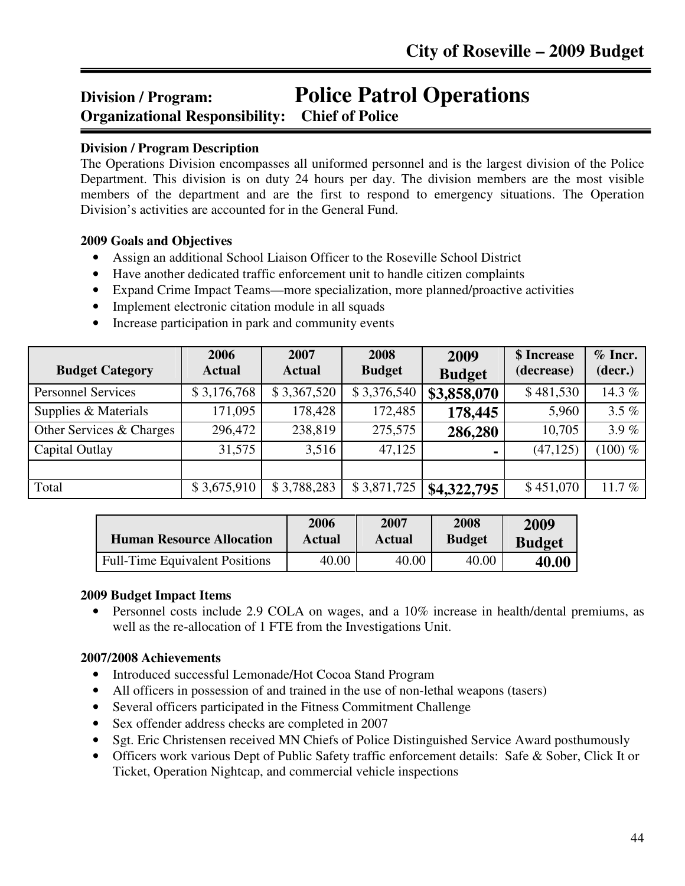## Division / Program: Police Patrol Operations

## Organizational Responsibility: Chief of Police

**Division / Program Description**

The Operations Division encompasses all uniformed personnel and is the largest division of the Police Department. This division is on duty 24 hours per day. The division members are the most visible members of the department and are the first to respond to emergency situations. The Operation Division's activities are accounted for in the General Fund.

**2009 Goals and Objectives**

- Assign an additional School Liaison Officer to the Roseville School District
- Have another dedicated traffic enforcement unit to handle citizen complaints
- Expand Crime Impact Teams—more specialization, more planned/proactive activities
- Implement electronic citation module in all squads
- Increase participation in park and community events

| Budget Category | 2006 Actual | 2007 Actual | 2008 Budget | 2009 Budget | $ Increase (decrease) | % Incr. (decr.) |
|---|---|---|---|---|---|---|
| Personnel Services | $ 3,176,768 | $ 3,367,520 | $ 3,376,540 | **$3,858,070** | $ 481,530 | 14.3 % |
| Supplies & Materials | 171,095 | 178,428 | 172,485 | **178,445** | 5,960 | 3.5 % |
| Other Services & Charges | 296,472 | 238,819 | 275,575 | **286,280** | 10,705 | 3.9 % |
| Capital Outlay | 31,575 | 3,516 | 47,125 | **-** | (47,125) | (100) % |
| | | | | | | |
| Total | $ 3,675,910 | $ 3,788,283 | $ 3,871,725 | **$4,322,795** | $ 451,070 | 11.7 % |

| Human Resource Allocation | 2006 Actual | 2007 Actual | 2008 Budget | 2009 Budget |
|---|---|---|---|---|
| Full-Time Equivalent Positions | 40.00 | 40.00 | 40.00 | **40.00** |

**2009 Budget Impact Items**

- Personnel costs include 2.9 COLA on wages, and a 10% increase in health/dental premiums, as well as the re-allocation of 1 FTE from the Investigations Unit.

**2007/2008 Achievements**

- Introduced successful Lemonade/Hot Cocoa Stand Program
- All officers in possession of and trained in the use of non-lethal weapons (tasers)
- Several officers participated in the Fitness Commitment Challenge
- Sex offender address checks are completed in 2007
- Sgt. Eric Christensen received MN Chiefs of Police Distinguished Service Award posthumously
- Officers work various Dept of Public Safety traffic enforcement details: Safe & Sober, Click It or Ticket, Operation Nightcap, and commercial vehicle inspections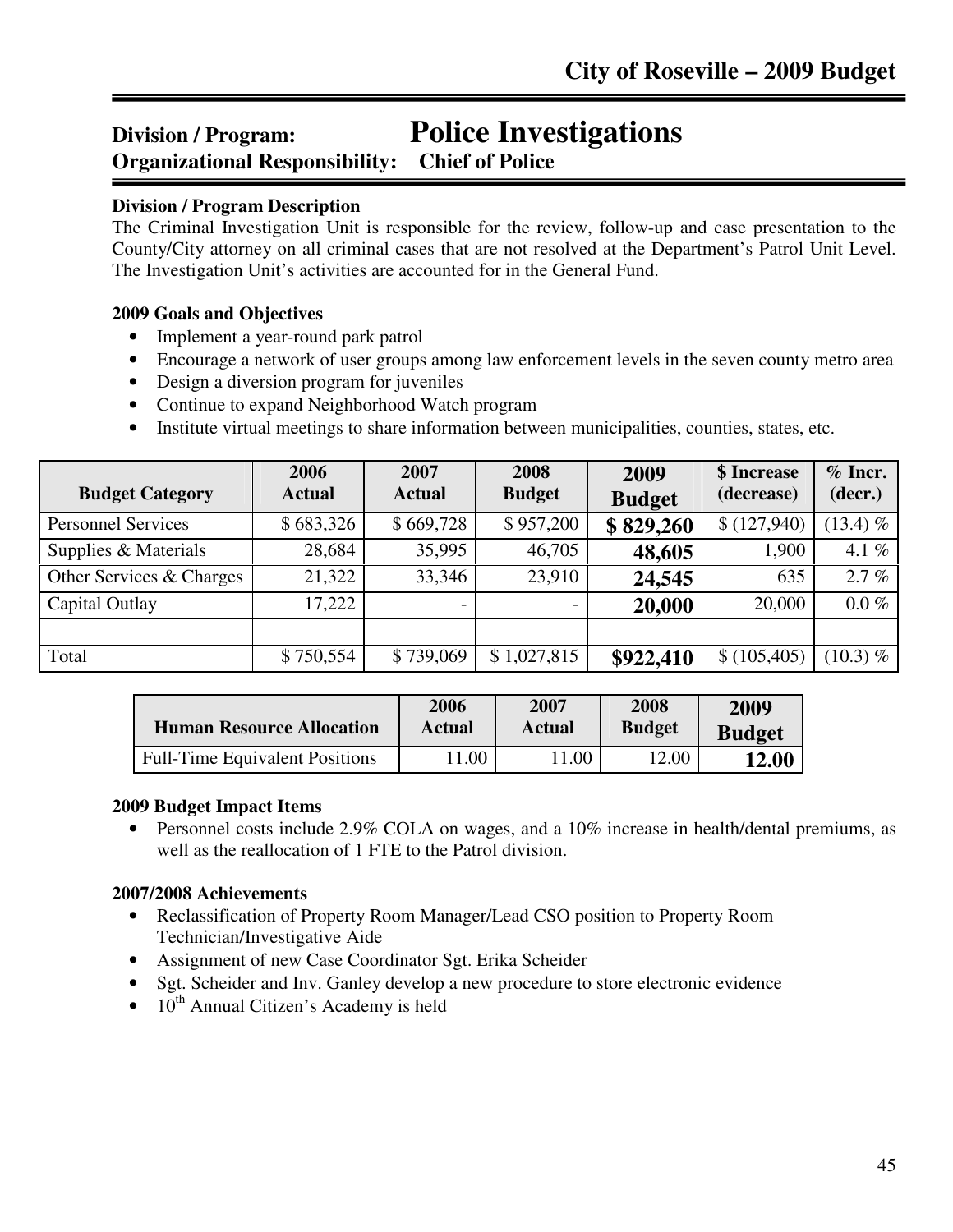## Division / Program: Police Investigations
## Organizational Responsibility: Chief of Police

**Division / Program Description**

The Criminal Investigation Unit is responsible for the review, follow-up and case presentation to the County/City attorney on all criminal cases that are not resolved at the Department's Patrol Unit Level. The Investigation Unit's activities are accounted for in the General Fund.

**2009 Goals and Objectives**

- Implement a year-round park patrol
- Encourage a network of user groups among law enforcement levels in the seven county metro area
- Design a diversion program for juveniles
- Continue to expand Neighborhood Watch program
- Institute virtual meetings to share information between municipalities, counties, states, etc.

| Budget Category | 2006 Actual | 2007 Actual | 2008 Budget | 2009 Budget | $ Increase (decrease) | % Incr. (decr.) |
|---|---|---|---|---|---|---|
| Personnel Services | $ 683,326 | $ 669,728 | $ 957,200 | **$ 829,260** | $ (127,940) | (13.4) % |
| Supplies & Materials | 28,684 | 35,995 | 46,705 | **48,605** | 1,900 | 4.1 % |
| Other Services & Charges | 21,322 | 33,346 | 23,910 | **24,545** | 635 | 2.7 % |
| Capital Outlay | 17,222 | - | - | **20,000** | 20,000 | 0.0 % |
| | | | | | | |
| Total | $ 750,554 | $ 739,069 | $ 1,027,815 | **$922,410** | $ (105,405) | (10.3) % |

| Human Resource Allocation | 2006 Actual | 2007 Actual | 2008 Budget | 2009 Budget |
|---|---|---|---|---|
| Full-Time Equivalent Positions | 11.00 | 11.00 | 12.00 | **12.00** |

**2009 Budget Impact Items**

- Personnel costs include 2.9% COLA on wages, and a 10% increase in health/dental premiums, as well as the reallocation of 1 FTE to the Patrol division.

**2007/2008 Achievements**

- Reclassification of Property Room Manager/Lead CSO position to Property Room Technician/Investigative Aide
- Assignment of new Case Coordinator Sgt. Erika Scheider
- Sgt. Scheider and Inv. Ganley develop a new procedure to store electronic evidence
- 10th Annual Citizen's Academy is held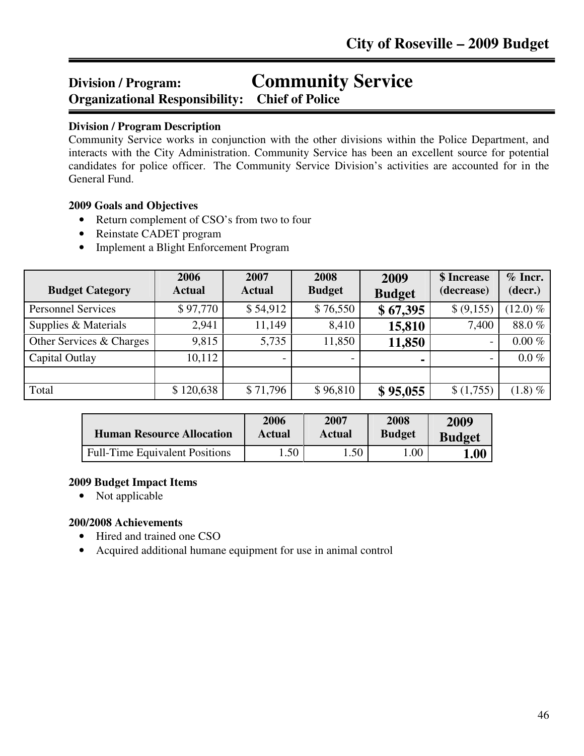## Division / Program: Community Service
## Organizational Responsibility: Chief of Police

**Division / Program Description**

Community Service works in conjunction with the other divisions within the Police Department, and interacts with the City Administration. Community Service has been an excellent source for potential candidates for police officer. The Community Service Division's activities are accounted for in the General Fund.

**2009 Goals and Objectives**

- Return complement of CSO's from two to four
- Reinstate CADET program
- Implement a Blight Enforcement Program

| Budget Category | 2006 Actual | 2007 Actual | 2008 Budget | 2009 Budget | $ Increase (decrease) | % Incr. (decr.) |
|---|---|---|---|---|---|---|
| Personnel Services | $ 97,770 | $ 54,912 | $ 76,550 | **$ 67,395** | $ (9,155) | (12.0) % |
| Supplies & Materials | 2,941 | 11,149 | 8,410 | **15,810** | 7,400 | 88.0 % |
| Other Services & Charges | 9,815 | 5,735 | 11,850 | **11,850** | - | 0.00 % |
| Capital Outlay | 10,112 | - | - | **-** | - | 0.0 % |
| | | | | | | |
| Total | $ 120,638 | $ 71,796 | $ 96,810 | **$ 95,055** | $ (1,755) | (1.8) % |

| Human Resource Allocation | 2006 Actual | 2007 Actual | 2008 Budget | 2009 Budget |
|---|---|---|---|---|
| Full-Time Equivalent Positions | 1.50 | 1.50 | 1.00 | **1.00** |

**2009 Budget Impact Items**

- Not applicable

**200/2008 Achievements**

- Hired and trained one CSO
- Acquired additional humane equipment for use in animal control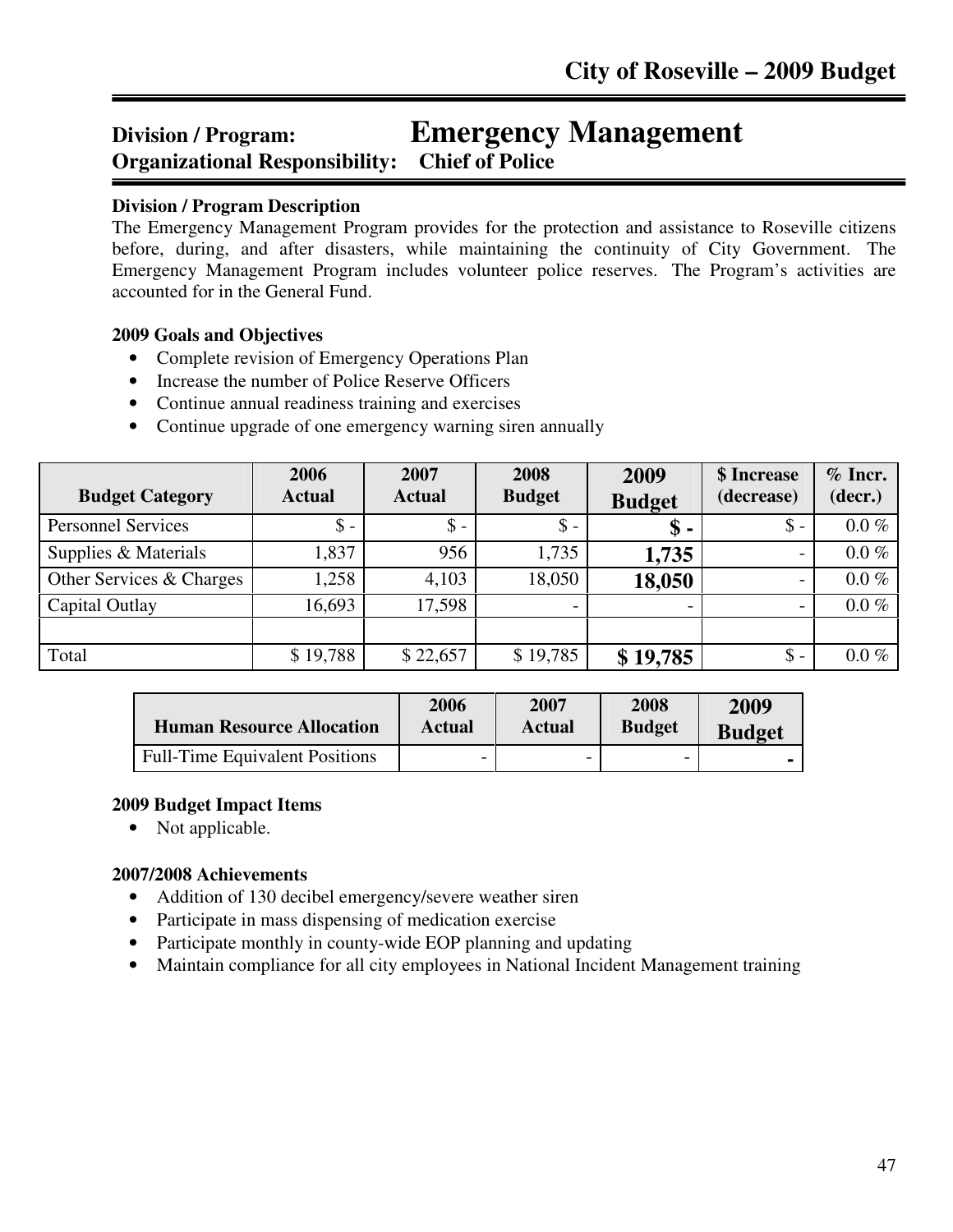# Division / Program: Emergency Management

**Organizational Responsibility: Chief of Police**

### Division / Program Description

The Emergency Management Program provides for the protection and assistance to Roseville citizens before, during, and after disasters, while maintaining the continuity of City Government. The Emergency Management Program includes volunteer police reserves. The Program's activities are accounted for in the General Fund.

### 2009 Goals and Objectives

- Complete revision of Emergency Operations Plan
- Increase the number of Police Reserve Officers
- Continue annual readiness training and exercises
- Continue upgrade of one emergency warning siren annually

| Budget Category | 2006 Actual | 2007 Actual | 2008 Budget | 2009 Budget | $ Increase (decrease) | % Incr. (decr.) |
|---|---|---|---|---|---|---|
| Personnel Services | $ - | $ - | $ - | **$ -** | $ - | 0.0 % |
| Supplies & Materials | 1,837 | 956 | 1,735 | **1,735** | - | 0.0 % |
| Other Services & Charges | 1,258 | 4,103 | 18,050 | **18,050** | - | 0.0 % |
| Capital Outlay | 16,693 | 17,598 | - | - | - | 0.0 % |
| | | | | | | |
| Total | $ 19,788 | $ 22,657 | $ 19,785 | **$ 19,785** | $ - | 0.0 % |

| Human Resource Allocation | 2006 Actual | 2007 Actual | 2008 Budget | 2009 Budget |
|---|---|---|---|---|
| Full-Time Equivalent Positions | - | - | - | **-** |

### 2009 Budget Impact Items

- Not applicable.

### 2007/2008 Achievements

- Addition of 130 decibel emergency/severe weather siren
- Participate in mass dispensing of medication exercise
- Participate monthly in county-wide EOP planning and updating
- Maintain compliance for all city employees in National Incident Management training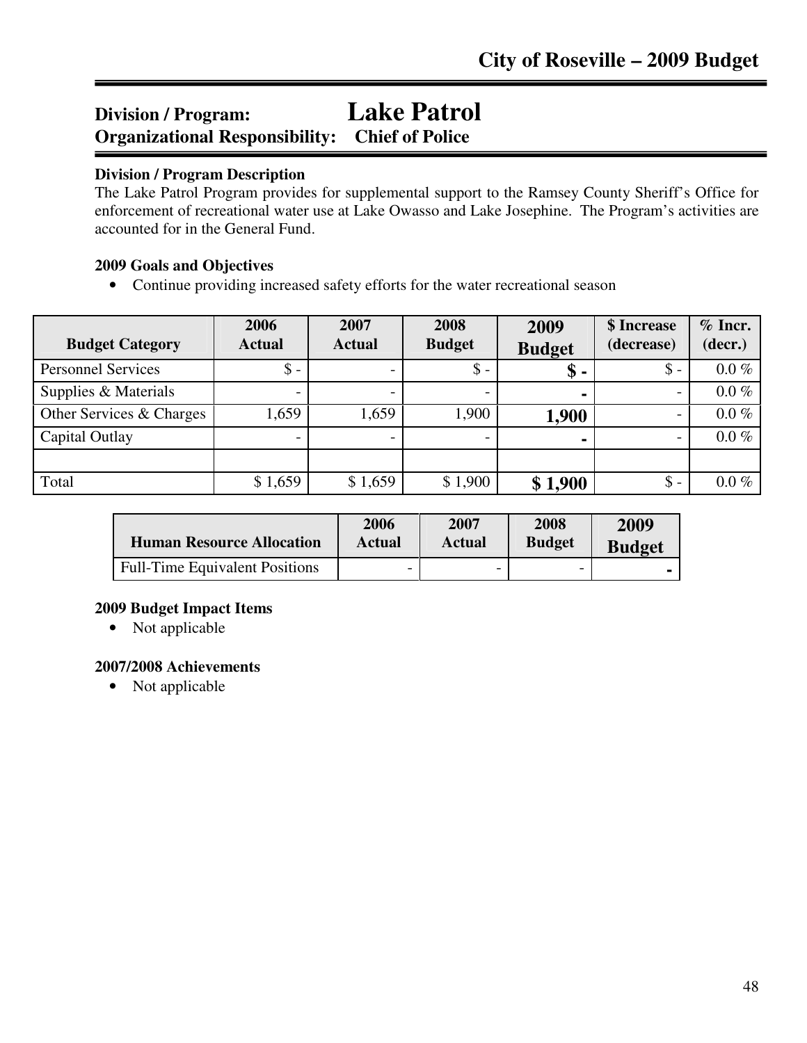## Division / Program: Lake Patrol
## Organizational Responsibility: Chief of Police

**Division / Program Description**

The Lake Patrol Program provides for supplemental support to the Ramsey County Sheriff's Office for enforcement of recreational water use at Lake Owasso and Lake Josephine. The Program's activities are accounted for in the General Fund.

**2009 Goals and Objectives**

- Continue providing increased safety efforts for the water recreational season

| Budget Category | 2006 Actual | 2007 Actual | 2008 Budget | 2009 Budget | $ Increase (decrease) | % Incr. (decr.) |
|---|---|---|---|---|---|---|
| Personnel Services | $ - | - | $ - | **$ -** | $ - | 0.0 % |
| Supplies & Materials | - | - | - | **-** | - | 0.0 % |
| Other Services & Charges | 1,659 | 1,659 | 1,900 | **1,900** | - | 0.0 % |
| Capital Outlay | - | - | - | **-** | - | 0.0 % |
| | | | | | | |
| Total | $ 1,659 | $ 1,659 | $ 1,900 | **$ 1,900** | $ - | 0.0 % |

| Human Resource Allocation | 2006 Actual | 2007 Actual | 2008 Budget | 2009 Budget |
|---|---|---|---|---|
| Full-Time Equivalent Positions | - | - | - | **-** |

**2009 Budget Impact Items**

- Not applicable

**2007/2008 Achievements**

- Not applicable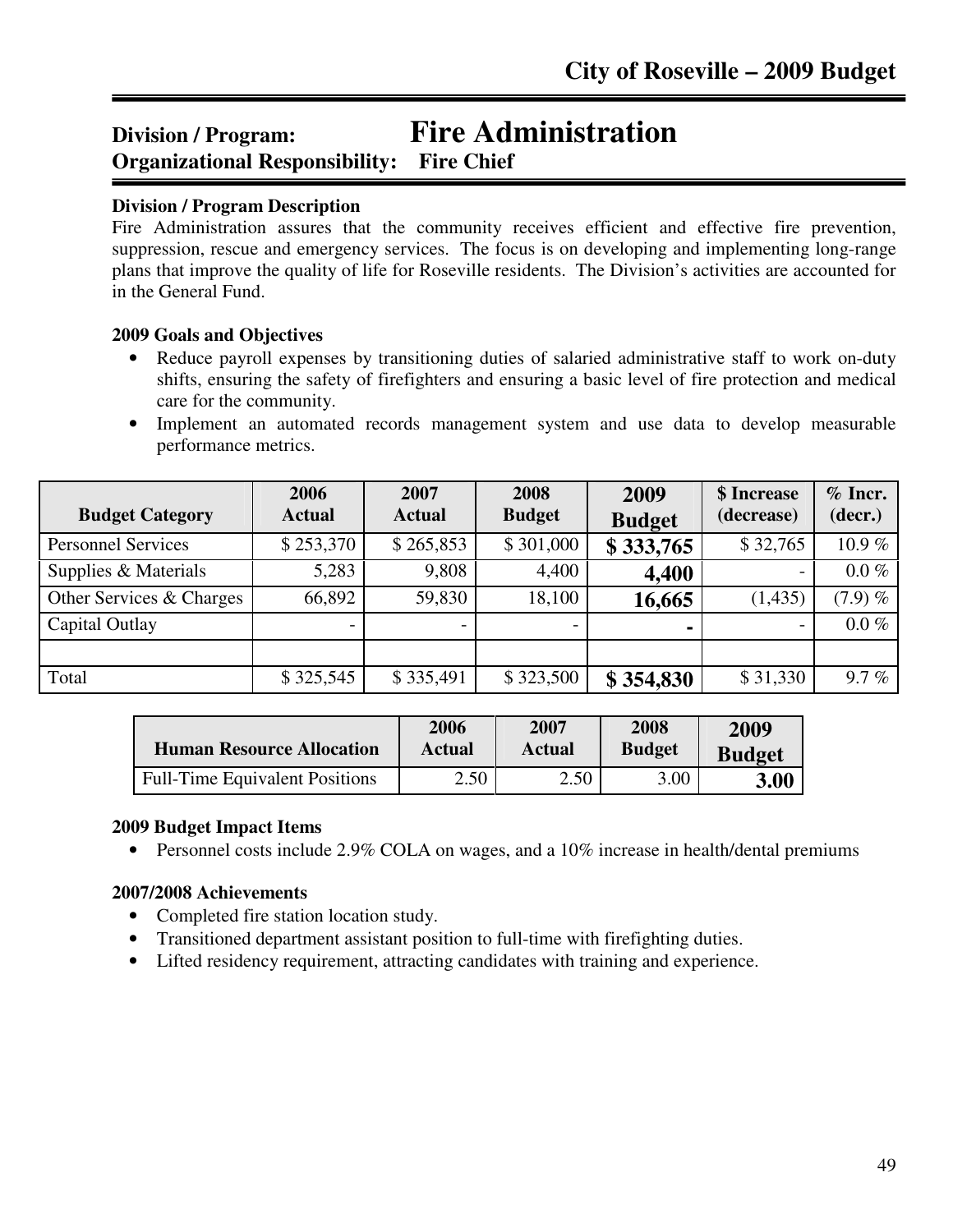# City of Roseville – 2009 Budget

## Division / Program: Fire Administration
## Organizational Responsibility: Fire Chief

**Division / Program Description**

Fire Administration assures that the community receives efficient and effective fire prevention, suppression, rescue and emergency services. The focus is on developing and implementing long-range plans that improve the quality of life for Roseville residents. The Division's activities are accounted for in the General Fund.

**2009 Goals and Objectives**

- Reduce payroll expenses by transitioning duties of salaried administrative staff to work on-duty shifts, ensuring the safety of firefighters and ensuring a basic level of fire protection and medical care for the community.
- Implement an automated records management system and use data to develop measurable performance metrics.

| Budget Category | 2006 Actual | 2007 Actual | 2008 Budget | 2009 Budget | $ Increase (decrease) | % Incr. (decr.) |
|---|---|---|---|---|---|---|
| Personnel Services | $ 253,370 | $ 265,853 | $ 301,000 | **$ 333,765** | $ 32,765 | 10.9 % |
| Supplies & Materials | 5,283 | 9,808 | 4,400 | **4,400** | - | 0.0 % |
| Other Services & Charges | 66,892 | 59,830 | 18,100 | **16,665** | (1,435) | (7.9) % |
| Capital Outlay | - | - | - | **-** | - | 0.0 % |
| | | | | | | |
| Total | $ 325,545 | $ 335,491 | $ 323,500 | **$ 354,830** | $ 31,330 | 9.7 % |

| Human Resource Allocation | 2006 Actual | 2007 Actual | 2008 Budget | 2009 Budget |
|---|---|---|---|---|
| Full-Time Equivalent Positions | 2.50 | 2.50 | 3.00 | **3.00** |

**2009 Budget Impact Items**

- Personnel costs include 2.9% COLA on wages, and a 10% increase in health/dental premiums

**2007/2008 Achievements**

- Completed fire station location study.
- Transitioned department assistant position to full-time with firefighting duties.
- Lifted residency requirement, attracting candidates with training and experience.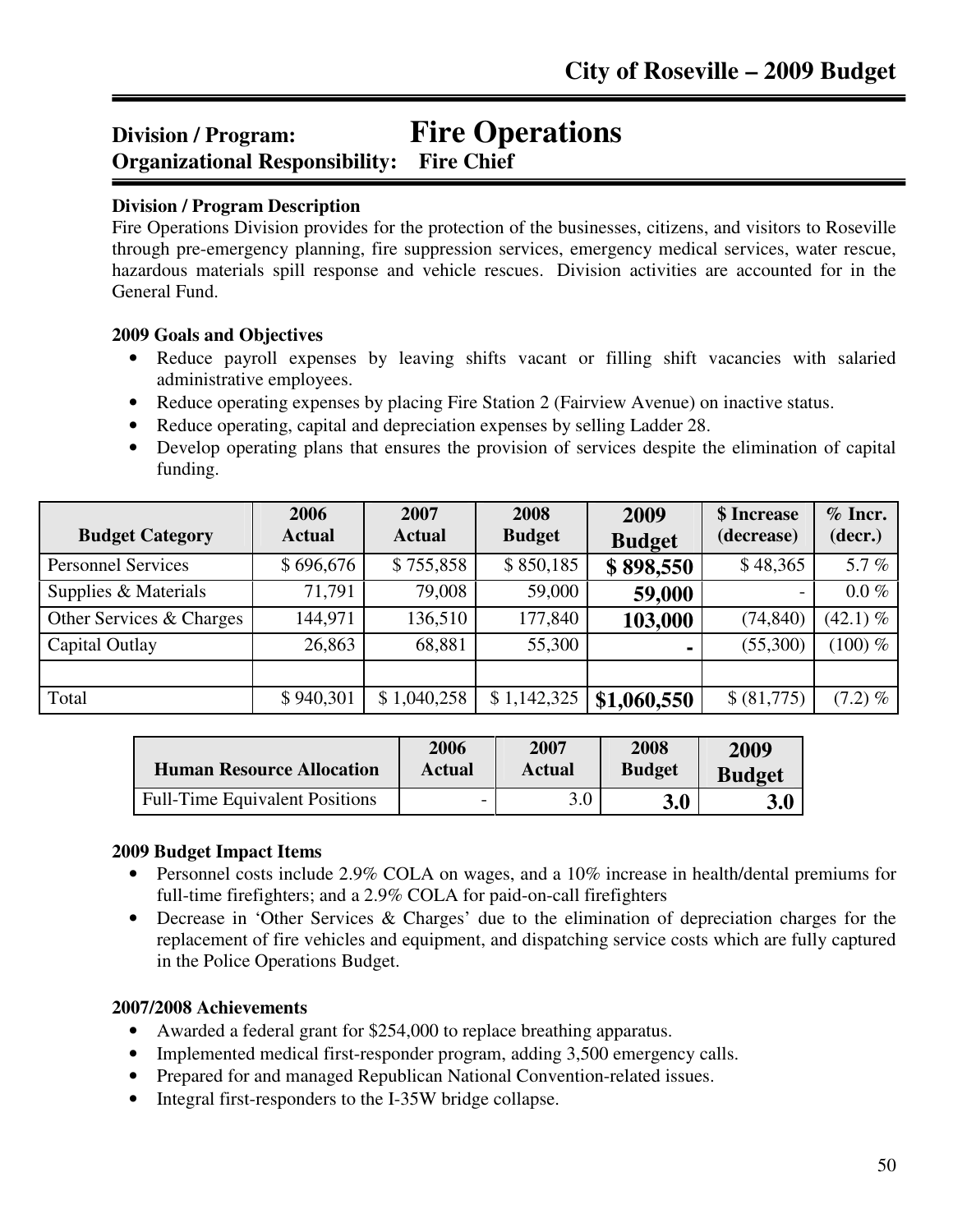## Division / Program: Fire Operations
## Organizational Responsibility: Fire Chief

**Division / Program Description**

Fire Operations Division provides for the protection of the businesses, citizens, and visitors to Roseville through pre-emergency planning, fire suppression services, emergency medical services, water rescue, hazardous materials spill response and vehicle rescues. Division activities are accounted for in the General Fund.

**2009 Goals and Objectives**

- Reduce payroll expenses by leaving shifts vacant or filling shift vacancies with salaried administrative employees.
- Reduce operating expenses by placing Fire Station 2 (Fairview Avenue) on inactive status.
- Reduce operating, capital and depreciation expenses by selling Ladder 28.
- Develop operating plans that ensures the provision of services despite the elimination of capital funding.

| Budget Category | 2006 Actual | 2007 Actual | 2008 Budget | 2009 Budget | $ Increase (decrease) | % Incr. (decr.) |
|---|---|---|---|---|---|---|
| Personnel Services | $ 696,676 | $ 755,858 | $ 850,185 | **$ 898,550** | $ 48,365 | 5.7 % |
| Supplies & Materials | 71,791 | 79,008 | 59,000 | **59,000** | - | 0.0 % |
| Other Services & Charges | 144,971 | 136,510 | 177,840 | **103,000** | (74,840) | (42.1) % |
| Capital Outlay | 26,863 | 68,881 | 55,300 | **-** | (55,300) | (100) % |
| | | | | | | |
| Total | $ 940,301 | $ 1,040,258 | $ 1,142,325 | **$1,060,550** | $ (81,775) | (7.2) % |

| Human Resource Allocation | 2006 Actual | 2007 Actual | 2008 Budget | 2009 Budget |
|---|---|---|---|---|
| Full-Time Equivalent Positions | - | 3.0 | **3.0** | **3.0** |

**2009 Budget Impact Items**

- Personnel costs include 2.9% COLA on wages, and a 10% increase in health/dental premiums for full-time firefighters; and a 2.9% COLA for paid-on-call firefighters
- Decrease in 'Other Services & Charges' due to the elimination of depreciation charges for the replacement of fire vehicles and equipment, and dispatching service costs which are fully captured in the Police Operations Budget.

**2007/2008 Achievements**

- Awarded a federal grant for $254,000 to replace breathing apparatus.
- Implemented medical first-responder program, adding 3,500 emergency calls.
- Prepared for and managed Republican National Convention-related issues.
- Integral first-responders to the I-35W bridge collapse.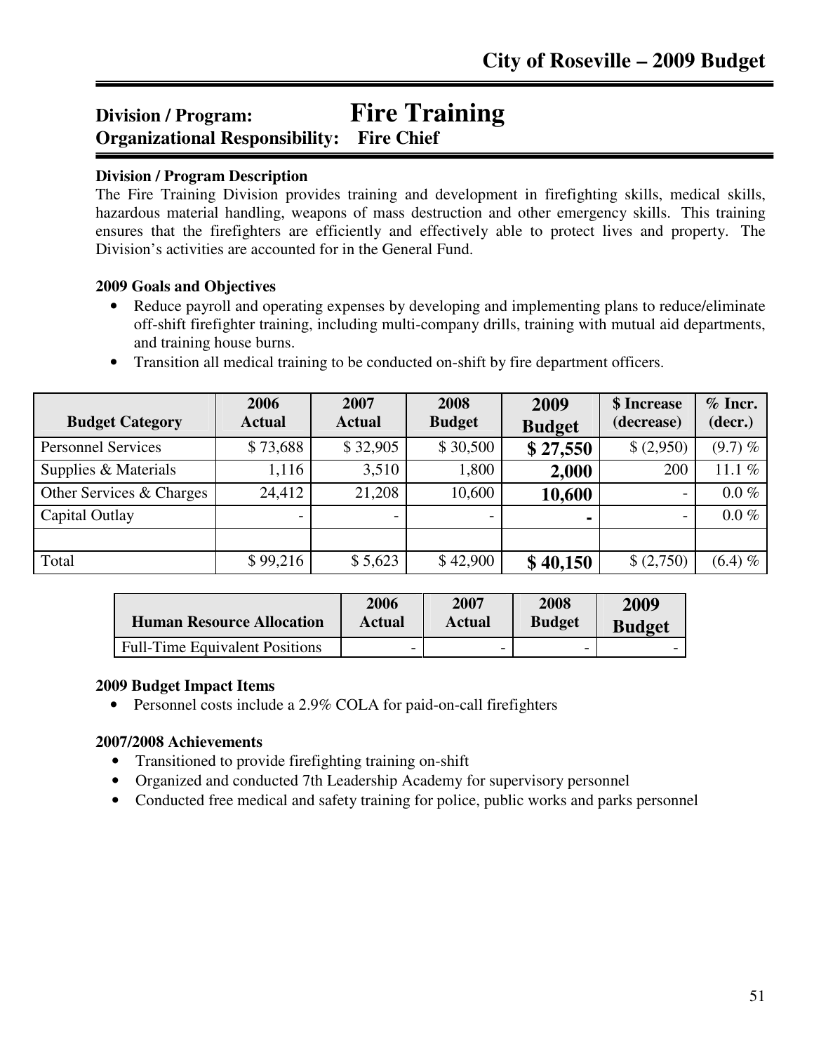## Division / Program: Fire Training
### Organizational Responsibility: Fire Chief

**Division / Program Description**

The Fire Training Division provides training and development in firefighting skills, medical skills, hazardous material handling, weapons of mass destruction and other emergency skills. This training ensures that the firefighters are efficiently and effectively able to protect lives and property. The Division's activities are accounted for in the General Fund.

**2009 Goals and Objectives**

- Reduce payroll and operating expenses by developing and implementing plans to reduce/eliminate off-shift firefighter training, including multi-company drills, training with mutual aid departments, and training house burns.
- Transition all medical training to be conducted on-shift by fire department officers.

| Budget Category | 2006 Actual | 2007 Actual | 2008 Budget | 2009 Budget | $ Increase (decrease) | % Incr. (decr.) |
|---|---|---|---|---|---|---|
| Personnel Services | $ 73,688 | $ 32,905 | $ 30,500 | **$ 27,550** | $ (2,950) | (9.7) % |
| Supplies & Materials | 1,116 | 3,510 | 1,800 | **2,000** | 200 | 11.1 % |
| Other Services & Charges | 24,412 | 21,208 | 10,600 | **10,600** | - | 0.0 % |
| Capital Outlay | - | - | - | **-** | - | 0.0 % |
| | | | | | | |
| Total | $ 99,216 | $ 5,623 | $ 42,900 | **$ 40,150** | $ (2,750) | (6.4) % |

| Human Resource Allocation | 2006 Actual | 2007 Actual | 2008 Budget | 2009 Budget |
|---|---|---|---|---|
| Full-Time Equivalent Positions | - | - | - | - |

**2009 Budget Impact Items**

- Personnel costs include a 2.9% COLA for paid-on-call firefighters

**2007/2008 Achievements**

- Transitioned to provide firefighting training on-shift
- Organized and conducted 7th Leadership Academy for supervisory personnel
- Conducted free medical and safety training for police, public works and parks personnel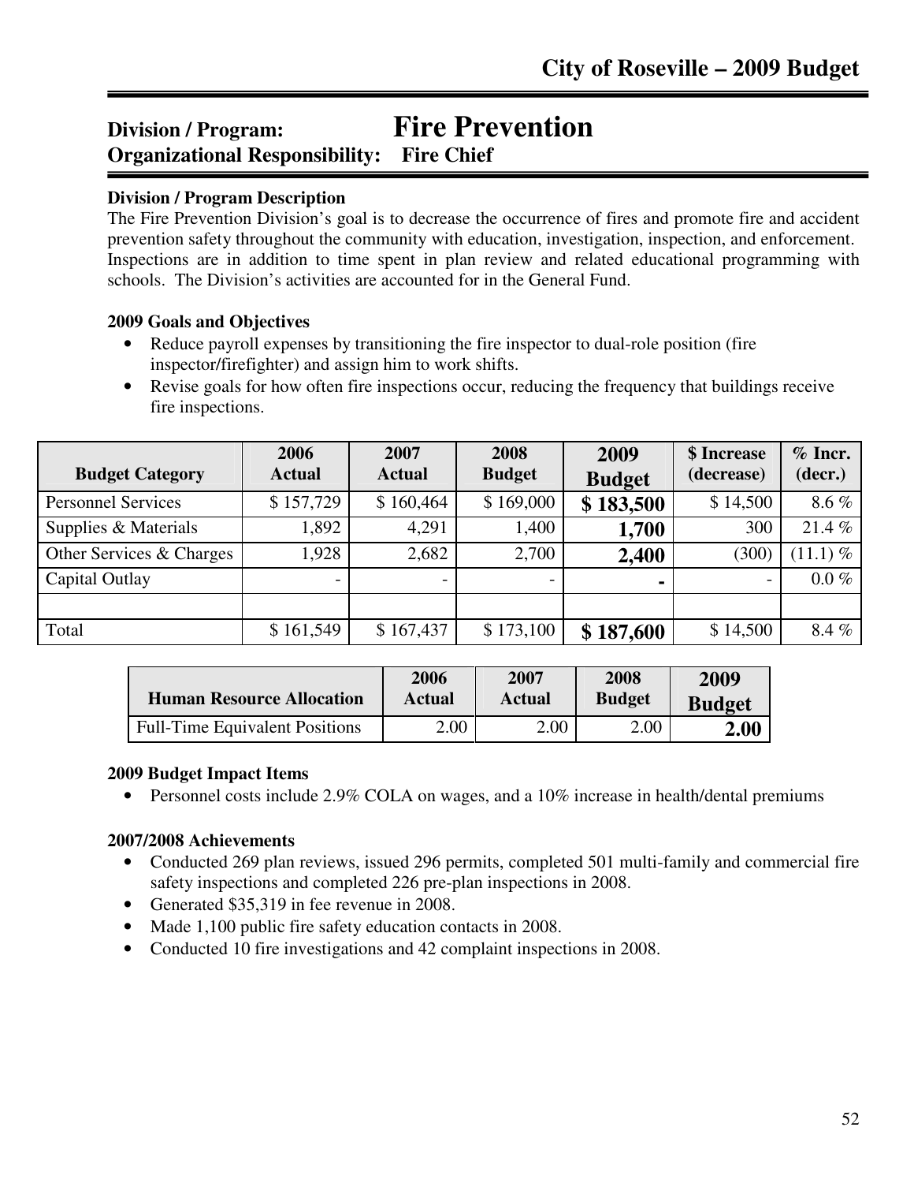## Division / Program: Fire Prevention
## Organizational Responsibility: Fire Chief

**Division / Program Description**

The Fire Prevention Division's goal is to decrease the occurrence of fires and promote fire and accident prevention safety throughout the community with education, investigation, inspection, and enforcement. Inspections are in addition to time spent in plan review and related educational programming with schools. The Division's activities are accounted for in the General Fund.

**2009 Goals and Objectives**

- Reduce payroll expenses by transitioning the fire inspector to dual-role position (fire inspector/firefighter) and assign him to work shifts.
- Revise goals for how often fire inspections occur, reducing the frequency that buildings receive fire inspections.

| Budget Category | 2006 Actual | 2007 Actual | 2008 Budget | 2009 Budget | $ Increase (decrease) | % Incr. (decr.) |
|---|---|---|---|---|---|---|
| Personnel Services | $ 157,729 | $ 160,464 | $ 169,000 | **$ 183,500** | $ 14,500 | 8.6 % |
| Supplies & Materials | 1,892 | 4,291 | 1,400 | **1,700** | 300 | 21.4 % |
| Other Services & Charges | 1,928 | 2,682 | 2,700 | **2,400** | (300) | (11.1) % |
| Capital Outlay | - | - | - | **-** | - | 0.0 % |
| | | | | | | |
| Total | $ 161,549 | $ 167,437 | $ 173,100 | **$ 187,600** | $ 14,500 | 8.4 % |

| Human Resource Allocation | 2006 Actual | 2007 Actual | 2008 Budget | 2009 Budget |
|---|---|---|---|---|
| Full-Time Equivalent Positions | 2.00 | 2.00 | 2.00 | **2.00** |

**2009 Budget Impact Items**

- Personnel costs include 2.9% COLA on wages, and a 10% increase in health/dental premiums

**2007/2008 Achievements**

- Conducted 269 plan reviews, issued 296 permits, completed 501 multi-family and commercial fire safety inspections and completed 226 pre-plan inspections in 2008.
- Generated $35,319 in fee revenue in 2008.
- Made 1,100 public fire safety education contacts in 2008.
- Conducted 10 fire investigations and 42 complaint inspections in 2008.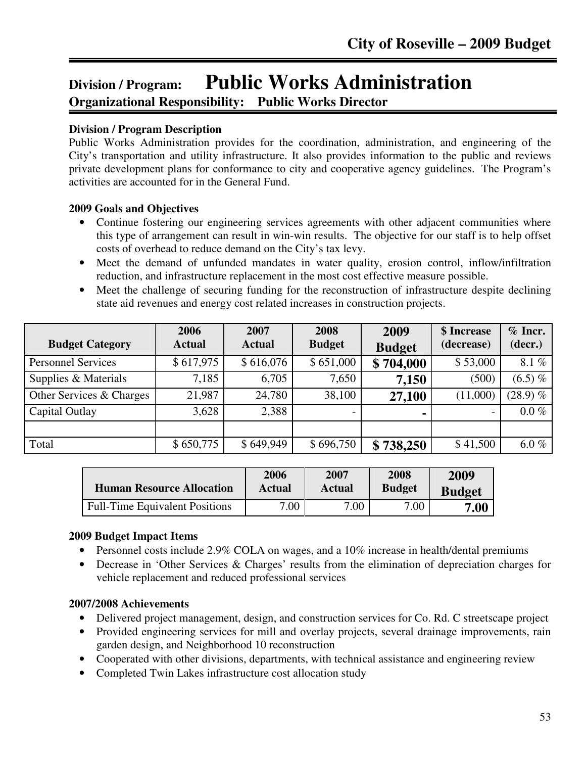## Division / Program: Public Works Administration

### Organizational Responsibility: Public Works Director

**Division / Program Description**

Public Works Administration provides for the coordination, administration, and engineering of the City's transportation and utility infrastructure. It also provides information to the public and reviews private development plans for conformance to city and cooperative agency guidelines. The Program's activities are accounted for in the General Fund.

**2009 Goals and Objectives**

- Continue fostering our engineering services agreements with other adjacent communities where this type of arrangement can result in win-win results. The objective for our staff is to help offset costs of overhead to reduce demand on the City's tax levy.
- Meet the demand of unfunded mandates in water quality, erosion control, inflow/infiltration reduction, and infrastructure replacement in the most cost effective measure possible.
- Meet the challenge of securing funding for the reconstruction of infrastructure despite declining state aid revenues and energy cost related increases in construction projects.

| Budget Category | 2006 Actual | 2007 Actual | 2008 Budget | 2009 Budget | $ Increase (decrease) | % Incr. (decr.) |
|---|---|---|---|---|---|---|
| Personnel Services | $ 617,975 | $ 616,076 | $ 651,000 | **$ 704,000** | $ 53,000 | 8.1 % |
| Supplies & Materials | 7,185 | 6,705 | 7,650 | **7,150** | (500) | (6.5) % |
| Other Services & Charges | 21,987 | 24,780 | 38,100 | **27,100** | (11,000) | (28.9) % |
| Capital Outlay | 3,628 | 2,388 | - | **-** | - | 0.0 % |
| | | | | | | |
| Total | $ 650,775 | $ 649,949 | $ 696,750 | **$ 738,250** | $ 41,500 | 6.0 % |

| Human Resource Allocation | 2006 Actual | 2007 Actual | 2008 Budget | 2009 Budget |
|---|---|---|---|---|
| Full-Time Equivalent Positions | 7.00 | 7.00 | 7.00 | **7.00** |

**2009 Budget Impact Items**

- Personnel costs include 2.9% COLA on wages, and a 10% increase in health/dental premiums
- Decrease in 'Other Services & Charges' results from the elimination of depreciation charges for vehicle replacement and reduced professional services

**2007/2008 Achievements**

- Delivered project management, design, and construction services for Co. Rd. C streetscape project
- Provided engineering services for mill and overlay projects, several drainage improvements, rain garden design, and Neighborhood 10 reconstruction
- Cooperated with other divisions, departments, with technical assistance and engineering review
- Completed Twin Lakes infrastructure cost allocation study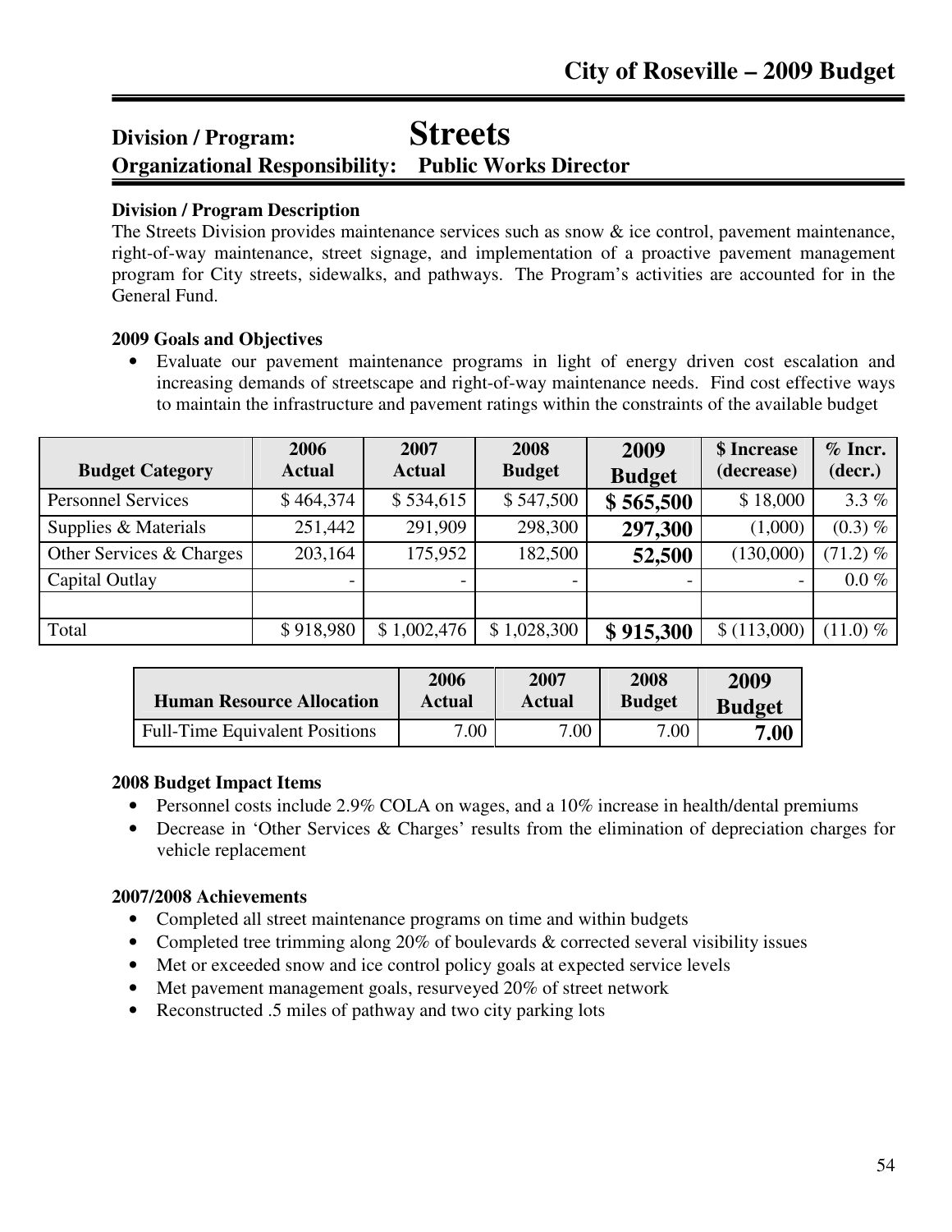## Division / Program: Streets
## Organizational Responsibility: Public Works Director

**Division / Program Description**

The Streets Division provides maintenance services such as snow & ice control, pavement maintenance, right-of-way maintenance, street signage, and implementation of a proactive pavement management program for City streets, sidewalks, and pathways. The Program's activities are accounted for in the General Fund.

**2009 Goals and Objectives**

- Evaluate our pavement maintenance programs in light of energy driven cost escalation and increasing demands of streetscape and right-of-way maintenance needs. Find cost effective ways to maintain the infrastructure and pavement ratings within the constraints of the available budget

| Budget Category | 2006 Actual | 2007 Actual | 2008 Budget | 2009 Budget | $ Increase (decrease) | % Incr. (decr.) |
|---|---|---|---|---|---|---|
| Personnel Services | $ 464,374 | $ 534,615 | $ 547,500 | **$ 565,500** | $ 18,000 | 3.3 % |
| Supplies & Materials | 251,442 | 291,909 | 298,300 | **297,300** | (1,000) | (0.3) % |
| Other Services & Charges | 203,164 | 175,952 | 182,500 | **52,500** | (130,000) | (71.2) % |
| Capital Outlay | - | - | - | - | - | 0.0 % |
| | | | | | | |
| Total | $ 918,980 | $ 1,002,476 | $ 1,028,300 | **$ 915,300** | $ (113,000) | (11.0) % |

| Human Resource Allocation | 2006 Actual | 2007 Actual | 2008 Budget | 2009 Budget |
|---|---|---|---|---|
| Full-Time Equivalent Positions | 7.00 | 7.00 | 7.00 | **7.00** |

**2008 Budget Impact Items**

- Personnel costs include 2.9% COLA on wages, and a 10% increase in health/dental premiums
- Decrease in 'Other Services & Charges' results from the elimination of depreciation charges for vehicle replacement

**2007/2008 Achievements**

- Completed all street maintenance programs on time and within budgets
- Completed tree trimming along 20% of boulevards & corrected several visibility issues
- Met or exceeded snow and ice control policy goals at expected service levels
- Met pavement management goals, resurveyed 20% of street network
- Reconstructed .5 miles of pathway and two city parking lots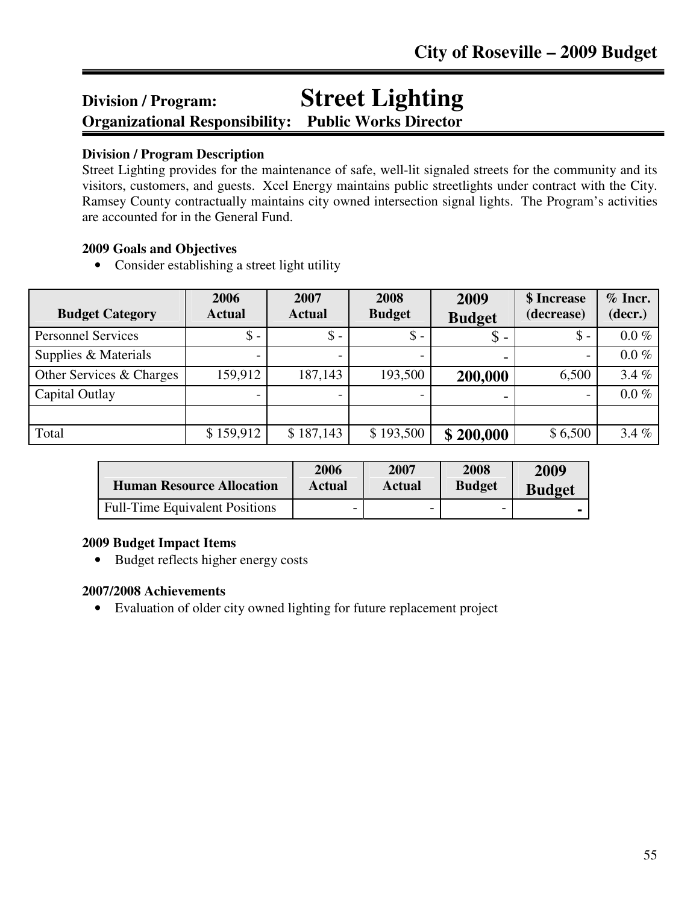## Division / Program: Street Lighting
## Organizational Responsibility: Public Works Director

**Division / Program Description**

Street Lighting provides for the maintenance of safe, well-lit signaled streets for the community and its visitors, customers, and guests. Xcel Energy maintains public streetlights under contract with the City. Ramsey County contractually maintains city owned intersection signal lights. The Program's activities are accounted for in the General Fund.

**2009 Goals and Objectives**

- Consider establishing a street light utility

| Budget Category | 2006 Actual | 2007 Actual | 2008 Budget | 2009 Budget | $ Increase (decrease) | % Incr. (decr.) |
|---|---|---|---|---|---|---|
| Personnel Services | $ - | $ - | $ - | **$ -** | $ - | 0.0 % |
| Supplies & Materials | - | - | - | **-** | - | 0.0 % |
| Other Services & Charges | 159,912 | 187,143 | 193,500 | **200,000** | 6,500 | 3.4 % |
| Capital Outlay | - | - | - | **-** | - | 0.0 % |
| | | | | | | |
| Total | $ 159,912 | $ 187,143 | $ 193,500 | **$ 200,000** | $ 6,500 | 3.4 % |

| Human Resource Allocation | 2006 Actual | 2007 Actual | 2008 Budget | 2009 Budget |
|---|---|---|---|---|
| Full-Time Equivalent Positions | - | - | - | **-** |

**2009 Budget Impact Items**

- Budget reflects higher energy costs

**2007/2008 Achievements**

- Evaluation of older city owned lighting for future replacement project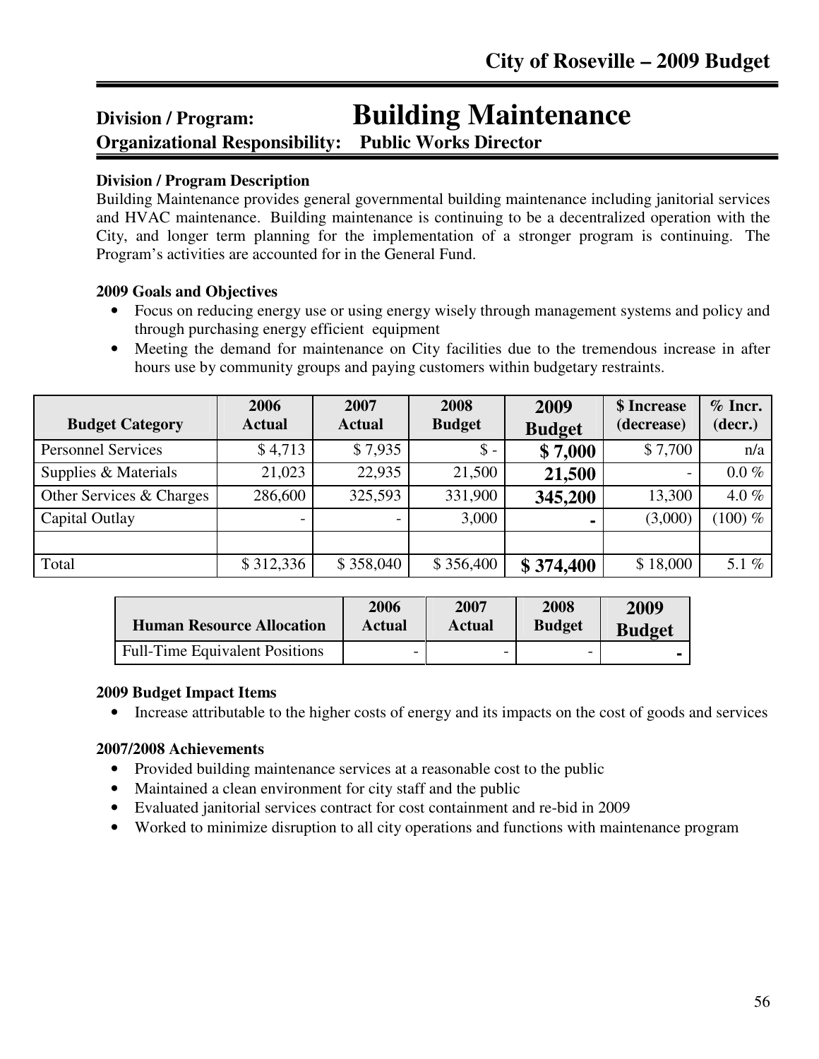# Division / Program: Building Maintenance

**Organizational Responsibility: Public Works Director**

**Division / Program Description**

Building Maintenance provides general governmental building maintenance including janitorial services and HVAC maintenance. Building maintenance is continuing to be a decentralized operation with the City, and longer term planning for the implementation of a stronger program is continuing. The Program's activities are accounted for in the General Fund.

**2009 Goals and Objectives**

- Focus on reducing energy use or using energy wisely through management systems and policy and through purchasing energy efficient equipment
- Meeting the demand for maintenance on City facilities due to the tremendous increase in after hours use by community groups and paying customers within budgetary restraints.

| Budget Category | 2006 Actual | 2007 Actual | 2008 Budget | 2009 Budget | $ Increase (decrease) | % Incr. (decr.) |
|---|---|---|---|---|---|---|
| Personnel Services | $ 4,713 | $ 7,935 | $ - | **$ 7,000** | $ 7,700 | n/a |
| Supplies & Materials | 21,023 | 22,935 | 21,500 | **21,500** | - | 0.0 % |
| Other Services & Charges | 286,600 | 325,593 | 331,900 | **345,200** | 13,300 | 4.0 % |
| Capital Outlay | - | - | 3,000 | **-** | (3,000) | (100) % |
| | | | | | | |
| Total | $ 312,336 | $ 358,040 | $ 356,400 | **$ 374,400** | $ 18,000 | 5.1 % |

| Human Resource Allocation | 2006 Actual | 2007 Actual | 2008 Budget | 2009 Budget |
|---|---|---|---|---|
| Full-Time Equivalent Positions | - | - | - | **-** |

**2009 Budget Impact Items**

- Increase attributable to the higher costs of energy and its impacts on the cost of goods and services

**2007/2008 Achievements**

- Provided building maintenance services at a reasonable cost to the public
- Maintained a clean environment for city staff and the public
- Evaluated janitorial services contract for cost containment and re-bid in 2009
- Worked to minimize disruption to all city operations and functions with maintenance program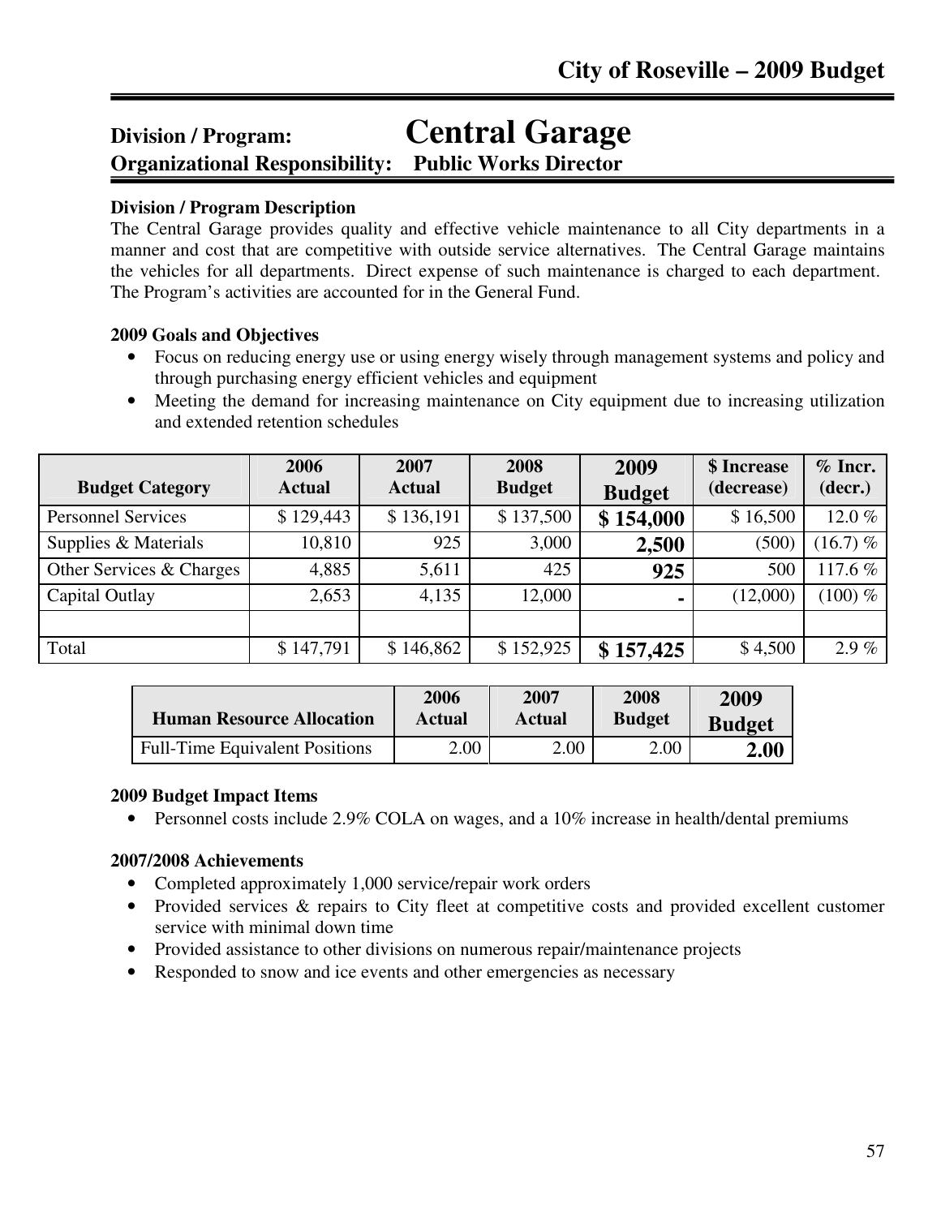# Division / Program: Central Garage

**Organizational Responsibility: Public Works Director**

**Division / Program Description**

The Central Garage provides quality and effective vehicle maintenance to all City departments in a manner and cost that are competitive with outside service alternatives. The Central Garage maintains the vehicles for all departments. Direct expense of such maintenance is charged to each department. The Program's activities are accounted for in the General Fund.

**2009 Goals and Objectives**

- Focus on reducing energy use or using energy wisely through management systems and policy and through purchasing energy efficient vehicles and equipment
- Meeting the demand for increasing maintenance on City equipment due to increasing utilization and extended retention schedules

| Budget Category | 2006 Actual | 2007 Actual | 2008 Budget | 2009 Budget | $ Increase (decrease) | % Incr. (decr.) |
|---|---|---|---|---|---|---|
| Personnel Services | $ 129,443 | $ 136,191 | $ 137,500 | **$ 154,000** | $ 16,500 | 12.0 % |
| Supplies & Materials | 10,810 | 925 | 3,000 | **2,500** | (500) | (16.7) % |
| Other Services & Charges | 4,885 | 5,611 | 425 | **925** | 500 | 117.6 % |
| Capital Outlay | 2,653 | 4,135 | 12,000 | **-** | (12,000) | (100) % |
| | | | | | | |
| Total | $ 147,791 | $ 146,862 | $ 152,925 | **$ 157,425** | $ 4,500 | 2.9 % |

| Human Resource Allocation | 2006 Actual | 2007 Actual | 2008 Budget | 2009 Budget |
|---|---|---|---|---|
| Full-Time Equivalent Positions | 2.00 | 2.00 | 2.00 | **2.00** |

**2009 Budget Impact Items**

- Personnel costs include 2.9% COLA on wages, and a 10% increase in health/dental premiums

**2007/2008 Achievements**

- Completed approximately 1,000 service/repair work orders
- Provided services & repairs to City fleet at competitive costs and provided excellent customer service with minimal down time
- Provided assistance to other divisions on numerous repair/maintenance projects
- Responded to snow and ice events and other emergencies as necessary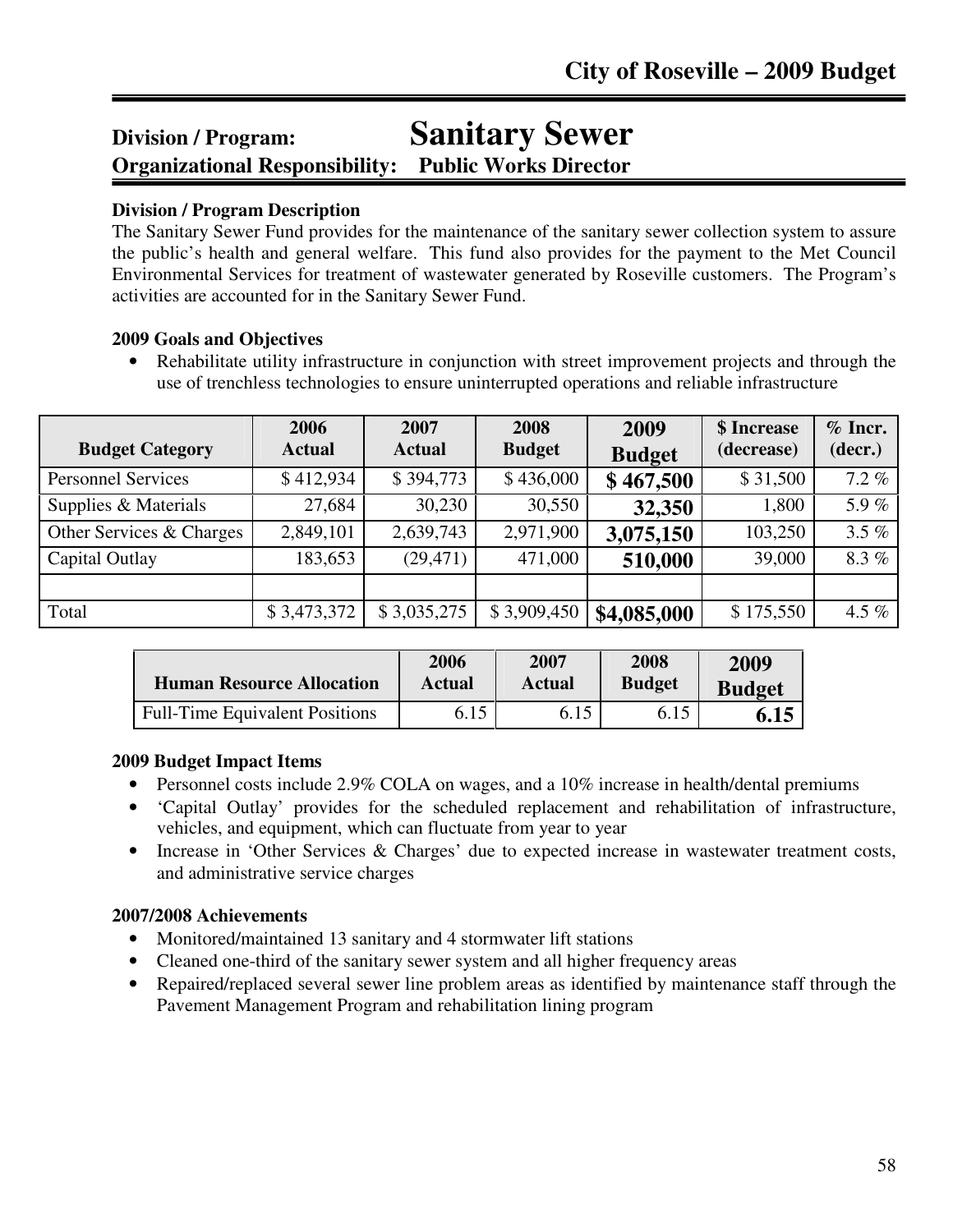## Division / Program: Sanitary Sewer

**Organizational Responsibility: Public Works Director**

**Division / Program Description**

The Sanitary Sewer Fund provides for the maintenance of the sanitary sewer collection system to assure the public's health and general welfare. This fund also provides for the payment to the Met Council Environmental Services for treatment of wastewater generated by Roseville customers. The Program's activities are accounted for in the Sanitary Sewer Fund.

**2009 Goals and Objectives**

- Rehabilitate utility infrastructure in conjunction with street improvement projects and through the use of trenchless technologies to ensure uninterrupted operations and reliable infrastructure

| Budget Category | 2006 Actual | 2007 Actual | 2008 Budget | 2009 Budget | $ Increase (decrease) | % Incr. (decr.) |
|---|---|---|---|---|---|---|
| Personnel Services | $ 412,934 | $ 394,773 | $ 436,000 | **$ 467,500** | $ 31,500 | 7.2 % |
| Supplies & Materials | 27,684 | 30,230 | 30,550 | **32,350** | 1,800 | 5.9 % |
| Other Services & Charges | 2,849,101 | 2,639,743 | 2,971,900 | **3,075,150** | 103,250 | 3.5 % |
| Capital Outlay | 183,653 | (29,471) | 471,000 | **510,000** | 39,000 | 8.3 % |
| | | | | | | |
| Total | $ 3,473,372 | $ 3,035,275 | $ 3,909,450 | **$4,085,000** | $ 175,550 | 4.5 % |

| Human Resource Allocation | 2006 Actual | 2007 Actual | 2008 Budget | 2009 Budget |
|---|---|---|---|---|
| Full-Time Equivalent Positions | 6.15 | 6.15 | 6.15 | **6.15** |

**2009 Budget Impact Items**

- Personnel costs include 2.9% COLA on wages, and a 10% increase in health/dental premiums
- 'Capital Outlay' provides for the scheduled replacement and rehabilitation of infrastructure, vehicles, and equipment, which can fluctuate from year to year
- Increase in 'Other Services & Charges' due to expected increase in wastewater treatment costs, and administrative service charges

**2007/2008 Achievements**

- Monitored/maintained 13 sanitary and 4 stormwater lift stations
- Cleaned one-third of the sanitary sewer system and all higher frequency areas
- Repaired/replaced several sewer line problem areas as identified by maintenance staff through the Pavement Management Program and rehabilitation lining program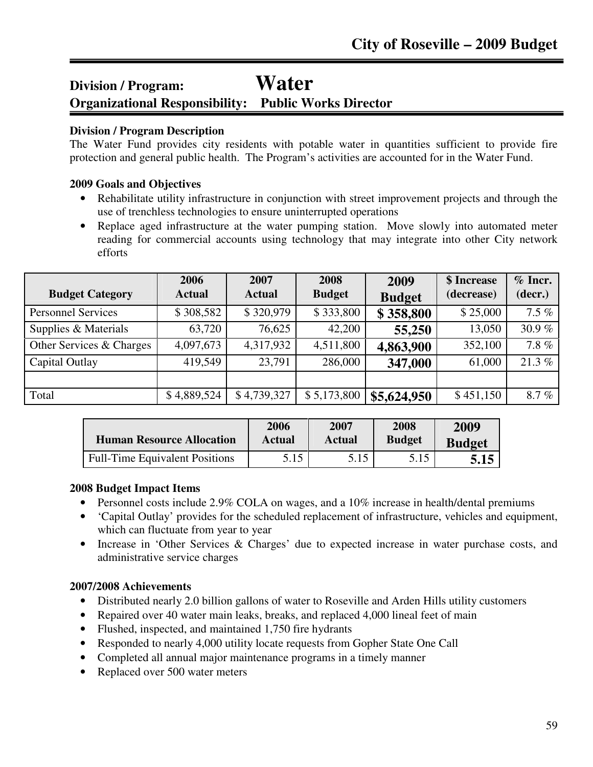# Division / Program: Water

## Organizational Responsibility: Public Works Director

**Division / Program Description**

The Water Fund provides city residents with potable water in quantities sufficient to provide fire protection and general public health. The Program's activities are accounted for in the Water Fund.

**2009 Goals and Objectives**

- Rehabilitate utility infrastructure in conjunction with street improvement projects and through the use of trenchless technologies to ensure uninterrupted operations
- Replace aged infrastructure at the water pumping station. Move slowly into automated meter reading for commercial accounts using technology that may integrate into other City network efforts

| Budget Category | 2006 Actual | 2007 Actual | 2008 Budget | 2009 Budget | $ Increase (decrease) | % Incr. (decr.) |
|---|---|---|---|---|---|---|
| Personnel Services | $ 308,582 | $ 320,979 | $ 333,800 | **$ 358,800** | $ 25,000 | 7.5 % |
| Supplies & Materials | 63,720 | 76,625 | 42,200 | **55,250** | 13,050 | 30.9 % |
| Other Services & Charges | 4,097,673 | 4,317,932 | 4,511,800 | **4,863,900** | 352,100 | 7.8 % |
| Capital Outlay | 419,549 | 23,791 | 286,000 | **347,000** | 61,000 | 21.3 % |
| | | | | | | |
| Total | $ 4,889,524 | $ 4,739,327 | $ 5,173,800 | **$5,624,950** | $ 451,150 | 8.7 % |

| Human Resource Allocation | 2006 Actual | 2007 Actual | 2008 Budget | 2009 Budget |
|---|---|---|---|---|
| Full-Time Equivalent Positions | 5.15 | 5.15 | 5.15 | **5.15** |

**2008 Budget Impact Items**

- Personnel costs include 2.9% COLA on wages, and a 10% increase in health/dental premiums
- 'Capital Outlay' provides for the scheduled replacement of infrastructure, vehicles and equipment, which can fluctuate from year to year
- Increase in 'Other Services & Charges' due to expected increase in water purchase costs, and administrative service charges

**2007/2008 Achievements**

- Distributed nearly 2.0 billion gallons of water to Roseville and Arden Hills utility customers
- Repaired over 40 water main leaks, breaks, and replaced 4,000 lineal feet of main
- Flushed, inspected, and maintained 1,750 fire hydrants
- Responded to nearly 4,000 utility locate requests from Gopher State One Call
- Completed all annual major maintenance programs in a timely manner
- Replaced over 500 water meters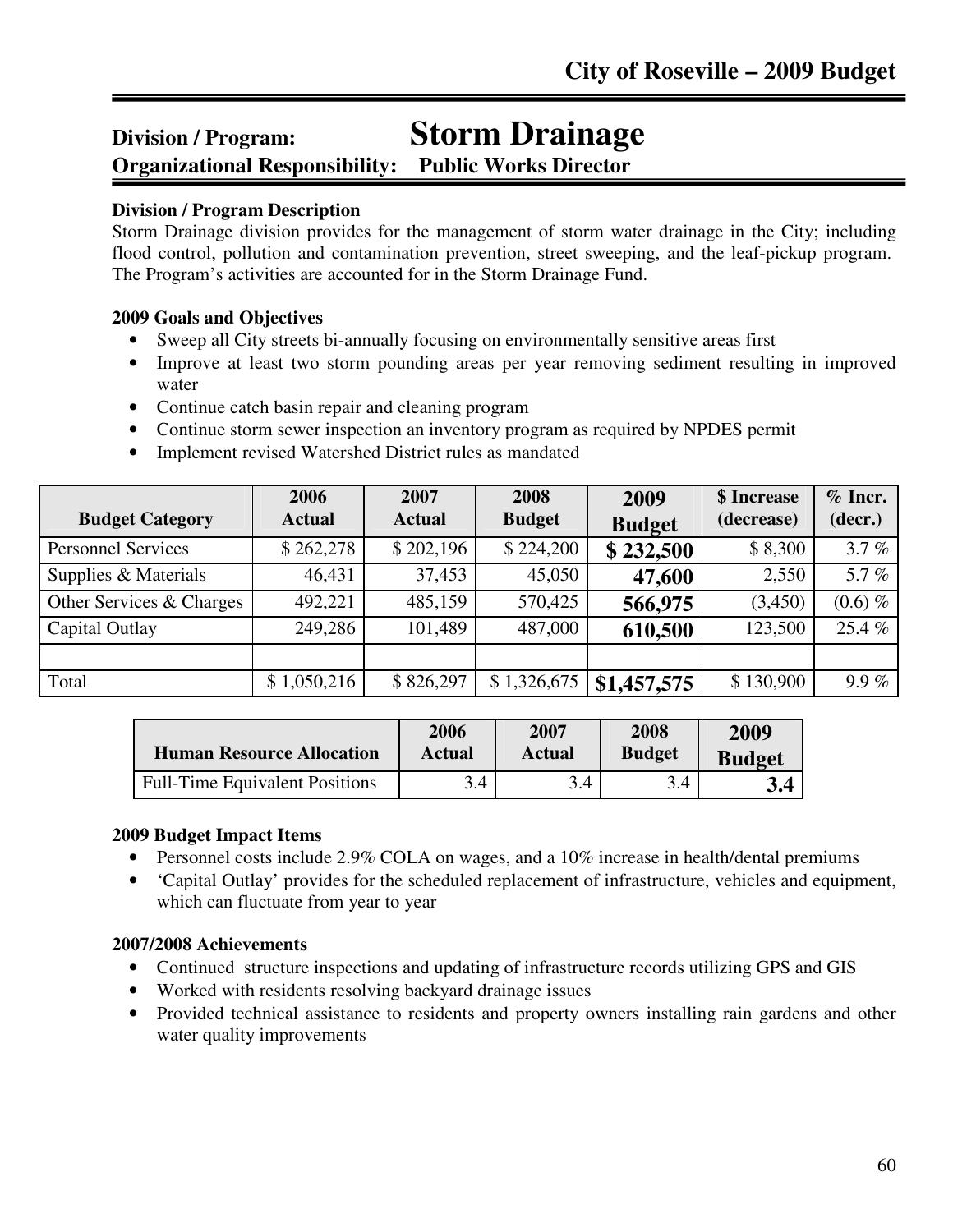## Division / Program: Storm Drainage

## Organizational Responsibility: Public Works Director

**Division / Program Description**

Storm Drainage division provides for the management of storm water drainage in the City; including flood control, pollution and contamination prevention, street sweeping, and the leaf-pickup program. The Program's activities are accounted for in the Storm Drainage Fund.

**2009 Goals and Objectives**

- Sweep all City streets bi-annually focusing on environmentally sensitive areas first
- Improve at least two storm pounding areas per year removing sediment resulting in improved water
- Continue catch basin repair and cleaning program
- Continue storm sewer inspection an inventory program as required by NPDES permit
- Implement revised Watershed District rules as mandated

| Budget Category | 2006 Actual | 2007 Actual | 2008 Budget | 2009 Budget | $ Increase (decrease) | % Incr. (decr.) |
|---|---|---|---|---|---|---|
| Personnel Services | $ 262,278 | $ 202,196 | $ 224,200 | **$ 232,500** | $ 8,300 | 3.7 % |
| Supplies & Materials | 46,431 | 37,453 | 45,050 | **47,600** | 2,550 | 5.7 % |
| Other Services & Charges | 492,221 | 485,159 | 570,425 | **566,975** | (3,450) | (0.6) % |
| Capital Outlay | 249,286 | 101,489 | 487,000 | **610,500** | 123,500 | 25.4 % |
| | | | | | | |
| Total | $ 1,050,216 | $ 826,297 | $ 1,326,675 | **$1,457,575** | $ 130,900 | 9.9 % |

| Human Resource Allocation | 2006 Actual | 2007 Actual | 2008 Budget | 2009 Budget |
|---|---|---|---|---|
| Full-Time Equivalent Positions | 3.4 | 3.4 | 3.4 | **3.4** |

**2009 Budget Impact Items**

- Personnel costs include 2.9% COLA on wages, and a 10% increase in health/dental premiums
- 'Capital Outlay' provides for the scheduled replacement of infrastructure, vehicles and equipment, which can fluctuate from year to year

**2007/2008 Achievements**

- Continued structure inspections and updating of infrastructure records utilizing GPS and GIS
- Worked with residents resolving backyard drainage issues
- Provided technical assistance to residents and property owners installing rain gardens and other water quality improvements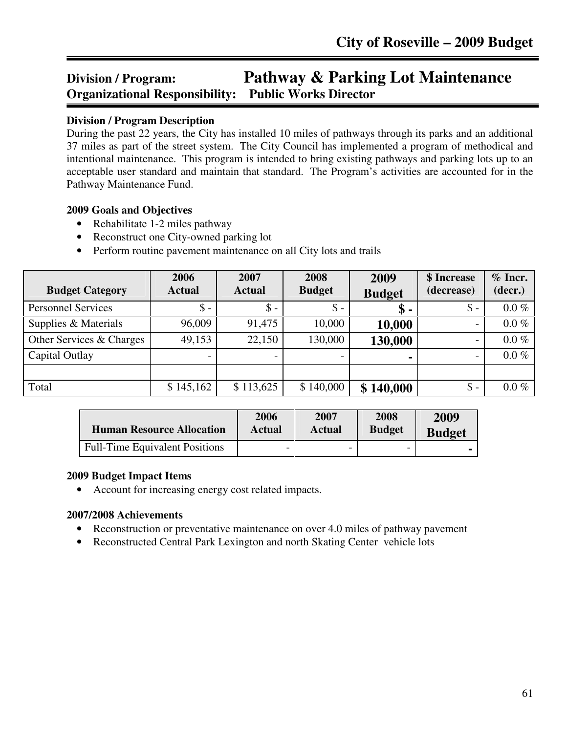## Division / Program: Pathway & Parking Lot Maintenance
## Organizational Responsibility: Public Works Director

**Division / Program Description**

During the past 22 years, the City has installed 10 miles of pathways through its parks and an additional 37 miles as part of the street system. The City Council has implemented a program of methodical and intentional maintenance. This program is intended to bring existing pathways and parking lots up to an acceptable user standard and maintain that standard. The Program's activities are accounted for in the Pathway Maintenance Fund.

**2009 Goals and Objectives**

- Rehabilitate 1-2 miles pathway
- Reconstruct one City-owned parking lot
- Perform routine pavement maintenance on all City lots and trails

| Budget Category | 2006 Actual | 2007 Actual | 2008 Budget | 2009 Budget | $ Increase (decrease) | % Incr. (decr.) |
|---|---|---|---|---|---|---|
| Personnel Services | $ - | $ - | $ - | **$ -** | $ - | 0.0 % |
| Supplies & Materials | 96,009 | 91,475 | 10,000 | **10,000** | - | 0.0 % |
| Other Services & Charges | 49,153 | 22,150 | 130,000 | **130,000** | - | 0.0 % |
| Capital Outlay | - | - | - | **-** | - | 0.0 % |
| | | | | | | |
| Total | $ 145,162 | $ 113,625 | $ 140,000 | **$ 140,000** | $ - | 0.0 % |

| Human Resource Allocation | 2006 Actual | 2007 Actual | 2008 Budget | 2009 Budget |
|---|---|---|---|---|
| Full-Time Equivalent Positions | - | - | - | **-** |

**2009 Budget Impact Items**

- Account for increasing energy cost related impacts.

**2007/2008 Achievements**

- Reconstruction or preventative maintenance on over 4.0 miles of pathway pavement
- Reconstructed Central Park Lexington and north Skating Center vehicle lots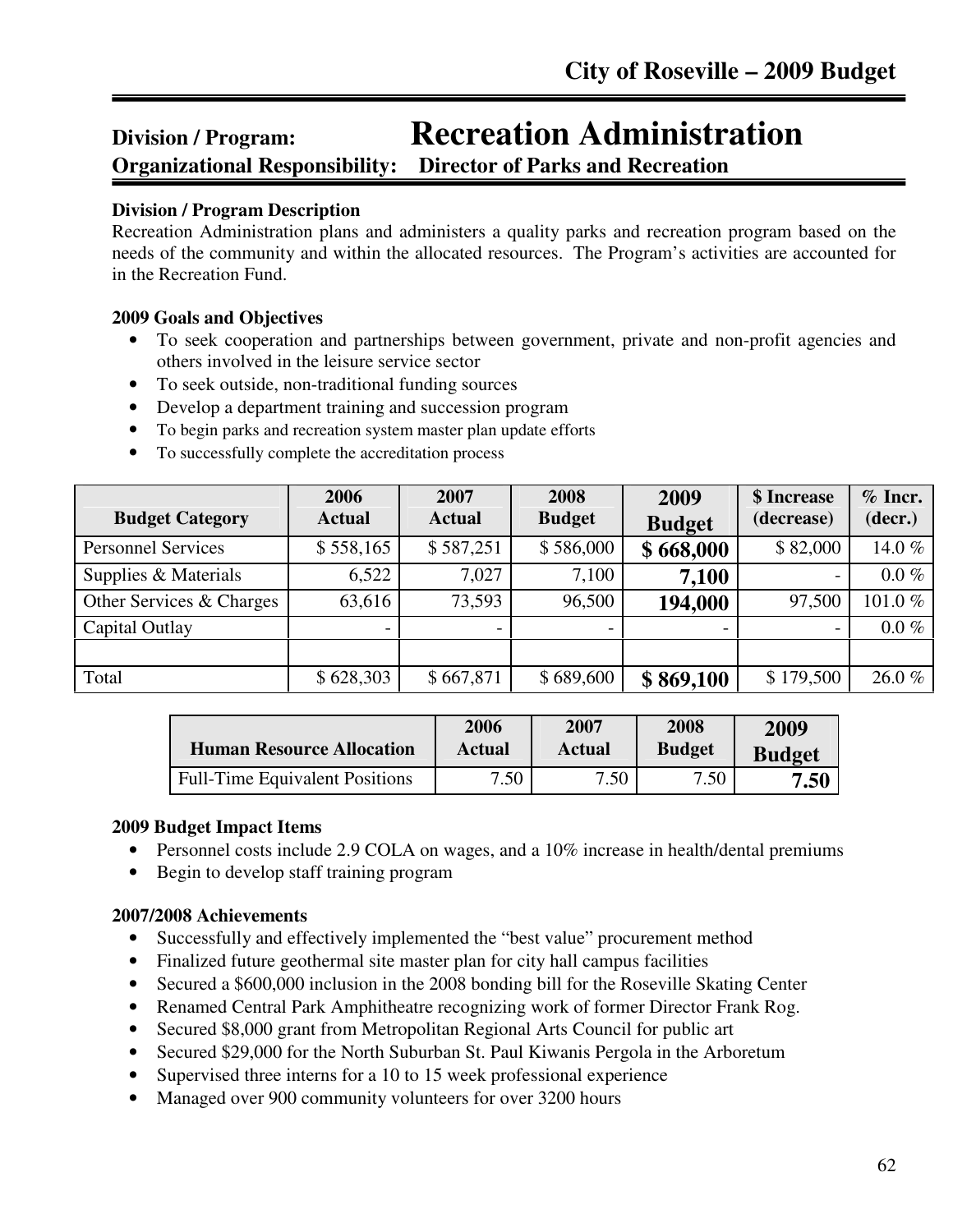# Division / Program: Recreation Administration

**Organizational Responsibility: Director of Parks and Recreation**

**Division / Program Description**

Recreation Administration plans and administers a quality parks and recreation program based on the needs of the community and within the allocated resources. The Program's activities are accounted for in the Recreation Fund.

**2009 Goals and Objectives**

- To seek cooperation and partnerships between government, private and non-profit agencies and others involved in the leisure service sector
- To seek outside, non-traditional funding sources
- Develop a department training and succession program
- To begin parks and recreation system master plan update efforts
- To successfully complete the accreditation process

| Budget Category | 2006 Actual | 2007 Actual | 2008 Budget | 2009 Budget | $ Increase (decrease) | % Incr. (decr.) |
|---|---|---|---|---|---|---|
| Personnel Services | $ 558,165 | $ 587,251 | $ 586,000 | **$ 668,000** | $ 82,000 | 14.0 % |
| Supplies & Materials | 6,522 | 7,027 | 7,100 | **7,100** | - | 0.0 % |
| Other Services & Charges | 63,616 | 73,593 | 96,500 | **194,000** | 97,500 | 101.0 % |
| Capital Outlay | - | - | - | - | - | 0.0 % |
| | | | | | | |
| Total | $ 628,303 | $ 667,871 | $ 689,600 | **$ 869,100** | $ 179,500 | 26.0 % |

| Human Resource Allocation | 2006 Actual | 2007 Actual | 2008 Budget | 2009 Budget |
|---|---|---|---|---|
| Full-Time Equivalent Positions | 7.50 | 7.50 | 7.50 | **7.50** |

**2009 Budget Impact Items**

- Personnel costs include 2.9 COLA on wages, and a 10% increase in health/dental premiums
- Begin to develop staff training program

**2007/2008 Achievements**

- Successfully and effectively implemented the "best value" procurement method
- Finalized future geothermal site master plan for city hall campus facilities
- Secured a $600,000 inclusion in the 2008 bonding bill for the Roseville Skating Center
- Renamed Central Park Amphitheatre recognizing work of former Director Frank Rog.
- Secured $8,000 grant from Metropolitan Regional Arts Council for public art
- Secured $29,000 for the North Suburban St. Paul Kiwanis Pergola in the Arboretum
- Supervised three interns for a 10 to 15 week professional experience
- Managed over 900 community volunteers for over 3200 hours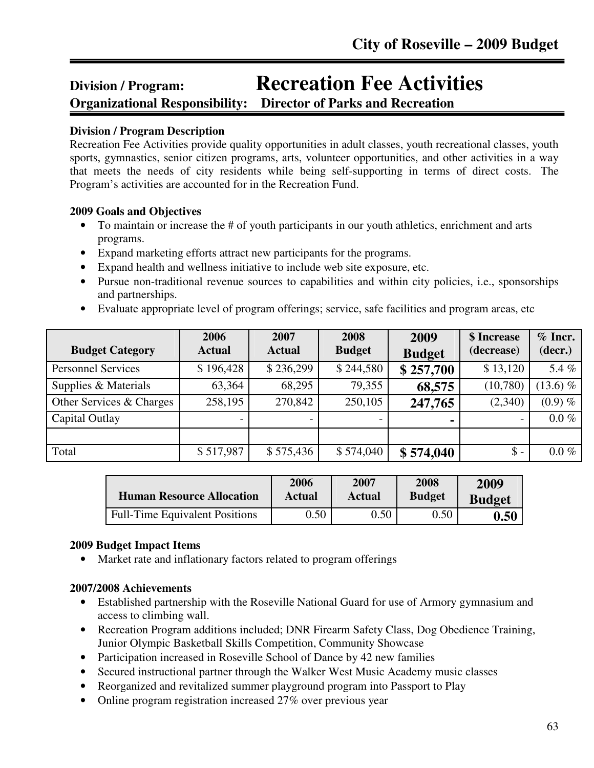## Division / Program: Recreation Fee Activities

**Organizational Responsibility: Director of Parks and Recreation**

**Division / Program Description**

Recreation Fee Activities provide quality opportunities in adult classes, youth recreational classes, youth sports, gymnastics, senior citizen programs, arts, volunteer opportunities, and other activities in a way that meets the needs of city residents while being self-supporting in terms of direct costs. The Program's activities are accounted for in the Recreation Fund.

**2009 Goals and Objectives**

- To maintain or increase the # of youth participants in our youth athletics, enrichment and arts programs.
- Expand marketing efforts attract new participants for the programs.
- Expand health and wellness initiative to include web site exposure, etc.
- Pursue non-traditional revenue sources to capabilities and within city policies, i.e., sponsorships and partnerships.
- Evaluate appropriate level of program offerings; service, safe facilities and program areas, etc

| Budget Category | 2006 Actual | 2007 Actual | 2008 Budget | 2009 Budget | $ Increase (decrease) | % Incr. (decr.) |
|---|---|---|---|---|---|---|
| Personnel Services | $ 196,428 | $ 236,299 | $ 244,580 | **$ 257,700** | $ 13,120 | 5.4 % |
| Supplies & Materials | 63,364 | 68,295 | 79,355 | **68,575** | (10,780) | (13.6) % |
| Other Services & Charges | 258,195 | 270,842 | 250,105 | **247,765** | (2,340) | (0.9) % |
| Capital Outlay | - | - | - | **-** | - | 0.0 % |
| | | | | | | |
| Total | $ 517,987 | $ 575,436 | $ 574,040 | **$ 574,040** | $ - | 0.0 % |

| Human Resource Allocation | 2006 Actual | 2007 Actual | 2008 Budget | 2009 Budget |
|---|---|---|---|---|
| Full-Time Equivalent Positions | 0.50 | 0.50 | 0.50 | **0.50** |

**2009 Budget Impact Items**

- Market rate and inflationary factors related to program offerings

**2007/2008 Achievements**

- Established partnership with the Roseville National Guard for use of Armory gymnasium and access to climbing wall.
- Recreation Program additions included; DNR Firearm Safety Class, Dog Obedience Training, Junior Olympic Basketball Skills Competition, Community Showcase
- Participation increased in Roseville School of Dance by 42 new families
- Secured instructional partner through the Walker West Music Academy music classes
- Reorganized and revitalized summer playground program into Passport to Play
- Online program registration increased 27% over previous year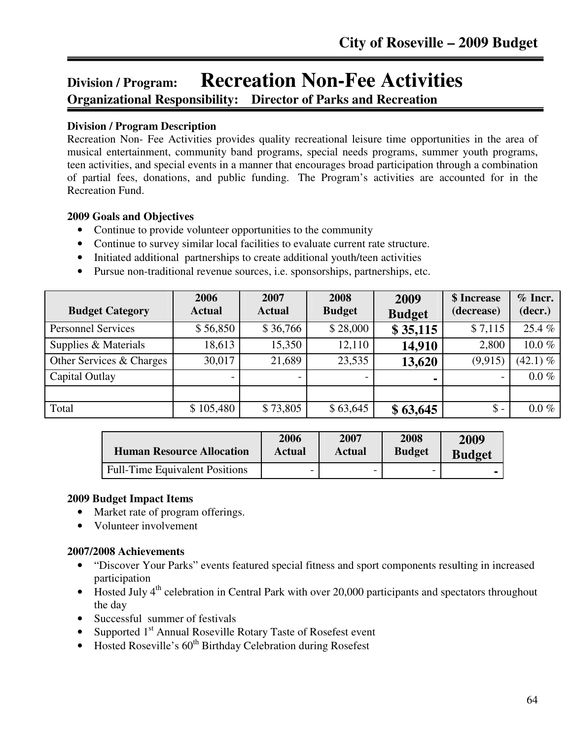## Division / Program: Recreation Non-Fee Activities

**Organizational Responsibility: Director of Parks and Recreation**

**Division / Program Description**

Recreation Non- Fee Activities provides quality recreational leisure time opportunities in the area of musical entertainment, community band programs, special needs programs, summer youth programs, teen activities, and special events in a manner that encourages broad participation through a combination of partial fees, donations, and public funding. The Program's activities are accounted for in the Recreation Fund.

**2009 Goals and Objectives**

- Continue to provide volunteer opportunities to the community
- Continue to survey similar local facilities to evaluate current rate structure.
- Initiated additional partnerships to create additional youth/teen activities
- Pursue non-traditional revenue sources, i.e. sponsorships, partnerships, etc.

| Budget Category | 2006 Actual | 2007 Actual | 2008 Budget | 2009 Budget | $ Increase (decrease) | % Incr. (decr.) |
|---|---|---|---|---|---|---|
| Personnel Services | $ 56,850 | $ 36,766 | $ 28,000 | **$ 35,115** | $ 7,115 | 25.4 % |
| Supplies & Materials | 18,613 | 15,350 | 12,110 | **14,910** | 2,800 | 10.0 % |
| Other Services & Charges | 30,017 | 21,689 | 23,535 | **13,620** | (9,915) | (42.1) % |
| Capital Outlay | - | - | - | **-** | - | 0.0 % |
| | | | | | | |
| Total | $ 105,480 | $ 73,805 | $ 63,645 | **$ 63,645** | $ - | 0.0 % |

| Human Resource Allocation | 2006 Actual | 2007 Actual | 2008 Budget | 2009 Budget |
|---|---|---|---|---|
| Full-Time Equivalent Positions | - | - | - | **-** |

**2009 Budget Impact Items**

- Market rate of program offerings.
- Volunteer involvement

**2007/2008 Achievements**

- "Discover Your Parks" events featured special fitness and sport components resulting in increased participation
- Hosted July 4th celebration in Central Park with over 20,000 participants and spectators throughout the day
- Successful summer of festivals
- Supported 1st Annual Roseville Rotary Taste of Rosefest event
- Hosted Roseville's 60th Birthday Celebration during Rosefest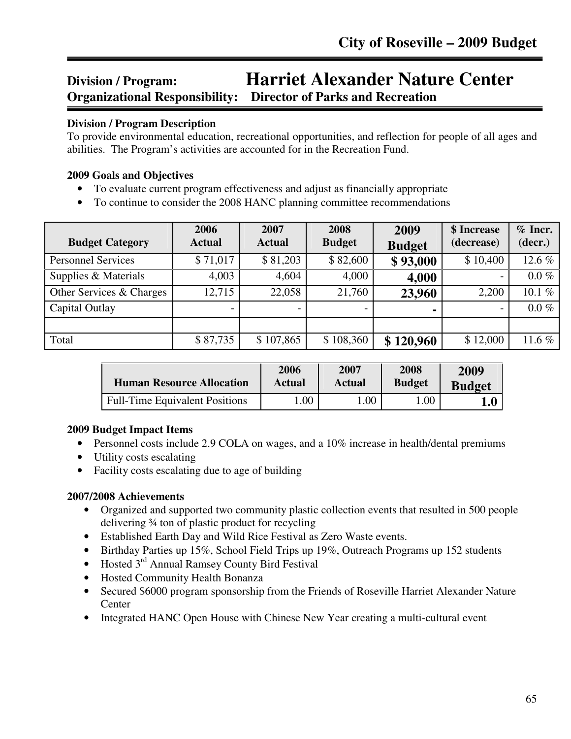# Division / Program: Harriet Alexander Nature Center

## Organizational Responsibility: Director of Parks and Recreation

**Division / Program Description**

To provide environmental education, recreational opportunities, and reflection for people of all ages and abilities. The Program's activities are accounted for in the Recreation Fund.

**2009 Goals and Objectives**

- To evaluate current program effectiveness and adjust as financially appropriate
- To continue to consider the 2008 HANC planning committee recommendations

| Budget Category | 2006 Actual | 2007 Actual | 2008 Budget | 2009 Budget | $ Increase (decrease) | % Incr. (decr.) |
|---|---|---|---|---|---|---|
| Personnel Services | $ 71,017 | $ 81,203 | $ 82,600 | **$ 93,000** | $ 10,400 | 12.6 % |
| Supplies & Materials | 4,003 | 4,604 | 4,000 | **4,000** | - | 0.0 % |
| Other Services & Charges | 12,715 | 22,058 | 21,760 | **23,960** | 2,200 | 10.1 % |
| Capital Outlay | - | - | - | **-** | - | 0.0 % |
| | | | | | | |
| Total | $ 87,735 | $ 107,865 | $ 108,360 | **$ 120,960** | $ 12,000 | 11.6 % |

| Human Resource Allocation | 2006 Actual | 2007 Actual | 2008 Budget | 2009 Budget |
|---|---|---|---|---|
| Full-Time Equivalent Positions | 1.00 | 1.00 | 1.00 | **1.0** |

**2009 Budget Impact Items**

- Personnel costs include 2.9 COLA on wages, and a 10% increase in health/dental premiums
- Utility costs escalating
- Facility costs escalating due to age of building

**2007/2008 Achievements**

- Organized and supported two community plastic collection events that resulted in 500 people delivering ¾ ton of plastic product for recycling
- Established Earth Day and Wild Rice Festival as Zero Waste events.
- Birthday Parties up 15%, School Field Trips up 19%, Outreach Programs up 152 students
- Hosted 3rd Annual Ramsey County Bird Festival
- Hosted Community Health Bonanza
- Secured $6000 program sponsorship from the Friends of Roseville Harriet Alexander Nature Center
- Integrated HANC Open House with Chinese New Year creating a multi-cultural event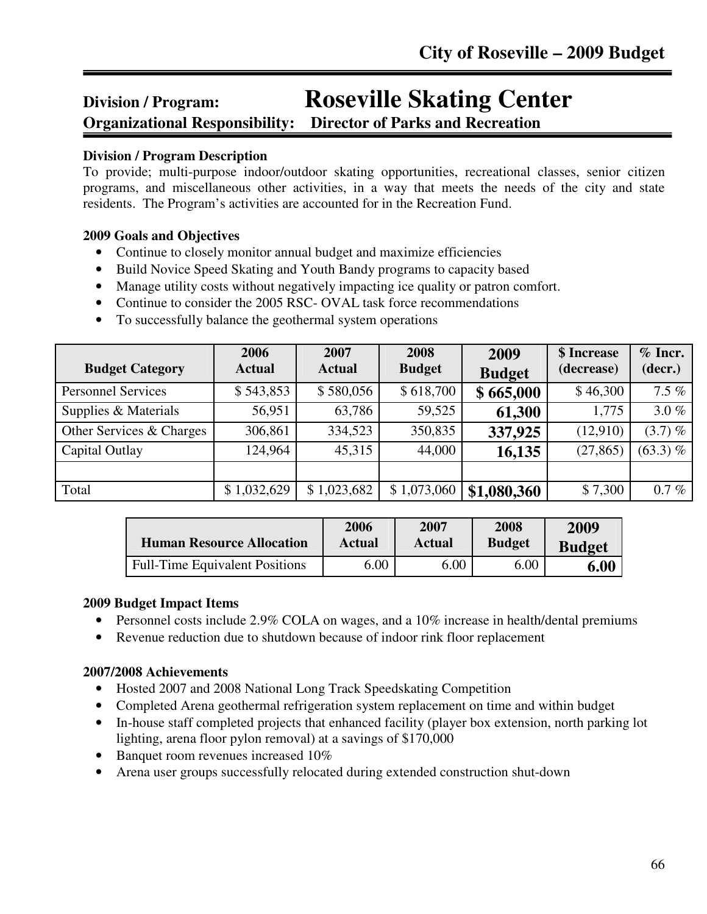## Division / Program: Roseville Skating Center

**Organizational Responsibility: Director of Parks and Recreation**

**Division / Program Description**

To provide; multi-purpose indoor/outdoor skating opportunities, recreational classes, senior citizen programs, and miscellaneous other activities, in a way that meets the needs of the city and state residents. The Program's activities are accounted for in the Recreation Fund.

**2009 Goals and Objectives**

- Continue to closely monitor annual budget and maximize efficiencies
- Build Novice Speed Skating and Youth Bandy programs to capacity based
- Manage utility costs without negatively impacting ice quality or patron comfort.
- Continue to consider the 2005 RSC- OVAL task force recommendations
- To successfully balance the geothermal system operations

| Budget Category | 2006 Actual | 2007 Actual | 2008 Budget | 2009 Budget | $ Increase (decrease) | % Incr. (decr.) |
|---|---|---|---|---|---|---|
| Personnel Services | $ 543,853 | $ 580,056 | $ 618,700 | **$ 665,000** | $ 46,300 | 7.5 % |
| Supplies & Materials | 56,951 | 63,786 | 59,525 | **61,300** | 1,775 | 3.0 % |
| Other Services & Charges | 306,861 | 334,523 | 350,835 | **337,925** | (12,910) | (3.7) % |
| Capital Outlay | 124,964 | 45,315 | 44,000 | **16,135** | (27,865) | (63.3) % |
| | | | | | | |
| Total | $ 1,032,629 | $ 1,023,682 | $ 1,073,060 | **$1,080,360** | $ 7,300 | 0.7 % |

| Human Resource Allocation | 2006 Actual | 2007 Actual | 2008 Budget | 2009 Budget |
|---|---|---|---|---|
| Full-Time Equivalent Positions | 6.00 | 6.00 | 6.00 | **6.00** |

**2009 Budget Impact Items**

- Personnel costs include 2.9% COLA on wages, and a 10% increase in health/dental premiums
- Revenue reduction due to shutdown because of indoor rink floor replacement

**2007/2008 Achievements**

- Hosted 2007 and 2008 National Long Track Speedskating Competition
- Completed Arena geothermal refrigeration system replacement on time and within budget
- In-house staff completed projects that enhanced facility (player box extension, north parking lot lighting, arena floor pylon removal) at a savings of $170,000
- Banquet room revenues increased 10%
- Arena user groups successfully relocated during extended construction shut-down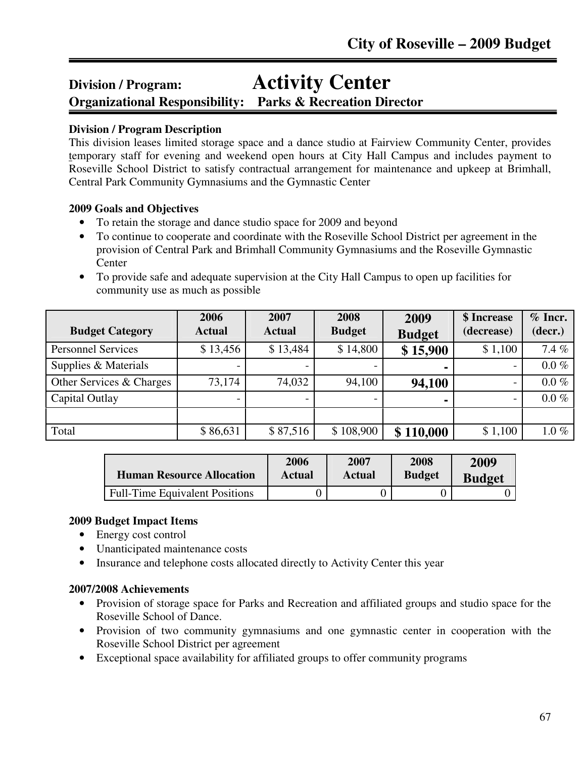# Division / Program: Activity Center

**Organizational Responsibility: Parks & Recreation Director**

**Division / Program Description**

This division leases limited storage space and a dance studio at Fairview Community Center, provides temporary staff for evening and weekend open hours at City Hall Campus and includes payment to Roseville School District to satisfy contractual arrangement for maintenance and upkeep at Brimhall, Central Park Community Gymnasiums and the Gymnastic Center

**2009 Goals and Objectives**

- To retain the storage and dance studio space for 2009 and beyond
- To continue to cooperate and coordinate with the Roseville School District per agreement in the provision of Central Park and Brimhall Community Gymnasiums and the Roseville Gymnastic Center
- To provide safe and adequate supervision at the City Hall Campus to open up facilities for community use as much as possible

| Budget Category | 2006 Actual | 2007 Actual | 2008 Budget | 2009 Budget | $ Increase (decrease) | % Incr. (decr.) |
|---|---|---|---|---|---|---|
| Personnel Services | $ 13,456 | $ 13,484 | $ 14,800 | **$ 15,900** | $ 1,100 | 7.4 % |
| Supplies & Materials | - | - | - | **-** | - | 0.0 % |
| Other Services & Charges | 73,174 | 74,032 | 94,100 | **94,100** | - | 0.0 % |
| Capital Outlay | - | - | - | **-** | - | 0.0 % |
| | | | | | | |
| Total | $ 86,631 | $ 87,516 | $ 108,900 | **$ 110,000** | $ 1,100 | 1.0 % |

| Human Resource Allocation | 2006 Actual | 2007 Actual | 2008 Budget | 2009 Budget |
|---|---|---|---|---|
| Full-Time Equivalent Positions | 0 | 0 | 0 | 0 |

**2009 Budget Impact Items**

- Energy cost control
- Unanticipated maintenance costs
- Insurance and telephone costs allocated directly to Activity Center this year

**2007/2008 Achievements**

- Provision of storage space for Parks and Recreation and affiliated groups and studio space for the Roseville School of Dance.
- Provision of two community gymnasiums and one gymnastic center in cooperation with the Roseville School District per agreement
- Exceptional space availability for affiliated groups to offer community programs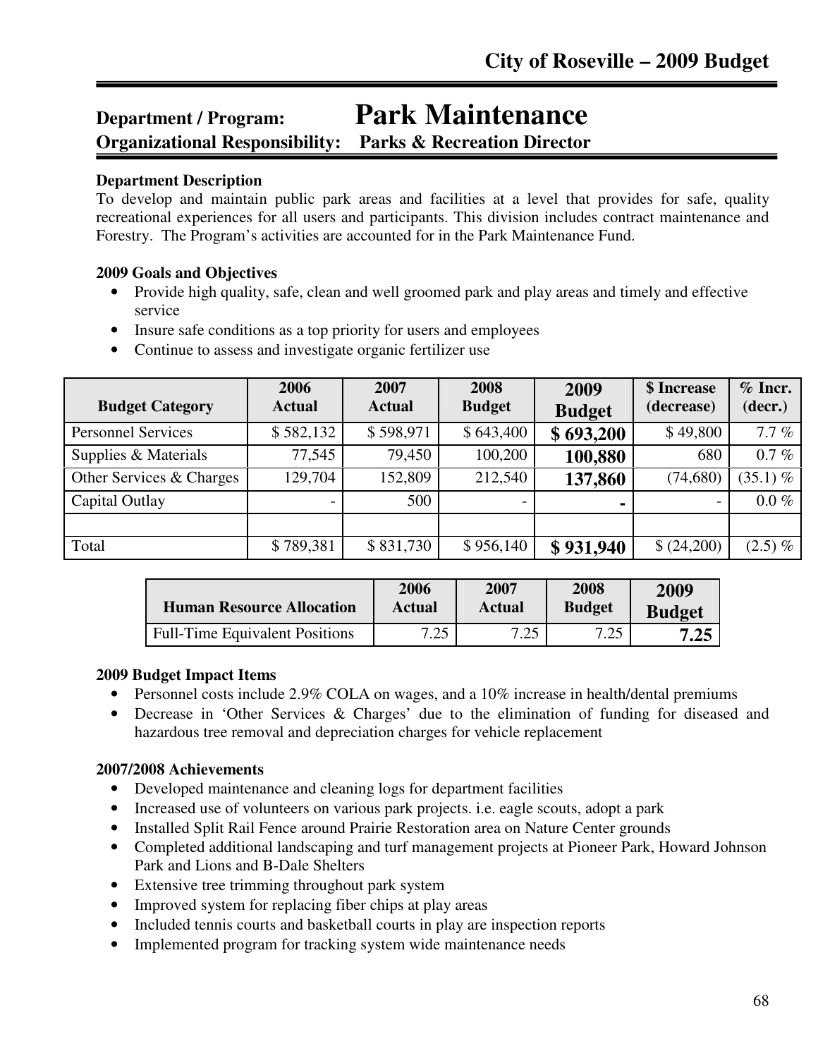# Department / Program: Park Maintenance

**Organizational Responsibility: Parks & Recreation Director**

### Department Description

To develop and maintain public park areas and facilities at a level that provides for safe, quality recreational experiences for all users and participants. This division includes contract maintenance and Forestry. The Program's activities are accounted for in the Park Maintenance Fund.

### 2009 Goals and Objectives

- Provide high quality, safe, clean and well groomed park and play areas and timely and effective service
- Insure safe conditions as a top priority for users and employees
- Continue to assess and investigate organic fertilizer use

| Budget Category | 2006 Actual | 2007 Actual | 2008 Budget | 2009 Budget | $ Increase (decrease) | % Incr. (decr.) |
|---|---|---|---|---|---|---|
| Personnel Services | $ 582,132 | $ 598,971 | $ 643,400 | **$ 693,200** | $ 49,800 | 7.7 % |
| Supplies & Materials | 77,545 | 79,450 | 100,200 | **100,880** | 680 | 0.7 % |
| Other Services & Charges | 129,704 | 152,809 | 212,540 | **137,860** | (74,680) | (35.1) % |
| Capital Outlay | - | 500 | - | **-** | - | 0.0 % |
| | | | | | | |
| Total | $ 789,381 | $ 831,730 | $ 956,140 | **$ 931,940** | $ (24,200) | (2.5) % |

| Human Resource Allocation | 2006 Actual | 2007 Actual | 2008 Budget | 2009 Budget |
|---|---|---|---|---|
| Full-Time Equivalent Positions | 7.25 | 7.25 | 7.25 | **7.25** |

### 2009 Budget Impact Items

- Personnel costs include 2.9% COLA on wages, and a 10% increase in health/dental premiums
- Decrease in 'Other Services & Charges' due to the elimination of funding for diseased and hazardous tree removal and depreciation charges for vehicle replacement

### 2007/2008 Achievements

- Developed maintenance and cleaning logs for department facilities
- Increased use of volunteers on various park projects. i.e. eagle scouts, adopt a park
- Installed Split Rail Fence around Prairie Restoration area on Nature Center grounds
- Completed additional landscaping and turf management projects at Pioneer Park, Howard Johnson Park and Lions and B-Dale Shelters
- Extensive tree trimming throughout park system
- Improved system for replacing fiber chips at play areas
- Included tennis courts and basketball courts in play are inspection reports
- Implemented program for tracking system wide maintenance needs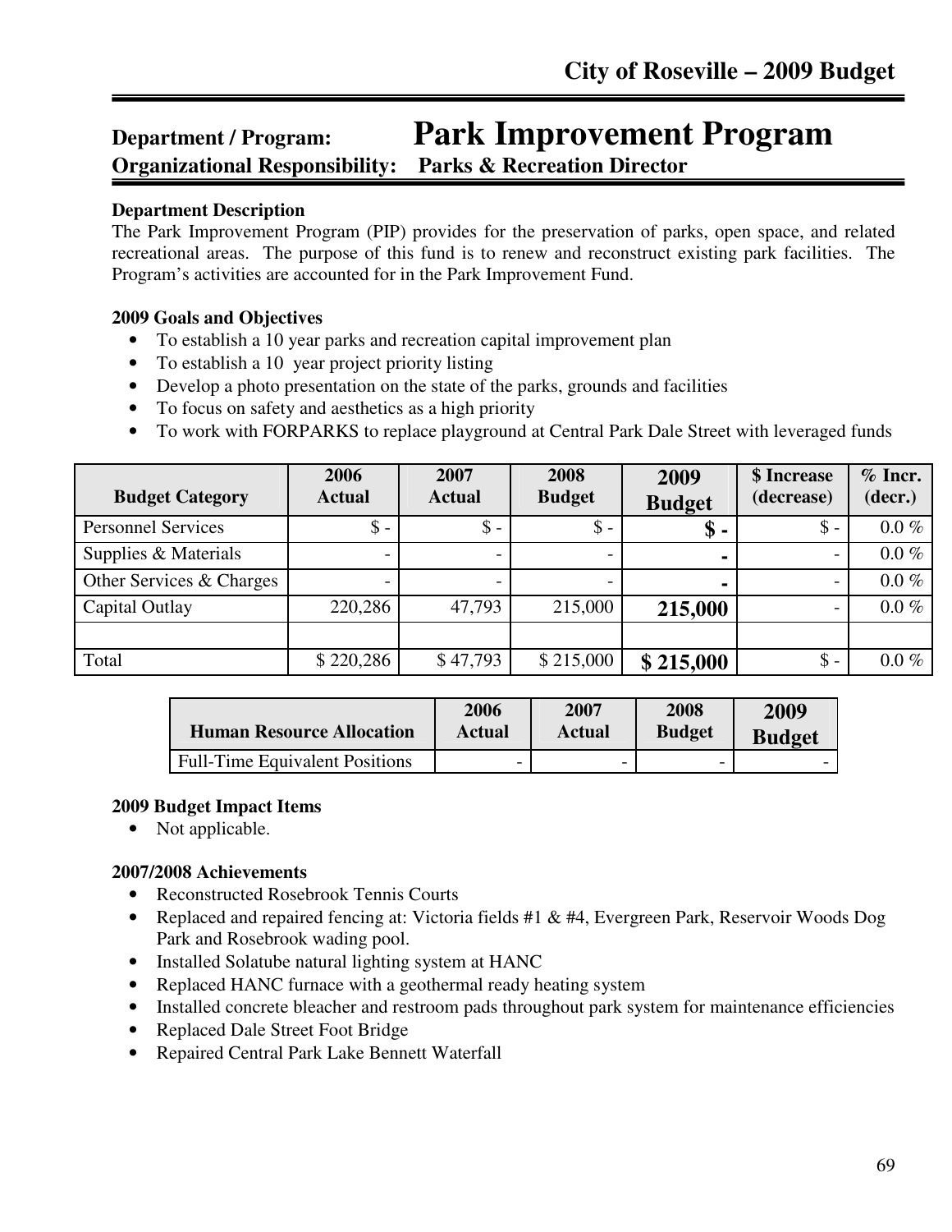# Department / Program: Park Improvement Program

**Organizational Responsibility: Parks & Recreation Director**

### Department Description

The Park Improvement Program (PIP) provides for the preservation of parks, open space, and related recreational areas. The purpose of this fund is to renew and reconstruct existing park facilities. The Program's activities are accounted for in the Park Improvement Fund.

### 2009 Goals and Objectives

- To establish a 10 year parks and recreation capital improvement plan
- To establish a 10 year project priority listing
- Develop a photo presentation on the state of the parks, grounds and facilities
- To focus on safety and aesthetics as a high priority
- To work with FORPARKS to replace playground at Central Park Dale Street with leveraged funds

| Budget Category | 2006 Actual | 2007 Actual | 2008 Budget | 2009 Budget | $ Increase (decrease) | % Incr. (decr.) |
|---|---|---|---|---|---|---|
| Personnel Services | $ - | $ - | $ - | **$ -** | $ - | 0.0 % |
| Supplies & Materials | - | - | - | **-** | - | 0.0 % |
| Other Services & Charges | - | - | - | **-** | - | 0.0 % |
| Capital Outlay | 220,286 | 47,793 | 215,000 | **215,000** | - | 0.0 % |
| | | | | | | |
| Total | $ 220,286 | $ 47,793 | $ 215,000 | **$ 215,000** | $ - | 0.0 % |

| Human Resource Allocation | 2006 Actual | 2007 Actual | 2008 Budget | 2009 Budget |
|---|---|---|---|---|
| Full-Time Equivalent Positions | - | - | - | - |

### 2009 Budget Impact Items

- Not applicable.

### 2007/2008 Achievements

- Reconstructed Rosebrook Tennis Courts
- Replaced and repaired fencing at: Victoria fields #1 & #4, Evergreen Park, Reservoir Woods Dog Park and Rosebrook wading pool.
- Installed Solatube natural lighting system at HANC
- Replaced HANC furnace with a geothermal ready heating system
- Installed concrete bleacher and restroom pads throughout park system for maintenance efficiencies
- Replaced Dale Street Foot Bridge
- Repaired Central Park Lake Bennett Waterfall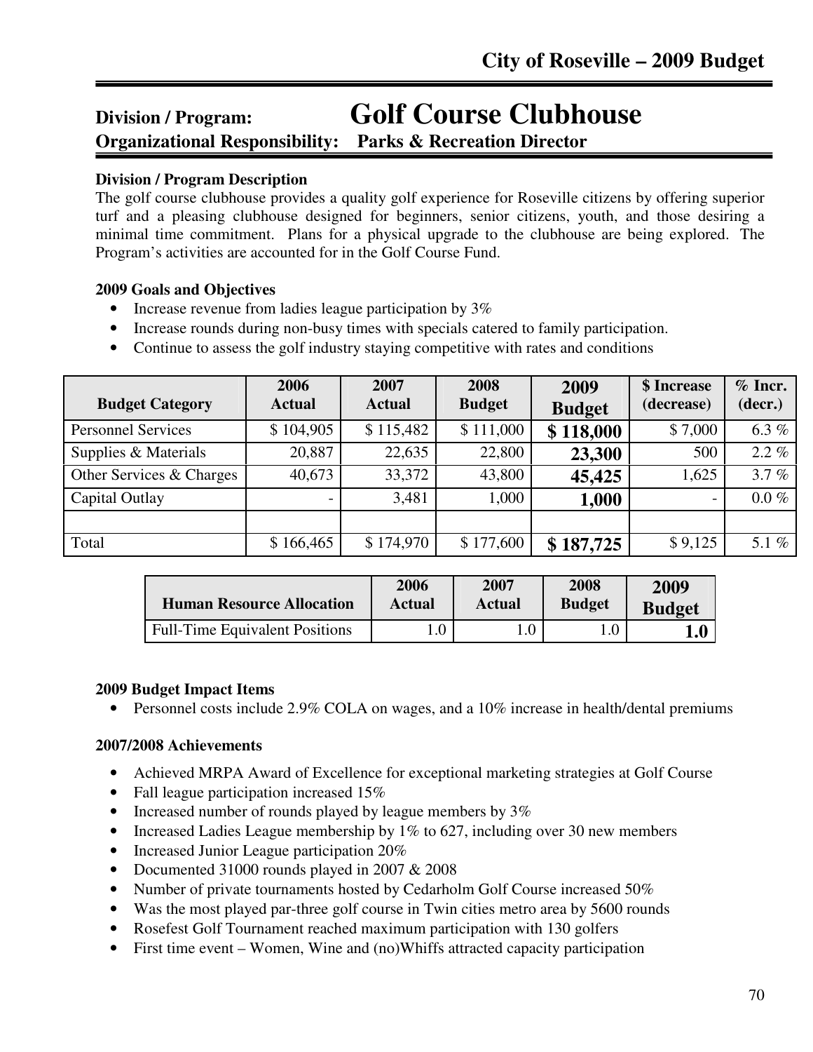## Division / Program: Golf Course Clubhouse

**Organizational Responsibility: Parks & Recreation Director**

**Division / Program Description**

The golf course clubhouse provides a quality golf experience for Roseville citizens by offering superior turf and a pleasing clubhouse designed for beginners, senior citizens, youth, and those desiring a minimal time commitment. Plans for a physical upgrade to the clubhouse are being explored. The Program's activities are accounted for in the Golf Course Fund.

**2009 Goals and Objectives**

- Increase revenue from ladies league participation by 3%
- Increase rounds during non-busy times with specials catered to family participation.
- Continue to assess the golf industry staying competitive with rates and conditions

| Budget Category | 2006 Actual | 2007 Actual | 2008 Budget | 2009 Budget | $ Increase (decrease) | % Incr. (decr.) |
|---|---|---|---|---|---|---|
| Personnel Services | $ 104,905 | $ 115,482 | $ 111,000 | **$ 118,000** | $ 7,000 | 6.3 % |
| Supplies & Materials | 20,887 | 22,635 | 22,800 | **23,300** | 500 | 2.2 % |
| Other Services & Charges | 40,673 | 33,372 | 43,800 | **45,425** | 1,625 | 3.7 % |
| Capital Outlay | - | 3,481 | 1,000 | **1,000** | - | 0.0 % |
| | | | | | | |
| Total | $ 166,465 | $ 174,970 | $ 177,600 | **$ 187,725** | $ 9,125 | 5.1 % |

| Human Resource Allocation | 2006 Actual | 2007 Actual | 2008 Budget | 2009 Budget |
|---|---|---|---|---|
| Full-Time Equivalent Positions | 1.0 | 1.0 | 1.0 | **1.0** |

**2009 Budget Impact Items**

- Personnel costs include 2.9% COLA on wages, and a 10% increase in health/dental premiums

**2007/2008 Achievements**

- Achieved MRPA Award of Excellence for exceptional marketing strategies at Golf Course
- Fall league participation increased 15%
- Increased number of rounds played by league members by 3%
- Increased Ladies League membership by 1% to 627, including over 30 new members
- Increased Junior League participation 20%
- Documented 31000 rounds played in 2007 & 2008
- Number of private tournaments hosted by Cedarholm Golf Course increased 50%
- Was the most played par-three golf course in Twin cities metro area by 5600 rounds
- Rosefest Golf Tournament reached maximum participation with 130 golfers
- First time event – Women, Wine and (no)Whiffs attracted capacity participation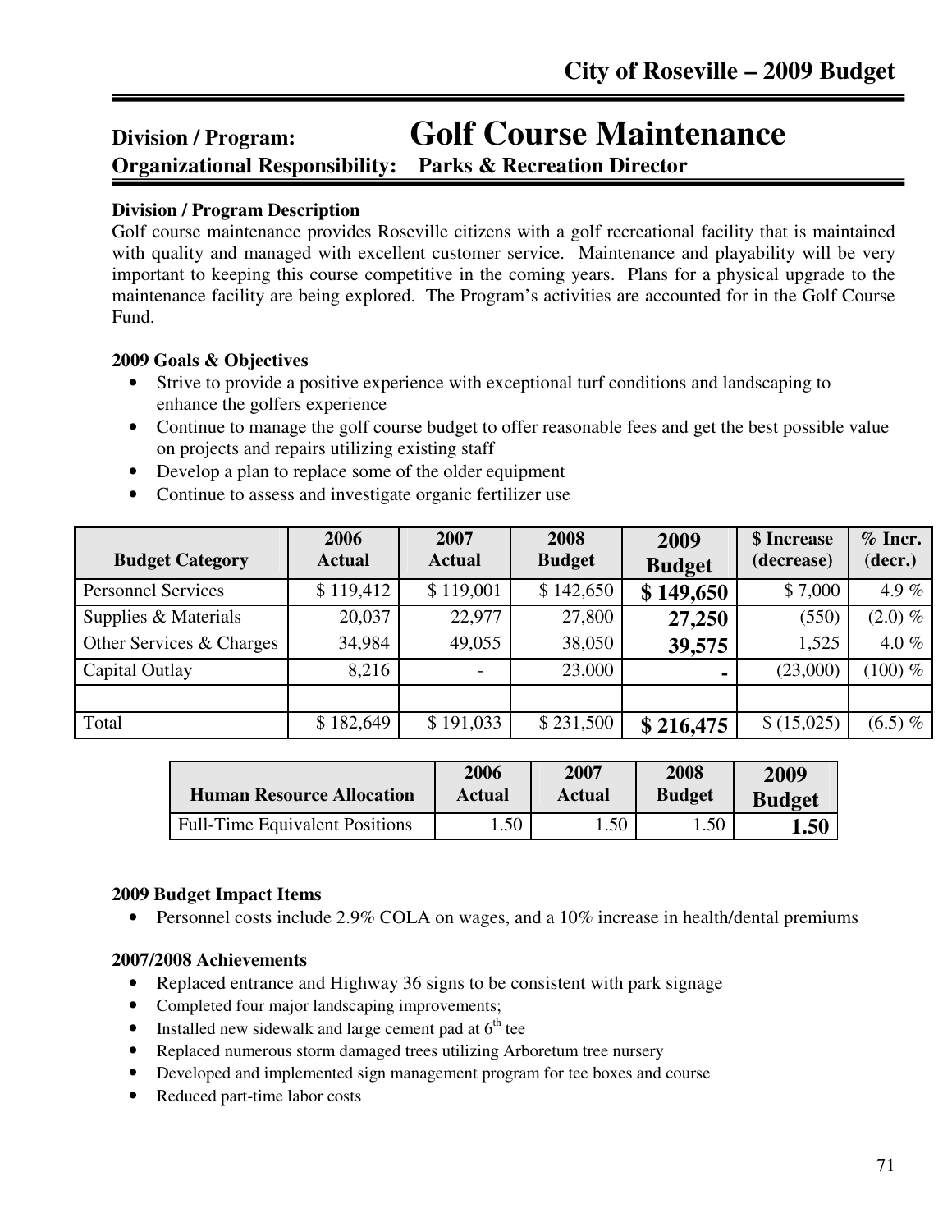## Division / Program: Golf Course Maintenance

**Organizational Responsibility: Parks & Recreation Director**

**Division / Program Description**

Golf course maintenance provides Roseville citizens with a golf recreational facility that is maintained with quality and managed with excellent customer service. Maintenance and playability will be very important to keeping this course competitive in the coming years. Plans for a physical upgrade to the maintenance facility are being explored. The Program's activities are accounted for in the Golf Course Fund.

**2009 Goals & Objectives**

- Strive to provide a positive experience with exceptional turf conditions and landscaping to enhance the golfers experience
- Continue to manage the golf course budget to offer reasonable fees and get the best possible value on projects and repairs utilizing existing staff
- Develop a plan to replace some of the older equipment
- Continue to assess and investigate organic fertilizer use

| Budget Category | 2006 Actual | 2007 Actual | 2008 Budget | 2009 Budget | $ Increase (decrease) | % Incr. (decr.) |
|---|---|---|---|---|---|---|
| Personnel Services | $ 119,412 | $ 119,001 | $ 142,650 | **$ 149,650** | $ 7,000 | 4.9 % |
| Supplies & Materials | 20,037 | 22,977 | 27,800 | **27,250** | (550) | (2.0) % |
| Other Services & Charges | 34,984 | 49,055 | 38,050 | **39,575** | 1,525 | 4.0 % |
| Capital Outlay | 8,216 | - | 23,000 | **-** | (23,000) | (100) % |
| | | | | | | |
| Total | $ 182,649 | $ 191,033 | $ 231,500 | **$ 216,475** | $ (15,025) | (6.5) % |

| Human Resource Allocation | 2006 Actual | 2007 Actual | 2008 Budget | 2009 Budget |
|---|---|---|---|---|
| Full-Time Equivalent Positions | 1.50 | 1.50 | 1.50 | **1.50** |

**2009 Budget Impact Items**

- Personnel costs include 2.9% COLA on wages, and a 10% increase in health/dental premiums

**2007/2008 Achievements**

- Replaced entrance and Highway 36 signs to be consistent with park signage
- Completed four major landscaping improvements;
- Installed new sidewalk and large cement pad at 6th tee
- Replaced numerous storm damaged trees utilizing Arboretum tree nursery
- Developed and implemented sign management program for tee boxes and course
- Reduced part-time labor costs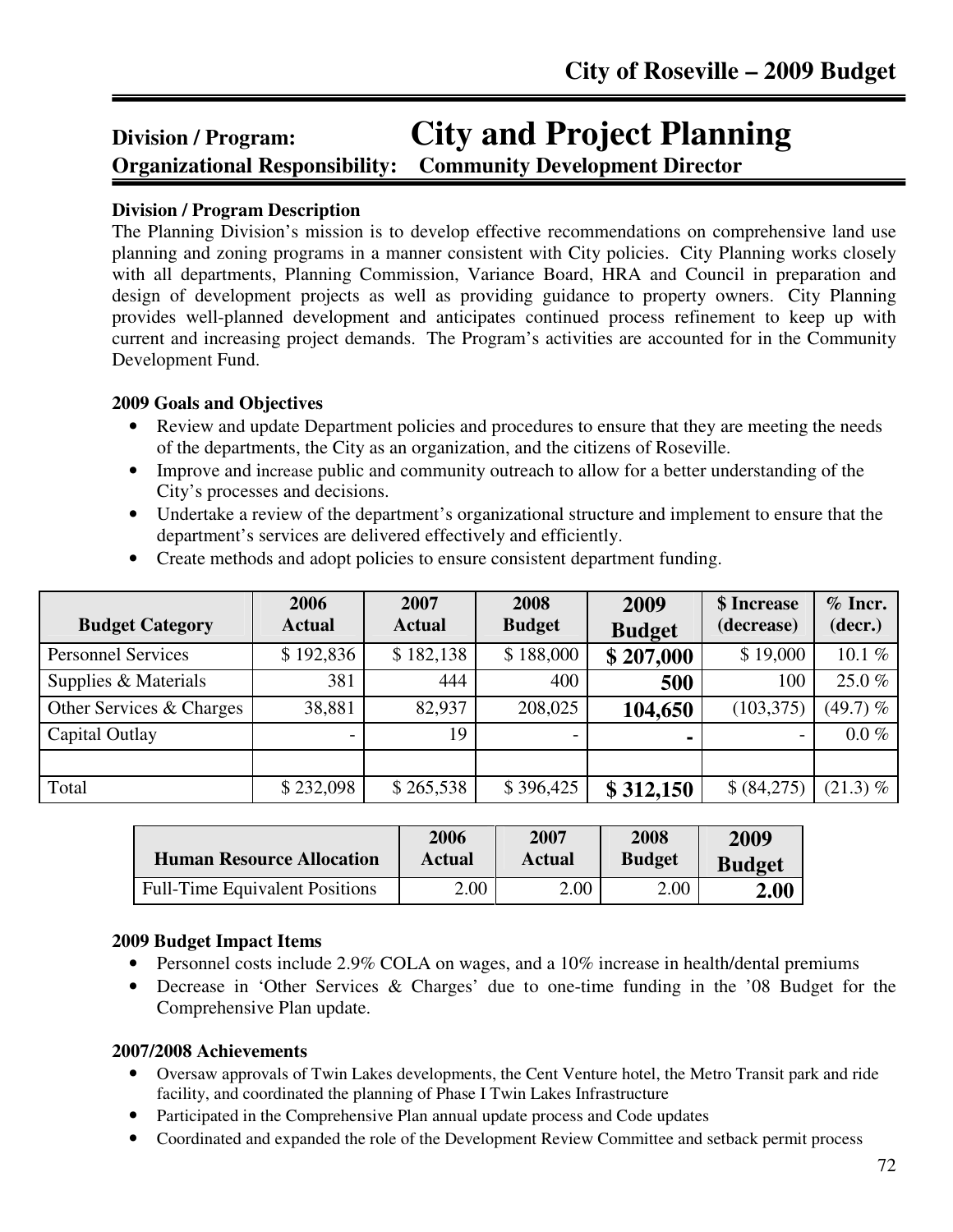## Division / Program: City and Project Planning

**Organizational Responsibility: Community Development Director**

### Division / Program Description

The Planning Division's mission is to develop effective recommendations on comprehensive land use planning and zoning programs in a manner consistent with City policies. City Planning works closely with all departments, Planning Commission, Variance Board, HRA and Council in preparation and design of development projects as well as providing guidance to property owners. City Planning provides well-planned development and anticipates continued process refinement to keep up with current and increasing project demands. The Program's activities are accounted for in the Community Development Fund.

### 2009 Goals and Objectives

- Review and update Department policies and procedures to ensure that they are meeting the needs of the departments, the City as an organization, and the citizens of Roseville.
- Improve and increase public and community outreach to allow for a better understanding of the City's processes and decisions.
- Undertake a review of the department's organizational structure and implement to ensure that the department's services are delivered effectively and efficiently.
- Create methods and adopt policies to ensure consistent department funding.

| Budget Category | 2006 Actual | 2007 Actual | 2008 Budget | 2009 Budget | $ Increase (decrease) | % Incr. (decr.) |
|---|---|---|---|---|---|---|
| Personnel Services | $ 192,836 | $ 182,138 | $ 188,000 | **$ 207,000** | $ 19,000 | 10.1 % |
| Supplies & Materials | 381 | 444 | 400 | **500** | 100 | 25.0 % |
| Other Services & Charges | 38,881 | 82,937 | 208,025 | **104,650** | (103,375) | (49.7) % |
| Capital Outlay | - | 19 | - | **-** | - | 0.0 % |
| | | | | | | |
| Total | $ 232,098 | $ 265,538 | $ 396,425 | **$ 312,150** | $ (84,275) | (21.3) % |

| Human Resource Allocation | 2006 Actual | 2007 Actual | 2008 Budget | 2009 Budget |
|---|---|---|---|---|
| Full-Time Equivalent Positions | 2.00 | 2.00 | 2.00 | **2.00** |

### 2009 Budget Impact Items

- Personnel costs include 2.9% COLA on wages, and a 10% increase in health/dental premiums
- Decrease in 'Other Services & Charges' due to one-time funding in the '08 Budget for the Comprehensive Plan update.

### 2007/2008 Achievements

- Oversaw approvals of Twin Lakes developments, the Cent Venture hotel, the Metro Transit park and ride facility, and coordinated the planning of Phase I Twin Lakes Infrastructure
- Participated in the Comprehensive Plan annual update process and Code updates
- Coordinated and expanded the role of the Development Review Committee and setback permit process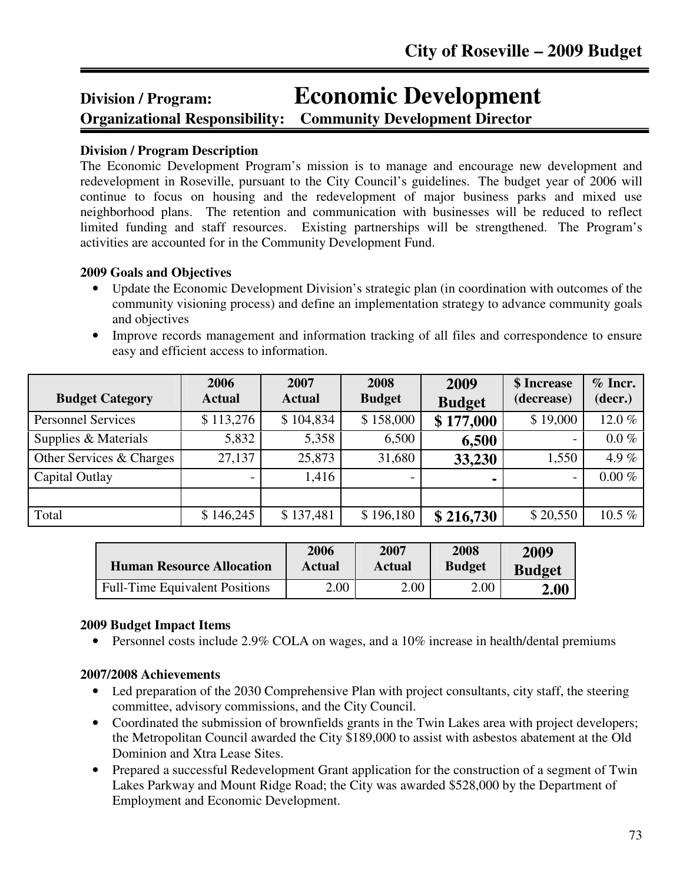## Division / Program: Economic Development

**Organizational Responsibility: Community Development Director**

### Division / Program Description

The Economic Development Program's mission is to manage and encourage new development and redevelopment in Roseville, pursuant to the City Council's guidelines. The budget year of 2006 will continue to focus on housing and the redevelopment of major business parks and mixed use neighborhood plans. The retention and communication with businesses will be reduced to reflect limited funding and staff resources. Existing partnerships will be strengthened. The Program's activities are accounted for in the Community Development Fund.

### 2009 Goals and Objectives

- Update the Economic Development Division's strategic plan (in coordination with outcomes of the community visioning process) and define an implementation strategy to advance community goals and objectives
- Improve records management and information tracking of all files and correspondence to ensure easy and efficient access to information.

| Budget Category | 2006 Actual | 2007 Actual | 2008 Budget | 2009 Budget | $ Increase (decrease) | % Incr. (decr.) |
|---|---|---|---|---|---|---|
| Personnel Services | $ 113,276 | $ 104,834 | $ 158,000 | **$ 177,000** | $ 19,000 | 12.0 % |
| Supplies & Materials | 5,832 | 5,358 | 6,500 | **6,500** | - | 0.0 % |
| Other Services & Charges | 27,137 | 25,873 | 31,680 | **33,230** | 1,550 | 4.9 % |
| Capital Outlay | - | 1,416 | - | **-** | - | 0.00 % |
| | | | | | | |
| Total | $ 146,245 | $ 137,481 | $ 196,180 | **$ 216,730** | $ 20,550 | 10.5 % |

| Human Resource Allocation | 2006 Actual | 2007 Actual | 2008 Budget | 2009 Budget |
|---|---|---|---|---|
| Full-Time Equivalent Positions | 2.00 | 2.00 | 2.00 | **2.00** |

### 2009 Budget Impact Items

- Personnel costs include 2.9% COLA on wages, and a 10% increase in health/dental premiums

### 2007/2008 Achievements

- Led preparation of the 2030 Comprehensive Plan with project consultants, city staff, the steering committee, advisory commissions, and the City Council.
- Coordinated the submission of brownfields grants in the Twin Lakes area with project developers; the Metropolitan Council awarded the City $189,000 to assist with asbestos abatement at the Old Dominion and Xtra Lease Sites.
- Prepared a successful Redevelopment Grant application for the construction of a segment of Twin Lakes Parkway and Mount Ridge Road; the City was awarded $528,000 by the Department of Employment and Economic Development.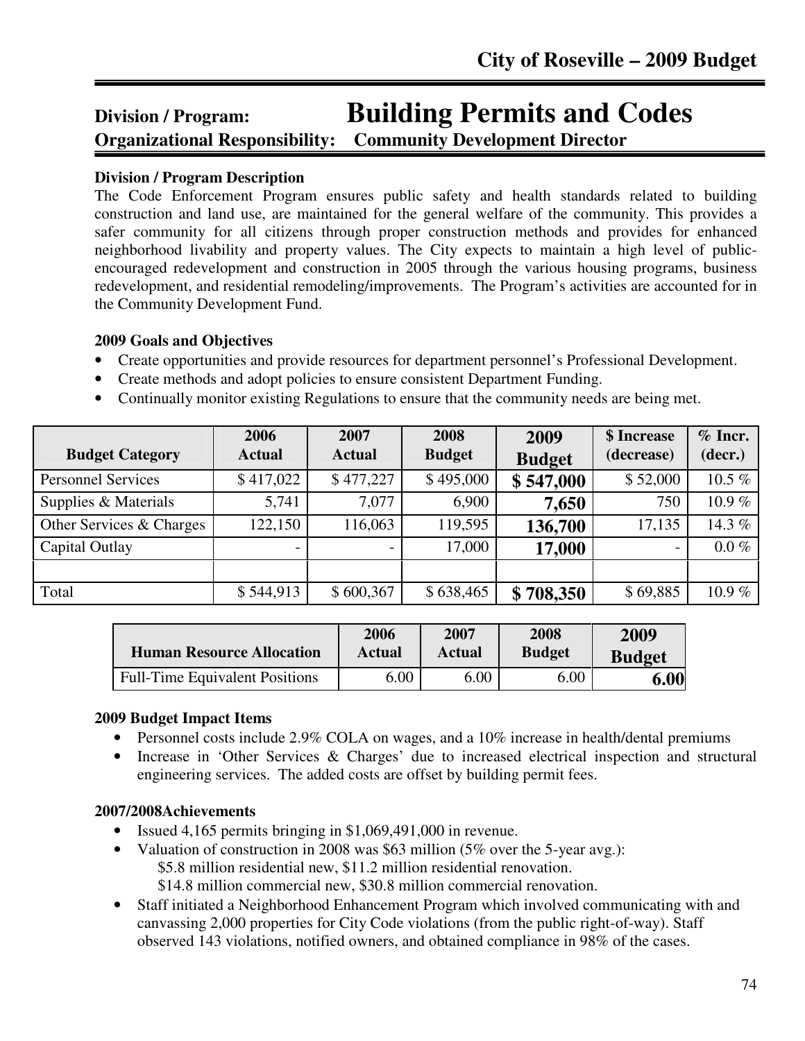# Division / Program: Building Permits and Codes

## Organizational Responsibility: Community Development Director

**Division / Program Description**

The Code Enforcement Program ensures public safety and health standards related to building construction and land use, are maintained for the general welfare of the community. This provides a safer community for all citizens through proper construction methods and provides for enhanced neighborhood livability and property values. The City expects to maintain a high level of public-encouraged redevelopment and construction in 2005 through the various housing programs, business redevelopment, and residential remodeling/improvements. The Program's activities are accounted for in the Community Development Fund.

**2009 Goals and Objectives**

- Create opportunities and provide resources for department personnel's Professional Development.
- Create methods and adopt policies to ensure consistent Department Funding.
- Continually monitor existing Regulations to ensure that the community needs are being met.

| Budget Category | 2006 Actual | 2007 Actual | 2008 Budget | 2009 Budget | $ Increase (decrease) | % Incr. (decr.) |
|---|---|---|---|---|---|---|
| Personnel Services | $ 417,022 | $ 477,227 | $ 495,000 | **$ 547,000** | $ 52,000 | 10.5 % |
| Supplies & Materials | 5,741 | 7,077 | 6,900 | **7,650** | 750 | 10.9 % |
| Other Services & Charges | 122,150 | 116,063 | 119,595 | **136,700** | 17,135 | 14.3 % |
| Capital Outlay | - | - | 17,000 | **17,000** | - | 0.0 % |
| | | | | | | |
| Total | $ 544,913 | $ 600,367 | $ 638,465 | **$ 708,350** | $ 69,885 | 10.9 % |

| Human Resource Allocation | 2006 Actual | 2007 Actual | 2008 Budget | 2009 Budget |
|---|---|---|---|---|
| Full-Time Equivalent Positions | 6.00 | 6.00 | 6.00 | **6.00** |

**2009 Budget Impact Items**

- Personnel costs include 2.9% COLA on wages, and a 10% increase in health/dental premiums
- Increase in 'Other Services & Charges' due to increased electrical inspection and structural engineering services. The added costs are offset by building permit fees.

**2007/2008Achievements**

- Issued 4,165 permits bringing in $1,069,491,000 in revenue.
- Valuation of construction in 2008 was $63 million (5% over the 5-year avg.):
  - $5.8 million residential new, $11.2 million residential renovation.
  - $14.8 million commercial new, $30.8 million commercial renovation.
- Staff initiated a Neighborhood Enhancement Program which involved communicating with and canvassing 2,000 properties for City Code violations (from the public right-of-way). Staff observed 143 violations, notified owners, and obtained compliance in 98% of the cases.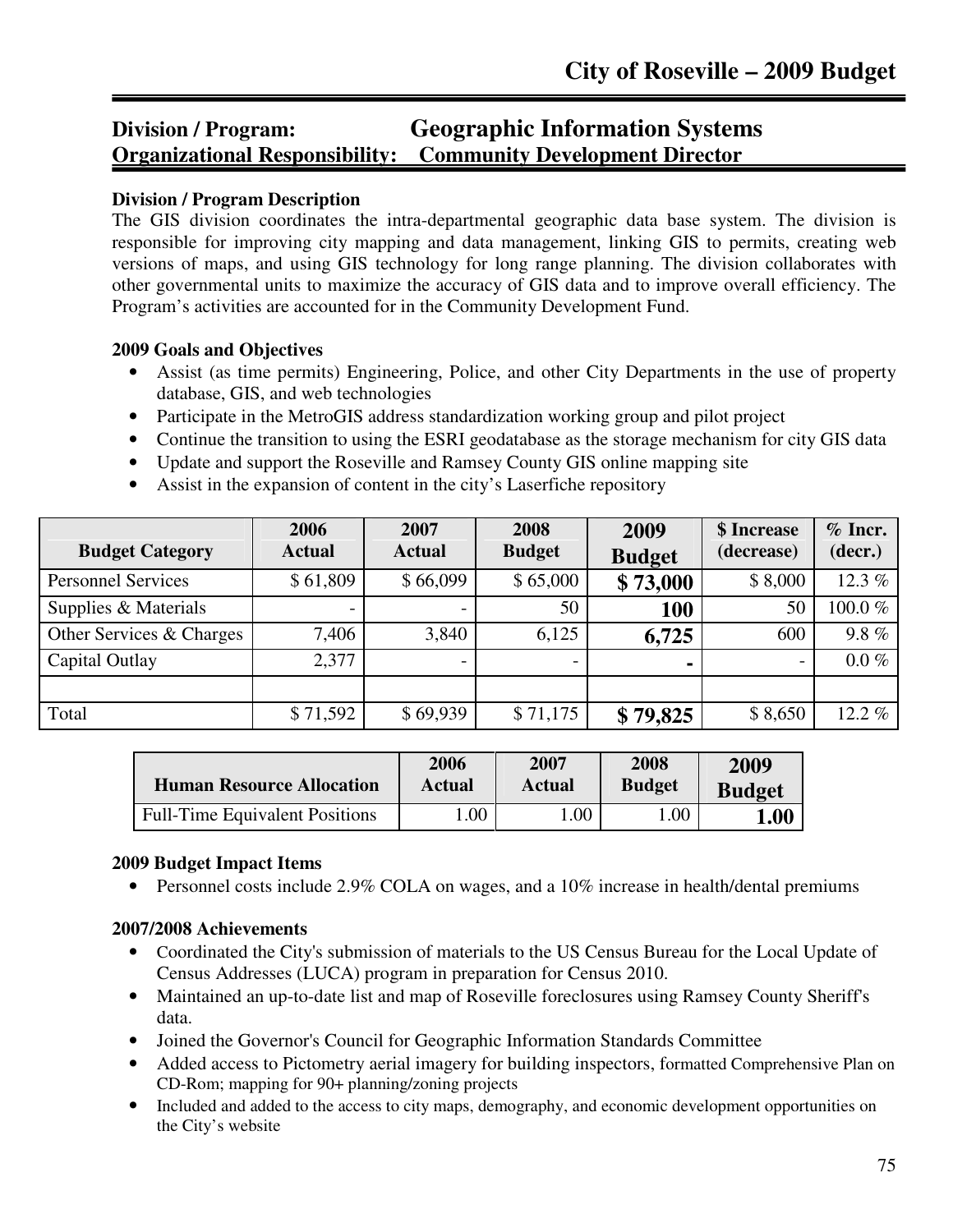## Division / Program: Geographic Information Systems
## Organizational Responsibility: Community Development Director

**Division / Program Description**

The GIS division coordinates the intra-departmental geographic data base system. The division is responsible for improving city mapping and data management, linking GIS to permits, creating web versions of maps, and using GIS technology for long range planning. The division collaborates with other governmental units to maximize the accuracy of GIS data and to improve overall efficiency. The Program's activities are accounted for in the Community Development Fund.

**2009 Goals and Objectives**

- Assist (as time permits) Engineering, Police, and other City Departments in the use of property database, GIS, and web technologies
- Participate in the MetroGIS address standardization working group and pilot project
- Continue the transition to using the ESRI geodatabase as the storage mechanism for city GIS data
- Update and support the Roseville and Ramsey County GIS online mapping site
- Assist in the expansion of content in the city's Laserfiche repository

| Budget Category | 2006 Actual | 2007 Actual | 2008 Budget | 2009 Budget | $ Increase (decrease) | % Incr. (decr.) |
|---|---|---|---|---|---|---|
| Personnel Services | $ 61,809 | $ 66,099 | $ 65,000 | **$ 73,000** | $ 8,000 | 12.3 % |
| Supplies & Materials | - | - | 50 | **100** | 50 | 100.0 % |
| Other Services & Charges | 7,406 | 3,840 | 6,125 | **6,725** | 600 | 9.8 % |
| Capital Outlay | 2,377 | - | - | **-** | - | 0.0 % |
| | | | | | | |
| Total | $ 71,592 | $ 69,939 | $ 71,175 | **$ 79,825** | $ 8,650 | 12.2 % |

| Human Resource Allocation | 2006 Actual | 2007 Actual | 2008 Budget | 2009 Budget |
|---|---|---|---|---|
| Full-Time Equivalent Positions | 1.00 | 1.00 | 1.00 | **1.00** |

**2009 Budget Impact Items**

- Personnel costs include 2.9% COLA on wages, and a 10% increase in health/dental premiums

**2007/2008 Achievements**

- Coordinated the City's submission of materials to the US Census Bureau for the Local Update of Census Addresses (LUCA) program in preparation for Census 2010.
- Maintained an up-to-date list and map of Roseville foreclosures using Ramsey County Sheriff's data.
- Joined the Governor's Council for Geographic Information Standards Committee
- Added access to Pictometry aerial imagery for building inspectors, formatted Comprehensive Plan on CD-Rom; mapping for 90+ planning/zoning projects
- Included and added to the access to city maps, demography, and economic development opportunities on the City's website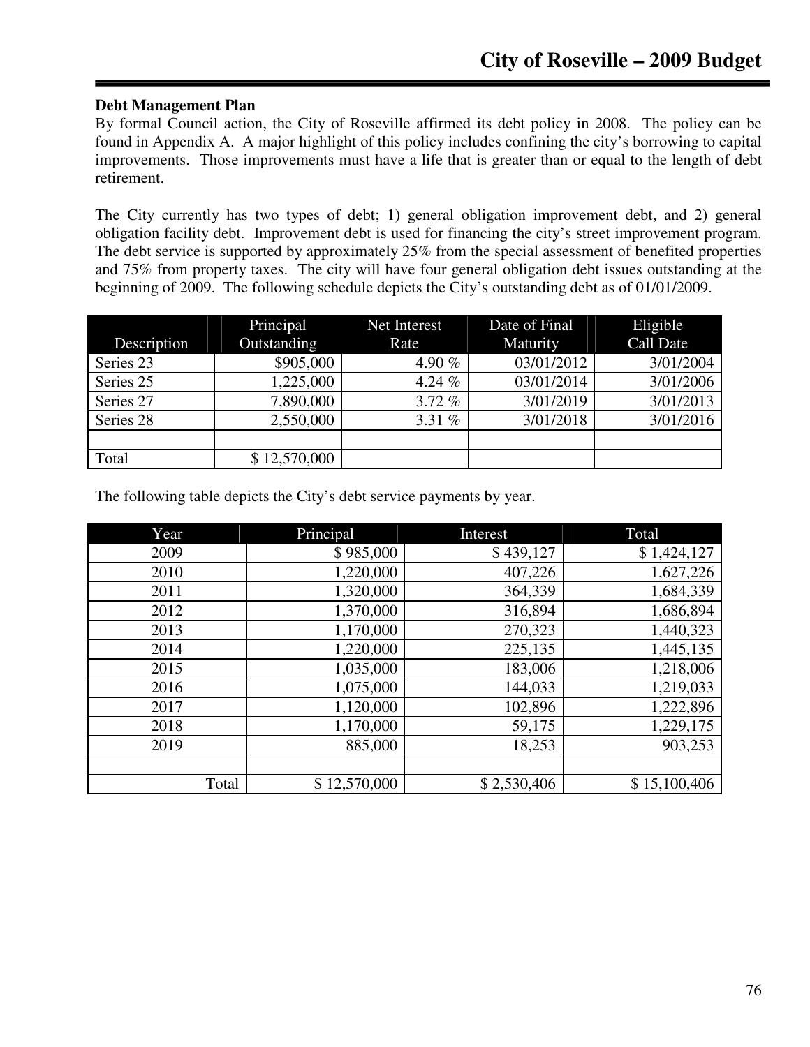### Debt Management Plan

By formal Council action, the City of Roseville affirmed its debt policy in 2008. The policy can be found in Appendix A. A major highlight of this policy includes confining the city's borrowing to capital improvements. Those improvements must have a life that is greater than or equal to the length of debt retirement.

The City currently has two types of debt; 1) general obligation improvement debt, and 2) general obligation facility debt. Improvement debt is used for financing the city's street improvement program. The debt service is supported by approximately 25% from the special assessment of benefited properties and 75% from property taxes. The city will have four general obligation debt issues outstanding at the beginning of 2009. The following schedule depicts the City's outstanding debt as of 01/01/2009.

| Description | Principal Outstanding | Net Interest Rate | Date of Final Maturity | Eligible Call Date |
|---|---|---|---|---|
| Series 23 | $905,000 | 4.90 % | 03/01/2012 | 3/01/2004 |
| Series 25 | 1,225,000 | 4.24 % | 03/01/2014 | 3/01/2006 |
| Series 27 | 7,890,000 | 3.72 % | 3/01/2019 | 3/01/2013 |
| Series 28 | 2,550,000 | 3.31 % | 3/01/2018 | 3/01/2016 |
| | | | | |
| Total | $ 12,570,000 | | | |

The following table depicts the City's debt service payments by year.

| Year | Principal | Interest | Total |
|---|---|---|---|
| 2009 | $ 985,000 | $ 439,127 | $ 1,424,127 |
| 2010 | 1,220,000 | 407,226 | 1,627,226 |
| 2011 | 1,320,000 | 364,339 | 1,684,339 |
| 2012 | 1,370,000 | 316,894 | 1,686,894 |
| 2013 | 1,170,000 | 270,323 | 1,440,323 |
| 2014 | 1,220,000 | 225,135 | 1,445,135 |
| 2015 | 1,035,000 | 183,006 | 1,218,006 |
| 2016 | 1,075,000 | 144,033 | 1,219,033 |
| 2017 | 1,120,000 | 102,896 | 1,222,896 |
| 2018 | 1,170,000 | 59,175 | 1,229,175 |
| 2019 | 885,000 | 18,253 | 903,253 |
| | | | |
| Total | $ 12,570,000 | $ 2,530,406 | $ 15,100,406 |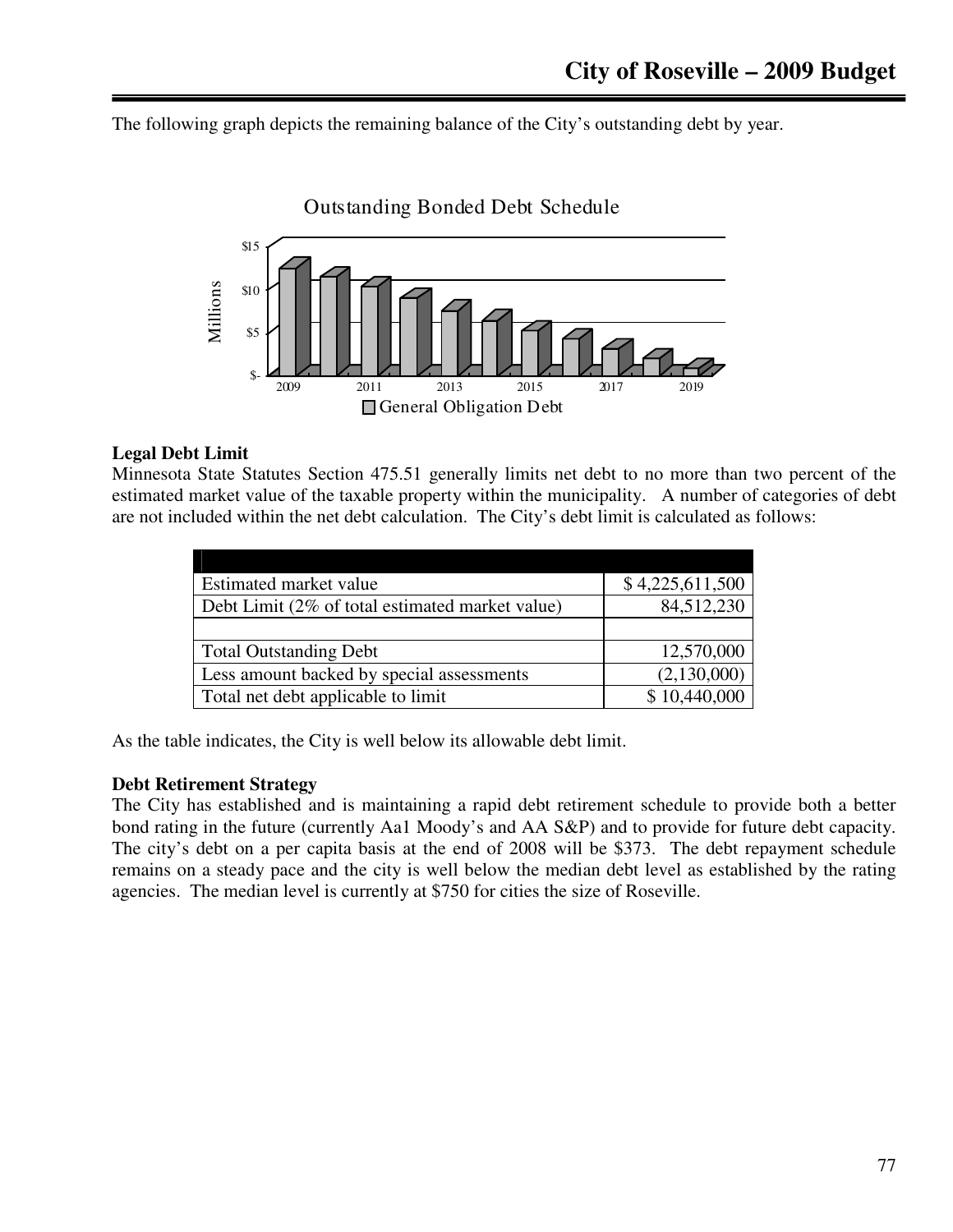The following graph depicts the remaining balance of the City's outstanding debt by year.

Outstanding Bonded Debt Schedule

Millions

$15
$10
$5
$-

2009 2011 2013 2015 2017 2019

General Obligation Debt

**Legal Debt Limit**

Minnesota State Statutes Section 475.51 generally limits net debt to no more than two percent of the estimated market value of the taxable property within the municipality. A number of categories of debt are not included within the net debt calculation. The City's debt limit is calculated as follows:

| | |
|---|---|
| Estimated market value | $ 4,225,611,500 |
| Debt Limit (2% of total estimated market value) | 84,512,230 |
| | |
| Total Outstanding Debt | 12,570,000 |
| Less amount backed by special assessments | (2,130,000) |
| Total net debt applicable to limit | $ 10,440,000 |

As the table indicates, the City is well below its allowable debt limit.

**Debt Retirement Strategy**

The City has established and is maintaining a rapid debt retirement schedule to provide both a better bond rating in the future (currently Aa1 Moody's and AA S&P) and to provide for future debt capacity. The city's debt on a per capita basis at the end of 2008 will be $373. The debt repayment schedule remains on a steady pace and the city is well below the median debt level as established by the rating agencies. The median level is currently at $750 for cities the size of Roseville.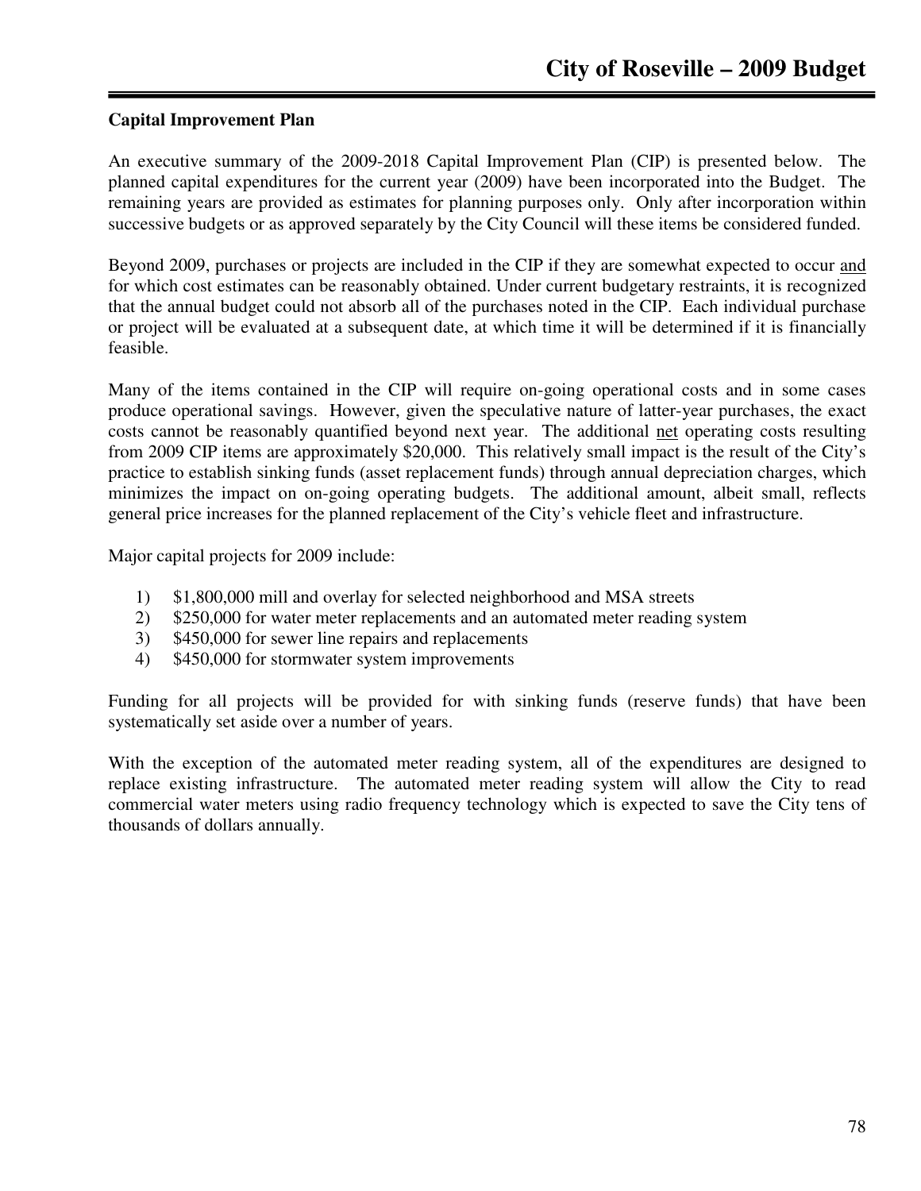## Capital Improvement Plan

An executive summary of the 2009-2018 Capital Improvement Plan (CIP) is presented below. The planned capital expenditures for the current year (2009) have been incorporated into the Budget. The remaining years are provided as estimates for planning purposes only. Only after incorporation within successive budgets or as approved separately by the City Council will these items be considered funded.

Beyond 2009, purchases or projects are included in the CIP if they are somewhat expected to occur and for which cost estimates can be reasonably obtained. Under current budgetary restraints, it is recognized that the annual budget could not absorb all of the purchases noted in the CIP. Each individual purchase or project will be evaluated at a subsequent date, at which time it will be determined if it is financially feasible.

Many of the items contained in the CIP will require on-going operational costs and in some cases produce operational savings. However, given the speculative nature of latter-year purchases, the exact costs cannot be reasonably quantified beyond next year. The additional net operating costs resulting from 2009 CIP items are approximately $20,000. This relatively small impact is the result of the City's practice to establish sinking funds (asset replacement funds) through annual depreciation charges, which minimizes the impact on on-going operating budgets. The additional amount, albeit small, reflects general price increases for the planned replacement of the City's vehicle fleet and infrastructure.

Major capital projects for 2009 include:

1) $1,800,000 mill and overlay for selected neighborhood and MSA streets
2) $250,000 for water meter replacements and an automated meter reading system
3) $450,000 for sewer line repairs and replacements
4) $450,000 for stormwater system improvements

Funding for all projects will be provided for with sinking funds (reserve funds) that have been systematically set aside over a number of years.

With the exception of the automated meter reading system, all of the expenditures are designed to replace existing infrastructure. The automated meter reading system will allow the City to read commercial water meters using radio frequency technology which is expected to save the City tens of thousands of dollars annually.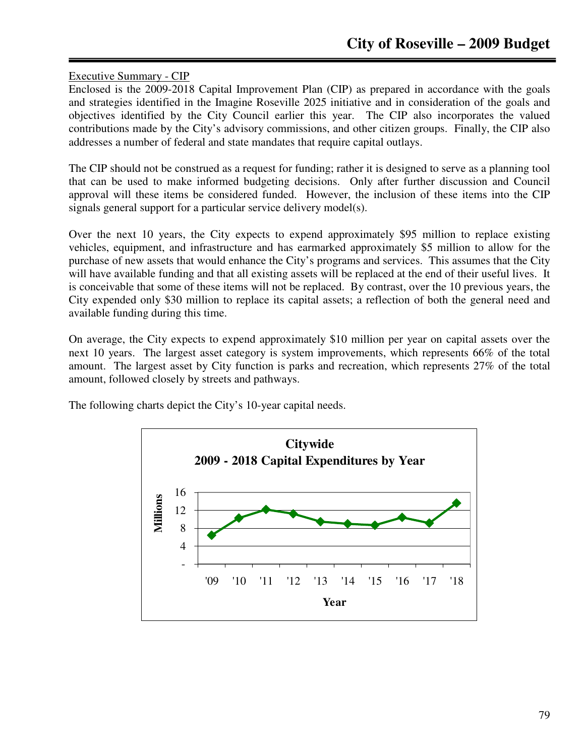Executive Summary - CIP

Enclosed is the 2009-2018 Capital Improvement Plan (CIP) as prepared in accordance with the goals and strategies identified in the Imagine Roseville 2025 initiative and in consideration of the goals and objectives identified by the City Council earlier this year. The CIP also incorporates the valued contributions made by the City's advisory commissions, and other citizen groups. Finally, the CIP also addresses a number of federal and state mandates that require capital outlays.

The CIP should not be construed as a request for funding; rather it is designed to serve as a planning tool that can be used to make informed budgeting decisions. Only after further discussion and Council approval will these items be considered funded. However, the inclusion of these items into the CIP signals general support for a particular service delivery model(s).

Over the next 10 years, the City expects to expend approximately $95 million to replace existing vehicles, equipment, and infrastructure and has earmarked approximately $5 million to allow for the purchase of new assets that would enhance the City's programs and services. This assumes that the City will have available funding and that all existing assets will be replaced at the end of their useful lives. It is conceivable that some of these items will not be replaced. By contrast, over the 10 previous years, the City expended only $30 million to replace its capital assets; a reflection of both the general need and available funding during this time.

On average, the City expects to expend approximately $10 million per year on capital assets over the next 10 years. The largest asset category is system improvements, which represents 66% of the total amount. The largest asset by City function is parks and recreation, which represents 27% of the total amount, followed closely by streets and pathways.

The following charts depict the City's 10-year capital needs.

**Citywide**
**2009 - 2018 Capital Expenditures by Year**

Millions: 16, 12, 8, 4, -

Year: '09, '10, '11, '12, '13, '14, '15, '16, '17, '18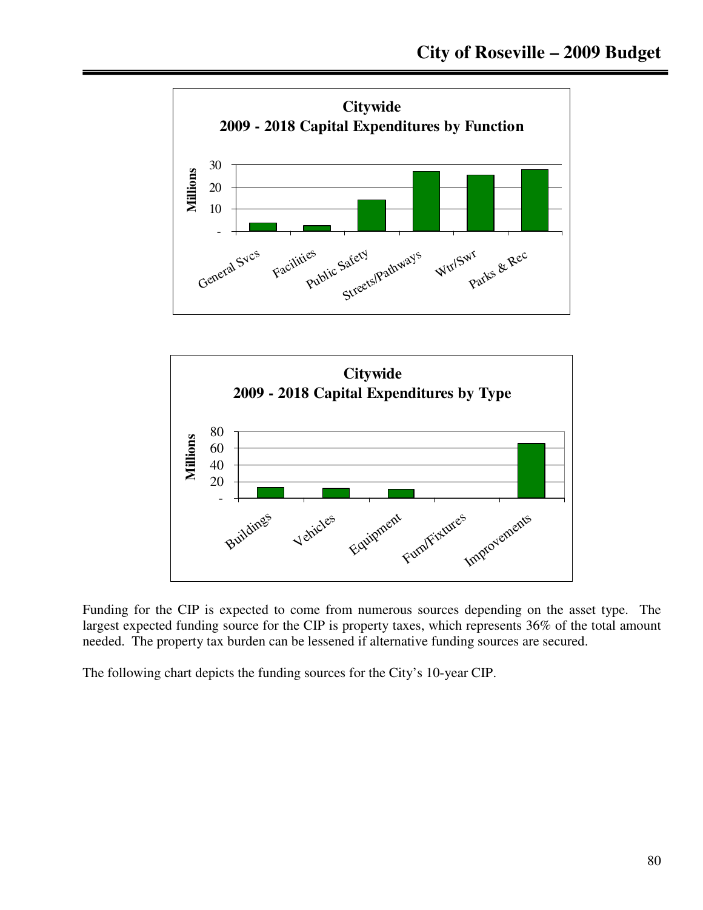**Citywide**
**2009 - 2018 Capital Expenditures by Function**

**Citywide**
**2009 - 2018 Capital Expenditures by Type**

Funding for the CIP is expected to come from numerous sources depending on the asset type. The largest expected funding source for the CIP is property taxes, which represents 36% of the total amount needed. The property tax burden can be lessened if alternative funding sources are secured.

The following chart depicts the funding sources for the City's 10-year CIP.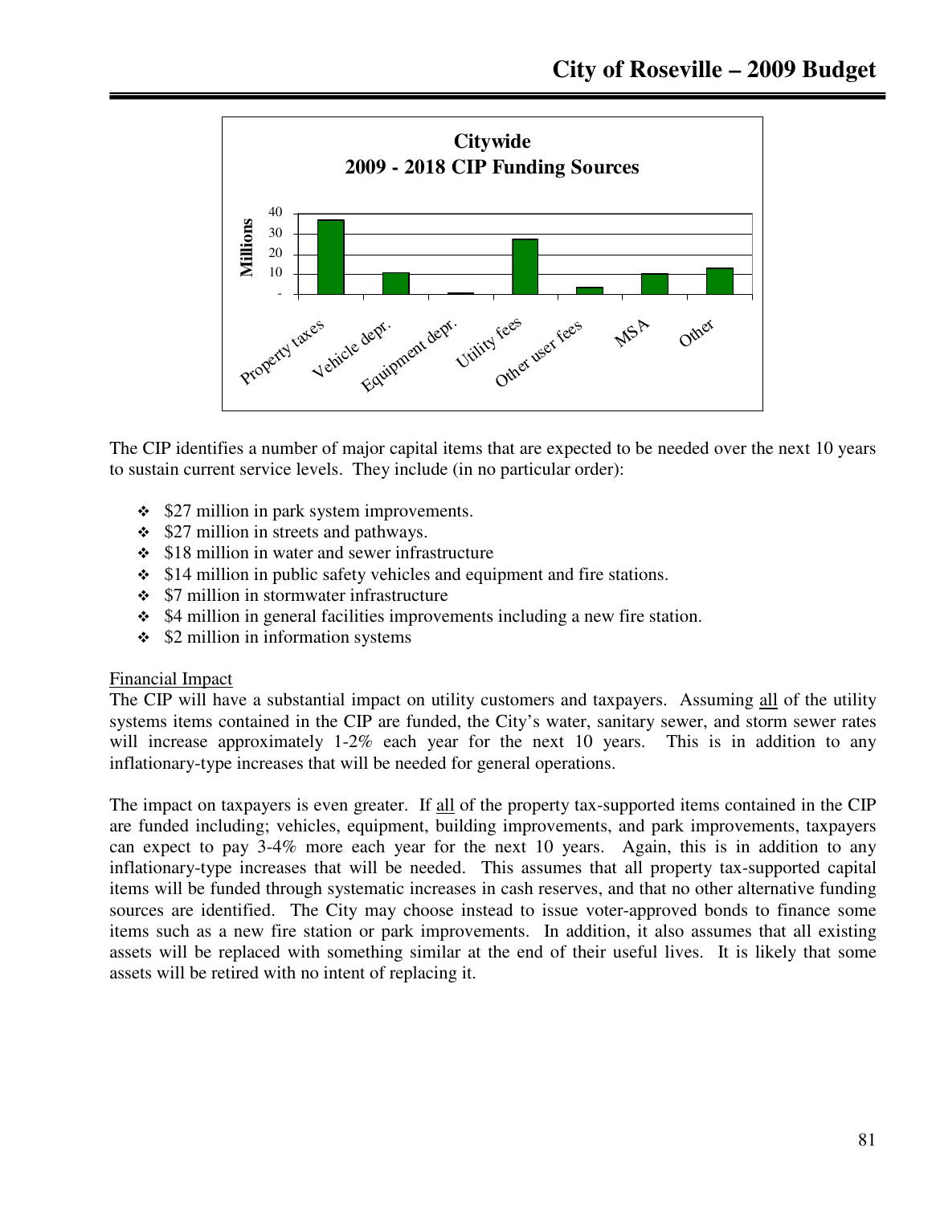**Citywide**
**2009 - 2018 CIP Funding Sources**

| Funding Source | Millions (approx.) |
|---|---|
| Property taxes | 37 |
| Vehicle depr. | 11 |
| Equipment depr. | 1 |
| Utility fees | 27 |
| Other user fees | 4 |
| MSA | 10 |
| Other | 13 |

The CIP identifies a number of major capital items that are expected to be needed over the next 10 years to sustain current service levels. They include (in no particular order):

- $27 million in park system improvements.
- $27 million in streets and pathways.
- $18 million in water and sewer infrastructure
- $14 million in public safety vehicles and equipment and fire stations.
- $7 million in stormwater infrastructure
- $4 million in general facilities improvements including a new fire station.
- $2 million in information systems

Financial Impact

The CIP will have a substantial impact on utility customers and taxpayers. Assuming all of the utility systems items contained in the CIP are funded, the City's water, sanitary sewer, and storm sewer rates will increase approximately 1-2% each year for the next 10 years. This is in addition to any inflationary-type increases that will be needed for general operations.

The impact on taxpayers is even greater. If all of the property tax-supported items contained in the CIP are funded including; vehicles, equipment, building improvements, and park improvements, taxpayers can expect to pay 3-4% more each year for the next 10 years. Again, this is in addition to any inflationary-type increases that will be needed. This assumes that all property tax-supported capital items will be funded through systematic increases in cash reserves, and that no other alternative funding sources are identified. The City may choose instead to issue voter-approved bonds to finance some items such as a new fire station or park improvements. In addition, it also assumes that all existing assets will be replaced with something similar at the end of their useful lives. It is likely that some assets will be retired with no intent of replacing it.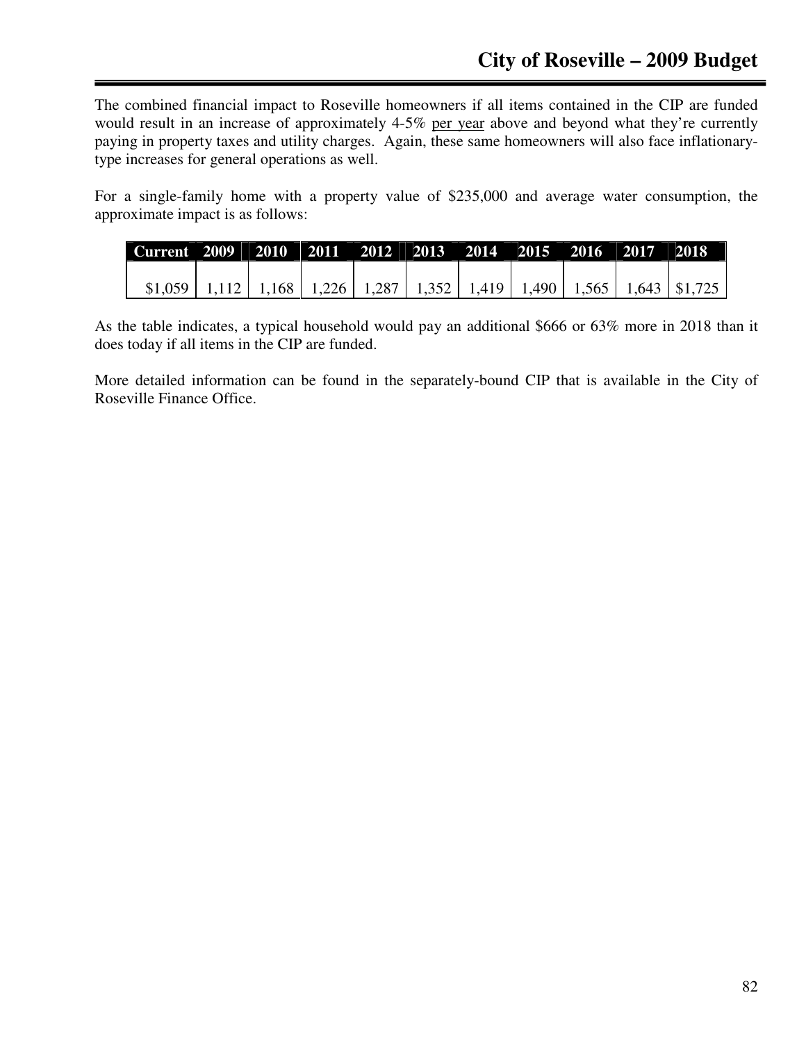The combined financial impact to Roseville homeowners if all items contained in the CIP are funded would result in an increase of approximately 4-5% per year above and beyond what they're currently paying in property taxes and utility charges. Again, these same homeowners will also face inflationary-type increases for general operations as well.

For a single-family home with a property value of $235,000 and average water consumption, the approximate impact is as follows:

| Current | 2009 | 2010 | 2011 | 2012 | 2013 | 2014 | 2015 | 2016 | 2017 | 2018 |
|---|---|---|---|---|---|---|---|---|---|---|
| $1,059 | 1,112 | 1,168 | 1,226 | 1,287 | 1,352 | 1,419 | 1,490 | 1,565 | 1,643 | $1,725 |

As the table indicates, a typical household would pay an additional $666 or 63% more in 2018 than it does today if all items in the CIP are funded.

More detailed information can be found in the separately-bound CIP that is available in the City of Roseville Finance Office.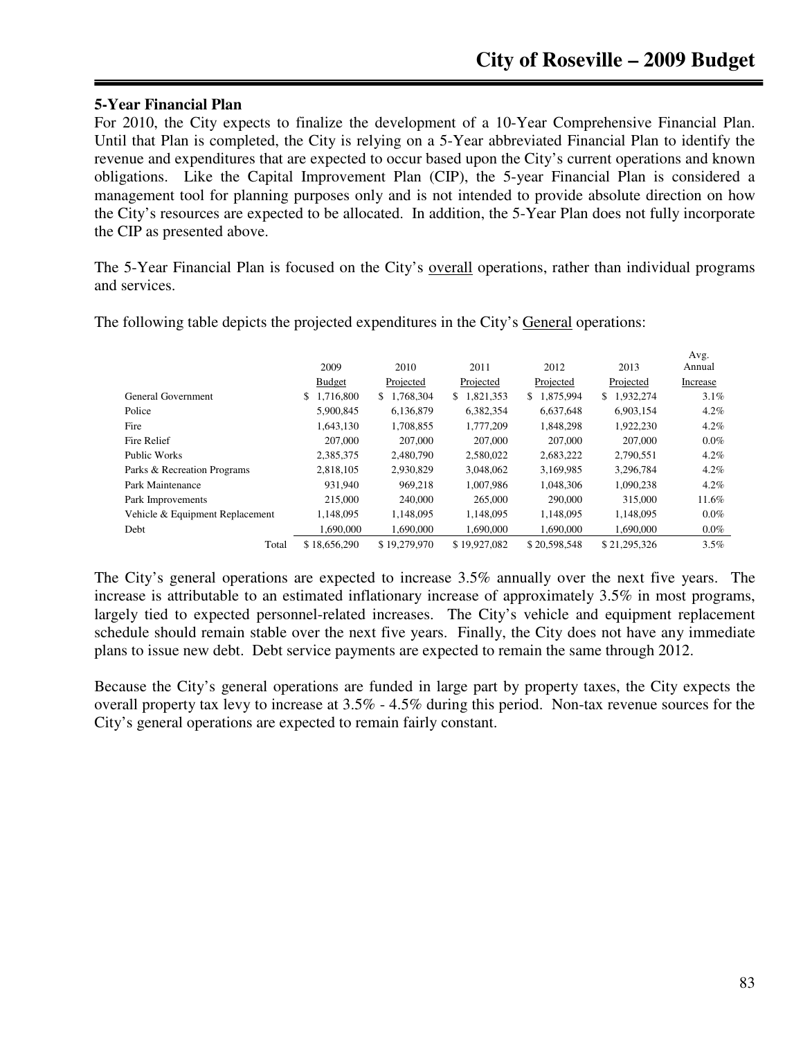## 5-Year Financial Plan

For 2010, the City expects to finalize the development of a 10-Year Comprehensive Financial Plan. Until that Plan is completed, the City is relying on a 5-Year abbreviated Financial Plan to identify the revenue and expenditures that are expected to occur based upon the City's current operations and known obligations. Like the Capital Improvement Plan (CIP), the 5-year Financial Plan is considered a management tool for planning purposes only and is not intended to provide absolute direction on how the City's resources are expected to be allocated. In addition, the 5-Year Plan does not fully incorporate the CIP as presented above.

The 5-Year Financial Plan is focused on the City's overall operations, rather than individual programs and services.

The following table depicts the projected expenditures in the City's General operations:

| | 2009 Budget | 2010 Projected | 2011 Projected | 2012 Projected | 2013 Projected | Avg. Annual Increase |
|---|---|---|---|---|---|---|
| General Government | $ 1,716,800 | $ 1,768,304 | $ 1,821,353 | $ 1,875,994 | $ 1,932,274 | 3.1% |
| Police | 5,900,845 | 6,136,879 | 6,382,354 | 6,637,648 | 6,903,154 | 4.2% |
| Fire | 1,643,130 | 1,708,855 | 1,777,209 | 1,848,298 | 1,922,230 | 4.2% |
| Fire Relief | 207,000 | 207,000 | 207,000 | 207,000 | 207,000 | 0.0% |
| Public Works | 2,385,375 | 2,480,790 | 2,580,022 | 2,683,222 | 2,790,551 | 4.2% |
| Parks & Recreation Programs | 2,818,105 | 2,930,829 | 3,048,062 | 3,169,985 | 3,296,784 | 4.2% |
| Park Maintenance | 931,940 | 969,218 | 1,007,986 | 1,048,306 | 1,090,238 | 4.2% |
| Park Improvements | 215,000 | 240,000 | 265,000 | 290,000 | 315,000 | 11.6% |
| Vehicle & Equipment Replacement | 1,148,095 | 1,148,095 | 1,148,095 | 1,148,095 | 1,148,095 | 0.0% |
| Debt | 1,690,000 | 1,690,000 | 1,690,000 | 1,690,000 | 1,690,000 | 0.0% |
| Total | $ 18,656,290 | $ 19,279,970 | $ 19,927,082 | $ 20,598,548 | $ 21,295,326 | 3.5% |

The City's general operations are expected to increase 3.5% annually over the next five years. The increase is attributable to an estimated inflationary increase of approximately 3.5% in most programs, largely tied to expected personnel-related increases. The City's vehicle and equipment replacement schedule should remain stable over the next five years. Finally, the City does not have any immediate plans to issue new debt. Debt service payments are expected to remain the same through 2012.

Because the City's general operations are funded in large part by property taxes, the City expects the overall property tax levy to increase at 3.5% - 4.5% during this period. Non-tax revenue sources for the City's general operations are expected to remain fairly constant.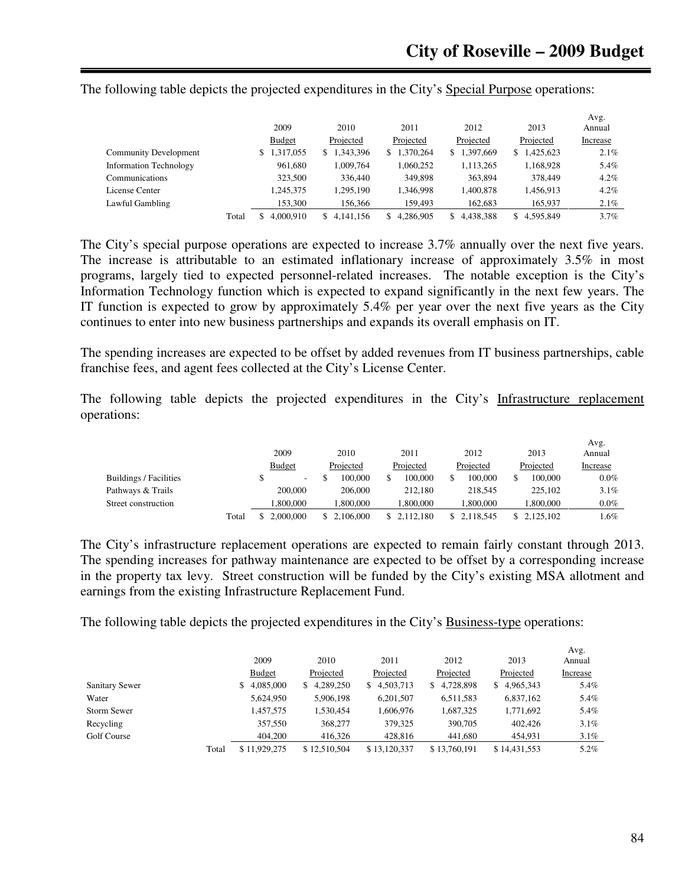The following table depicts the projected expenditures in the City's Special Purpose operations:

| | 2009 Budget | 2010 Projected | 2011 Projected | 2012 Projected | 2013 Projected | Avg. Annual Increase |
|---|---|---|---|---|---|---|
| Community Development | $ 1,317,055 | $ 1,343,396 | $ 1,370,264 | $ 1,397,669 | $ 1,425,623 | 2.1% |
| Information Technology | 961,680 | 1,009,764 | 1,060,252 | 1,113,265 | 1,168,928 | 5.4% |
| Communications | 323,500 | 336,440 | 349,898 | 363,894 | 378,449 | 4.2% |
| License Center | 1,245,375 | 1,295,190 | 1,346,998 | 1,400,878 | 1,456,913 | 4.2% |
| Lawful Gambling | 153,300 | 156,366 | 159,493 | 162,683 | 165,937 | 2.1% |
| Total | $ 4,000,910 | $ 4,141,156 | $ 4,286,905 | $ 4,438,388 | $ 4,595,849 | 3.7% |

The City's special purpose operations are expected to increase 3.7% annually over the next five years. The increase is attributable to an estimated inflationary increase of approximately 3.5% in most programs, largely tied to expected personnel-related increases. The notable exception is the City's Information Technology function which is expected to expand significantly in the next few years. The IT function is expected to grow by approximately 5.4% per year over the next five years as the City continues to enter into new business partnerships and expands its overall emphasis on IT.

The spending increases are expected to be offset by added revenues from IT business partnerships, cable franchise fees, and agent fees collected at the City's License Center.

The following table depicts the projected expenditures in the City's Infrastructure replacement operations:

| | 2009 Budget | 2010 Projected | 2011 Projected | 2012 Projected | 2013 Projected | Avg. Annual Increase |
|---|---|---|---|---|---|---|
| Buildings / Facilities | $ - | $ 100,000 | $ 100,000 | $ 100,000 | $ 100,000 | 0.0% |
| Pathways & Trails | 200,000 | 206,000 | 212,180 | 218,545 | 225,102 | 3.1% |
| Street construction | 1,800,000 | 1,800,000 | 1,800,000 | 1,800,000 | 1,800,000 | 0.0% |
| Total | $ 2,000,000 | $ 2,106,000 | $ 2,112,180 | $ 2,118,545 | $ 2,125,102 | 1.6% |

The City's infrastructure replacement operations are expected to remain fairly constant through 2013. The spending increases for pathway maintenance are expected to be offset by a corresponding increase in the property tax levy. Street construction will be funded by the City's existing MSA allotment and earnings from the existing Infrastructure Replacement Fund.

The following table depicts the projected expenditures in the City's Business-type operations:

| | 2009 Budget | 2010 Projected | 2011 Projected | 2012 Projected | 2013 Projected | Avg. Annual Increase |
|---|---|---|---|---|---|---|
| Sanitary Sewer | $ 4,085,000 | $ 4,289,250 | $ 4,503,713 | $ 4,728,898 | $ 4,965,343 | 5.4% |
| Water | 5,624,950 | 5,906,198 | 6,201,507 | 6,511,583 | 6,837,162 | 5.4% |
| Storm Sewer | 1,457,575 | 1,530,454 | 1,606,976 | 1,687,325 | 1,771,692 | 5.4% |
| Recycling | 357,550 | 368,277 | 379,325 | 390,705 | 402,426 | 3.1% |
| Golf Course | 404,200 | 416,326 | 428,816 | 441,680 | 454,931 | 3.1% |
| Total | $ 11,929,275 | $ 12,510,504 | $ 13,120,337 | $ 13,760,191 | $ 14,431,553 | 5.2% |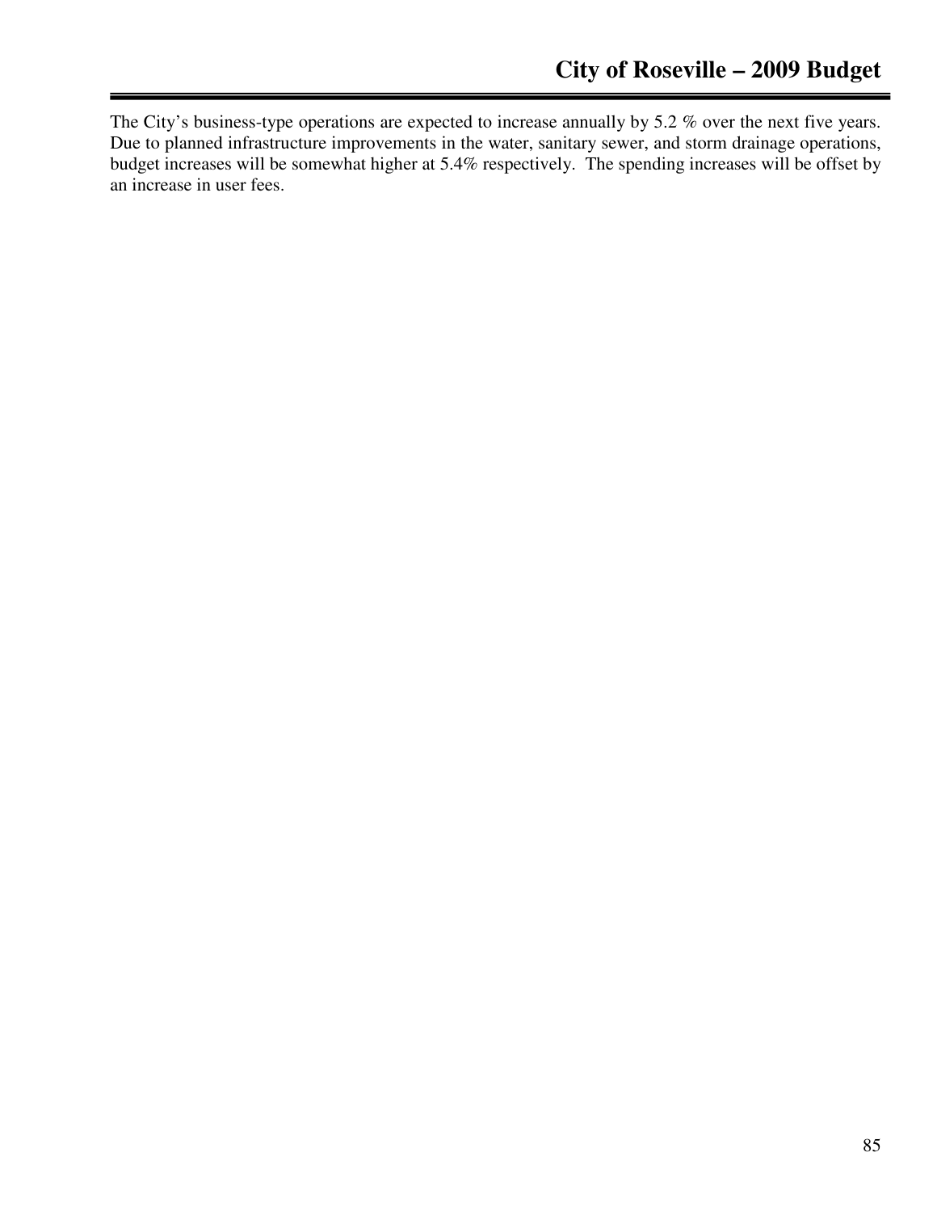The City's business-type operations are expected to increase annually by 5.2 % over the next five years. Due to planned infrastructure improvements in the water, sanitary sewer, and storm drainage operations, budget increases will be somewhat higher at 5.4% respectively. The spending increases will be offset by an increase in user fees.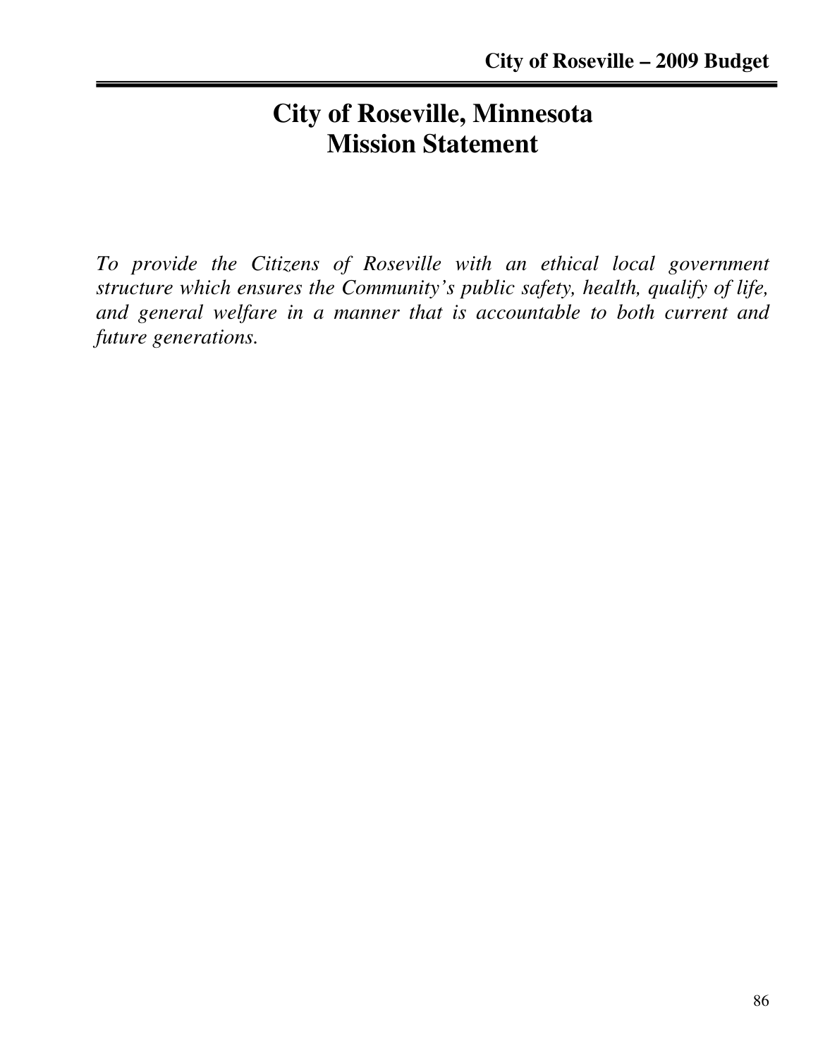# City of Roseville, Minnesota
# Mission Statement

*To provide the Citizens of Roseville with an ethical local government structure which ensures the Community's public safety, health, qualify of life, and general welfare in a manner that is accountable to both current and future generations.*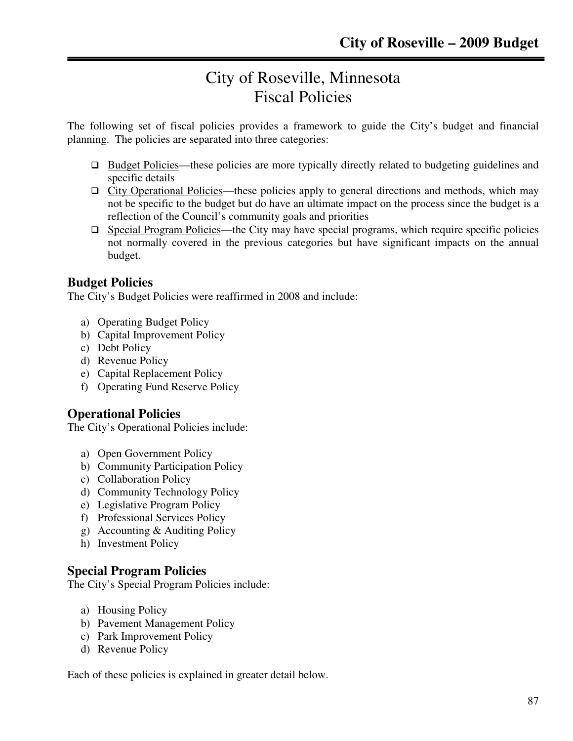# City of Roseville, Minnesota
# Fiscal Policies

The following set of fiscal policies provides a framework to guide the City's budget and financial planning. The policies are separated into three categories:

- <u>Budget Policies</u>—these policies are more typically directly related to budgeting guidelines and specific details
- <u>City Operational Policies</u>—these policies apply to general directions and methods, which may not be specific to the budget but do have an ultimate impact on the process since the budget is a reflection of the Council's community goals and priorities
- <u>Special Program Policies</u>—the City may have special programs, which require specific policies not normally covered in the previous categories but have significant impacts on the annual budget.

## Budget Policies

The City's Budget Policies were reaffirmed in 2008 and include:

a) Operating Budget Policy
b) Capital Improvement Policy
c) Debt Policy
d) Revenue Policy
e) Capital Replacement Policy
f) Operating Fund Reserve Policy

## Operational Policies

The City's Operational Policies include:

a) Open Government Policy
b) Community Participation Policy
c) Collaboration Policy
d) Community Technology Policy
e) Legislative Program Policy
f) Professional Services Policy
g) Accounting & Auditing Policy
h) Investment Policy

## Special Program Policies

The City's Special Program Policies include:

a) Housing Policy
b) Pavement Management Policy
c) Park Improvement Policy
d) Revenue Policy

Each of these policies is explained in greater detail below.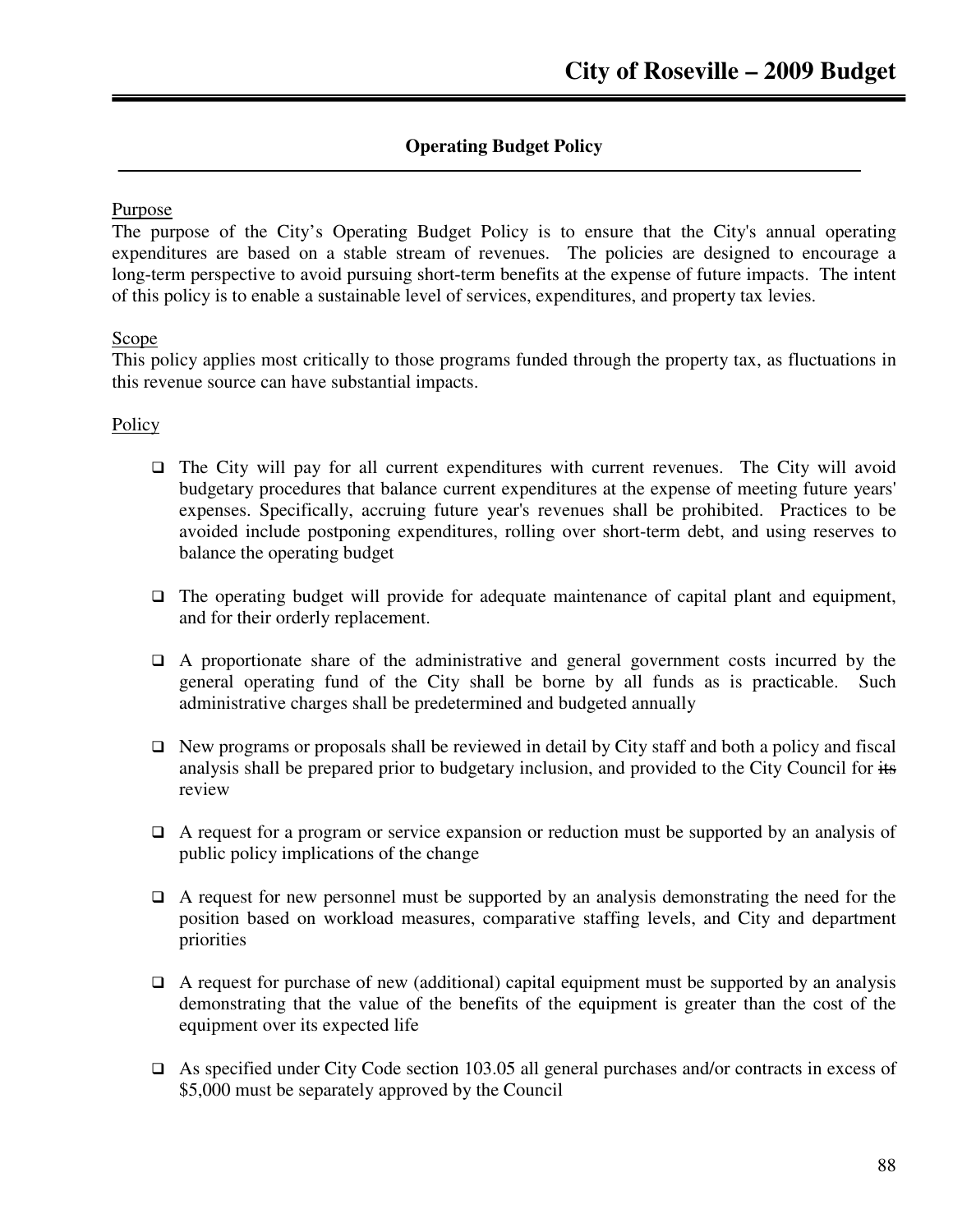## Operating Budget Policy

Purpose

The purpose of the City's Operating Budget Policy is to ensure that the City's annual operating expenditures are based on a stable stream of revenues. The policies are designed to encourage a long-term perspective to avoid pursuing short-term benefits at the expense of future impacts. The intent of this policy is to enable a sustainable level of services, expenditures, and property tax levies.

Scope

This policy applies most critically to those programs funded through the property tax, as fluctuations in this revenue source can have substantial impacts.

Policy

- The City will pay for all current expenditures with current revenues. The City will avoid budgetary procedures that balance current expenditures at the expense of meeting future years' expenses. Specifically, accruing future year's revenues shall be prohibited. Practices to be avoided include postponing expenditures, rolling over short-term debt, and using reserves to balance the operating budget

- The operating budget will provide for adequate maintenance of capital plant and equipment, and for their orderly replacement.

- A proportionate share of the administrative and general government costs incurred by the general operating fund of the City shall be borne by all funds as is practicable. Such administrative charges shall be predetermined and budgeted annually

- New programs or proposals shall be reviewed in detail by City staff and both a policy and fiscal analysis shall be prepared prior to budgetary inclusion, and provided to the City Council for ~~its~~ review

- A request for a program or service expansion or reduction must be supported by an analysis of public policy implications of the change

- A request for new personnel must be supported by an analysis demonstrating the need for the position based on workload measures, comparative staffing levels, and City and department priorities

- A request for purchase of new (additional) capital equipment must be supported by an analysis demonstrating that the value of the benefits of the equipment is greater than the cost of the equipment over its expected life

- As specified under City Code section 103.05 all general purchases and/or contracts in excess of $5,000 must be separately approved by the Council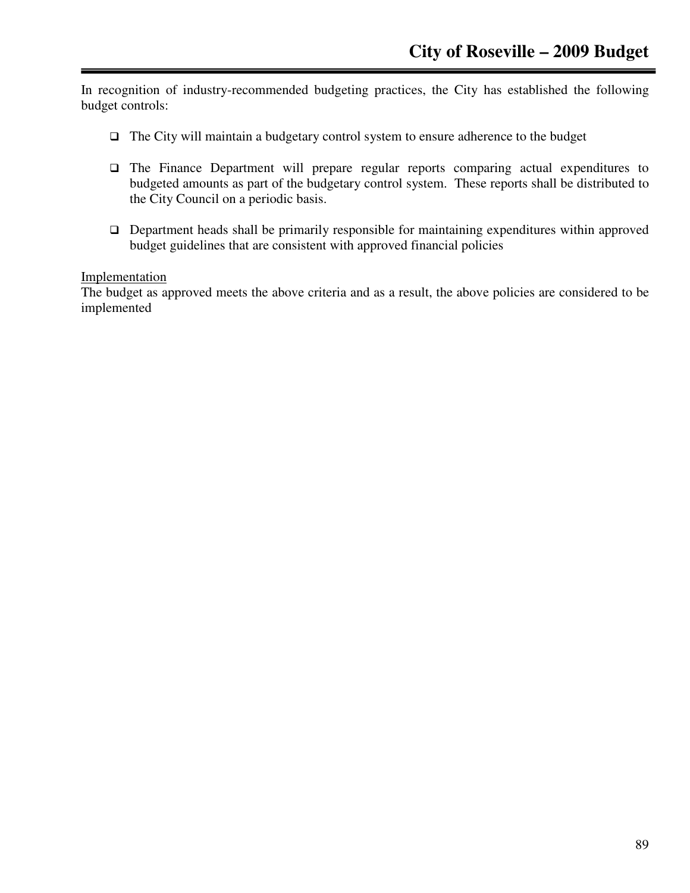In recognition of industry-recommended budgeting practices, the City has established the following budget controls:

- The City will maintain a budgetary control system to ensure adherence to the budget

- The Finance Department will prepare regular reports comparing actual expenditures to budgeted amounts as part of the budgetary control system. These reports shall be distributed to the City Council on a periodic basis.

- Department heads shall be primarily responsible for maintaining expenditures within approved budget guidelines that are consistent with approved financial policies

Implementation

The budget as approved meets the above criteria and as a result, the above policies are considered to be implemented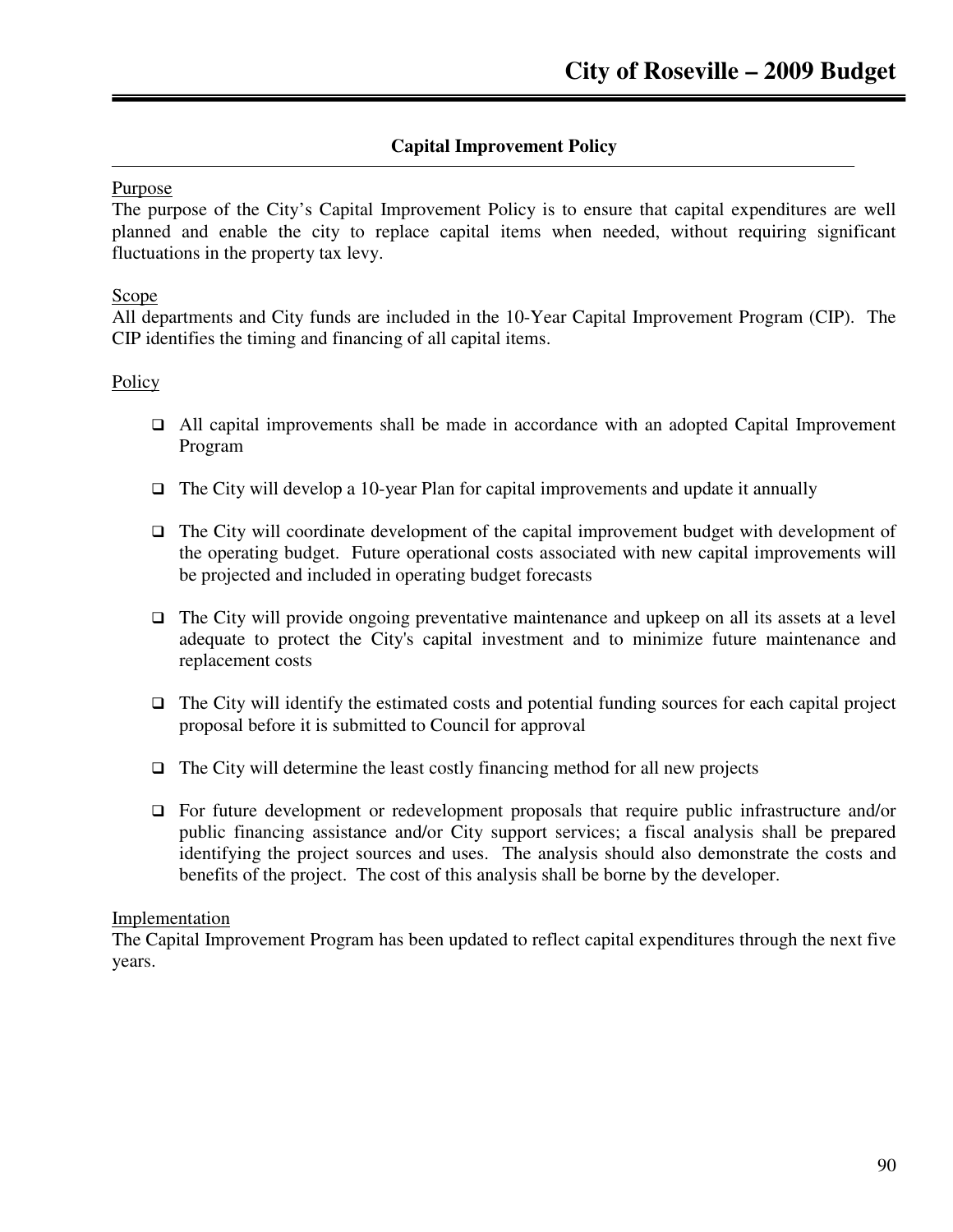## Capital Improvement Policy

Purpose

The purpose of the City's Capital Improvement Policy is to ensure that capital expenditures are well planned and enable the city to replace capital items when needed, without requiring significant fluctuations in the property tax levy.

Scope

All departments and City funds are included in the 10-Year Capital Improvement Program (CIP). The CIP identifies the timing and financing of all capital items.

Policy

- All capital improvements shall be made in accordance with an adopted Capital Improvement Program
- The City will develop a 10-year Plan for capital improvements and update it annually
- The City will coordinate development of the capital improvement budget with development of the operating budget. Future operational costs associated with new capital improvements will be projected and included in operating budget forecasts
- The City will provide ongoing preventative maintenance and upkeep on all its assets at a level adequate to protect the City's capital investment and to minimize future maintenance and replacement costs
- The City will identify the estimated costs and potential funding sources for each capital project proposal before it is submitted to Council for approval
- The City will determine the least costly financing method for all new projects
- For future development or redevelopment proposals that require public infrastructure and/or public financing assistance and/or City support services; a fiscal analysis shall be prepared identifying the project sources and uses. The analysis should also demonstrate the costs and benefits of the project. The cost of this analysis shall be borne by the developer.

Implementation

The Capital Improvement Program has been updated to reflect capital expenditures through the next five years.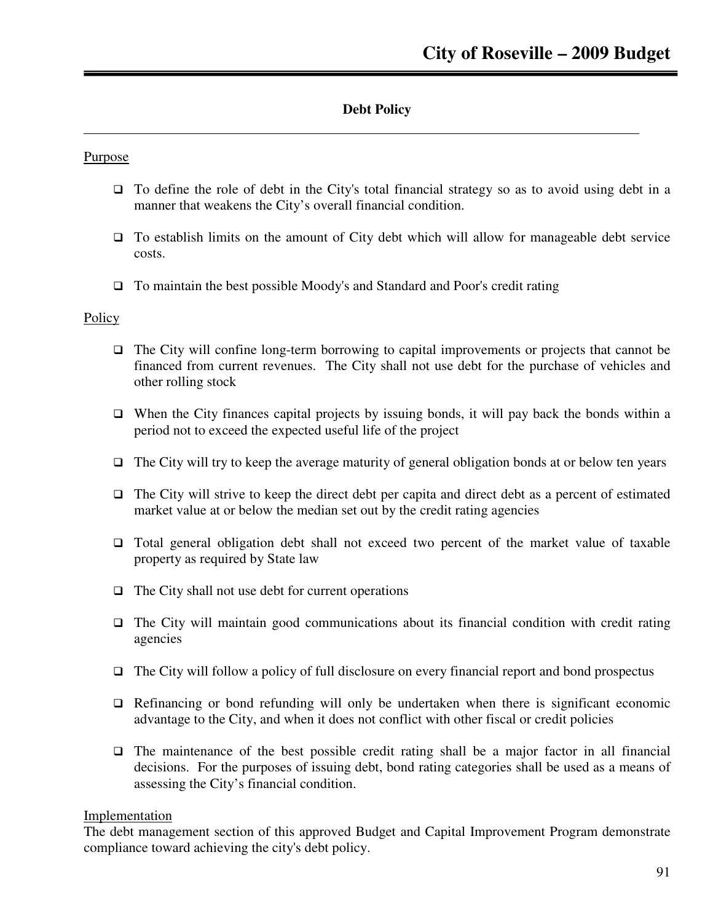## Debt Policy

Purpose

- To define the role of debt in the City's total financial strategy so as to avoid using debt in a manner that weakens the City's overall financial condition.
- To establish limits on the amount of City debt which will allow for manageable debt service costs.
- To maintain the best possible Moody's and Standard and Poor's credit rating

Policy

- The City will confine long-term borrowing to capital improvements or projects that cannot be financed from current revenues. The City shall not use debt for the purchase of vehicles and other rolling stock
- When the City finances capital projects by issuing bonds, it will pay back the bonds within a period not to exceed the expected useful life of the project
- The City will try to keep the average maturity of general obligation bonds at or below ten years
- The City will strive to keep the direct debt per capita and direct debt as a percent of estimated market value at or below the median set out by the credit rating agencies
- Total general obligation debt shall not exceed two percent of the market value of taxable property as required by State law
- The City shall not use debt for current operations
- The City will maintain good communications about its financial condition with credit rating agencies
- The City will follow a policy of full disclosure on every financial report and bond prospectus
- Refinancing or bond refunding will only be undertaken when there is significant economic advantage to the City, and when it does not conflict with other fiscal or credit policies
- The maintenance of the best possible credit rating shall be a major factor in all financial decisions. For the purposes of issuing debt, bond rating categories shall be used as a means of assessing the City's financial condition.

Implementation

The debt management section of this approved Budget and Capital Improvement Program demonstrate compliance toward achieving the city's debt policy.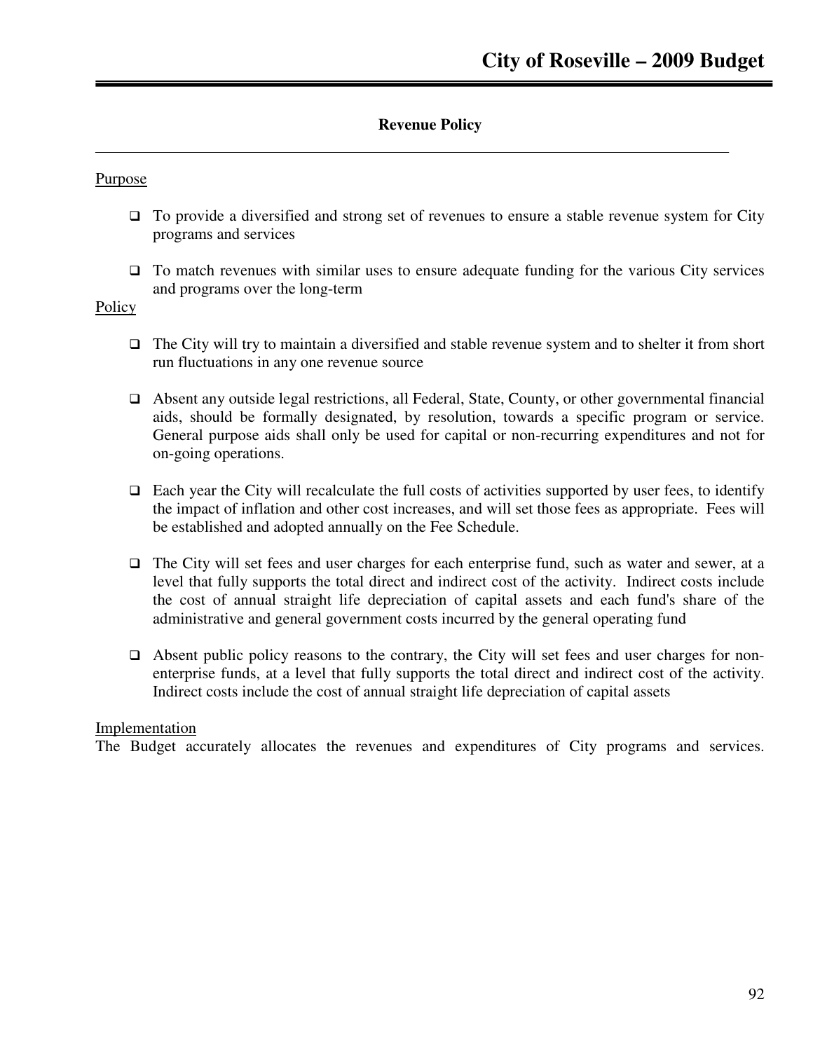## Revenue Policy

Purpose

- To provide a diversified and strong set of revenues to ensure a stable revenue system for City programs and services
- To match revenues with similar uses to ensure adequate funding for the various City services and programs over the long-term

Policy

- The City will try to maintain a diversified and stable revenue system and to shelter it from short run fluctuations in any one revenue source
- Absent any outside legal restrictions, all Federal, State, County, or other governmental financial aids, should be formally designated, by resolution, towards a specific program or service. General purpose aids shall only be used for capital or non-recurring expenditures and not for on-going operations.
- Each year the City will recalculate the full costs of activities supported by user fees, to identify the impact of inflation and other cost increases, and will set those fees as appropriate. Fees will be established and adopted annually on the Fee Schedule.
- The City will set fees and user charges for each enterprise fund, such as water and sewer, at a level that fully supports the total direct and indirect cost of the activity. Indirect costs include the cost of annual straight life depreciation of capital assets and each fund's share of the administrative and general government costs incurred by the general operating fund
- Absent public policy reasons to the contrary, the City will set fees and user charges for non-enterprise funds, at a level that fully supports the total direct and indirect cost of the activity. Indirect costs include the cost of annual straight life depreciation of capital assets

Implementation

The Budget accurately allocates the revenues and expenditures of City programs and services.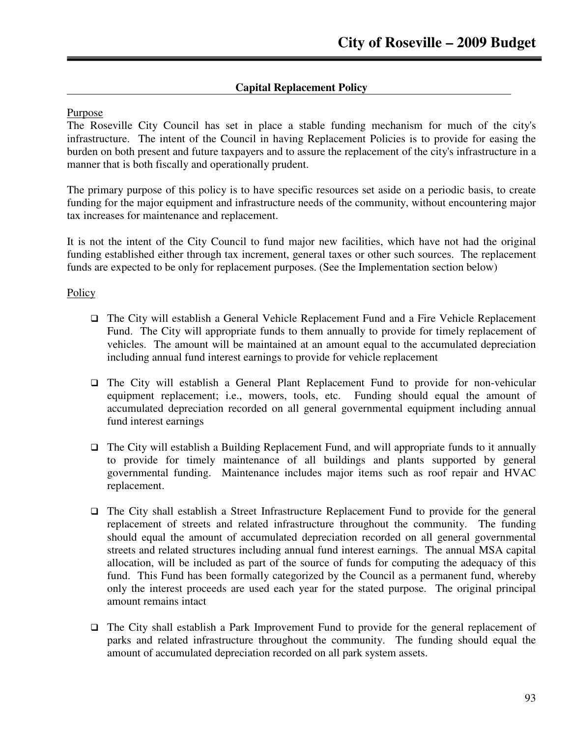## Capital Replacement Policy

Purpose

The Roseville City Council has set in place a stable funding mechanism for much of the city's infrastructure. The intent of the Council in having Replacement Policies is to provide for easing the burden on both present and future taxpayers and to assure the replacement of the city's infrastructure in a manner that is both fiscally and operationally prudent.

The primary purpose of this policy is to have specific resources set aside on a periodic basis, to create funding for the major equipment and infrastructure needs of the community, without encountering major tax increases for maintenance and replacement.

It is not the intent of the City Council to fund major new facilities, which have not had the original funding established either through tax increment, general taxes or other such sources. The replacement funds are expected to be only for replacement purposes. (See the Implementation section below)

Policy

- The City will establish a General Vehicle Replacement Fund and a Fire Vehicle Replacement Fund. The City will appropriate funds to them annually to provide for timely replacement of vehicles. The amount will be maintained at an amount equal to the accumulated depreciation including annual fund interest earnings to provide for vehicle replacement

- The City will establish a General Plant Replacement Fund to provide for non-vehicular equipment replacement; i.e., mowers, tools, etc. Funding should equal the amount of accumulated depreciation recorded on all general governmental equipment including annual fund interest earnings

- The City will establish a Building Replacement Fund, and will appropriate funds to it annually to provide for timely maintenance of all buildings and plants supported by general governmental funding. Maintenance includes major items such as roof repair and HVAC replacement.

- The City shall establish a Street Infrastructure Replacement Fund to provide for the general replacement of streets and related infrastructure throughout the community. The funding should equal the amount of accumulated depreciation recorded on all general governmental streets and related structures including annual fund interest earnings. The annual MSA capital allocation, will be included as part of the source of funds for computing the adequacy of this fund. This Fund has been formally categorized by the Council as a permanent fund, whereby only the interest proceeds are used each year for the stated purpose. The original principal amount remains intact

- The City shall establish a Park Improvement Fund to provide for the general replacement of parks and related infrastructure throughout the community. The funding should equal the amount of accumulated depreciation recorded on all park system assets.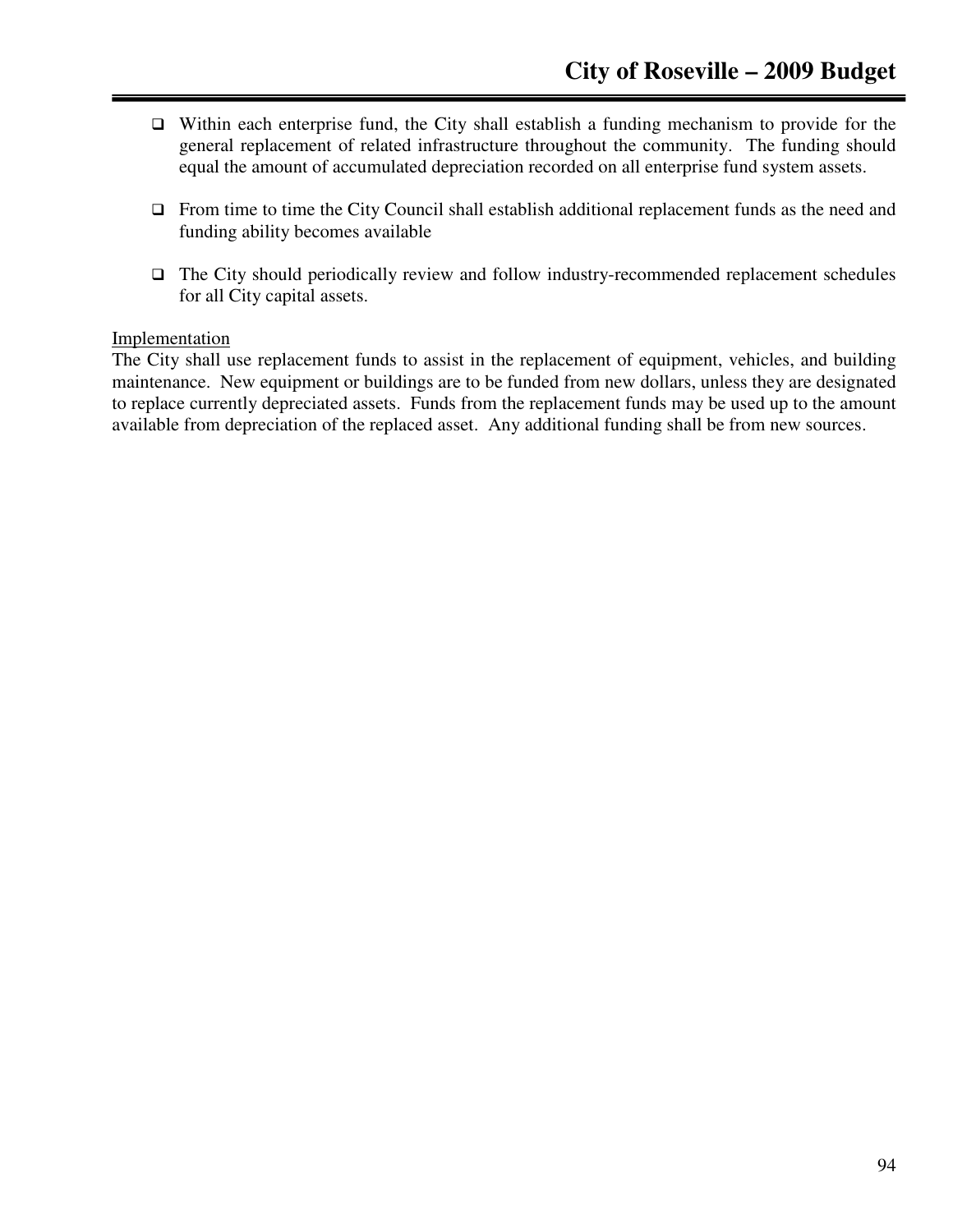- Within each enterprise fund, the City shall establish a funding mechanism to provide for the general replacement of related infrastructure throughout the community. The funding should equal the amount of accumulated depreciation recorded on all enterprise fund system assets.

- From time to time the City Council shall establish additional replacement funds as the need and funding ability becomes available

- The City should periodically review and follow industry-recommended replacement schedules for all City capital assets.

<u>Implementation</u>

The City shall use replacement funds to assist in the replacement of equipment, vehicles, and building maintenance. New equipment or buildings are to be funded from new dollars, unless they are designated to replace currently depreciated assets. Funds from the replacement funds may be used up to the amount available from depreciation of the replaced asset. Any additional funding shall be from new sources.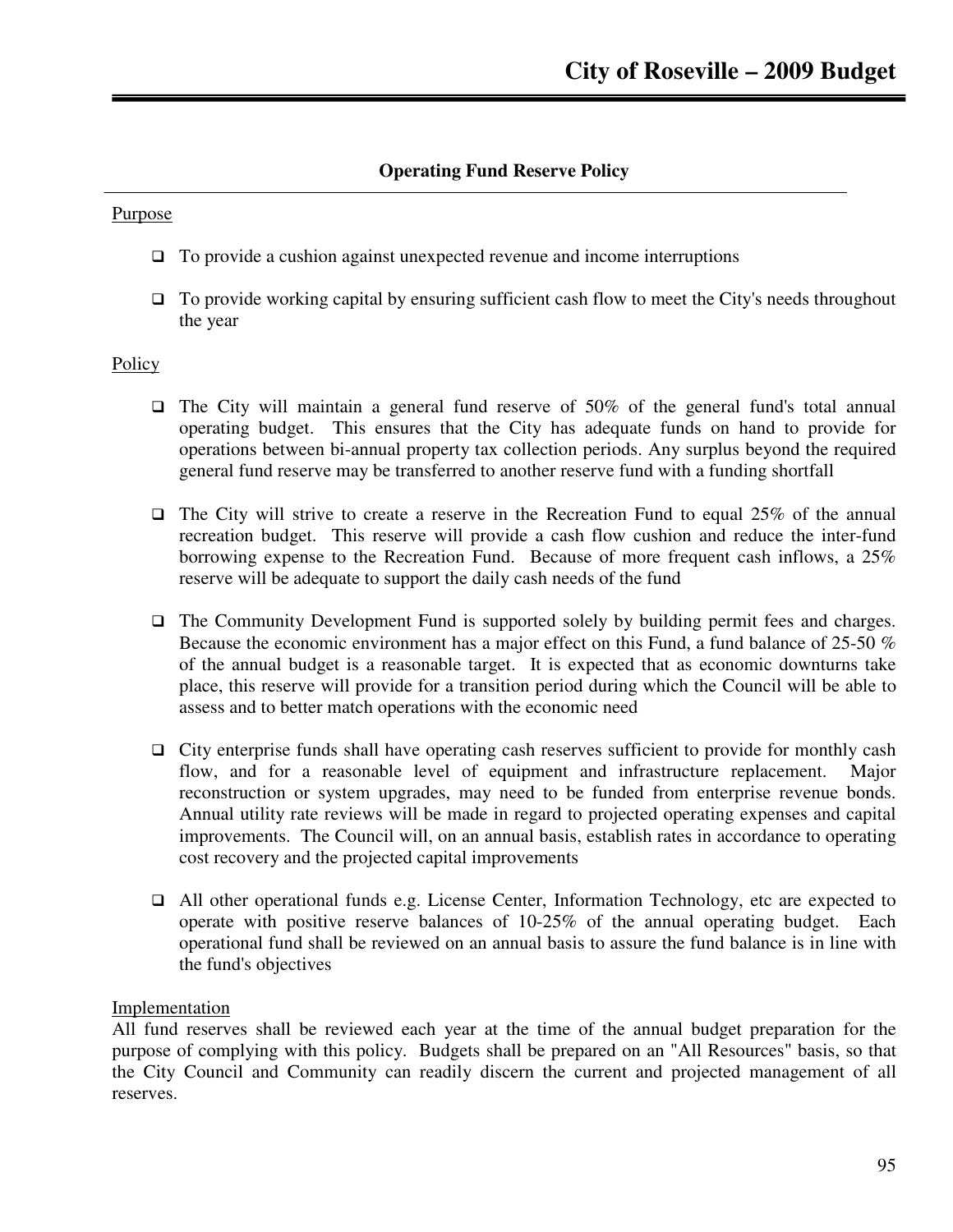## Operating Fund Reserve Policy

Purpose

- To provide a cushion against unexpected revenue and income interruptions
- To provide working capital by ensuring sufficient cash flow to meet the City's needs throughout the year

Policy

- The City will maintain a general fund reserve of 50% of the general fund's total annual operating budget. This ensures that the City has adequate funds on hand to provide for operations between bi-annual property tax collection periods. Any surplus beyond the required general fund reserve may be transferred to another reserve fund with a funding shortfall
- The City will strive to create a reserve in the Recreation Fund to equal 25% of the annual recreation budget. This reserve will provide a cash flow cushion and reduce the inter-fund borrowing expense to the Recreation Fund. Because of more frequent cash inflows, a 25% reserve will be adequate to support the daily cash needs of the fund
- The Community Development Fund is supported solely by building permit fees and charges. Because the economic environment has a major effect on this Fund, a fund balance of 25-50 % of the annual budget is a reasonable target. It is expected that as economic downturns take place, this reserve will provide for a transition period during which the Council will be able to assess and to better match operations with the economic need
- City enterprise funds shall have operating cash reserves sufficient to provide for monthly cash flow, and for a reasonable level of equipment and infrastructure replacement. Major reconstruction or system upgrades, may need to be funded from enterprise revenue bonds. Annual utility rate reviews will be made in regard to projected operating expenses and capital improvements. The Council will, on an annual basis, establish rates in accordance to operating cost recovery and the projected capital improvements
- All other operational funds e.g. License Center, Information Technology, etc are expected to operate with positive reserve balances of 10-25% of the annual operating budget. Each operational fund shall be reviewed on an annual basis to assure the fund balance is in line with the fund's objectives

Implementation

All fund reserves shall be reviewed each year at the time of the annual budget preparation for the purpose of complying with this policy. Budgets shall be prepared on an "All Resources" basis, so that the City Council and Community can readily discern the current and projected management of all reserves.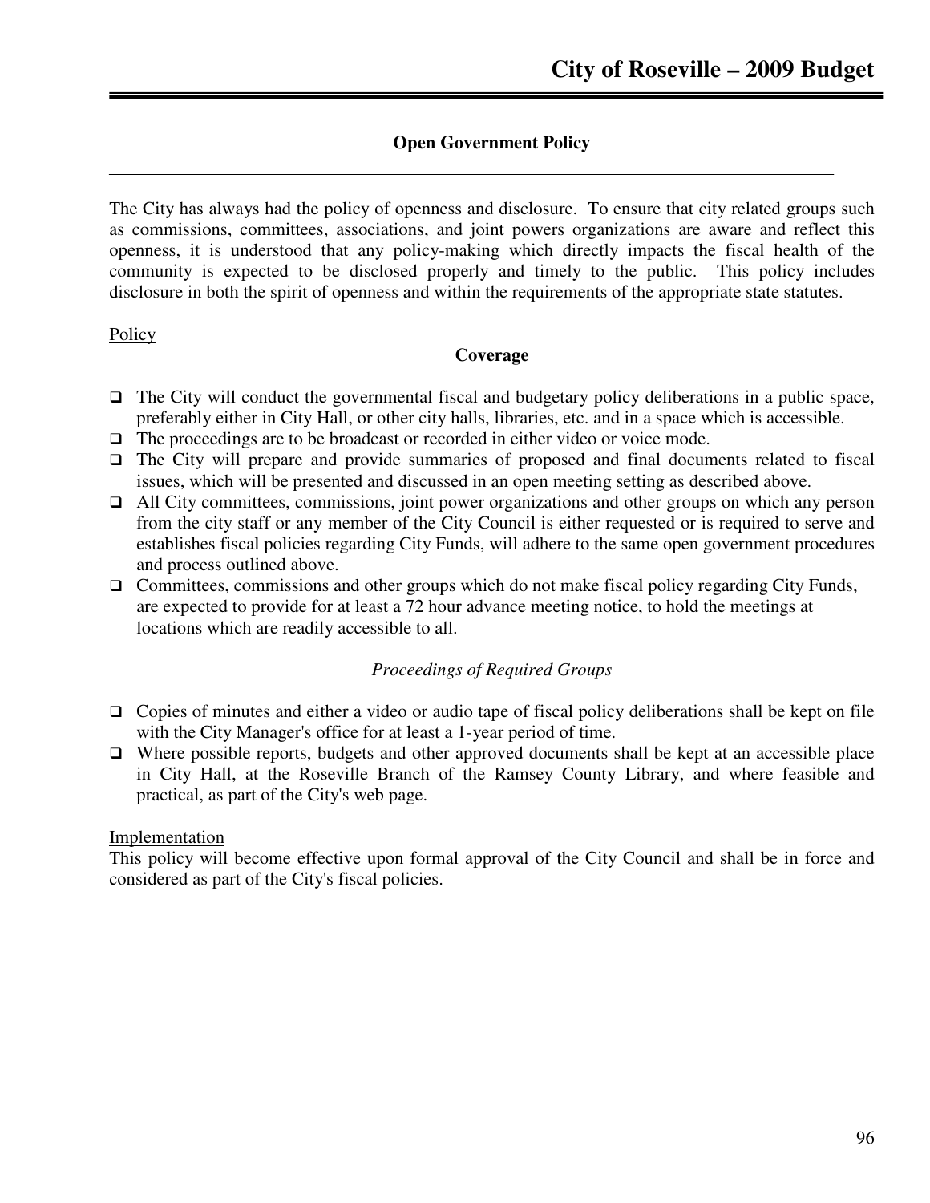## Open Government Policy

The City has always had the policy of openness and disclosure. To ensure that city related groups such as commissions, committees, associations, and joint powers organizations are aware and reflect this openness, it is understood that any policy-making which directly impacts the fiscal health of the community is expected to be disclosed properly and timely to the public. This policy includes disclosure in both the spirit of openness and within the requirements of the appropriate state statutes.

Policy

**Coverage**

- The City will conduct the governmental fiscal and budgetary policy deliberations in a public space, preferably either in City Hall, or other city halls, libraries, etc. and in a space which is accessible.
- The proceedings are to be broadcast or recorded in either video or voice mode.
- The City will prepare and provide summaries of proposed and final documents related to fiscal issues, which will be presented and discussed in an open meeting setting as described above.
- All City committees, commissions, joint power organizations and other groups on which any person from the city staff or any member of the City Council is either requested or is required to serve and establishes fiscal policies regarding City Funds, will adhere to the same open government procedures and process outlined above.
- Committees, commissions and other groups which do not make fiscal policy regarding City Funds, are expected to provide for at least a 72 hour advance meeting notice, to hold the meetings at locations which are readily accessible to all.

*Proceedings of Required Groups*

- Copies of minutes and either a video or audio tape of fiscal policy deliberations shall be kept on file with the City Manager's office for at least a 1-year period of time.
- Where possible reports, budgets and other approved documents shall be kept at an accessible place in City Hall, at the Roseville Branch of the Ramsey County Library, and where feasible and practical, as part of the City's web page.

Implementation

This policy will become effective upon formal approval of the City Council and shall be in force and considered as part of the City's fiscal policies.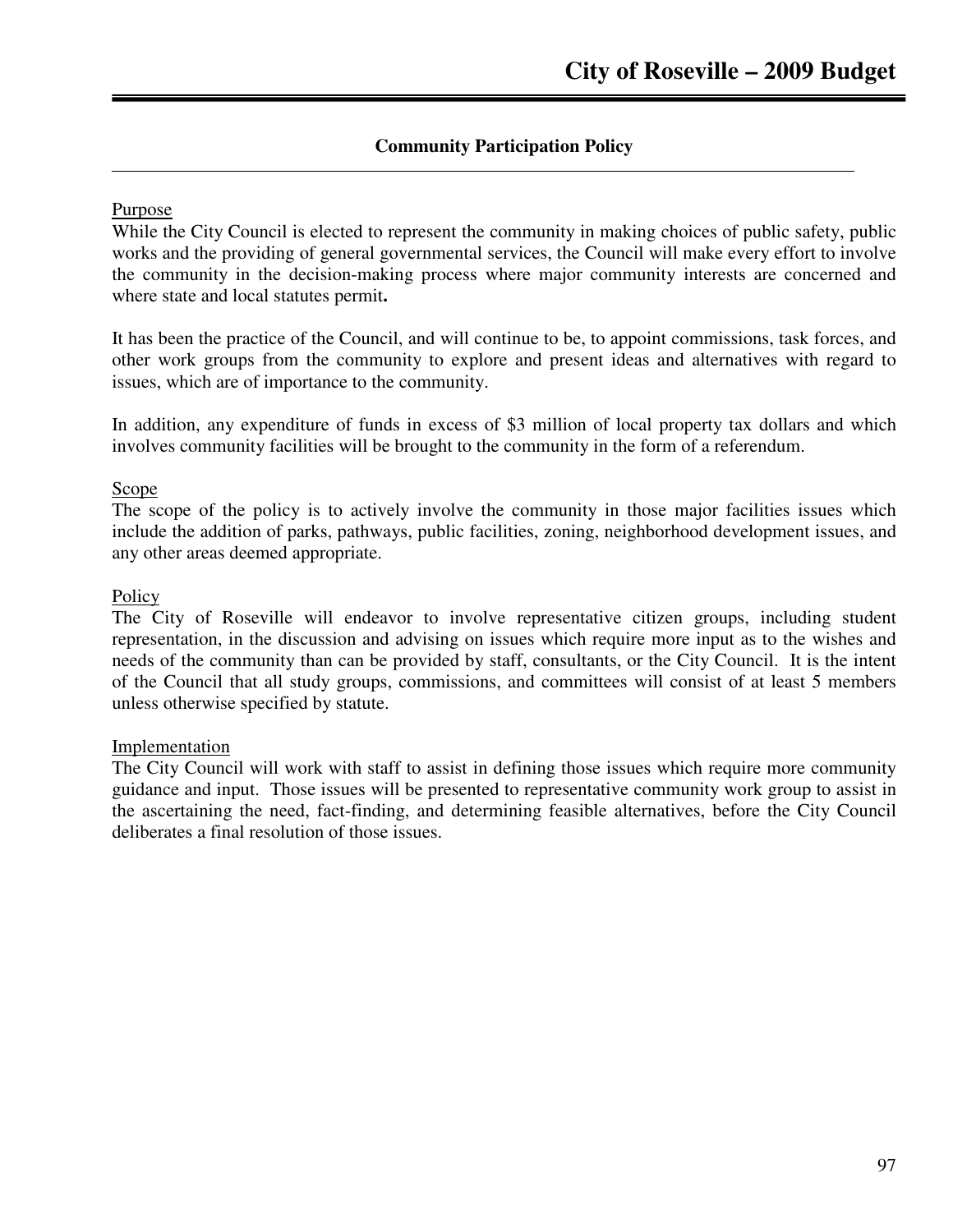## Community Participation Policy

### Purpose

While the City Council is elected to represent the community in making choices of public safety, public works and the providing of general governmental services, the Council will make every effort to involve the community in the decision-making process where major community interests are concerned and where state and local statutes permit**.**

It has been the practice of the Council, and will continue to be, to appoint commissions, task forces, and other work groups from the community to explore and present ideas and alternatives with regard to issues, which are of importance to the community.

In addition, any expenditure of funds in excess of $3 million of local property tax dollars and which involves community facilities will be brought to the community in the form of a referendum.

### Scope

The scope of the policy is to actively involve the community in those major facilities issues which include the addition of parks, pathways, public facilities, zoning, neighborhood development issues, and any other areas deemed appropriate.

### Policy

The City of Roseville will endeavor to involve representative citizen groups, including student representation, in the discussion and advising on issues which require more input as to the wishes and needs of the community than can be provided by staff, consultants, or the City Council. It is the intent of the Council that all study groups, commissions, and committees will consist of at least 5 members unless otherwise specified by statute.

### Implementation

The City Council will work with staff to assist in defining those issues which require more community guidance and input. Those issues will be presented to representative community work group to assist in the ascertaining the need, fact-finding, and determining feasible alternatives, before the City Council deliberates a final resolution of those issues.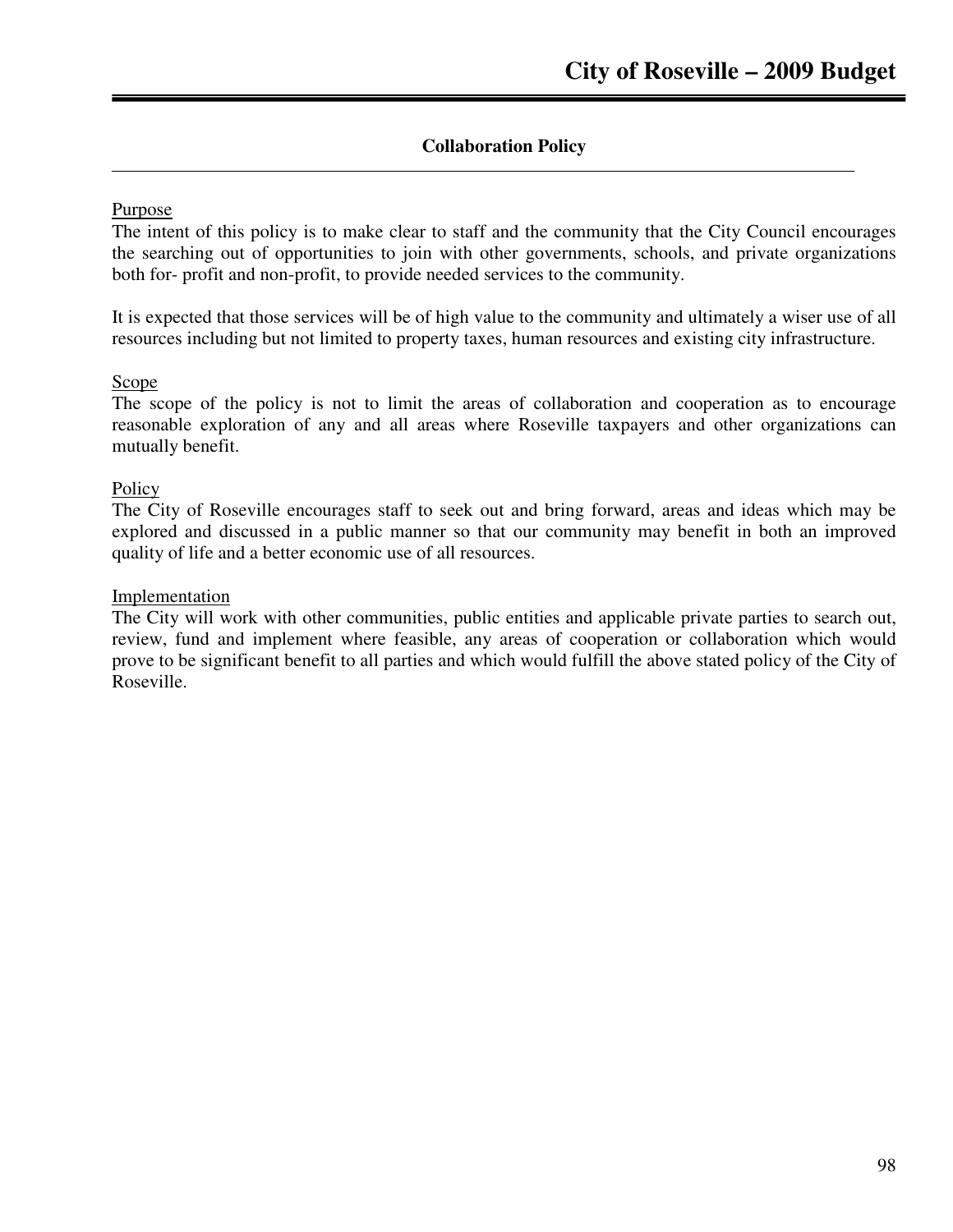## Collaboration Policy

<u>Purpose</u>

The intent of this policy is to make clear to staff and the community that the City Council encourages the searching out of opportunities to join with other governments, schools, and private organizations both for- profit and non-profit, to provide needed services to the community.

It is expected that those services will be of high value to the community and ultimately a wiser use of all resources including but not limited to property taxes, human resources and existing city infrastructure.

<u>Scope</u>

The scope of the policy is not to limit the areas of collaboration and cooperation as to encourage reasonable exploration of any and all areas where Roseville taxpayers and other organizations can mutually benefit.

<u>Policy</u>

The City of Roseville encourages staff to seek out and bring forward, areas and ideas which may be explored and discussed in a public manner so that our community may benefit in both an improved quality of life and a better economic use of all resources.

<u>Implementation</u>

The City will work with other communities, public entities and applicable private parties to search out, review, fund and implement where feasible, any areas of cooperation or collaboration which would prove to be significant benefit to all parties and which would fulfill the above stated policy of the City of Roseville.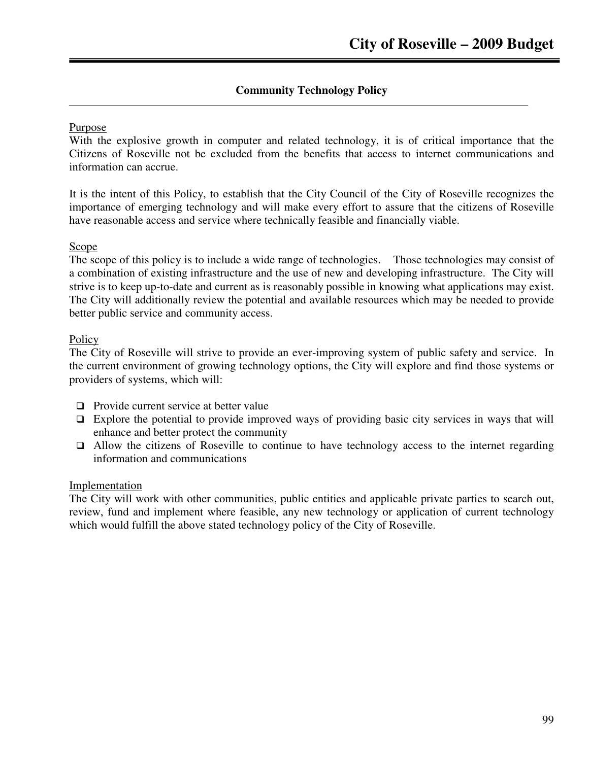## Community Technology Policy

### Purpose

With the explosive growth in computer and related technology, it is of critical importance that the Citizens of Roseville not be excluded from the benefits that access to internet communications and information can accrue.

It is the intent of this Policy, to establish that the City Council of the City of Roseville recognizes the importance of emerging technology and will make every effort to assure that the citizens of Roseville have reasonable access and service where technically feasible and financially viable.

### Scope

The scope of this policy is to include a wide range of technologies. Those technologies may consist of a combination of existing infrastructure and the use of new and developing infrastructure. The City will strive is to keep up-to-date and current as is reasonably possible in knowing what applications may exist. The City will additionally review the potential and available resources which may be needed to provide better public service and community access.

### Policy

The City of Roseville will strive to provide an ever-improving system of public safety and service. In the current environment of growing technology options, the City will explore and find those systems or providers of systems, which will:

- Provide current service at better value
- Explore the potential to provide improved ways of providing basic city services in ways that will enhance and better protect the community
- Allow the citizens of Roseville to continue to have technology access to the internet regarding information and communications

### Implementation

The City will work with other communities, public entities and applicable private parties to search out, review, fund and implement where feasible, any new technology or application of current technology which would fulfill the above stated technology policy of the City of Roseville.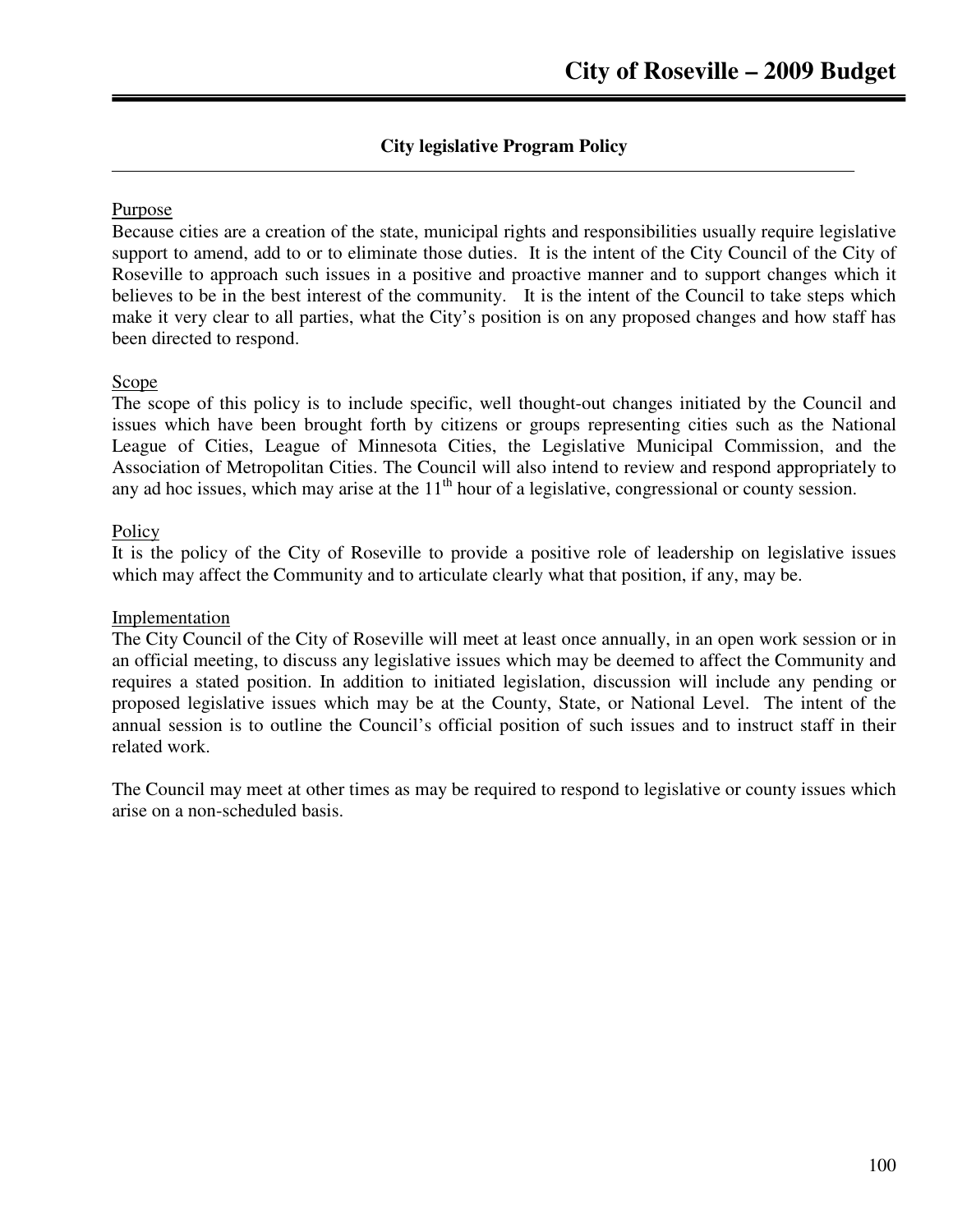## City legislative Program Policy

Purpose

Because cities are a creation of the state, municipal rights and responsibilities usually require legislative support to amend, add to or to eliminate those duties. It is the intent of the City Council of the City of Roseville to approach such issues in a positive and proactive manner and to support changes which it believes to be in the best interest of the community. It is the intent of the Council to take steps which make it very clear to all parties, what the City's position is on any proposed changes and how staff has been directed to respond.

Scope

The scope of this policy is to include specific, well thought-out changes initiated by the Council and issues which have been brought forth by citizens or groups representing cities such as the National League of Cities, League of Minnesota Cities, the Legislative Municipal Commission, and the Association of Metropolitan Cities. The Council will also intend to review and respond appropriately to any ad hoc issues, which may arise at the 11th hour of a legislative, congressional or county session.

Policy

It is the policy of the City of Roseville to provide a positive role of leadership on legislative issues which may affect the Community and to articulate clearly what that position, if any, may be.

Implementation

The City Council of the City of Roseville will meet at least once annually, in an open work session or in an official meeting, to discuss any legislative issues which may be deemed to affect the Community and requires a stated position. In addition to initiated legislation, discussion will include any pending or proposed legislative issues which may be at the County, State, or National Level. The intent of the annual session is to outline the Council's official position of such issues and to instruct staff in their related work.

The Council may meet at other times as may be required to respond to legislative or county issues which arise on a non-scheduled basis.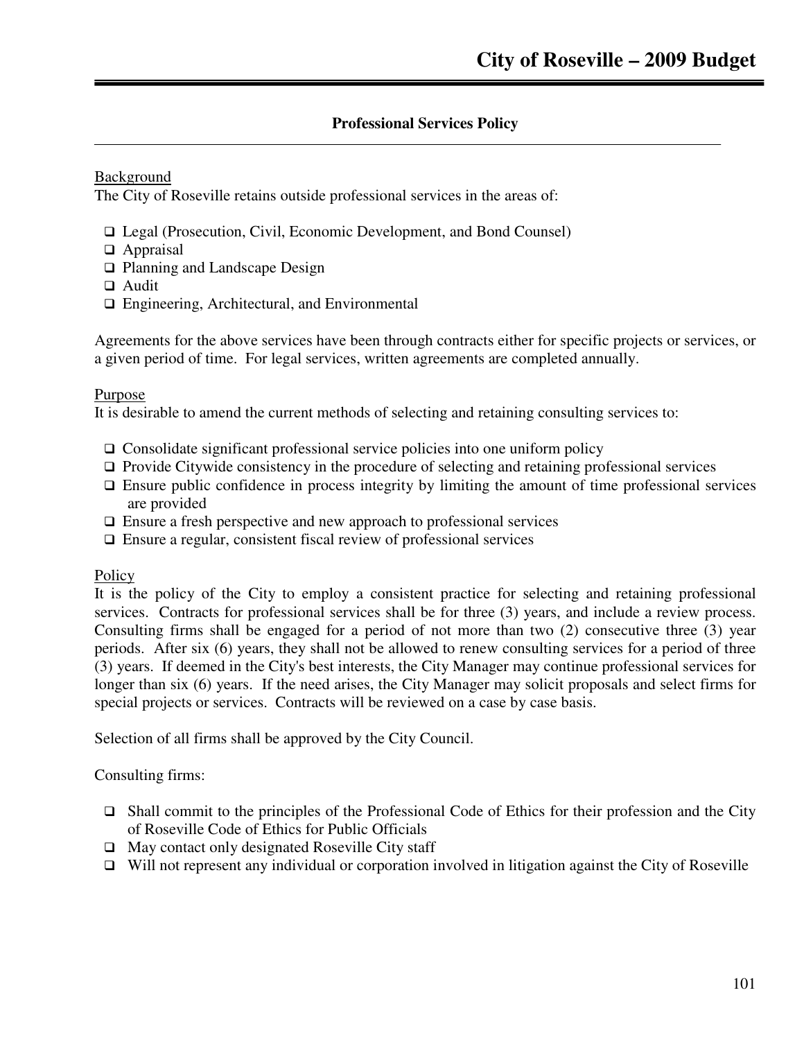## Professional Services Policy

Background

The City of Roseville retains outside professional services in the areas of:

- Legal (Prosecution, Civil, Economic Development, and Bond Counsel)
- Appraisal
- Planning and Landscape Design
- Audit
- Engineering, Architectural, and Environmental

Agreements for the above services have been through contracts either for specific projects or services, or a given period of time. For legal services, written agreements are completed annually.

Purpose

It is desirable to amend the current methods of selecting and retaining consulting services to:

- Consolidate significant professional service policies into one uniform policy
- Provide Citywide consistency in the procedure of selecting and retaining professional services
- Ensure public confidence in process integrity by limiting the amount of time professional services are provided
- Ensure a fresh perspective and new approach to professional services
- Ensure a regular, consistent fiscal review of professional services

Policy

It is the policy of the City to employ a consistent practice for selecting and retaining professional services. Contracts for professional services shall be for three (3) years, and include a review process. Consulting firms shall be engaged for a period of not more than two (2) consecutive three (3) year periods. After six (6) years, they shall not be allowed to renew consulting services for a period of three (3) years. If deemed in the City's best interests, the City Manager may continue professional services for longer than six (6) years. If the need arises, the City Manager may solicit proposals and select firms for special projects or services. Contracts will be reviewed on a case by case basis.

Selection of all firms shall be approved by the City Council.

Consulting firms:

- Shall commit to the principles of the Professional Code of Ethics for their profession and the City of Roseville Code of Ethics for Public Officials
- May contact only designated Roseville City staff
- Will not represent any individual or corporation involved in litigation against the City of Roseville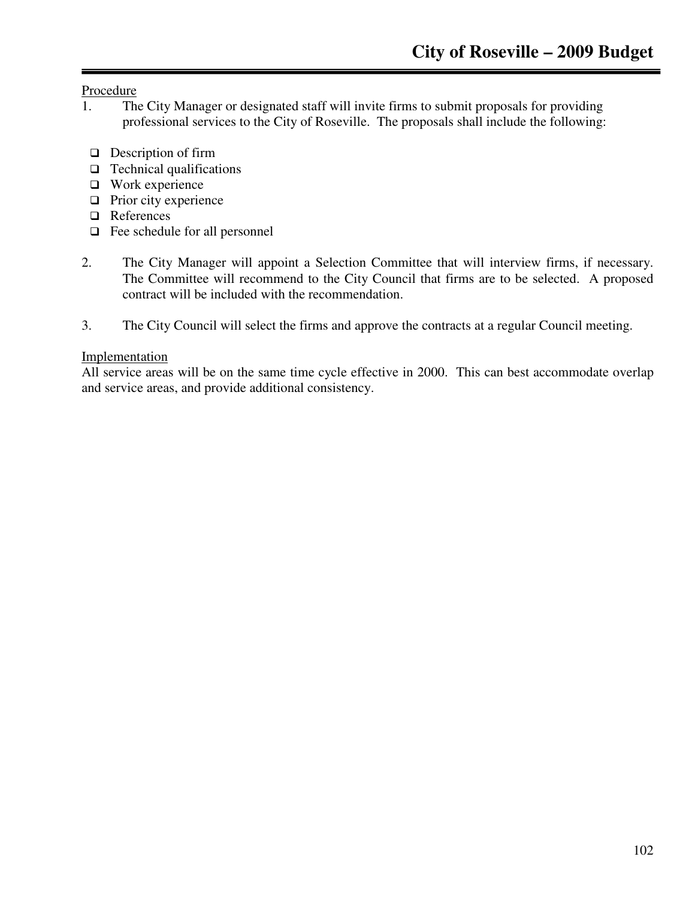Procedure

1. The City Manager or designated staff will invite firms to submit proposals for providing professional services to the City of Roseville. The proposals shall include the following:

   - Description of firm
   - Technical qualifications
   - Work experience
   - Prior city experience
   - References
   - Fee schedule for all personnel

2. The City Manager will appoint a Selection Committee that will interview firms, if necessary. The Committee will recommend to the City Council that firms are to be selected. A proposed contract will be included with the recommendation.

3. The City Council will select the firms and approve the contracts at a regular Council meeting.

Implementation

All service areas will be on the same time cycle effective in 2000. This can best accommodate overlap and service areas, and provide additional consistency.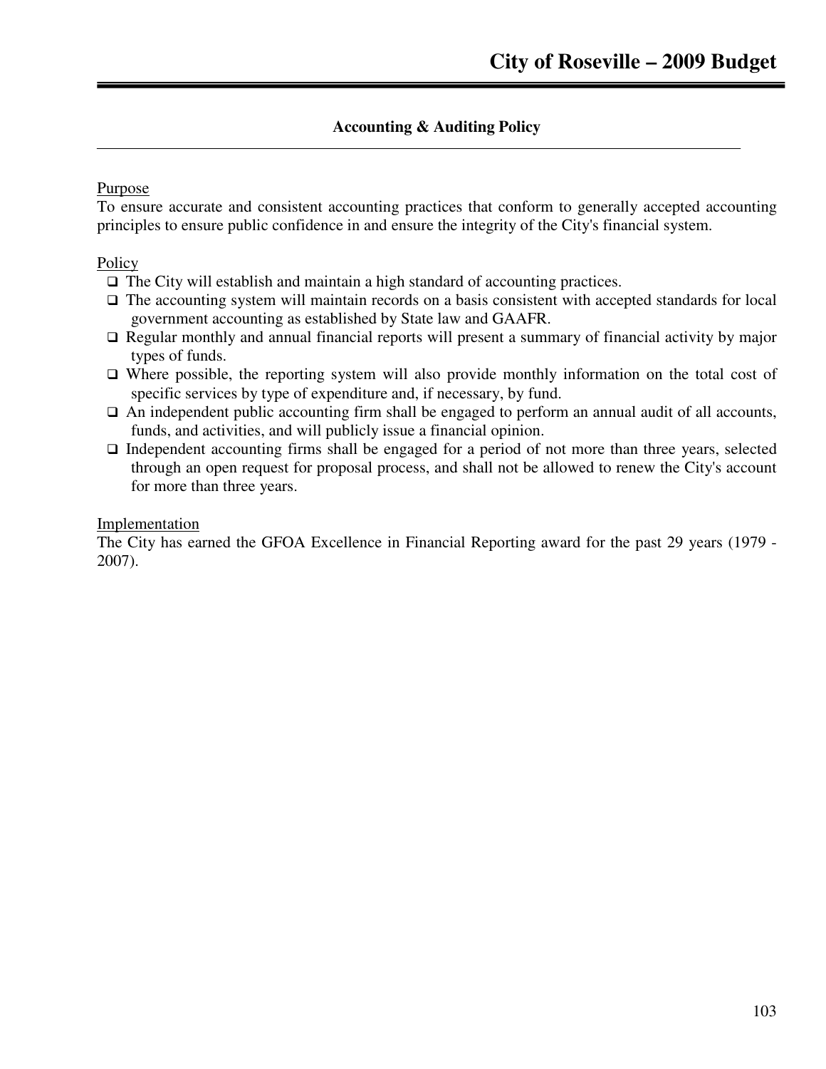## Accounting & Auditing Policy

Purpose

To ensure accurate and consistent accounting practices that conform to generally accepted accounting principles to ensure public confidence in and ensure the integrity of the City's financial system.

Policy

- The City will establish and maintain a high standard of accounting practices.
- The accounting system will maintain records on a basis consistent with accepted standards for local government accounting as established by State law and GAAFR.
- Regular monthly and annual financial reports will present a summary of financial activity by major types of funds.
- Where possible, the reporting system will also provide monthly information on the total cost of specific services by type of expenditure and, if necessary, by fund.
- An independent public accounting firm shall be engaged to perform an annual audit of all accounts, funds, and activities, and will publicly issue a financial opinion.
- Independent accounting firms shall be engaged for a period of not more than three years, selected through an open request for proposal process, and shall not be allowed to renew the City's account for more than three years.

Implementation

The City has earned the GFOA Excellence in Financial Reporting award for the past 29 years (1979 - 2007).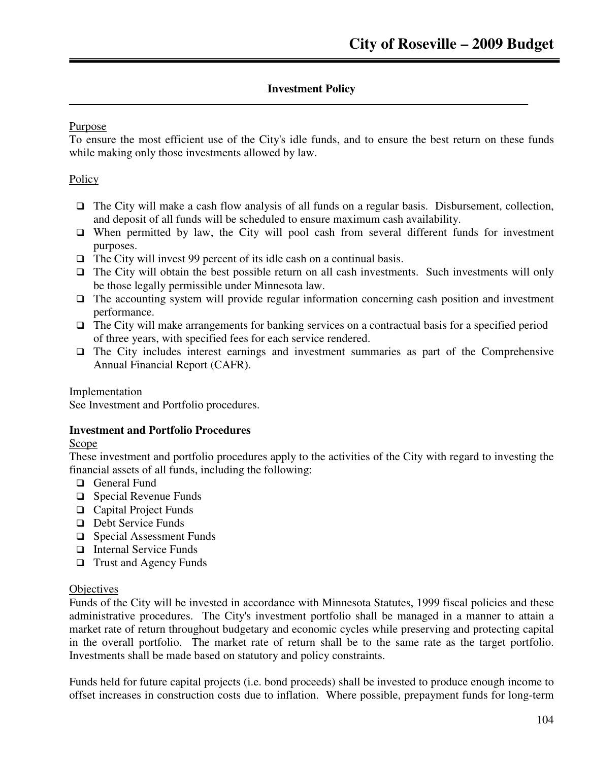## Investment Policy

Purpose

To ensure the most efficient use of the City's idle funds, and to ensure the best return on these funds while making only those investments allowed by law.

Policy

- The City will make a cash flow analysis of all funds on a regular basis. Disbursement, collection, and deposit of all funds will be scheduled to ensure maximum cash availability.
- When permitted by law, the City will pool cash from several different funds for investment purposes.
- The City will invest 99 percent of its idle cash on a continual basis.
- The City will obtain the best possible return on all cash investments. Such investments will only be those legally permissible under Minnesota law.
- The accounting system will provide regular information concerning cash position and investment performance.
- The City will make arrangements for banking services on a contractual basis for a specified period of three years, with specified fees for each service rendered.
- The City includes interest earnings and investment summaries as part of the Comprehensive Annual Financial Report (CAFR).

Implementation

See Investment and Portfolio procedures.

**Investment and Portfolio Procedures**

Scope

These investment and portfolio procedures apply to the activities of the City with regard to investing the financial assets of all funds, including the following:

- General Fund
- Special Revenue Funds
- Capital Project Funds
- Debt Service Funds
- Special Assessment Funds
- Internal Service Funds
- Trust and Agency Funds

Objectives

Funds of the City will be invested in accordance with Minnesota Statutes, 1999 fiscal policies and these administrative procedures. The City's investment portfolio shall be managed in a manner to attain a market rate of return throughout budgetary and economic cycles while preserving and protecting capital in the overall portfolio. The market rate of return shall be to the same rate as the target portfolio. Investments shall be made based on statutory and policy constraints.

Funds held for future capital projects (i.e. bond proceeds) shall be invested to produce enough income to offset increases in construction costs due to inflation. Where possible, prepayment funds for long-term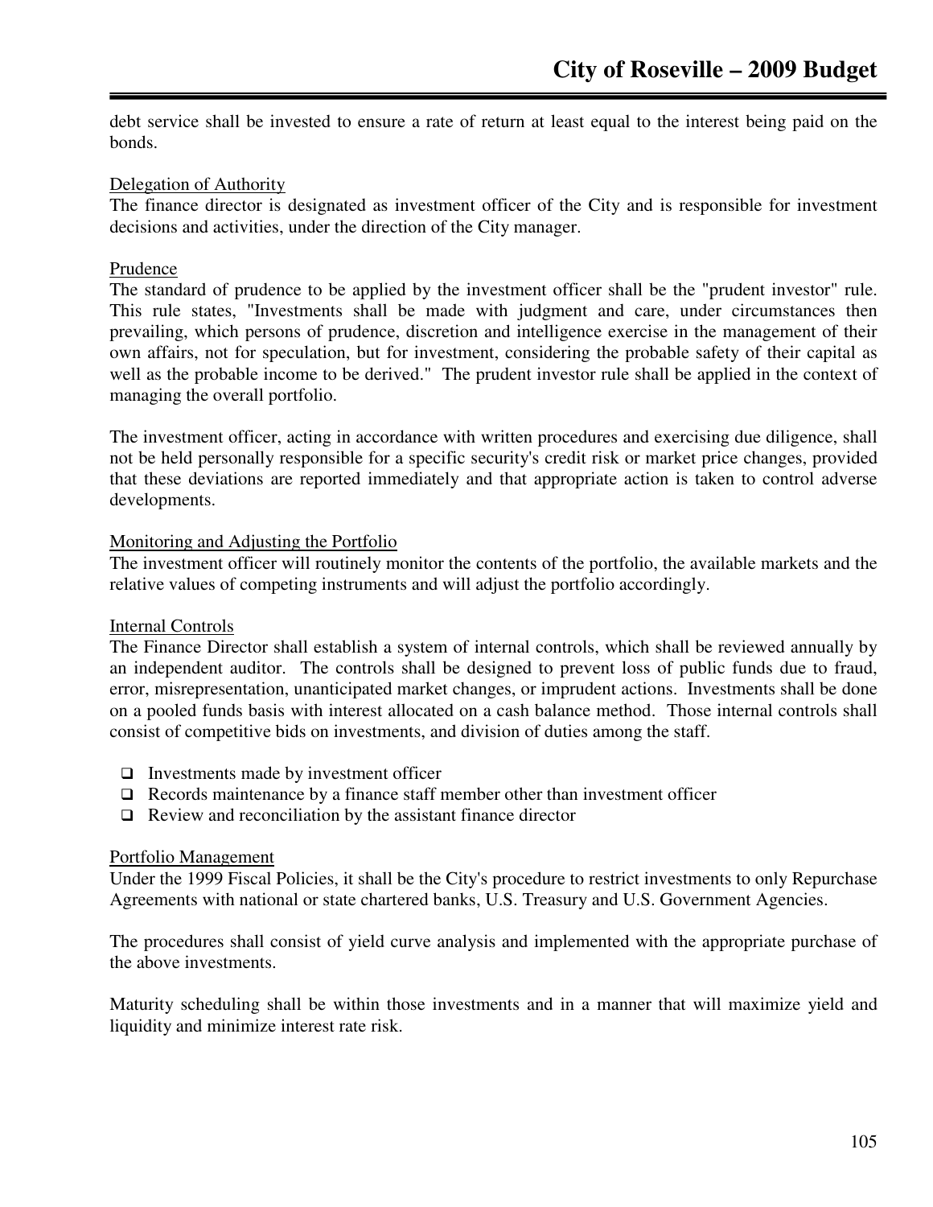debt service shall be invested to ensure a rate of return at least equal to the interest being paid on the bonds.

### Delegation of Authority

The finance director is designated as investment officer of the City and is responsible for investment decisions and activities, under the direction of the City manager.

### Prudence

The standard of prudence to be applied by the investment officer shall be the "prudent investor" rule. This rule states, "Investments shall be made with judgment and care, under circumstances then prevailing, which persons of prudence, discretion and intelligence exercise in the management of their own affairs, not for speculation, but for investment, considering the probable safety of their capital as well as the probable income to be derived." The prudent investor rule shall be applied in the context of managing the overall portfolio.

The investment officer, acting in accordance with written procedures and exercising due diligence, shall not be held personally responsible for a specific security's credit risk or market price changes, provided that these deviations are reported immediately and that appropriate action is taken to control adverse developments.

### Monitoring and Adjusting the Portfolio

The investment officer will routinely monitor the contents of the portfolio, the available markets and the relative values of competing instruments and will adjust the portfolio accordingly.

### Internal Controls

The Finance Director shall establish a system of internal controls, which shall be reviewed annually by an independent auditor. The controls shall be designed to prevent loss of public funds due to fraud, error, misrepresentation, unanticipated market changes, or imprudent actions. Investments shall be done on a pooled funds basis with interest allocated on a cash balance method. Those internal controls shall consist of competitive bids on investments, and division of duties among the staff.

- Investments made by investment officer
- Records maintenance by a finance staff member other than investment officer
- Review and reconciliation by the assistant finance director

### Portfolio Management

Under the 1999 Fiscal Policies, it shall be the City's procedure to restrict investments to only Repurchase Agreements with national or state chartered banks, U.S. Treasury and U.S. Government Agencies.

The procedures shall consist of yield curve analysis and implemented with the appropriate purchase of the above investments.

Maturity scheduling shall be within those investments and in a manner that will maximize yield and liquidity and minimize interest rate risk.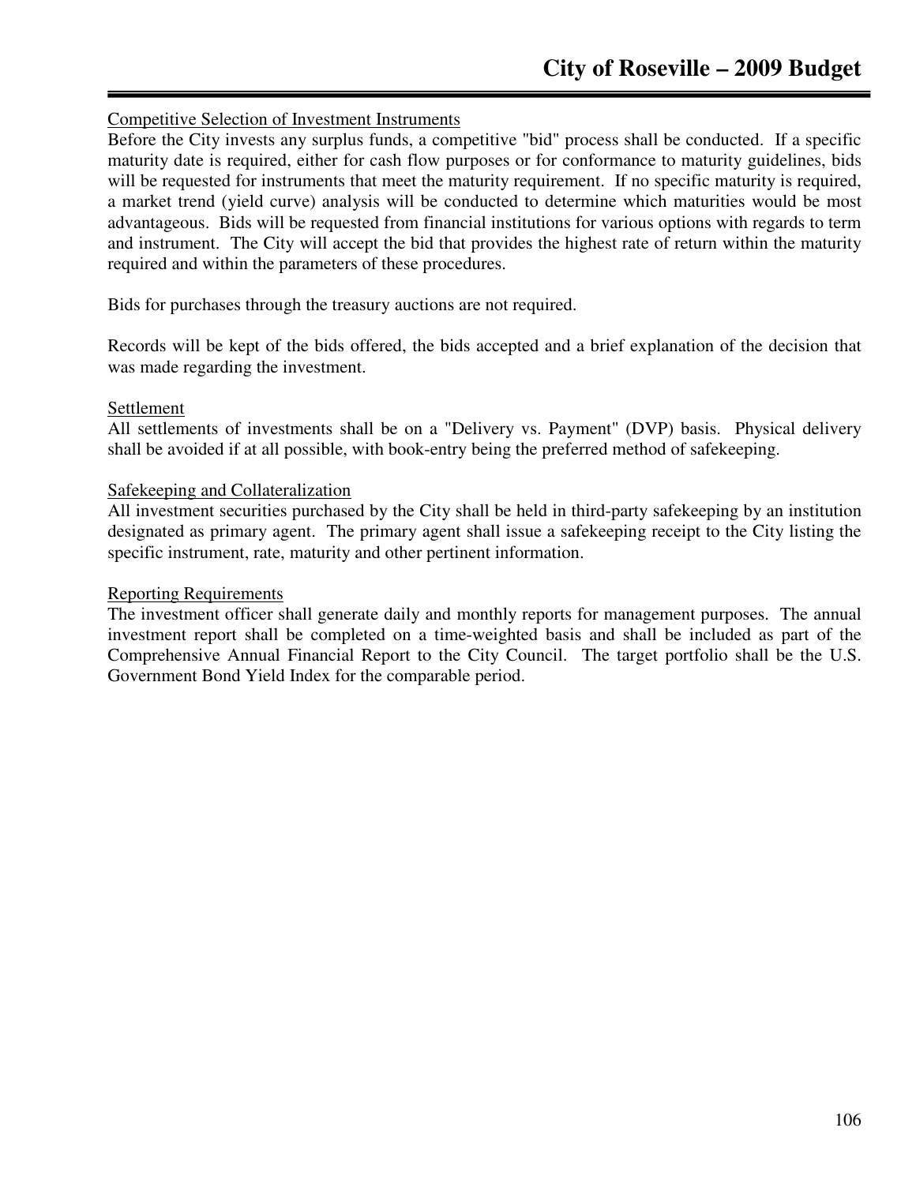Competitive Selection of Investment Instruments

Before the City invests any surplus funds, a competitive "bid" process shall be conducted. If a specific maturity date is required, either for cash flow purposes or for conformance to maturity guidelines, bids will be requested for instruments that meet the maturity requirement. If no specific maturity is required, a market trend (yield curve) analysis will be conducted to determine which maturities would be most advantageous. Bids will be requested from financial institutions for various options with regards to term and instrument. The City will accept the bid that provides the highest rate of return within the maturity required and within the parameters of these procedures.

Bids for purchases through the treasury auctions are not required.

Records will be kept of the bids offered, the bids accepted and a brief explanation of the decision that was made regarding the investment.

Settlement

All settlements of investments shall be on a "Delivery vs. Payment" (DVP) basis. Physical delivery shall be avoided if at all possible, with book-entry being the preferred method of safekeeping.

Safekeeping and Collateralization

All investment securities purchased by the City shall be held in third-party safekeeping by an institution designated as primary agent. The primary agent shall issue a safekeeping receipt to the City listing the specific instrument, rate, maturity and other pertinent information.

Reporting Requirements

The investment officer shall generate daily and monthly reports for management purposes. The annual investment report shall be completed on a time-weighted basis and shall be included as part of the Comprehensive Annual Financial Report to the City Council. The target portfolio shall be the U.S. Government Bond Yield Index for the comparable period.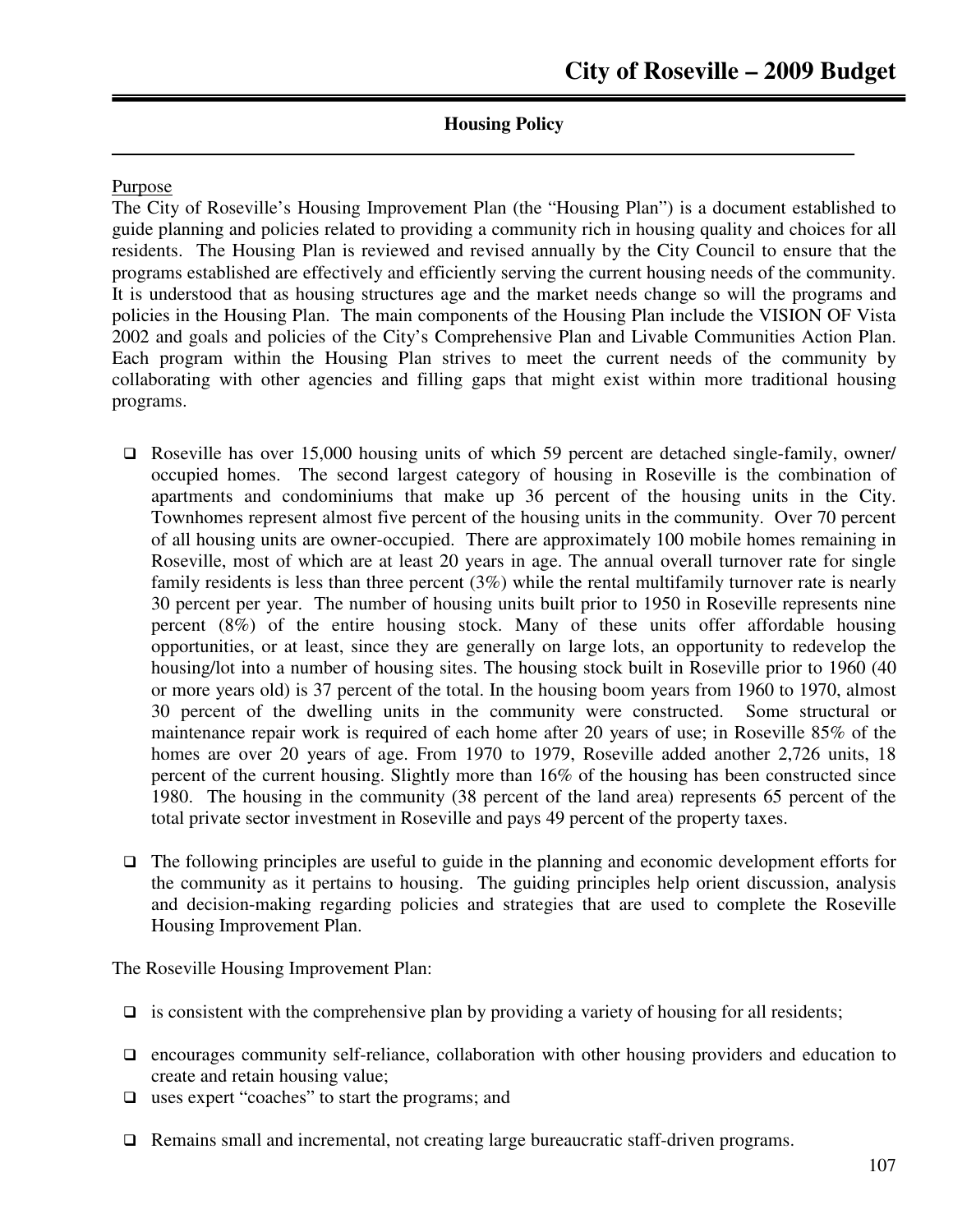## Housing Policy

Purpose

The City of Roseville's Housing Improvement Plan (the "Housing Plan") is a document established to guide planning and policies related to providing a community rich in housing quality and choices for all residents. The Housing Plan is reviewed and revised annually by the City Council to ensure that the programs established are effectively and efficiently serving the current housing needs of the community. It is understood that as housing structures age and the market needs change so will the programs and policies in the Housing Plan. The main components of the Housing Plan include the VISION OF Vista 2002 and goals and policies of the City's Comprehensive Plan and Livable Communities Action Plan. Each program within the Housing Plan strives to meet the current needs of the community by collaborating with other agencies and filling gaps that might exist within more traditional housing programs.

- Roseville has over 15,000 housing units of which 59 percent are detached single-family, owner/ occupied homes. The second largest category of housing in Roseville is the combination of apartments and condominiums that make up 36 percent of the housing units in the City. Townhomes represent almost five percent of the housing units in the community. Over 70 percent of all housing units are owner-occupied. There are approximately 100 mobile homes remaining in Roseville, most of which are at least 20 years in age. The annual overall turnover rate for single family residents is less than three percent (3%) while the rental multifamily turnover rate is nearly 30 percent per year. The number of housing units built prior to 1950 in Roseville represents nine percent (8%) of the entire housing stock. Many of these units offer affordable housing opportunities, or at least, since they are generally on large lots, an opportunity to redevelop the housing/lot into a number of housing sites. The housing stock built in Roseville prior to 1960 (40 or more years old) is 37 percent of the total. In the housing boom years from 1960 to 1970, almost 30 percent of the dwelling units in the community were constructed. Some structural or maintenance repair work is required of each home after 20 years of use; in Roseville 85% of the homes are over 20 years of age. From 1970 to 1979, Roseville added another 2,726 units, 18 percent of the current housing. Slightly more than 16% of the housing has been constructed since 1980. The housing in the community (38 percent of the land area) represents 65 percent of the total private sector investment in Roseville and pays 49 percent of the property taxes.

- The following principles are useful to guide in the planning and economic development efforts for the community as it pertains to housing. The guiding principles help orient discussion, analysis and decision-making regarding policies and strategies that are used to complete the Roseville Housing Improvement Plan.

The Roseville Housing Improvement Plan:

- is consistent with the comprehensive plan by providing a variety of housing for all residents;
- encourages community self-reliance, collaboration with other housing providers and education to create and retain housing value;
- uses expert "coaches" to start the programs; and
- Remains small and incremental, not creating large bureaucratic staff-driven programs.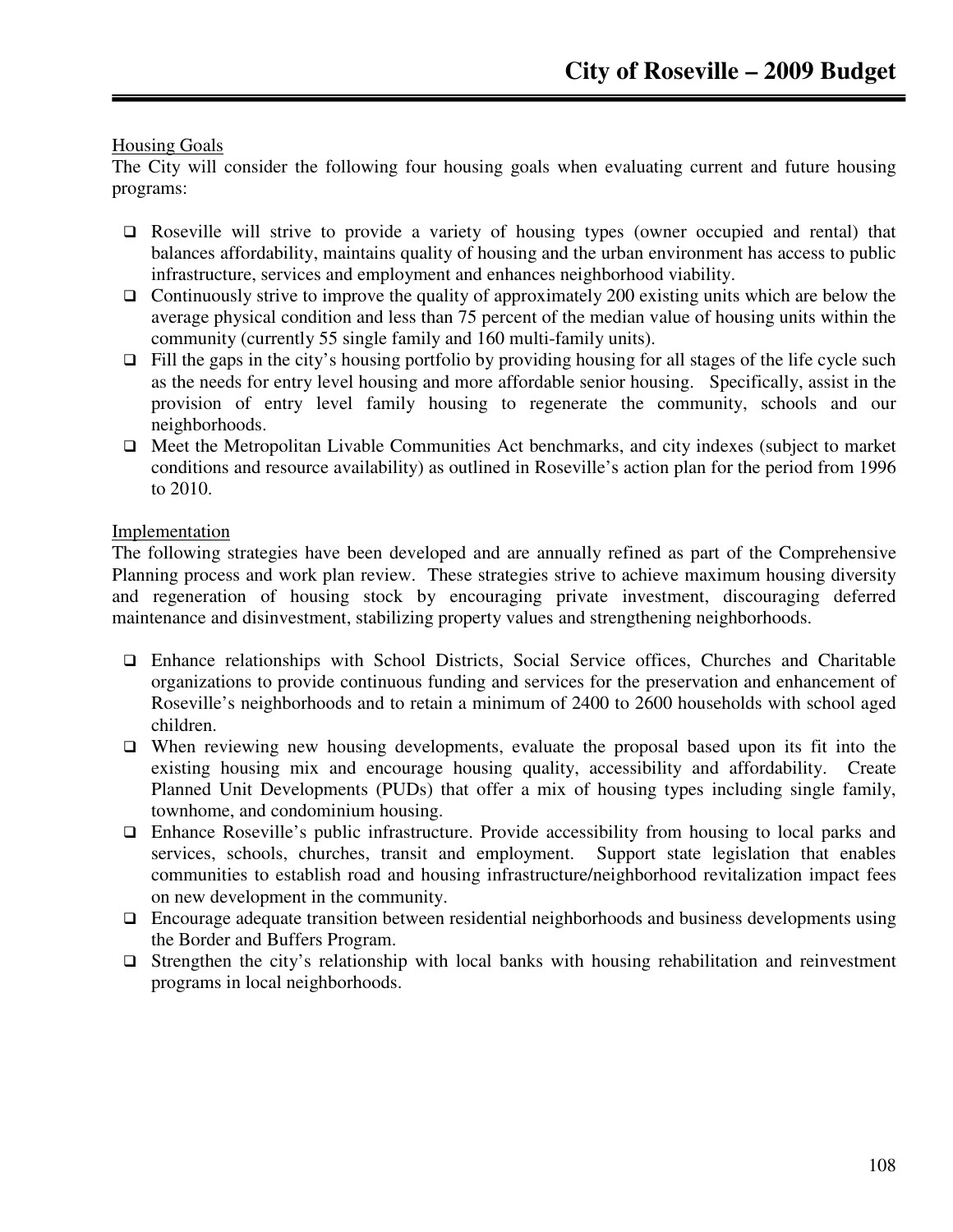Housing Goals

The City will consider the following four housing goals when evaluating current and future housing programs:

- Roseville will strive to provide a variety of housing types (owner occupied and rental) that balances affordability, maintains quality of housing and the urban environment has access to public infrastructure, services and employment and enhances neighborhood viability.
- Continuously strive to improve the quality of approximately 200 existing units which are below the average physical condition and less than 75 percent of the median value of housing units within the community (currently 55 single family and 160 multi-family units).
- Fill the gaps in the city's housing portfolio by providing housing for all stages of the life cycle such as the needs for entry level housing and more affordable senior housing. Specifically, assist in the provision of entry level family housing to regenerate the community, schools and our neighborhoods.
- Meet the Metropolitan Livable Communities Act benchmarks, and city indexes (subject to market conditions and resource availability) as outlined in Roseville's action plan for the period from 1996 to 2010.

Implementation

The following strategies have been developed and are annually refined as part of the Comprehensive Planning process and work plan review. These strategies strive to achieve maximum housing diversity and regeneration of housing stock by encouraging private investment, discouraging deferred maintenance and disinvestment, stabilizing property values and strengthening neighborhoods.

- Enhance relationships with School Districts, Social Service offices, Churches and Charitable organizations to provide continuous funding and services for the preservation and enhancement of Roseville's neighborhoods and to retain a minimum of 2400 to 2600 households with school aged children.
- When reviewing new housing developments, evaluate the proposal based upon its fit into the existing housing mix and encourage housing quality, accessibility and affordability. Create Planned Unit Developments (PUDs) that offer a mix of housing types including single family, townhome, and condominium housing.
- Enhance Roseville's public infrastructure. Provide accessibility from housing to local parks and services, schools, churches, transit and employment. Support state legislation that enables communities to establish road and housing infrastructure/neighborhood revitalization impact fees on new development in the community.
- Encourage adequate transition between residential neighborhoods and business developments using the Border and Buffers Program.
- Strengthen the city's relationship with local banks with housing rehabilitation and reinvestment programs in local neighborhoods.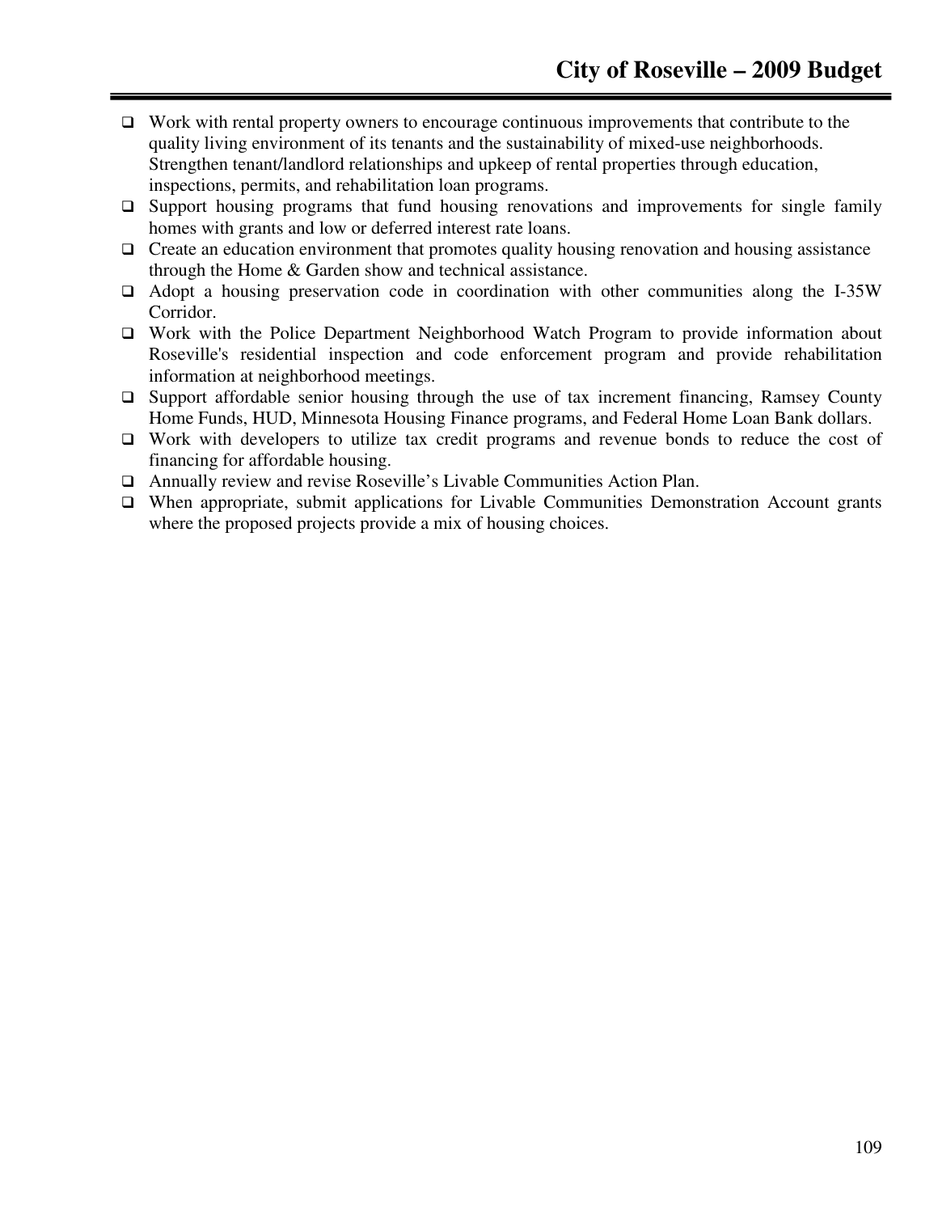- Work with rental property owners to encourage continuous improvements that contribute to the quality living environment of its tenants and the sustainability of mixed-use neighborhoods. Strengthen tenant/landlord relationships and upkeep of rental properties through education, inspections, permits, and rehabilitation loan programs.
- Support housing programs that fund housing renovations and improvements for single family homes with grants and low or deferred interest rate loans.
- Create an education environment that promotes quality housing renovation and housing assistance through the Home & Garden show and technical assistance.
- Adopt a housing preservation code in coordination with other communities along the I-35W Corridor.
- Work with the Police Department Neighborhood Watch Program to provide information about Roseville's residential inspection and code enforcement program and provide rehabilitation information at neighborhood meetings.
- Support affordable senior housing through the use of tax increment financing, Ramsey County Home Funds, HUD, Minnesota Housing Finance programs, and Federal Home Loan Bank dollars.
- Work with developers to utilize tax credit programs and revenue bonds to reduce the cost of financing for affordable housing.
- Annually review and revise Roseville's Livable Communities Action Plan.
- When appropriate, submit applications for Livable Communities Demonstration Account grants where the proposed projects provide a mix of housing choices.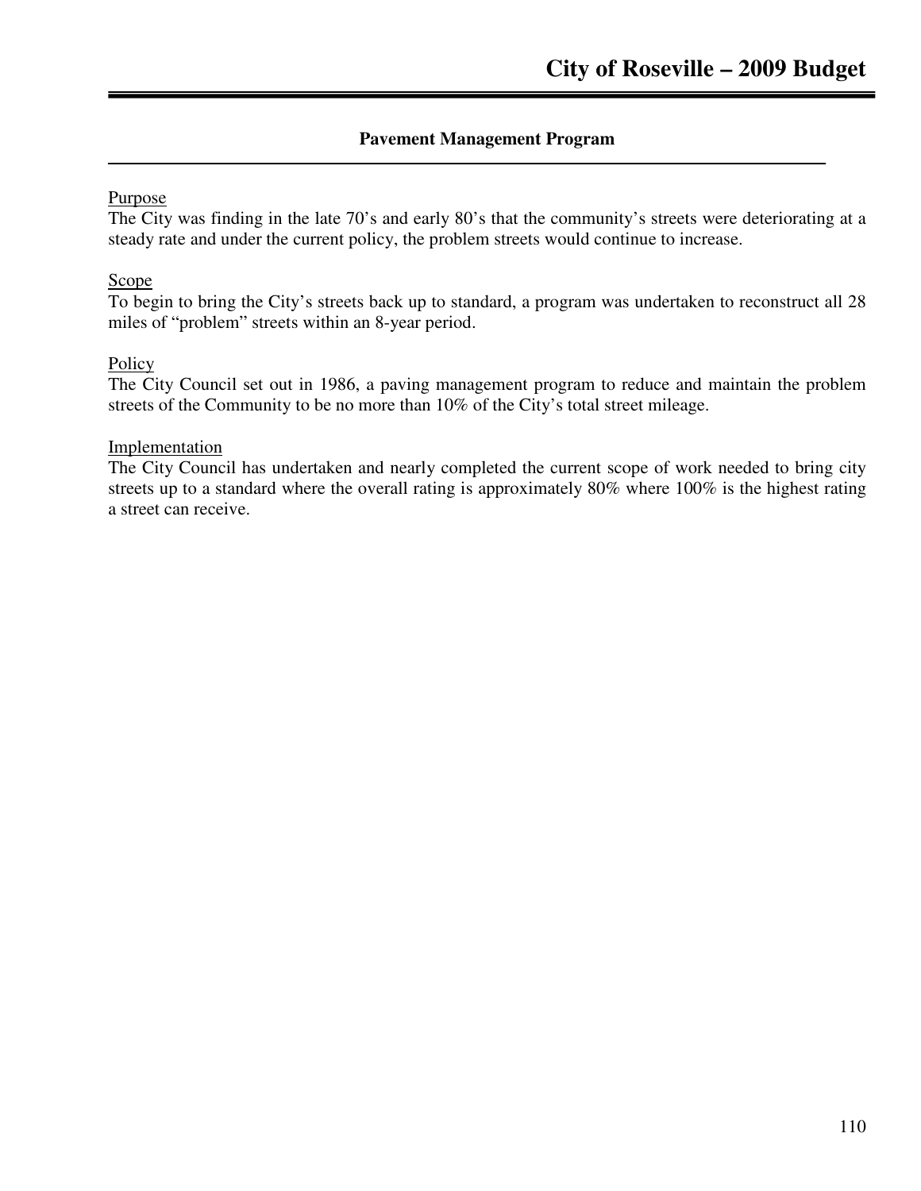## Pavement Management Program

Purpose

The City was finding in the late 70's and early 80's that the community's streets were deteriorating at a steady rate and under the current policy, the problem streets would continue to increase.

Scope

To begin to bring the City's streets back up to standard, a program was undertaken to reconstruct all 28 miles of "problem" streets within an 8-year period.

Policy

The City Council set out in 1986, a paving management program to reduce and maintain the problem streets of the Community to be no more than 10% of the City's total street mileage.

Implementation

The City Council has undertaken and nearly completed the current scope of work needed to bring city streets up to a standard where the overall rating is approximately 80% where 100% is the highest rating a street can receive.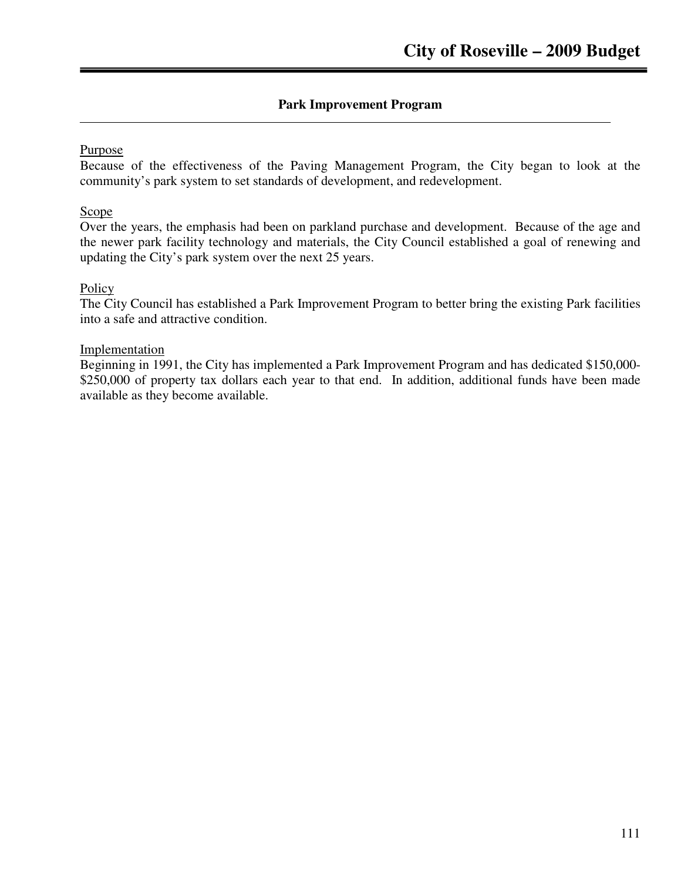## Park Improvement Program

Purpose

Because of the effectiveness of the Paving Management Program, the City began to look at the community's park system to set standards of development, and redevelopment.

Scope

Over the years, the emphasis had been on parkland purchase and development. Because of the age and the newer park facility technology and materials, the City Council established a goal of renewing and updating the City's park system over the next 25 years.

Policy

The City Council has established a Park Improvement Program to better bring the existing Park facilities into a safe and attractive condition.

Implementation

Beginning in 1991, the City has implemented a Park Improvement Program and has dedicated $150,000-$250,000 of property tax dollars each year to that end. In addition, additional funds have been made available as they become available.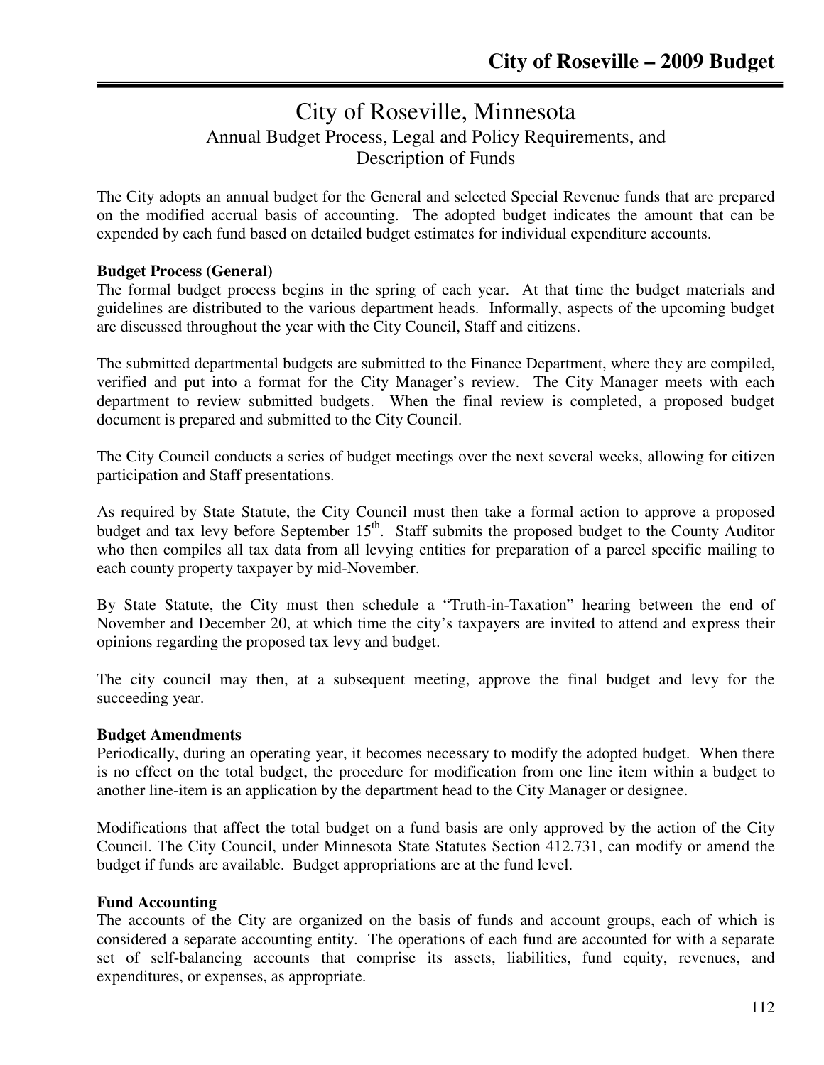# City of Roseville, Minnesota

## Annual Budget Process, Legal and Policy Requirements, and Description of Funds

The City adopts an annual budget for the General and selected Special Revenue funds that are prepared on the modified accrual basis of accounting. The adopted budget indicates the amount that can be expended by each fund based on detailed budget estimates for individual expenditure accounts.

**Budget Process (General)**

The formal budget process begins in the spring of each year. At that time the budget materials and guidelines are distributed to the various department heads. Informally, aspects of the upcoming budget are discussed throughout the year with the City Council, Staff and citizens.

The submitted departmental budgets are submitted to the Finance Department, where they are compiled, verified and put into a format for the City Manager's review. The City Manager meets with each department to review submitted budgets. When the final review is completed, a proposed budget document is prepared and submitted to the City Council.

The City Council conducts a series of budget meetings over the next several weeks, allowing for citizen participation and Staff presentations.

As required by State Statute, the City Council must then take a formal action to approve a proposed budget and tax levy before September 15th. Staff submits the proposed budget to the County Auditor who then compiles all tax data from all levying entities for preparation of a parcel specific mailing to each county property taxpayer by mid-November.

By State Statute, the City must then schedule a "Truth-in-Taxation" hearing between the end of November and December 20, at which time the city's taxpayers are invited to attend and express their opinions regarding the proposed tax levy and budget.

The city council may then, at a subsequent meeting, approve the final budget and levy for the succeeding year.

**Budget Amendments**

Periodically, during an operating year, it becomes necessary to modify the adopted budget. When there is no effect on the total budget, the procedure for modification from one line item within a budget to another line-item is an application by the department head to the City Manager or designee.

Modifications that affect the total budget on a fund basis are only approved by the action of the City Council. The City Council, under Minnesota State Statutes Section 412.731, can modify or amend the budget if funds are available. Budget appropriations are at the fund level.

**Fund Accounting**

The accounts of the City are organized on the basis of funds and account groups, each of which is considered a separate accounting entity. The operations of each fund are accounted for with a separate set of self-balancing accounts that comprise its assets, liabilities, fund equity, revenues, and expenditures, or expenses, as appropriate.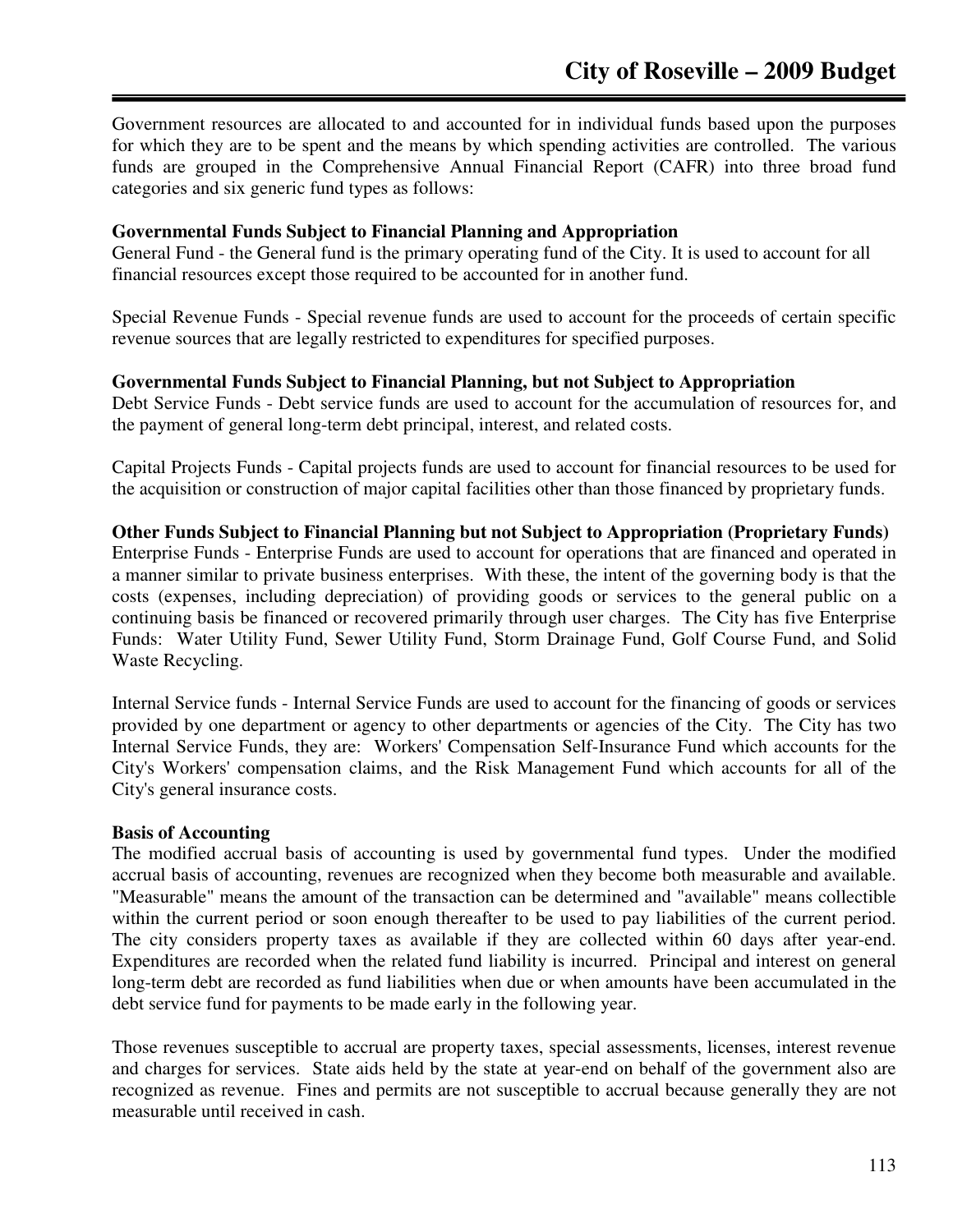Government resources are allocated to and accounted for in individual funds based upon the purposes for which they are to be spent and the means by which spending activities are controlled. The various funds are grouped in the Comprehensive Annual Financial Report (CAFR) into three broad fund categories and six generic fund types as follows:

**Governmental Funds Subject to Financial Planning and Appropriation**
General Fund - the General fund is the primary operating fund of the City. It is used to account for all financial resources except those required to be accounted for in another fund.

Special Revenue Funds - Special revenue funds are used to account for the proceeds of certain specific revenue sources that are legally restricted to expenditures for specified purposes.

**Governmental Funds Subject to Financial Planning, but not Subject to Appropriation**
Debt Service Funds - Debt service funds are used to account for the accumulation of resources for, and the payment of general long-term debt principal, interest, and related costs.

Capital Projects Funds - Capital projects funds are used to account for financial resources to be used for the acquisition or construction of major capital facilities other than those financed by proprietary funds.

**Other Funds Subject to Financial Planning but not Subject to Appropriation (Proprietary Funds)**
Enterprise Funds - Enterprise Funds are used to account for operations that are financed and operated in a manner similar to private business enterprises. With these, the intent of the governing body is that the costs (expenses, including depreciation) of providing goods or services to the general public on a continuing basis be financed or recovered primarily through user charges. The City has five Enterprise Funds: Water Utility Fund, Sewer Utility Fund, Storm Drainage Fund, Golf Course Fund, and Solid Waste Recycling.

Internal Service funds - Internal Service Funds are used to account for the financing of goods or services provided by one department or agency to other departments or agencies of the City. The City has two Internal Service Funds, they are: Workers' Compensation Self-Insurance Fund which accounts for the City's Workers' compensation claims, and the Risk Management Fund which accounts for all of the City's general insurance costs.

**Basis of Accounting**
The modified accrual basis of accounting is used by governmental fund types. Under the modified accrual basis of accounting, revenues are recognized when they become both measurable and available. "Measurable" means the amount of the transaction can be determined and "available" means collectible within the current period or soon enough thereafter to be used to pay liabilities of the current period. The city considers property taxes as available if they are collected within 60 days after year-end. Expenditures are recorded when the related fund liability is incurred. Principal and interest on general long-term debt are recorded as fund liabilities when due or when amounts have been accumulated in the debt service fund for payments to be made early in the following year.

Those revenues susceptible to accrual are property taxes, special assessments, licenses, interest revenue and charges for services. State aids held by the state at year-end on behalf of the government also are recognized as revenue. Fines and permits are not susceptible to accrual because generally they are not measurable until received in cash.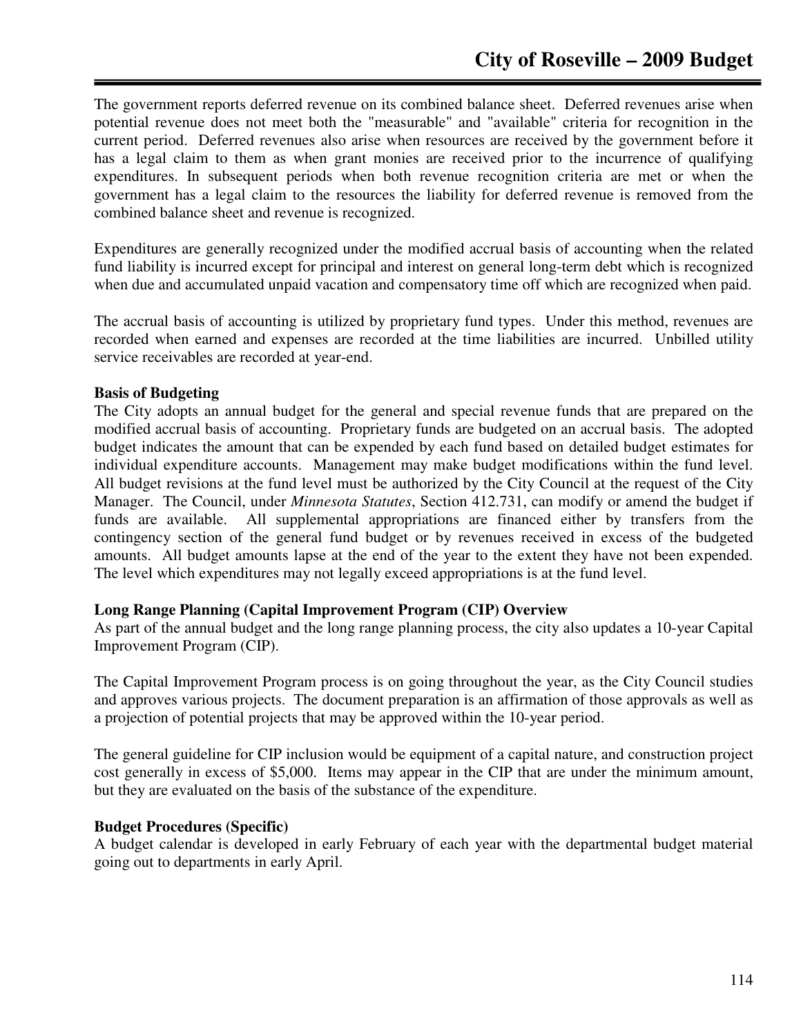The government reports deferred revenue on its combined balance sheet. Deferred revenues arise when potential revenue does not meet both the "measurable" and "available" criteria for recognition in the current period. Deferred revenues also arise when resources are received by the government before it has a legal claim to them as when grant monies are received prior to the incurrence of qualifying expenditures. In subsequent periods when both revenue recognition criteria are met or when the government has a legal claim to the resources the liability for deferred revenue is removed from the combined balance sheet and revenue is recognized.

Expenditures are generally recognized under the modified accrual basis of accounting when the related fund liability is incurred except for principal and interest on general long-term debt which is recognized when due and accumulated unpaid vacation and compensatory time off which are recognized when paid.

The accrual basis of accounting is utilized by proprietary fund types. Under this method, revenues are recorded when earned and expenses are recorded at the time liabilities are incurred. Unbilled utility service receivables are recorded at year-end.

**Basis of Budgeting**

The City adopts an annual budget for the general and special revenue funds that are prepared on the modified accrual basis of accounting. Proprietary funds are budgeted on an accrual basis. The adopted budget indicates the amount that can be expended by each fund based on detailed budget estimates for individual expenditure accounts. Management may make budget modifications within the fund level. All budget revisions at the fund level must be authorized by the City Council at the request of the City Manager. The Council, under *Minnesota Statutes*, Section 412.731, can modify or amend the budget if funds are available. All supplemental appropriations are financed either by transfers from the contingency section of the general fund budget or by revenues received in excess of the budgeted amounts. All budget amounts lapse at the end of the year to the extent they have not been expended. The level which expenditures may not legally exceed appropriations is at the fund level.

**Long Range Planning (Capital Improvement Program (CIP) Overview**

As part of the annual budget and the long range planning process, the city also updates a 10-year Capital Improvement Program (CIP).

The Capital Improvement Program process is on going throughout the year, as the City Council studies and approves various projects. The document preparation is an affirmation of those approvals as well as a projection of potential projects that may be approved within the 10-year period.

The general guideline for CIP inclusion would be equipment of a capital nature, and construction project cost generally in excess of $5,000. Items may appear in the CIP that are under the minimum amount, but they are evaluated on the basis of the substance of the expenditure.

**Budget Procedures (Specific)**

A budget calendar is developed in early February of each year with the departmental budget material going out to departments in early April.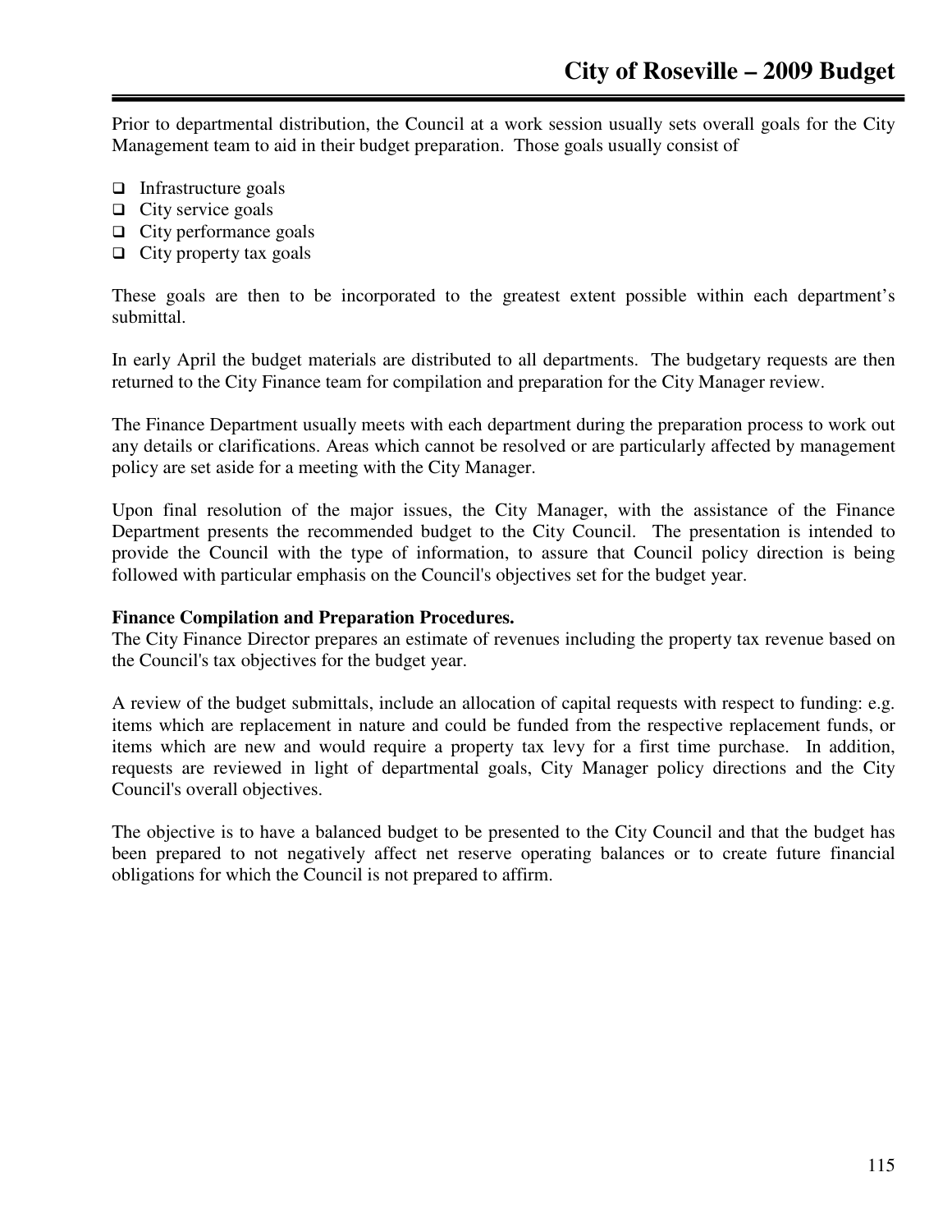Prior to departmental distribution, the Council at a work session usually sets overall goals for the City Management team to aid in their budget preparation. Those goals usually consist of

- Infrastructure goals
- City service goals
- City performance goals
- City property tax goals

These goals are then to be incorporated to the greatest extent possible within each department's submittal.

In early April the budget materials are distributed to all departments. The budgetary requests are then returned to the City Finance team for compilation and preparation for the City Manager review.

The Finance Department usually meets with each department during the preparation process to work out any details or clarifications. Areas which cannot be resolved or are particularly affected by management policy are set aside for a meeting with the City Manager.

Upon final resolution of the major issues, the City Manager, with the assistance of the Finance Department presents the recommended budget to the City Council. The presentation is intended to provide the Council with the type of information, to assure that Council policy direction is being followed with particular emphasis on the Council's objectives set for the budget year.

**Finance Compilation and Preparation Procedures.**

The City Finance Director prepares an estimate of revenues including the property tax revenue based on the Council's tax objectives for the budget year.

A review of the budget submittals, include an allocation of capital requests with respect to funding: e.g. items which are replacement in nature and could be funded from the respective replacement funds, or items which are new and would require a property tax levy for a first time purchase. In addition, requests are reviewed in light of departmental goals, City Manager policy directions and the City Council's overall objectives.

The objective is to have a balanced budget to be presented to the City Council and that the budget has been prepared to not negatively affect net reserve operating balances or to create future financial obligations for which the Council is not prepared to affirm.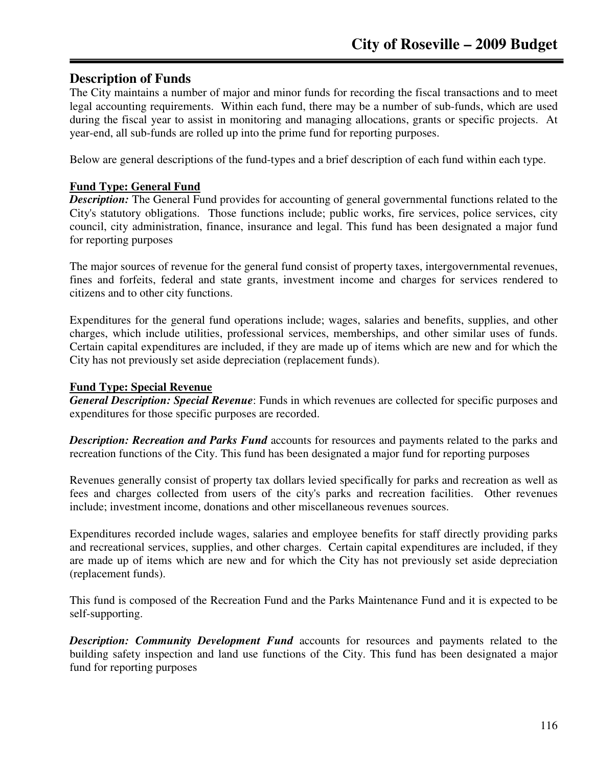## Description of Funds

The City maintains a number of major and minor funds for recording the fiscal transactions and to meet legal accounting requirements. Within each fund, there may be a number of sub-funds, which are used during the fiscal year to assist in monitoring and managing allocations, grants or specific projects. At year-end, all sub-funds are rolled up into the prime fund for reporting purposes.

Below are general descriptions of the fund-types and a brief description of each fund within each type.

**Fund Type: General Fund**

***Description:*** The General Fund provides for accounting of general governmental functions related to the City's statutory obligations. Those functions include; public works, fire services, police services, city council, city administration, finance, insurance and legal. This fund has been designated a major fund for reporting purposes

The major sources of revenue for the general fund consist of property taxes, intergovernmental revenues, fines and forfeits, federal and state grants, investment income and charges for services rendered to citizens and to other city functions.

Expenditures for the general fund operations include; wages, salaries and benefits, supplies, and other charges, which include utilities, professional services, memberships, and other similar uses of funds. Certain capital expenditures are included, if they are made up of items which are new and for which the City has not previously set aside depreciation (replacement funds).

**Fund Type: Special Revenue**

***General Description: Special Revenue***: Funds in which revenues are collected for specific purposes and expenditures for those specific purposes are recorded.

***Description: Recreation and Parks Fund*** accounts for resources and payments related to the parks and recreation functions of the City. This fund has been designated a major fund for reporting purposes

Revenues generally consist of property tax dollars levied specifically for parks and recreation as well as fees and charges collected from users of the city's parks and recreation facilities. Other revenues include; investment income, donations and other miscellaneous revenues sources.

Expenditures recorded include wages, salaries and employee benefits for staff directly providing parks and recreational services, supplies, and other charges. Certain capital expenditures are included, if they are made up of items which are new and for which the City has not previously set aside depreciation (replacement funds).

This fund is composed of the Recreation Fund and the Parks Maintenance Fund and it is expected to be self-supporting.

***Description: Community Development Fund*** accounts for resources and payments related to the building safety inspection and land use functions of the City. This fund has been designated a major fund for reporting purposes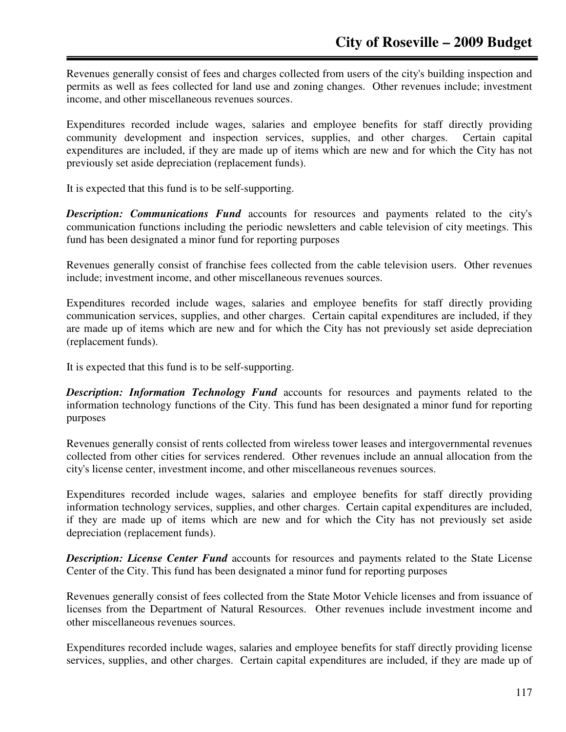Revenues generally consist of fees and charges collected from users of the city's building inspection and permits as well as fees collected for land use and zoning changes. Other revenues include; investment income, and other miscellaneous revenues sources.

Expenditures recorded include wages, salaries and employee benefits for staff directly providing community development and inspection services, supplies, and other charges. Certain capital expenditures are included, if they are made up of items which are new and for which the City has not previously set aside depreciation (replacement funds).

It is expected that this fund is to be self-supporting.

***Description: Communications Fund*** accounts for resources and payments related to the city's communication functions including the periodic newsletters and cable television of city meetings. This fund has been designated a minor fund for reporting purposes

Revenues generally consist of franchise fees collected from the cable television users. Other revenues include; investment income, and other miscellaneous revenues sources.

Expenditures recorded include wages, salaries and employee benefits for staff directly providing communication services, supplies, and other charges. Certain capital expenditures are included, if they are made up of items which are new and for which the City has not previously set aside depreciation (replacement funds).

It is expected that this fund is to be self-supporting.

***Description: Information Technology Fund*** accounts for resources and payments related to the information technology functions of the City. This fund has been designated a minor fund for reporting purposes

Revenues generally consist of rents collected from wireless tower leases and intergovernmental revenues collected from other cities for services rendered. Other revenues include an annual allocation from the city's license center, investment income, and other miscellaneous revenues sources.

Expenditures recorded include wages, salaries and employee benefits for staff directly providing information technology services, supplies, and other charges. Certain capital expenditures are included, if they are made up of items which are new and for which the City has not previously set aside depreciation (replacement funds).

***Description: License Center Fund*** accounts for resources and payments related to the State License Center of the City. This fund has been designated a minor fund for reporting purposes

Revenues generally consist of fees collected from the State Motor Vehicle licenses and from issuance of licenses from the Department of Natural Resources. Other revenues include investment income and other miscellaneous revenues sources.

Expenditures recorded include wages, salaries and employee benefits for staff directly providing license services, supplies, and other charges. Certain capital expenditures are included, if they are made up of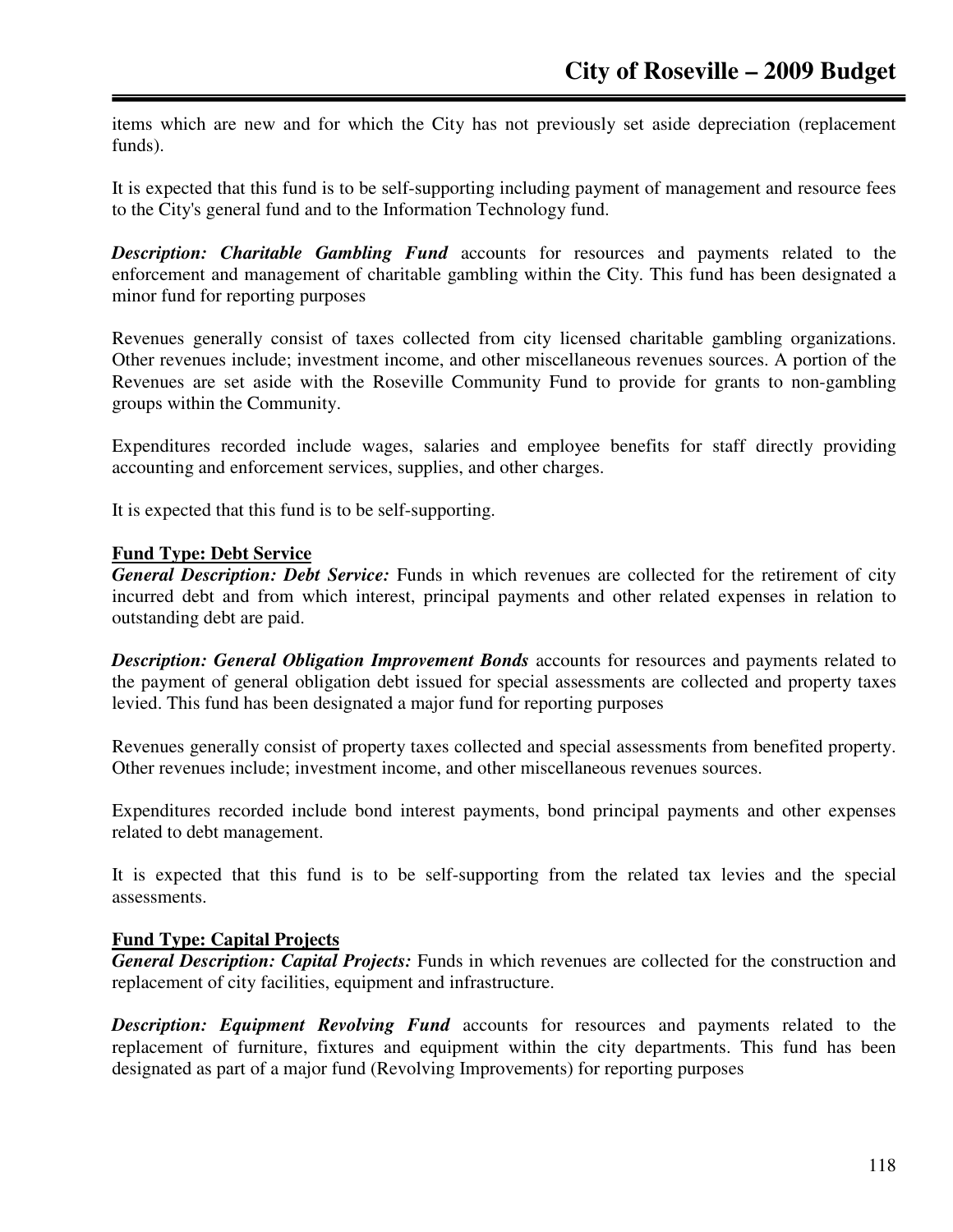items which are new and for which the City has not previously set aside depreciation (replacement funds).

It is expected that this fund is to be self-supporting including payment of management and resource fees to the City's general fund and to the Information Technology fund.

***Description: Charitable Gambling Fund*** accounts for resources and payments related to the enforcement and management of charitable gambling within the City. This fund has been designated a minor fund for reporting purposes

Revenues generally consist of taxes collected from city licensed charitable gambling organizations. Other revenues include; investment income, and other miscellaneous revenues sources. A portion of the Revenues are set aside with the Roseville Community Fund to provide for grants to non-gambling groups within the Community.

Expenditures recorded include wages, salaries and employee benefits for staff directly providing accounting and enforcement services, supplies, and other charges.

It is expected that this fund is to be self-supporting.

**Fund Type: Debt Service**

***General Description: Debt Service:*** Funds in which revenues are collected for the retirement of city incurred debt and from which interest, principal payments and other related expenses in relation to outstanding debt are paid.

***Description: General Obligation Improvement Bonds*** accounts for resources and payments related to the payment of general obligation debt issued for special assessments are collected and property taxes levied. This fund has been designated a major fund for reporting purposes

Revenues generally consist of property taxes collected and special assessments from benefited property. Other revenues include; investment income, and other miscellaneous revenues sources.

Expenditures recorded include bond interest payments, bond principal payments and other expenses related to debt management.

It is expected that this fund is to be self-supporting from the related tax levies and the special assessments.

**Fund Type: Capital Projects**

***General Description: Capital Projects:*** Funds in which revenues are collected for the construction and replacement of city facilities, equipment and infrastructure.

***Description: Equipment Revolving Fund*** accounts for resources and payments related to the replacement of furniture, fixtures and equipment within the city departments. This fund has been designated as part of a major fund (Revolving Improvements) for reporting purposes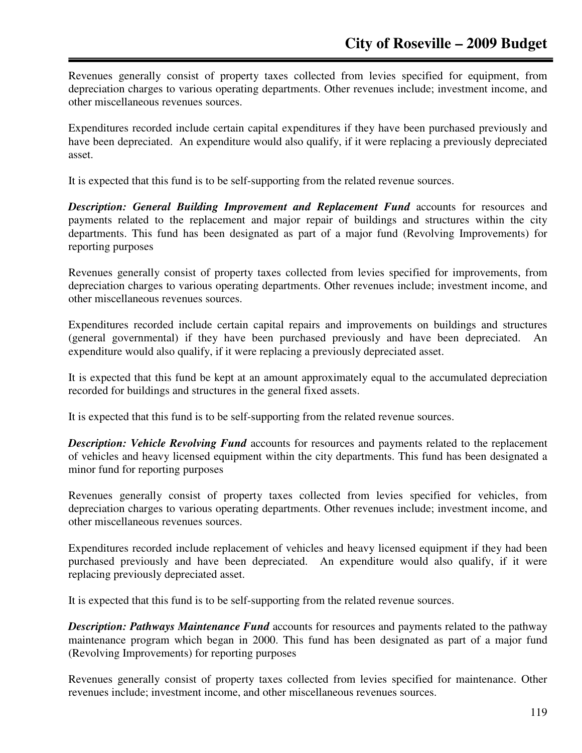Revenues generally consist of property taxes collected from levies specified for equipment, from depreciation charges to various operating departments. Other revenues include; investment income, and other miscellaneous revenues sources.

Expenditures recorded include certain capital expenditures if they have been purchased previously and have been depreciated. An expenditure would also qualify, if it were replacing a previously depreciated asset.

It is expected that this fund is to be self-supporting from the related revenue sources.

***Description: General Building Improvement and Replacement Fund*** accounts for resources and payments related to the replacement and major repair of buildings and structures within the city departments. This fund has been designated as part of a major fund (Revolving Improvements) for reporting purposes

Revenues generally consist of property taxes collected from levies specified for improvements, from depreciation charges to various operating departments. Other revenues include; investment income, and other miscellaneous revenues sources.

Expenditures recorded include certain capital repairs and improvements on buildings and structures (general governmental) if they have been purchased previously and have been depreciated. An expenditure would also qualify, if it were replacing a previously depreciated asset.

It is expected that this fund be kept at an amount approximately equal to the accumulated depreciation recorded for buildings and structures in the general fixed assets.

It is expected that this fund is to be self-supporting from the related revenue sources.

***Description: Vehicle Revolving Fund*** accounts for resources and payments related to the replacement of vehicles and heavy licensed equipment within the city departments. This fund has been designated a minor fund for reporting purposes

Revenues generally consist of property taxes collected from levies specified for vehicles, from depreciation charges to various operating departments. Other revenues include; investment income, and other miscellaneous revenues sources.

Expenditures recorded include replacement of vehicles and heavy licensed equipment if they had been purchased previously and have been depreciated. An expenditure would also qualify, if it were replacing previously depreciated asset.

It is expected that this fund is to be self-supporting from the related revenue sources.

***Description: Pathways Maintenance Fund*** accounts for resources and payments related to the pathway maintenance program which began in 2000. This fund has been designated as part of a major fund (Revolving Improvements) for reporting purposes

Revenues generally consist of property taxes collected from levies specified for maintenance. Other revenues include; investment income, and other miscellaneous revenues sources.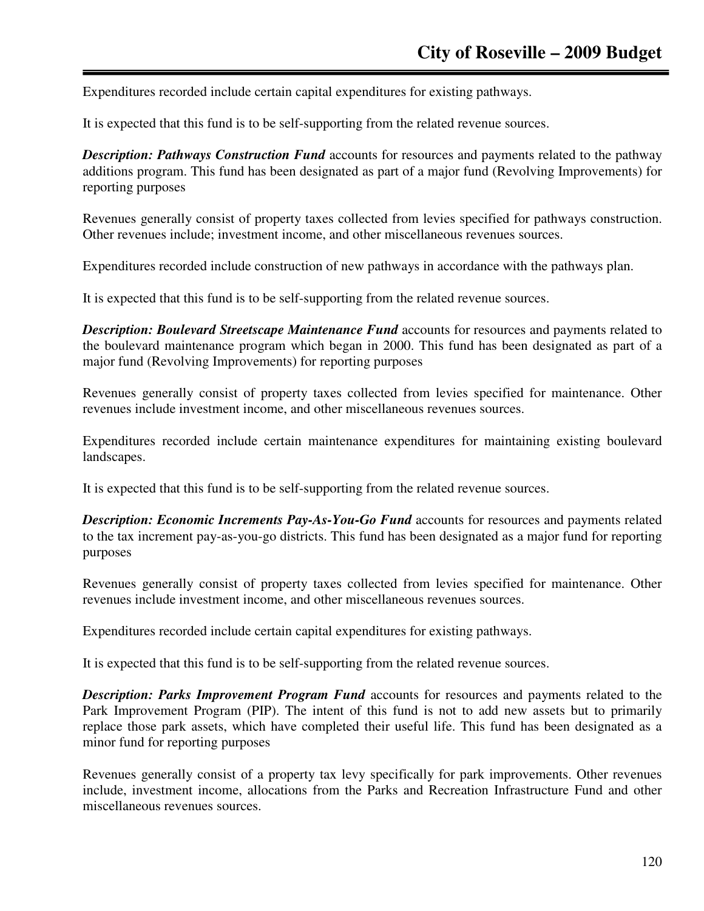Expenditures recorded include certain capital expenditures for existing pathways.

It is expected that this fund is to be self-supporting from the related revenue sources.

***Description: Pathways Construction Fund*** accounts for resources and payments related to the pathway additions program. This fund has been designated as part of a major fund (Revolving Improvements) for reporting purposes

Revenues generally consist of property taxes collected from levies specified for pathways construction. Other revenues include; investment income, and other miscellaneous revenues sources.

Expenditures recorded include construction of new pathways in accordance with the pathways plan.

It is expected that this fund is to be self-supporting from the related revenue sources.

***Description: Boulevard Streetscape Maintenance Fund*** accounts for resources and payments related to the boulevard maintenance program which began in 2000. This fund has been designated as part of a major fund (Revolving Improvements) for reporting purposes

Revenues generally consist of property taxes collected from levies specified for maintenance. Other revenues include investment income, and other miscellaneous revenues sources.

Expenditures recorded include certain maintenance expenditures for maintaining existing boulevard landscapes.

It is expected that this fund is to be self-supporting from the related revenue sources.

***Description: Economic Increments Pay-As-You-Go Fund*** accounts for resources and payments related to the tax increment pay-as-you-go districts. This fund has been designated as a major fund for reporting purposes

Revenues generally consist of property taxes collected from levies specified for maintenance. Other revenues include investment income, and other miscellaneous revenues sources.

Expenditures recorded include certain capital expenditures for existing pathways.

It is expected that this fund is to be self-supporting from the related revenue sources.

***Description: Parks Improvement Program Fund*** accounts for resources and payments related to the Park Improvement Program (PIP). The intent of this fund is not to add new assets but to primarily replace those park assets, which have completed their useful life. This fund has been designated as a minor fund for reporting purposes

Revenues generally consist of a property tax levy specifically for park improvements. Other revenues include, investment income, allocations from the Parks and Recreation Infrastructure Fund and other miscellaneous revenues sources.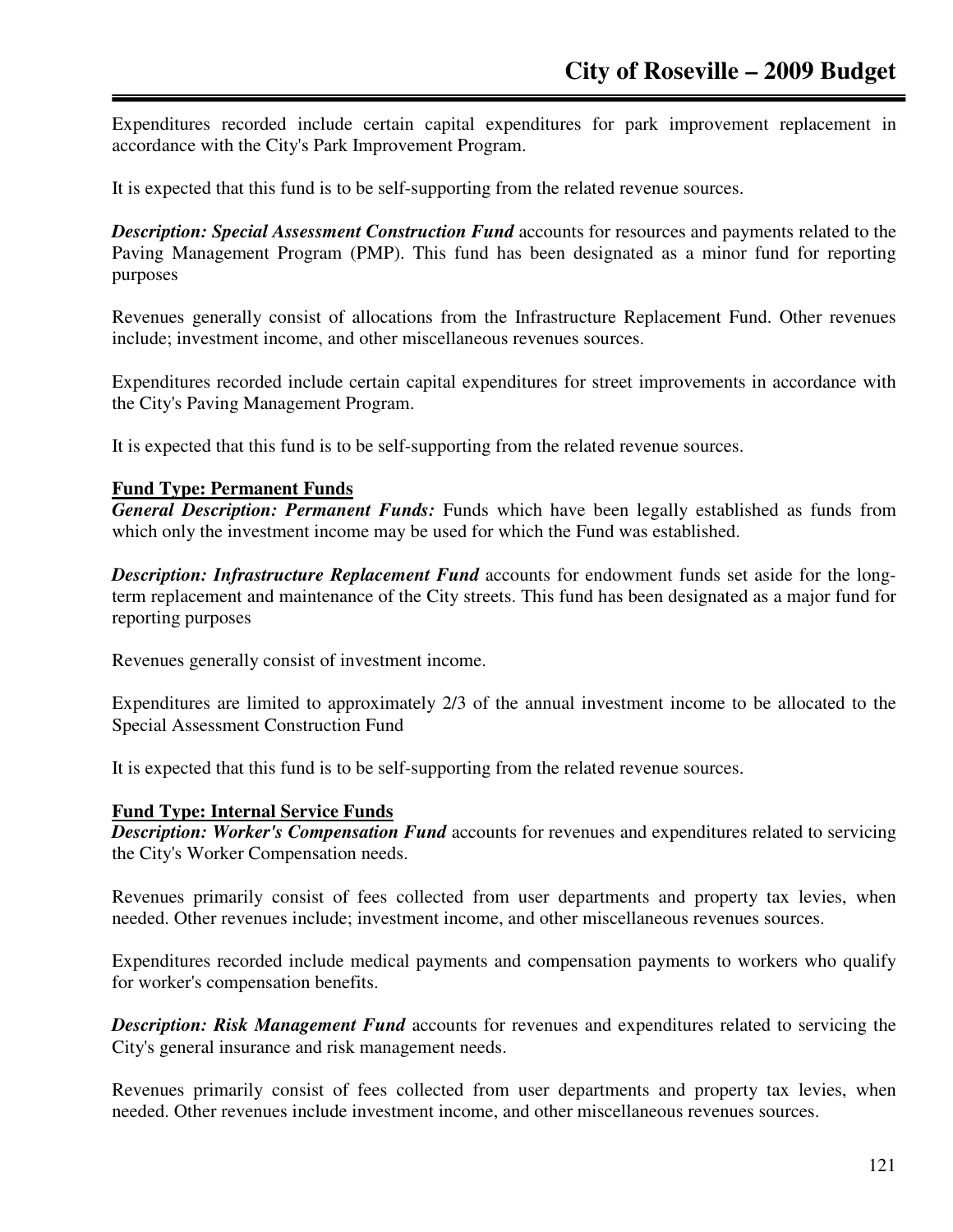Expenditures recorded include certain capital expenditures for park improvement replacement in accordance with the City's Park Improvement Program.

It is expected that this fund is to be self-supporting from the related revenue sources.

***Description: Special Assessment Construction Fund*** accounts for resources and payments related to the Paving Management Program (PMP). This fund has been designated as a minor fund for reporting purposes

Revenues generally consist of allocations from the Infrastructure Replacement Fund. Other revenues include; investment income, and other miscellaneous revenues sources.

Expenditures recorded include certain capital expenditures for street improvements in accordance with the City's Paving Management Program.

It is expected that this fund is to be self-supporting from the related revenue sources.

**Fund Type: Permanent Funds**

***General Description: Permanent Funds:*** Funds which have been legally established as funds from which only the investment income may be used for which the Fund was established.

***Description: Infrastructure Replacement Fund*** accounts for endowment funds set aside for the long-term replacement and maintenance of the City streets. This fund has been designated as a major fund for reporting purposes

Revenues generally consist of investment income.

Expenditures are limited to approximately 2/3 of the annual investment income to be allocated to the Special Assessment Construction Fund

It is expected that this fund is to be self-supporting from the related revenue sources.

**Fund Type: Internal Service Funds**

***Description: Worker's Compensation Fund*** accounts for revenues and expenditures related to servicing the City's Worker Compensation needs.

Revenues primarily consist of fees collected from user departments and property tax levies, when needed. Other revenues include; investment income, and other miscellaneous revenues sources.

Expenditures recorded include medical payments and compensation payments to workers who qualify for worker's compensation benefits.

***Description: Risk Management Fund*** accounts for revenues and expenditures related to servicing the City's general insurance and risk management needs.

Revenues primarily consist of fees collected from user departments and property tax levies, when needed. Other revenues include investment income, and other miscellaneous revenues sources.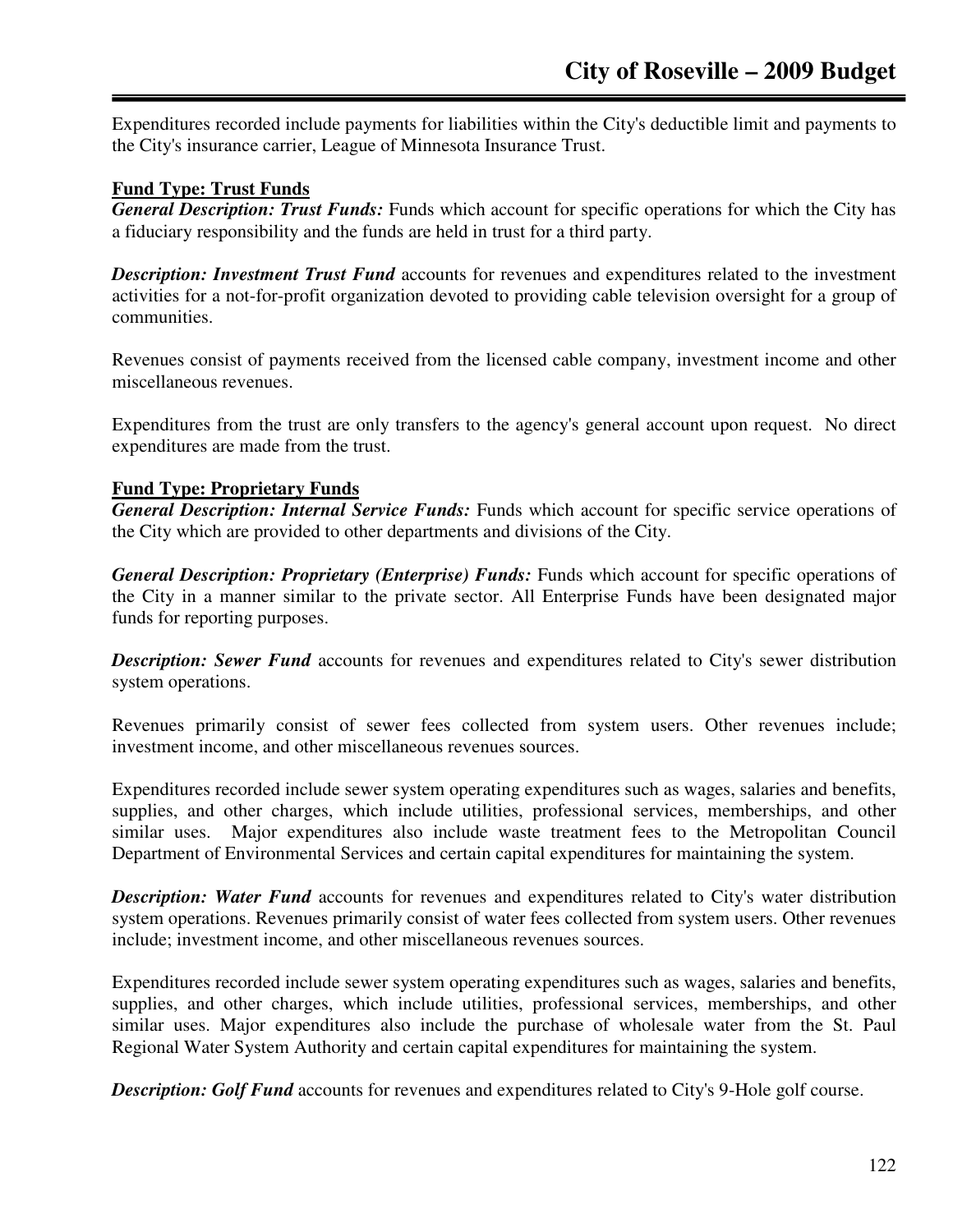Expenditures recorded include payments for liabilities within the City's deductible limit and payments to the City's insurance carrier, League of Minnesota Insurance Trust.

**Fund Type: Trust Funds**

***General Description: Trust Funds:*** Funds which account for specific operations for which the City has a fiduciary responsibility and the funds are held in trust for a third party.

***Description: Investment Trust Fund*** accounts for revenues and expenditures related to the investment activities for a not-for-profit organization devoted to providing cable television oversight for a group of communities.

Revenues consist of payments received from the licensed cable company, investment income and other miscellaneous revenues.

Expenditures from the trust are only transfers to the agency's general account upon request. No direct expenditures are made from the trust.

**Fund Type: Proprietary Funds**

***General Description: Internal Service Funds:*** Funds which account for specific service operations of the City which are provided to other departments and divisions of the City.

***General Description: Proprietary (Enterprise) Funds:*** Funds which account for specific operations of the City in a manner similar to the private sector. All Enterprise Funds have been designated major funds for reporting purposes.

***Description: Sewer Fund*** accounts for revenues and expenditures related to City's sewer distribution system operations.

Revenues primarily consist of sewer fees collected from system users. Other revenues include; investment income, and other miscellaneous revenues sources.

Expenditures recorded include sewer system operating expenditures such as wages, salaries and benefits, supplies, and other charges, which include utilities, professional services, memberships, and other similar uses. Major expenditures also include waste treatment fees to the Metropolitan Council Department of Environmental Services and certain capital expenditures for maintaining the system.

***Description: Water Fund*** accounts for revenues and expenditures related to City's water distribution system operations. Revenues primarily consist of water fees collected from system users. Other revenues include; investment income, and other miscellaneous revenues sources.

Expenditures recorded include sewer system operating expenditures such as wages, salaries and benefits, supplies, and other charges, which include utilities, professional services, memberships, and other similar uses. Major expenditures also include the purchase of wholesale water from the St. Paul Regional Water System Authority and certain capital expenditures for maintaining the system.

***Description: Golf Fund*** accounts for revenues and expenditures related to City's 9-Hole golf course.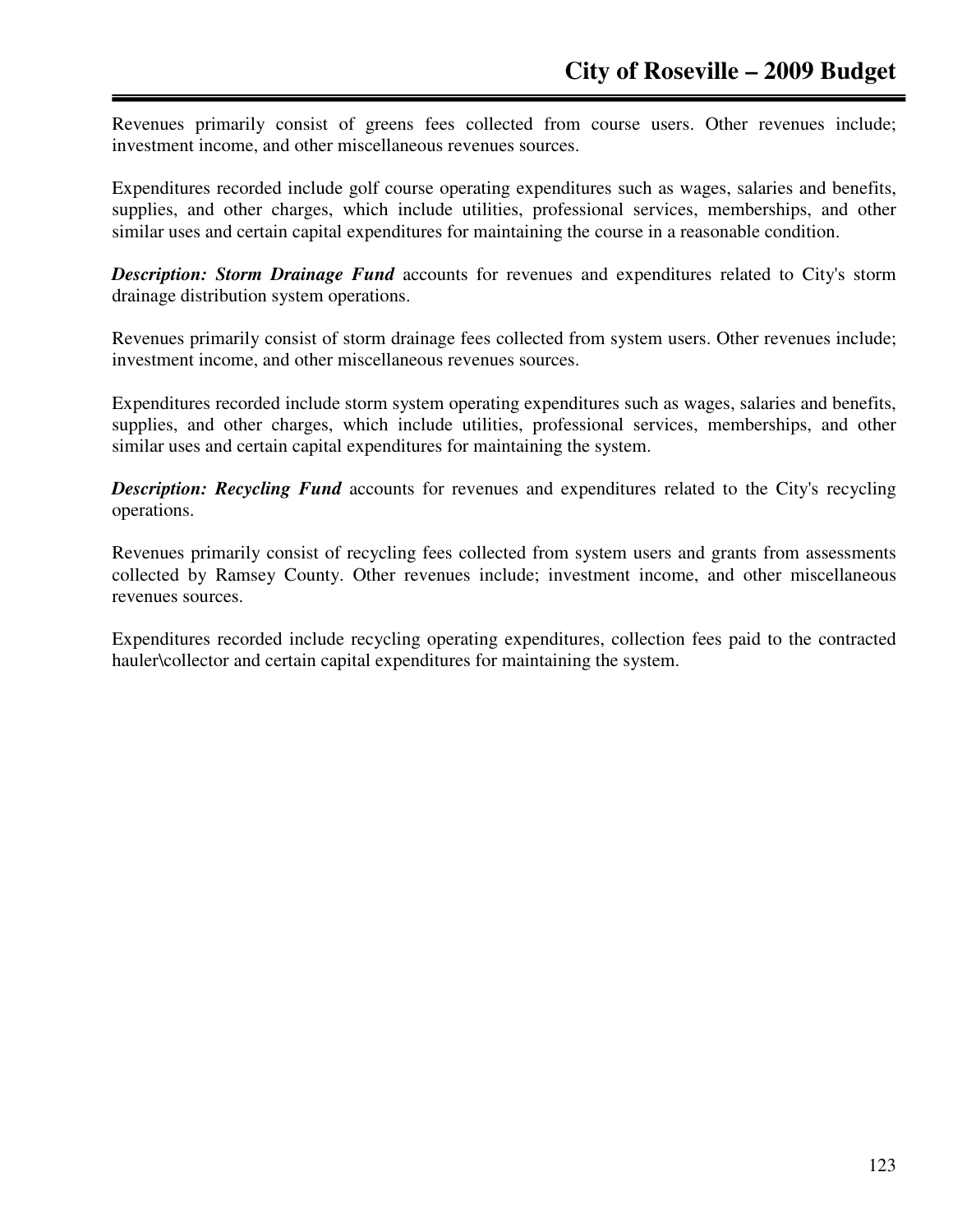Revenues primarily consist of greens fees collected from course users. Other revenues include; investment income, and other miscellaneous revenues sources.

Expenditures recorded include golf course operating expenditures such as wages, salaries and benefits, supplies, and other charges, which include utilities, professional services, memberships, and other similar uses and certain capital expenditures for maintaining the course in a reasonable condition.

***Description: Storm Drainage Fund*** accounts for revenues and expenditures related to City's storm drainage distribution system operations.

Revenues primarily consist of storm drainage fees collected from system users. Other revenues include; investment income, and other miscellaneous revenues sources.

Expenditures recorded include storm system operating expenditures such as wages, salaries and benefits, supplies, and other charges, which include utilities, professional services, memberships, and other similar uses and certain capital expenditures for maintaining the system.

***Description: Recycling Fund*** accounts for revenues and expenditures related to the City's recycling operations.

Revenues primarily consist of recycling fees collected from system users and grants from assessments collected by Ramsey County. Other revenues include; investment income, and other miscellaneous revenues sources.

Expenditures recorded include recycling operating expenditures, collection fees paid to the contracted hauler\collector and certain capital expenditures for maintaining the system.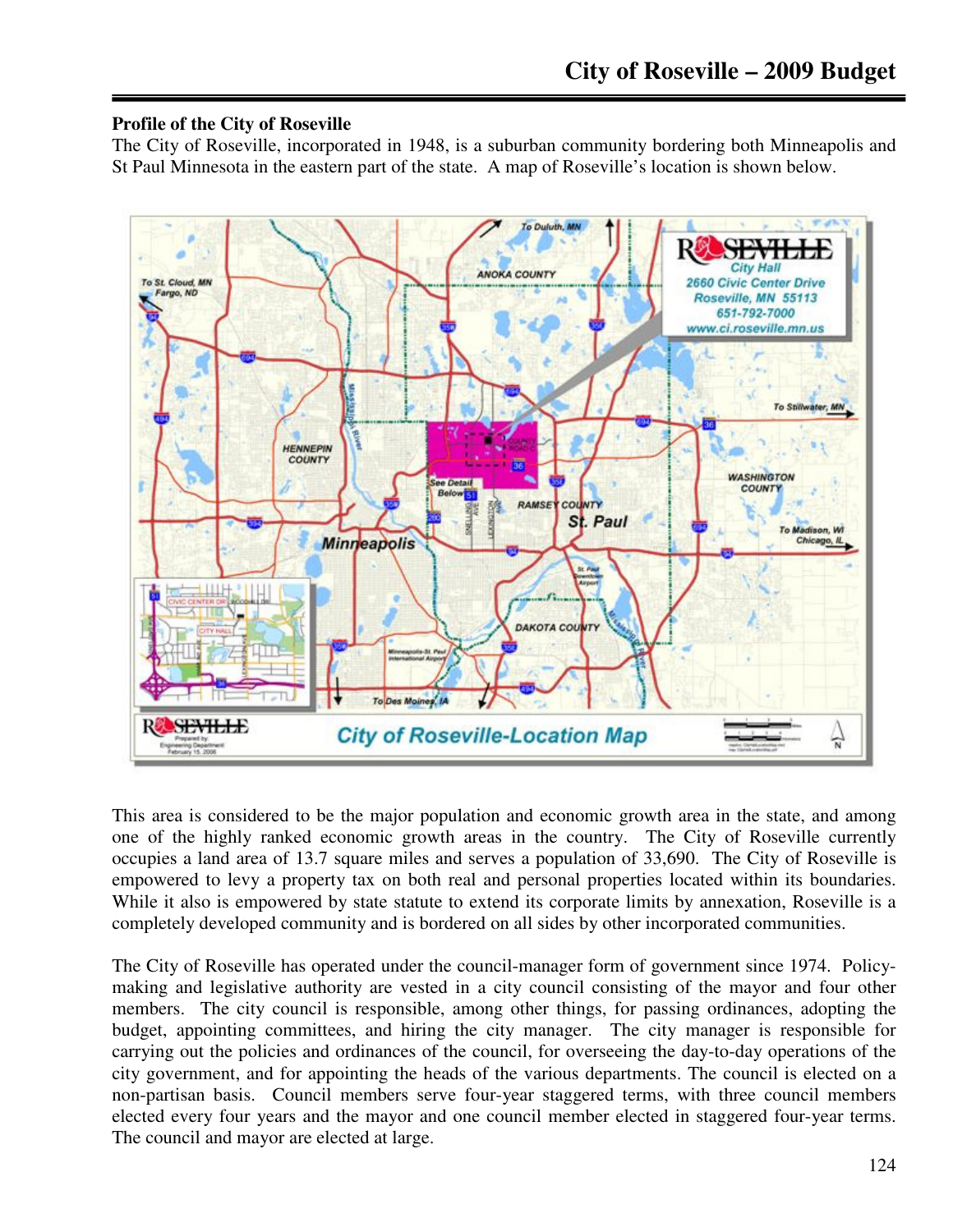## Profile of the City of Roseville

The City of Roseville, incorporated in 1948, is a suburban community bordering both Minneapolis and St Paul Minnesota in the eastern part of the state. A map of Roseville's location is shown below.

This area is considered to be the major population and economic growth area in the state, and among one of the highly ranked economic growth areas in the country. The City of Roseville currently occupies a land area of 13.7 square miles and serves a population of 33,690. The City of Roseville is empowered to levy a property tax on both real and personal properties located within its boundaries. While it also is empowered by state statute to extend its corporate limits by annexation, Roseville is a completely developed community and is bordered on all sides by other incorporated communities.

The City of Roseville has operated under the council-manager form of government since 1974. Policy-making and legislative authority are vested in a city council consisting of the mayor and four other members. The city council is responsible, among other things, for passing ordinances, adopting the budget, appointing committees, and hiring the city manager. The city manager is responsible for carrying out the policies and ordinances of the council, for overseeing the day-to-day operations of the city government, and for appointing the heads of the various departments. The council is elected on a non-partisan basis. Council members serve four-year staggered terms, with three council members elected every four years and the mayor and one council member elected in staggered four-year terms. The council and mayor are elected at large.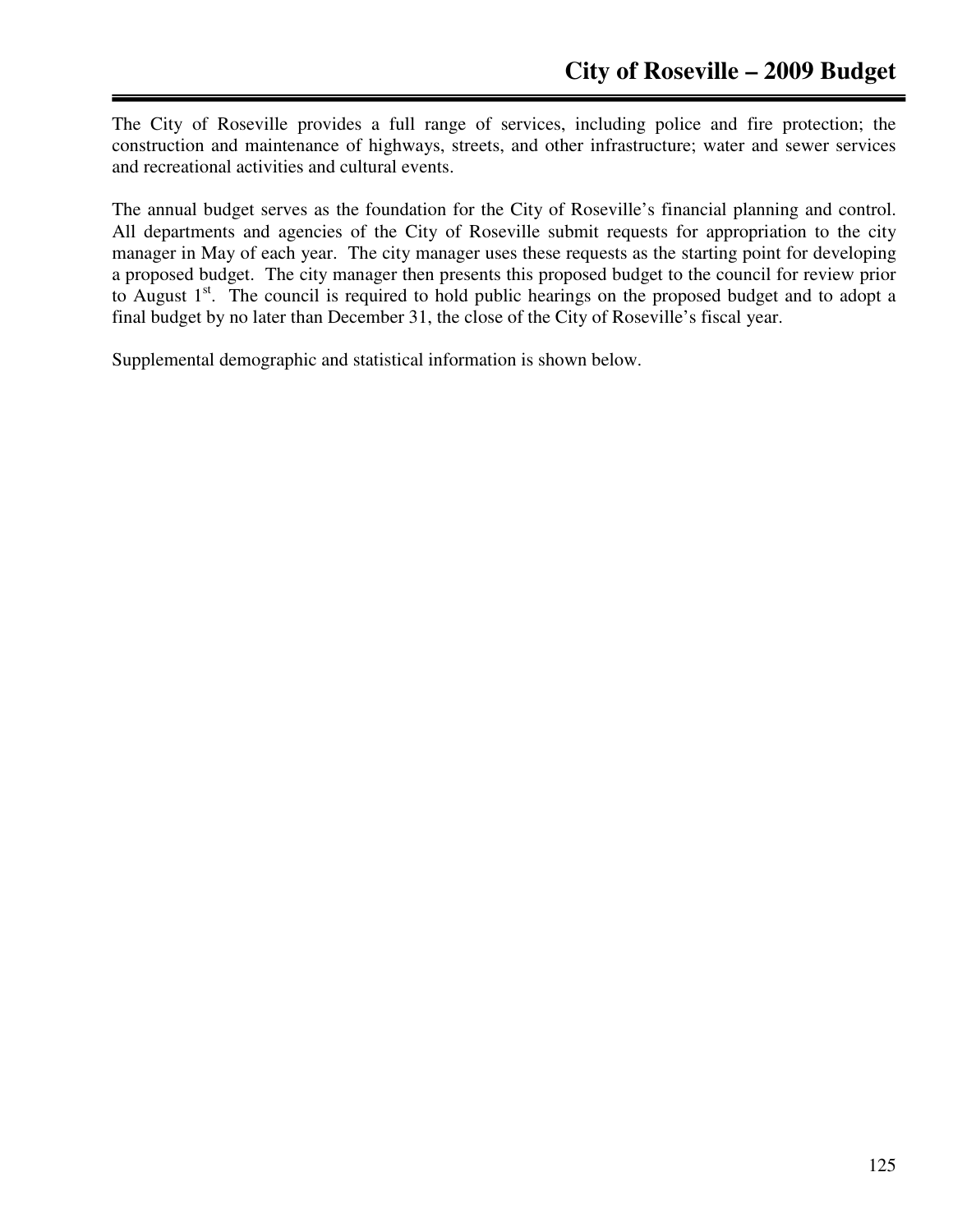The City of Roseville provides a full range of services, including police and fire protection; the construction and maintenance of highways, streets, and other infrastructure; water and sewer services and recreational activities and cultural events.

The annual budget serves as the foundation for the City of Roseville's financial planning and control. All departments and agencies of the City of Roseville submit requests for appropriation to the city manager in May of each year. The city manager uses these requests as the starting point for developing a proposed budget. The city manager then presents this proposed budget to the council for review prior to August 1st. The council is required to hold public hearings on the proposed budget and to adopt a final budget by no later than December 31, the close of the City of Roseville's fiscal year.

Supplemental demographic and statistical information is shown below.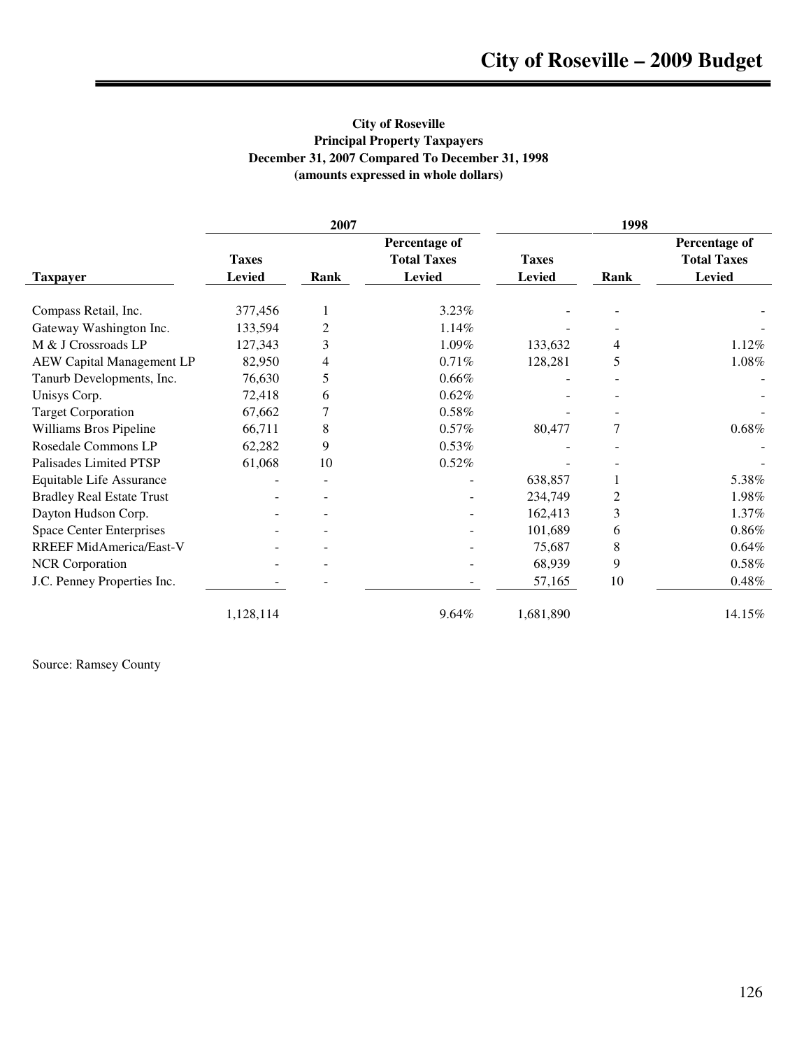**City of Roseville**
**Principal Property Taxpayers**
**December 31, 2007 Compared To December 31, 1998**
**(amounts expressed in whole dollars)**

| | 2007 | | | 1998 | | |
|---|---|---|---|---|---|---|
| **Taxpayer** | **Taxes Levied** | **Rank** | **Percentage of Total Taxes Levied** | **Taxes Levied** | **Rank** | **Percentage of Total Taxes Levied** |
| Compass Retail, Inc. | 377,456 | 1 | 3.23% | - | - | - |
| Gateway Washington Inc. | 133,594 | 2 | 1.14% | - | - | - |
| M & J Crossroads LP | 127,343 | 3 | 1.09% | 133,632 | 4 | 1.12% |
| AEW Capital Management LP | 82,950 | 4 | 0.71% | 128,281 | 5 | 1.08% |
| Tanurb Developments, Inc. | 76,630 | 5 | 0.66% | - | - | - |
| Unisys Corp. | 72,418 | 6 | 0.62% | - | - | - |
| Target Corporation | 67,662 | 7 | 0.58% | - | - | - |
| Williams Bros Pipeline | 66,711 | 8 | 0.57% | 80,477 | 7 | 0.68% |
| Rosedale Commons LP | 62,282 | 9 | 0.53% | - | - | - |
| Palisades Limited PTSP | 61,068 | 10 | 0.52% | - | - | - |
| Equitable Life Assurance | - | - | - | 638,857 | 1 | 5.38% |
| Bradley Real Estate Trust | - | - | - | 234,749 | 2 | 1.98% |
| Dayton Hudson Corp. | - | - | - | 162,413 | 3 | 1.37% |
| Space Center Enterprises | - | - | - | 101,689 | 6 | 0.86% |
| RREEF MidAmerica/East-V | - | - | - | 75,687 | 8 | 0.64% |
| NCR Corporation | - | - | - | 68,939 | 9 | 0.58% |
| J.C. Penney Properties Inc. | - | - | - | 57,165 | 10 | 0.48% |
| | 1,128,114 | | 9.64% | 1,681,890 | | 14.15% |

Source: Ramsey County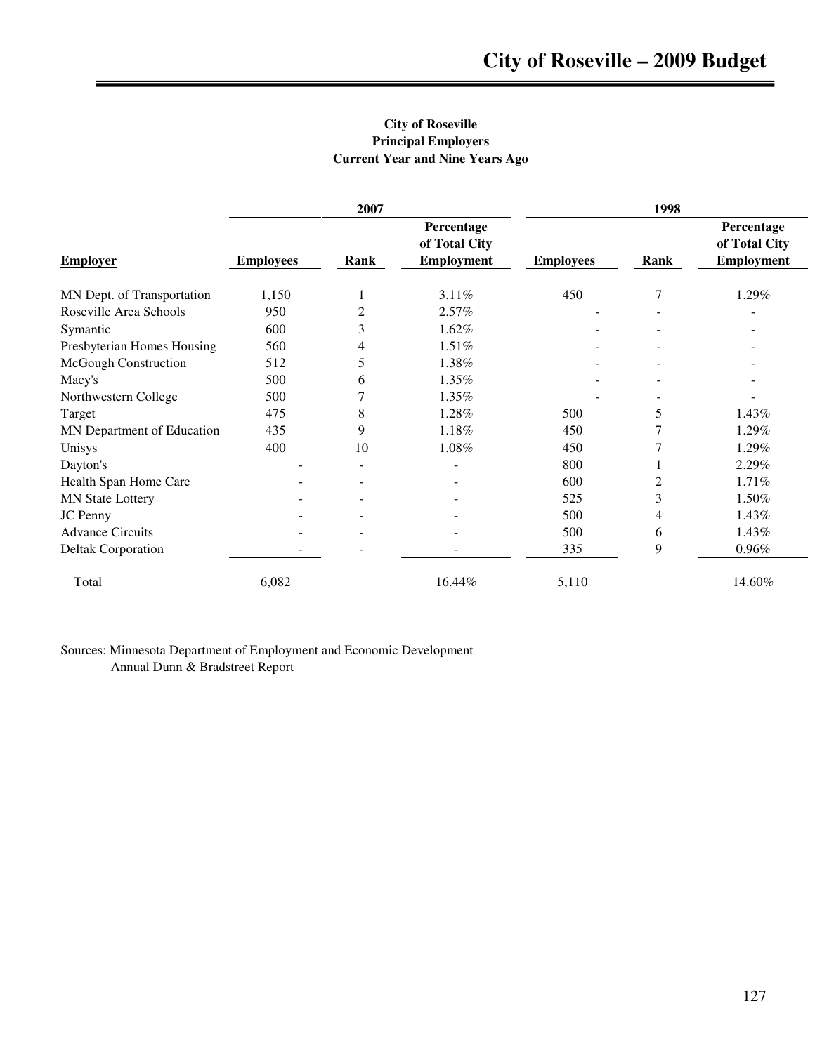**City of Roseville**
**Principal Employers**
**Current Year and Nine Years Ago**

| | 2007 | | | 1998 | | |
|---|---|---|---|---|---|---|
| **Employer** | **Employees** | **Rank** | **Percentage of Total City Employment** | **Employees** | **Rank** | **Percentage of Total City Employment** |
| MN Dept. of Transportation | 1,150 | 1 | 3.11% | 450 | 7 | 1.29% |
| Roseville Area Schools | 950 | 2 | 2.57% | - | - | - |
| Symantic | 600 | 3 | 1.62% | - | - | - |
| Presbyterian Homes Housing | 560 | 4 | 1.51% | - | - | - |
| McGough Construction | 512 | 5 | 1.38% | - | - | - |
| Macy's | 500 | 6 | 1.35% | - | - | - |
| Northwestern College | 500 | 7 | 1.35% | - | - | - |
| Target | 475 | 8 | 1.28% | 500 | 5 | 1.43% |
| MN Department of Education | 435 | 9 | 1.18% | 450 | 7 | 1.29% |
| Unisys | 400 | 10 | 1.08% | 450 | 7 | 1.29% |
| Dayton's | - | - | - | 800 | 1 | 2.29% |
| Health Span Home Care | - | - | - | 600 | 2 | 1.71% |
| MN State Lottery | - | - | - | 525 | 3 | 1.50% |
| JC Penny | - | - | - | 500 | 4 | 1.43% |
| Advance Circuits | - | - | - | 500 | 6 | 1.43% |
| Deltak Corporation | - | - | - | 335 | 9 | 0.96% |
| Total | 6,082 | | 16.44% | 5,110 | | 14.60% |

Sources: Minnesota Department of Employment and Economic Development
Annual Dunn & Bradstreet Report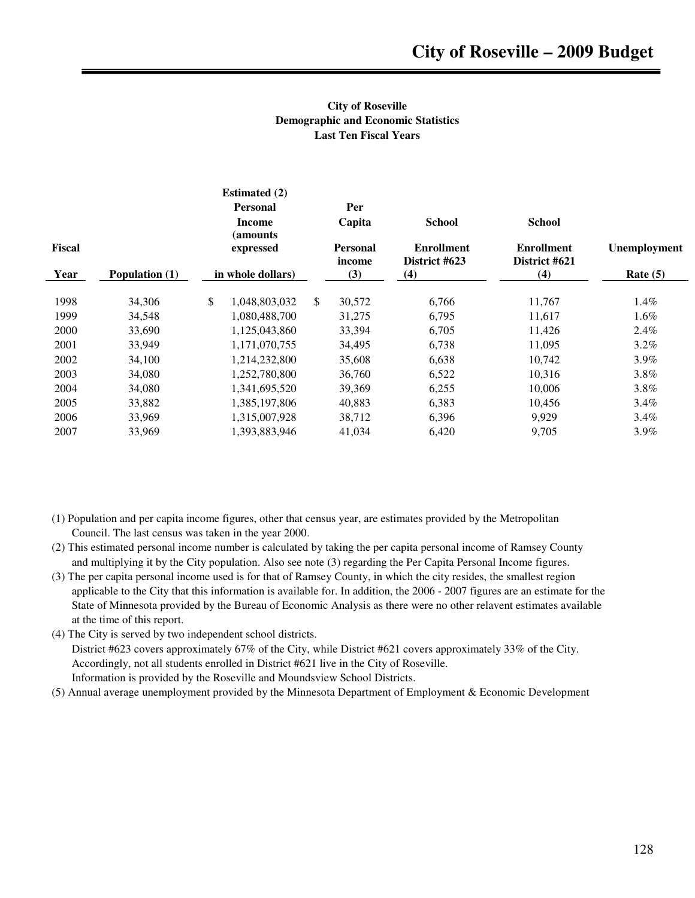### City of Roseville
### Demographic and Economic Statistics
### Last Ten Fiscal Years

| Fiscal Year | Population (1) | Estimated (2) Personal Income (amounts expressed in whole dollars) | Per Capita Personal income (3) | School Enrollment District #623 (4) | School Enrollment District #621 (4) | Unemployment Rate (5) |
|---|---|---|---|---|---|---|
| 1998 | 34,306 | $ 1,048,803,032 | $ 30,572 | 6,766 | 11,767 | 1.4% |
| 1999 | 34,548 | 1,080,488,700 | 31,275 | 6,795 | 11,617 | 1.6% |
| 2000 | 33,690 | 1,125,043,860 | 33,394 | 6,705 | 11,426 | 2.4% |
| 2001 | 33,949 | 1,171,070,755 | 34,495 | 6,738 | 11,095 | 3.2% |
| 2002 | 34,100 | 1,214,232,800 | 35,608 | 6,638 | 10,742 | 3.9% |
| 2003 | 34,080 | 1,252,780,800 | 36,760 | 6,522 | 10,316 | 3.8% |
| 2004 | 34,080 | 1,341,695,520 | 39,369 | 6,255 | 10,006 | 3.8% |
| 2005 | 33,882 | 1,385,197,806 | 40,883 | 6,383 | 10,456 | 3.4% |
| 2006 | 33,969 | 1,315,007,928 | 38,712 | 6,396 | 9,929 | 3.4% |
| 2007 | 33,969 | 1,393,883,946 | 41,034 | 6,420 | 9,705 | 3.9% |

(1) Population and per capita income figures, other that census year, are estimates provided by the Metropolitan Council. The last census was taken in the year 2000.

(2) This estimated personal income number is calculated by taking the per capita personal income of Ramsey County and multiplying it by the City population. Also see note (3) regarding the Per Capita Personal Income figures.

(3) The per capita personal income used is for that of Ramsey County, in which the city resides, the smallest region applicable to the City that this information is available for. In addition, the 2006 - 2007 figures are an estimate for the State of Minnesota provided by the Bureau of Economic Analysis as there were no other relavent estimates available at the time of this report.

(4) The City is served by two independent school districts.
District #623 covers approximately 67% of the City, while District #621 covers approximately 33% of the City.
Accordingly, not all students enrolled in District #621 live in the City of Roseville.
Information is provided by the Roseville and Moundsview School Districts.

(5) Annual average unemployment provided by the Minnesota Department of Employment & Economic Development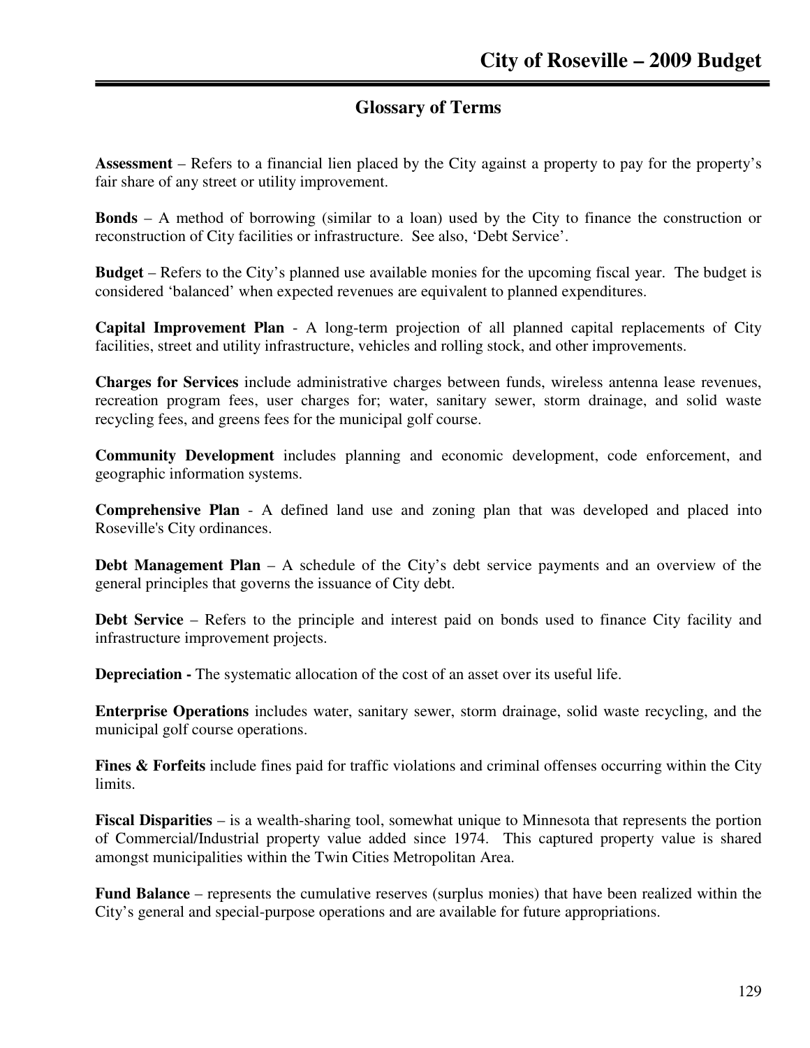## Glossary of Terms

**Assessment** – Refers to a financial lien placed by the City against a property to pay for the property's fair share of any street or utility improvement.

**Bonds** – A method of borrowing (similar to a loan) used by the City to finance the construction or reconstruction of City facilities or infrastructure. See also, 'Debt Service'.

**Budget** – Refers to the City's planned use available monies for the upcoming fiscal year. The budget is considered 'balanced' when expected revenues are equivalent to planned expenditures.

**Capital Improvement Plan** - A long-term projection of all planned capital replacements of City facilities, street and utility infrastructure, vehicles and rolling stock, and other improvements.

**Charges for Services** include administrative charges between funds, wireless antenna lease revenues, recreation program fees, user charges for; water, sanitary sewer, storm drainage, and solid waste recycling fees, and greens fees for the municipal golf course.

**Community Development** includes planning and economic development, code enforcement, and geographic information systems.

**Comprehensive Plan** - A defined land use and zoning plan that was developed and placed into Roseville's City ordinances.

**Debt Management Plan** – A schedule of the City's debt service payments and an overview of the general principles that governs the issuance of City debt.

**Debt Service** – Refers to the principle and interest paid on bonds used to finance City facility and infrastructure improvement projects.

**Depreciation -** The systematic allocation of the cost of an asset over its useful life.

**Enterprise Operations** includes water, sanitary sewer, storm drainage, solid waste recycling, and the municipal golf course operations.

**Fines & Forfeits** include fines paid for traffic violations and criminal offenses occurring within the City limits.

**Fiscal Disparities** – is a wealth-sharing tool, somewhat unique to Minnesota that represents the portion of Commercial/Industrial property value added since 1974. This captured property value is shared amongst municipalities within the Twin Cities Metropolitan Area.

**Fund Balance** – represents the cumulative reserves (surplus monies) that have been realized within the City's general and special-purpose operations and are available for future appropriations.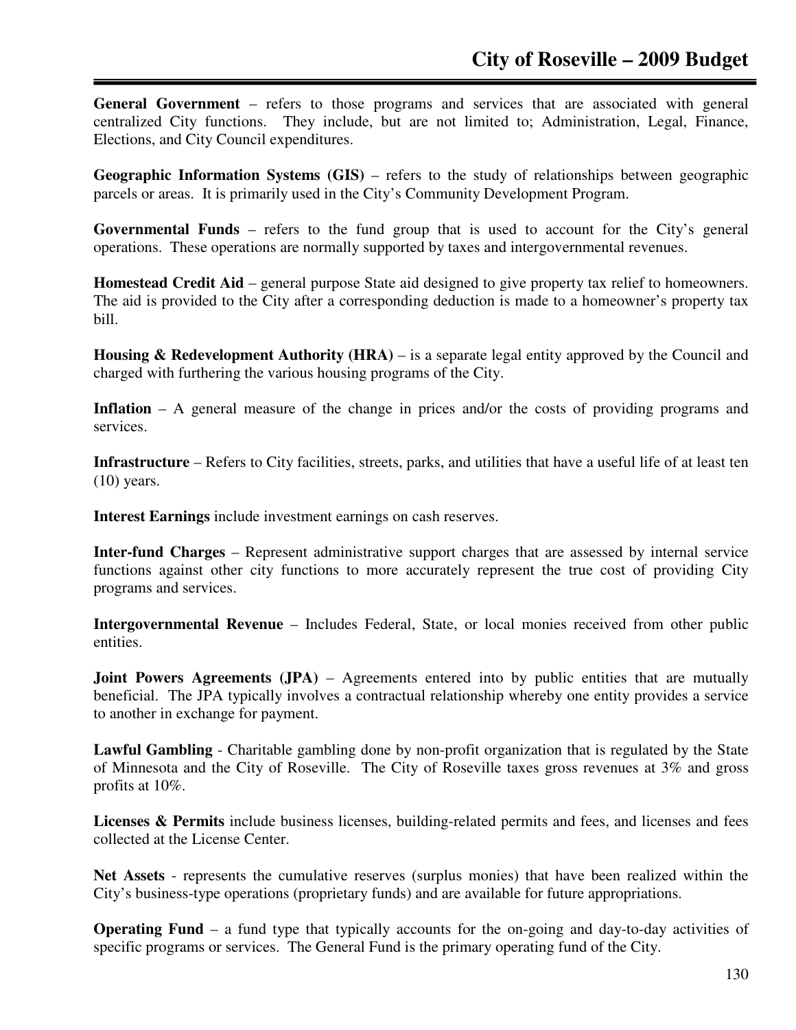**General Government** – refers to those programs and services that are associated with general centralized City functions. They include, but are not limited to; Administration, Legal, Finance, Elections, and City Council expenditures.

**Geographic Information Systems (GIS)** – refers to the study of relationships between geographic parcels or areas. It is primarily used in the City's Community Development Program.

**Governmental Funds** – refers to the fund group that is used to account for the City's general operations. These operations are normally supported by taxes and intergovernmental revenues.

**Homestead Credit Aid** – general purpose State aid designed to give property tax relief to homeowners. The aid is provided to the City after a corresponding deduction is made to a homeowner's property tax bill.

**Housing & Redevelopment Authority (HRA)** – is a separate legal entity approved by the Council and charged with furthering the various housing programs of the City.

**Inflation** – A general measure of the change in prices and/or the costs of providing programs and services.

**Infrastructure** – Refers to City facilities, streets, parks, and utilities that have a useful life of at least ten (10) years.

**Interest Earnings** include investment earnings on cash reserves.

**Inter-fund Charges** – Represent administrative support charges that are assessed by internal service functions against other city functions to more accurately represent the true cost of providing City programs and services.

**Intergovernmental Revenue** – Includes Federal, State, or local monies received from other public entities.

**Joint Powers Agreements (JPA)** – Agreements entered into by public entities that are mutually beneficial. The JPA typically involves a contractual relationship whereby one entity provides a service to another in exchange for payment.

**Lawful Gambling** - Charitable gambling done by non-profit organization that is regulated by the State of Minnesota and the City of Roseville. The City of Roseville taxes gross revenues at 3% and gross profits at 10%.

**Licenses & Permits** include business licenses, building-related permits and fees, and licenses and fees collected at the License Center.

**Net Assets** - represents the cumulative reserves (surplus monies) that have been realized within the City's business-type operations (proprietary funds) and are available for future appropriations.

**Operating Fund** – a fund type that typically accounts for the on-going and day-to-day activities of specific programs or services. The General Fund is the primary operating fund of the City.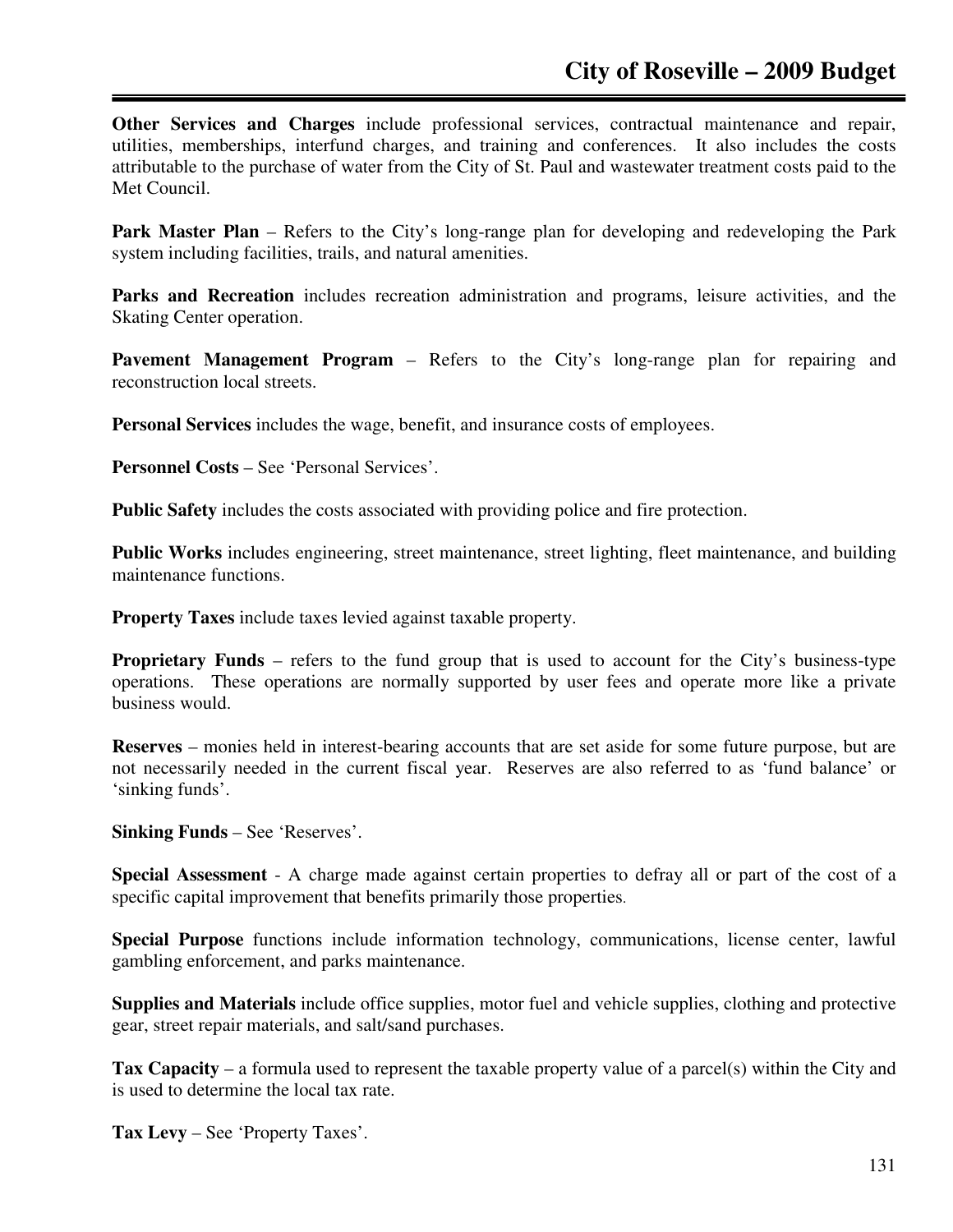**Other Services and Charges** include professional services, contractual maintenance and repair, utilities, memberships, interfund charges, and training and conferences. It also includes the costs attributable to the purchase of water from the City of St. Paul and wastewater treatment costs paid to the Met Council.

**Park Master Plan** – Refers to the City's long-range plan for developing and redeveloping the Park system including facilities, trails, and natural amenities.

**Parks and Recreation** includes recreation administration and programs, leisure activities, and the Skating Center operation.

**Pavement Management Program** – Refers to the City's long-range plan for repairing and reconstruction local streets.

**Personal Services** includes the wage, benefit, and insurance costs of employees.

**Personnel Costs** – See 'Personal Services'.

**Public Safety** includes the costs associated with providing police and fire protection.

**Public Works** includes engineering, street maintenance, street lighting, fleet maintenance, and building maintenance functions.

**Property Taxes** include taxes levied against taxable property.

**Proprietary Funds** – refers to the fund group that is used to account for the City's business-type operations. These operations are normally supported by user fees and operate more like a private business would.

**Reserves** – monies held in interest-bearing accounts that are set aside for some future purpose, but are not necessarily needed in the current fiscal year. Reserves are also referred to as 'fund balance' or 'sinking funds'.

**Sinking Funds** – See 'Reserves'.

**Special Assessment** - A charge made against certain properties to defray all or part of the cost of a specific capital improvement that benefits primarily those properties.

**Special Purpose** functions include information technology, communications, license center, lawful gambling enforcement, and parks maintenance.

**Supplies and Materials** include office supplies, motor fuel and vehicle supplies, clothing and protective gear, street repair materials, and salt/sand purchases.

**Tax Capacity** – a formula used to represent the taxable property value of a parcel(s) within the City and is used to determine the local tax rate.

**Tax Levy** – See 'Property Taxes'.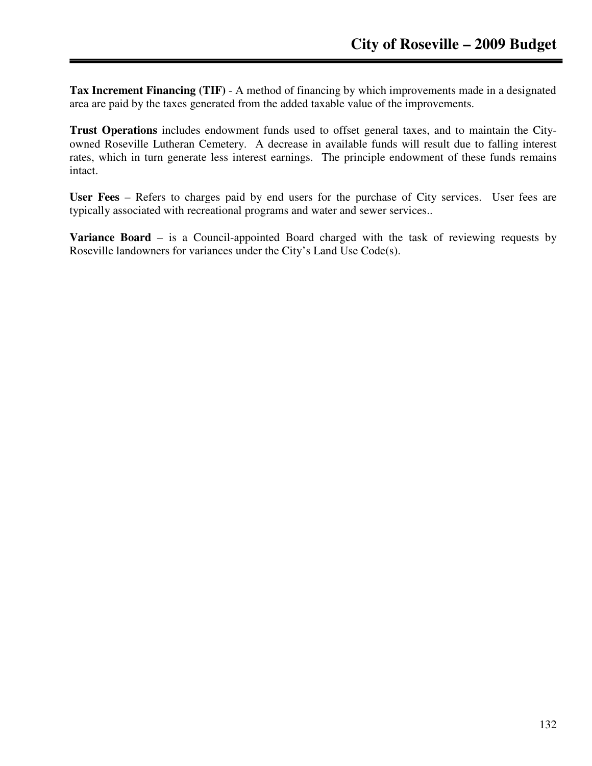**Tax Increment Financing (TIF)** - A method of financing by which improvements made in a designated area are paid by the taxes generated from the added taxable value of the improvements.

**Trust Operations** includes endowment funds used to offset general taxes, and to maintain the City-owned Roseville Lutheran Cemetery. A decrease in available funds will result due to falling interest rates, which in turn generate less interest earnings. The principle endowment of these funds remains intact.

**User Fees** – Refers to charges paid by end users for the purchase of City services. User fees are typically associated with recreational programs and water and sewer services..

**Variance Board** – is a Council-appointed Board charged with the task of reviewing requests by Roseville landowners for variances under the City's Land Use Code(s).